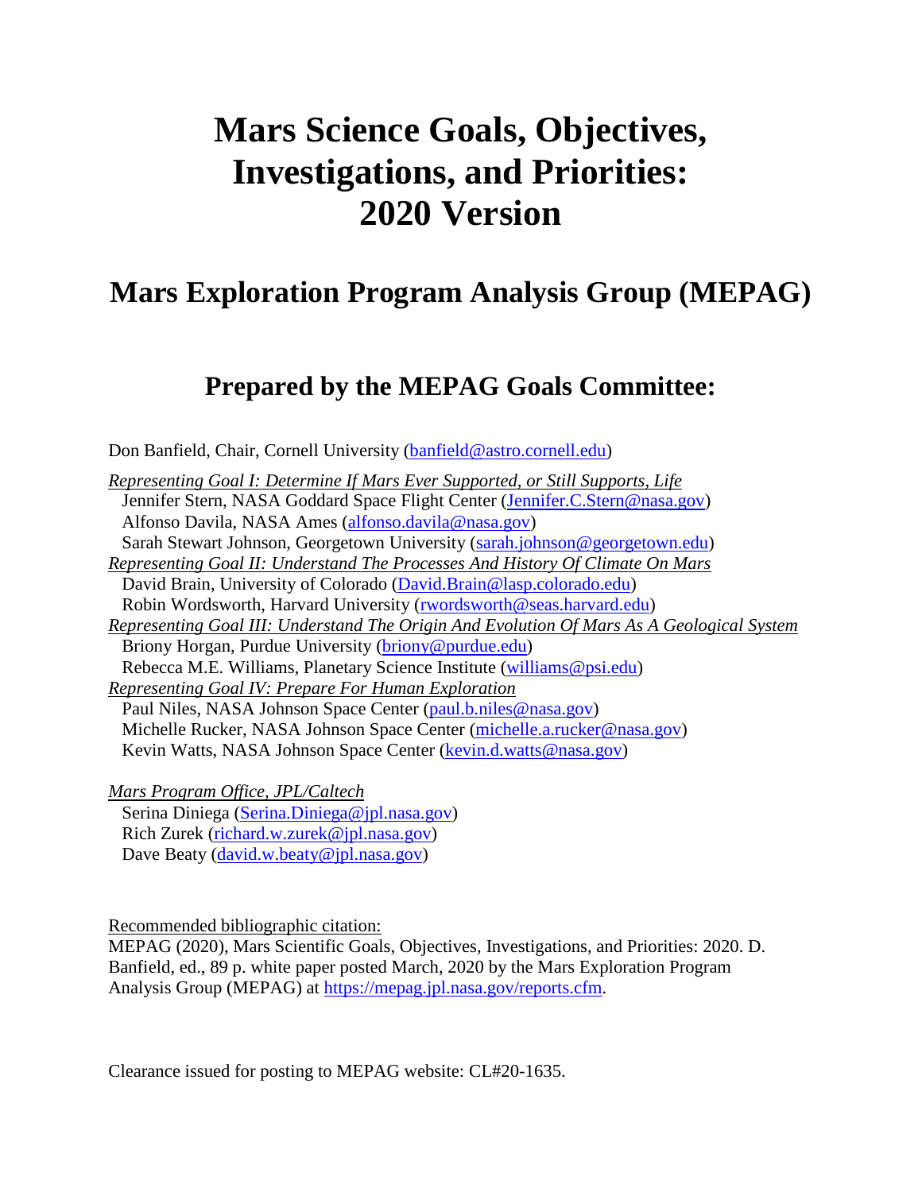# Mars Science Goals, Objectives, Investigations, and Priorities: 2020 Version

## Mars Exploration Program Analysis Group (MEPAG)

## Prepared by the MEPAG Goals Committee:

Don Banfield, Chair, Cornell University (banfield@astro.cornell.edu)

*Representing Goal I: Determine If Mars Ever Supported, or Still Supports, Life*
Jennifer Stern, NASA Goddard Space Flight Center (Jennifer.C.Stern@nasa.gov)
Alfonso Davila, NASA Ames (alfonso.davila@nasa.gov)
Sarah Stewart Johnson, Georgetown University (sarah.johnson@georgetown.edu)

*Representing Goal II: Understand The Processes And History Of Climate On Mars*
David Brain, University of Colorado (David.Brain@lasp.colorado.edu)
Robin Wordsworth, Harvard University (rwordsworth@seas.harvard.edu)

*Representing Goal III: Understand The Origin And Evolution Of Mars As A Geological System*
Briony Horgan, Purdue University (briony@purdue.edu)
Rebecca M.E. Williams, Planetary Science Institute (williams@psi.edu)

*Representing Goal IV: Prepare For Human Exploration*
Paul Niles, NASA Johnson Space Center (paul.b.niles@nasa.gov)
Michelle Rucker, NASA Johnson Space Center (michelle.a.rucker@nasa.gov)
Kevin Watts, NASA Johnson Space Center (kevin.d.watts@nasa.gov)

*Mars Program Office, JPL/Caltech*
Serina Diniega (Serina.Diniega@jpl.nasa.gov)
Rich Zurek (richard.w.zurek@jpl.nasa.gov)
Dave Beaty (david.w.beaty@jpl.nasa.gov)

Recommended bibliographic citation:
MEPAG (2020), Mars Scientific Goals, Objectives, Investigations, and Priorities: 2020. D. Banfield, ed., 89 p. white paper posted March, 2020 by the Mars Exploration Program Analysis Group (MEPAG) at https://mepag.jpl.nasa.gov/reports.cfm.

Clearance issued for posting to MEPAG website: CL#20-1635.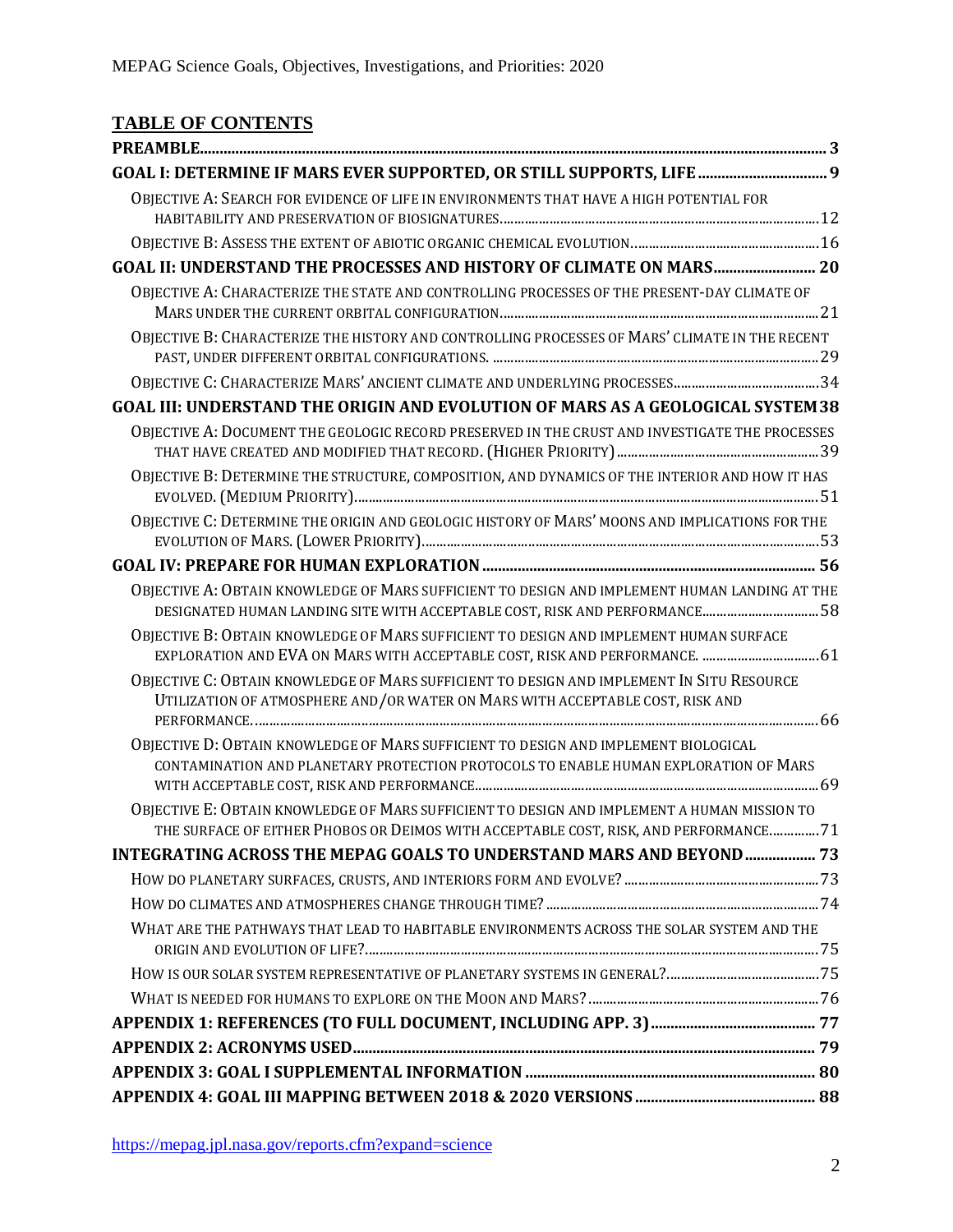## TABLE OF CONTENTS

**PREAMBLE** ..... 3

**GOAL I: DETERMINE IF MARS EVER SUPPORTED, OR STILL SUPPORTS, LIFE** ..... 9

- OBJECTIVE A: SEARCH FOR EVIDENCE OF LIFE IN ENVIRONMENTS THAT HAVE A HIGH POTENTIAL FOR HABITABILITY AND PRESERVATION OF BIOSIGNATURES ..... 12
- OBJECTIVE B: ASSESS THE EXTENT OF ABIOTIC ORGANIC CHEMICAL EVOLUTION ..... 16

**GOAL II: UNDERSTAND THE PROCESSES AND HISTORY OF CLIMATE ON MARS** ..... 20

- OBJECTIVE A: CHARACTERIZE THE STATE AND CONTROLLING PROCESSES OF THE PRESENT-DAY CLIMATE OF MARS UNDER THE CURRENT ORBITAL CONFIGURATION ..... 21
- OBJECTIVE B: CHARACTERIZE THE HISTORY AND CONTROLLING PROCESSES OF MARS' CLIMATE IN THE RECENT PAST, UNDER DIFFERENT ORBITAL CONFIGURATIONS. ..... 29
- OBJECTIVE C: CHARACTERIZE MARS' ANCIENT CLIMATE AND UNDERLYING PROCESSES ..... 34

**GOAL III: UNDERSTAND THE ORIGIN AND EVOLUTION OF MARS AS A GEOLOGICAL SYSTEM** ..... 38

- OBJECTIVE A: DOCUMENT THE GEOLOGIC RECORD PRESERVED IN THE CRUST AND INVESTIGATE THE PROCESSES THAT HAVE CREATED AND MODIFIED THAT RECORD. (HIGHER PRIORITY) ..... 39
- OBJECTIVE B: DETERMINE THE STRUCTURE, COMPOSITION, AND DYNAMICS OF THE INTERIOR AND HOW IT HAS EVOLVED. (MEDIUM PRIORITY) ..... 51
- OBJECTIVE C: DETERMINE THE ORIGIN AND GEOLOGIC HISTORY OF MARS' MOONS AND IMPLICATIONS FOR THE EVOLUTION OF MARS. (LOWER PRIORITY) ..... 53

**GOAL IV: PREPARE FOR HUMAN EXPLORATION** ..... 56

- OBJECTIVE A: OBTAIN KNOWLEDGE OF MARS SUFFICIENT TO DESIGN AND IMPLEMENT HUMAN LANDING AT THE DESIGNATED HUMAN LANDING SITE WITH ACCEPTABLE COST, RISK AND PERFORMANCE ..... 58
- OBJECTIVE B: OBTAIN KNOWLEDGE OF MARS SUFFICIENT TO DESIGN AND IMPLEMENT HUMAN SURFACE EXPLORATION AND EVA ON MARS WITH ACCEPTABLE COST, RISK AND PERFORMANCE. ..... 61
- OBJECTIVE C: OBTAIN KNOWLEDGE OF MARS SUFFICIENT TO DESIGN AND IMPLEMENT IN SITU RESOURCE UTILIZATION OF ATMOSPHERE AND/OR WATER ON MARS WITH ACCEPTABLE COST, RISK AND PERFORMANCE. ..... 66
- OBJECTIVE D: OBTAIN KNOWLEDGE OF MARS SUFFICIENT TO DESIGN AND IMPLEMENT BIOLOGICAL CONTAMINATION AND PLANETARY PROTECTION PROTOCOLS TO ENABLE HUMAN EXPLORATION OF MARS WITH ACCEPTABLE COST, RISK AND PERFORMANCE ..... 69
- OBJECTIVE E: OBTAIN KNOWLEDGE OF MARS SUFFICIENT TO DESIGN AND IMPLEMENT A HUMAN MISSION TO THE SURFACE OF EITHER PHOBOS OR DEIMOS WITH ACCEPTABLE COST, RISK, AND PERFORMANCE ..... 71

**INTEGRATING ACROSS THE MEPAG GOALS TO UNDERSTAND MARS AND BEYOND** ..... 73

- HOW DO PLANETARY SURFACES, CRUSTS, AND INTERIORS FORM AND EVOLVE? ..... 73
- HOW DO CLIMATES AND ATMOSPHERES CHANGE THROUGH TIME? ..... 74
- WHAT ARE THE PATHWAYS THAT LEAD TO HABITABLE ENVIRONMENTS ACROSS THE SOLAR SYSTEM AND THE ORIGIN AND EVOLUTION OF LIFE? ..... 75
- HOW IS OUR SOLAR SYSTEM REPRESENTATIVE OF PLANETARY SYSTEMS IN GENERAL? ..... 75
- WHAT IS NEEDED FOR HUMANS TO EXPLORE ON THE MOON AND MARS? ..... 76

**APPENDIX 1: REFERENCES (TO FULL DOCUMENT, INCLUDING APP. 3)** ..... 77

**APPENDIX 2: ACRONYMS USED** ..... 79

**APPENDIX 3: GOAL I SUPPLEMENTAL INFORMATION** ..... 80

**APPENDIX 4: GOAL III MAPPING BETWEEN 2018 & 2020 VERSIONS** ..... 88

https://mepag.jpl.nasa.gov/reports.cfm?expand=science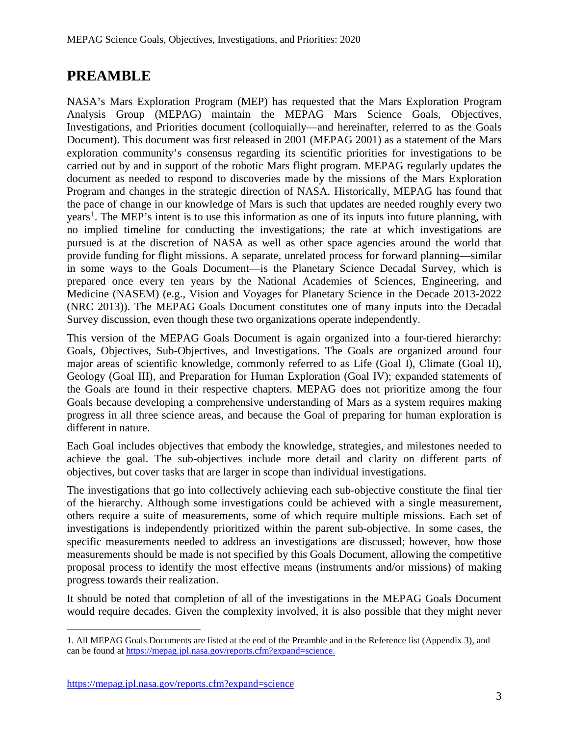# PREAMBLE

NASA's Mars Exploration Program (MEP) has requested that the Mars Exploration Program Analysis Group (MEPAG) maintain the MEPAG Mars Science Goals, Objectives, Investigations, and Priorities document (colloquially—and hereinafter, referred to as the Goals Document). This document was first released in 2001 (MEPAG 2001) as a statement of the Mars exploration community's consensus regarding its scientific priorities for investigations to be carried out by and in support of the robotic Mars flight program. MEPAG regularly updates the document as needed to respond to discoveries made by the missions of the Mars Exploration Program and changes in the strategic direction of NASA. Historically, MEPAG has found that the pace of change in our knowledge of Mars is such that updates are needed roughly every two years[1]. The MEP's intent is to use this information as one of its inputs into future planning, with no implied timeline for conducting the investigations; the rate at which investigations are pursued is at the discretion of NASA as well as other space agencies around the world that provide funding for flight missions. A separate, unrelated process for forward planning—similar in some ways to the Goals Document—is the Planetary Science Decadal Survey, which is prepared once every ten years by the National Academies of Sciences, Engineering, and Medicine (NASEM) (e.g., Vision and Voyages for Planetary Science in the Decade 2013-2022 (NRC 2013)). The MEPAG Goals Document constitutes one of many inputs into the Decadal Survey discussion, even though these two organizations operate independently.

This version of the MEPAG Goals Document is again organized into a four-tiered hierarchy: Goals, Objectives, Sub-Objectives, and Investigations. The Goals are organized around four major areas of scientific knowledge, commonly referred to as Life (Goal I), Climate (Goal II), Geology (Goal III), and Preparation for Human Exploration (Goal IV); expanded statements of the Goals are found in their respective chapters. MEPAG does not prioritize among the four Goals because developing a comprehensive understanding of Mars as a system requires making progress in all three science areas, and because the Goal of preparing for human exploration is different in nature.

Each Goal includes objectives that embody the knowledge, strategies, and milestones needed to achieve the goal. The sub-objectives include more detail and clarity on different parts of objectives, but cover tasks that are larger in scope than individual investigations.

The investigations that go into collectively achieving each sub-objective constitute the final tier of the hierarchy. Although some investigations could be achieved with a single measurement, others require a suite of measurements, some of which require multiple missions. Each set of investigations is independently prioritized within the parent sub-objective. In some cases, the specific measurements needed to address an investigations are discussed; however, how those measurements should be made is not specified by this Goals Document, allowing the competitive proposal process to identify the most effective means (instruments and/or missions) of making progress towards their realization.

It should be noted that completion of all of the investigations in the MEPAG Goals Document would require decades. Given the complexity involved, it is also possible that they might never

---

1. All MEPAG Goals Documents are listed at the end of the Preamble and in the Reference list (Appendix 3), and can be found at https://mepag.jpl.nasa.gov/reports.cfm?expand=science.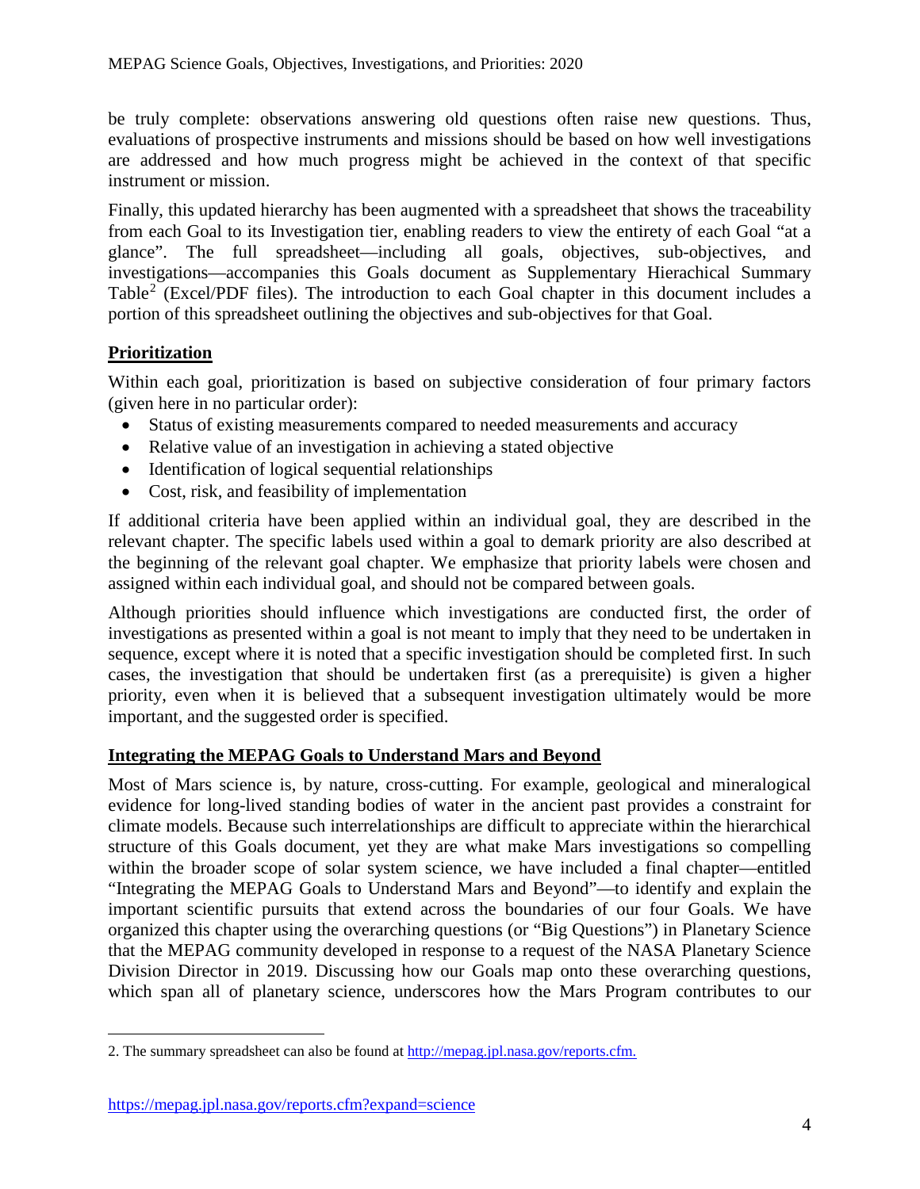be truly complete: observations answering old questions often raise new questions. Thus, evaluations of prospective instruments and missions should be based on how well investigations are addressed and how much progress might be achieved in the context of that specific instrument or mission.

Finally, this updated hierarchy has been augmented with a spreadsheet that shows the traceability from each Goal to its Investigation tier, enabling readers to view the entirety of each Goal "at a glance". The full spreadsheet—including all goals, objectives, sub-objectives, and investigations—accompanies this Goals document as Supplementary Hierachical Summary Table[2] (Excel/PDF files). The introduction to each Goal chapter in this document includes a portion of this spreadsheet outlining the objectives and sub-objectives for that Goal.

## Prioritization

Within each goal, prioritization is based on subjective consideration of four primary factors (given here in no particular order):

- Status of existing measurements compared to needed measurements and accuracy
- Relative value of an investigation in achieving a stated objective
- Identification of logical sequential relationships
- Cost, risk, and feasibility of implementation

If additional criteria have been applied within an individual goal, they are described in the relevant chapter. The specific labels used within a goal to demark priority are also described at the beginning of the relevant goal chapter. We emphasize that priority labels were chosen and assigned within each individual goal, and should not be compared between goals.

Although priorities should influence which investigations are conducted first, the order of investigations as presented within a goal is not meant to imply that they need to be undertaken in sequence, except where it is noted that a specific investigation should be completed first. In such cases, the investigation that should be undertaken first (as a prerequisite) is given a higher priority, even when it is believed that a subsequent investigation ultimately would be more important, and the suggested order is specified.

## Integrating the MEPAG Goals to Understand Mars and Beyond

Most of Mars science is, by nature, cross-cutting. For example, geological and mineralogical evidence for long-lived standing bodies of water in the ancient past provides a constraint for climate models. Because such interrelationships are difficult to appreciate within the hierarchical structure of this Goals document, yet they are what make Mars investigations so compelling within the broader scope of solar system science, we have included a final chapter—entitled "Integrating the MEPAG Goals to Understand Mars and Beyond"—to identify and explain the important scientific pursuits that extend across the boundaries of our four Goals. We have organized this chapter using the overarching questions (or "Big Questions") in Planetary Science that the MEPAG community developed in response to a request of the NASA Planetary Science Division Director in 2019. Discussing how our Goals map onto these overarching questions, which span all of planetary science, underscores how the Mars Program contributes to our

2. The summary spreadsheet can also be found at http://mepag.jpl.nasa.gov/reports.cfm.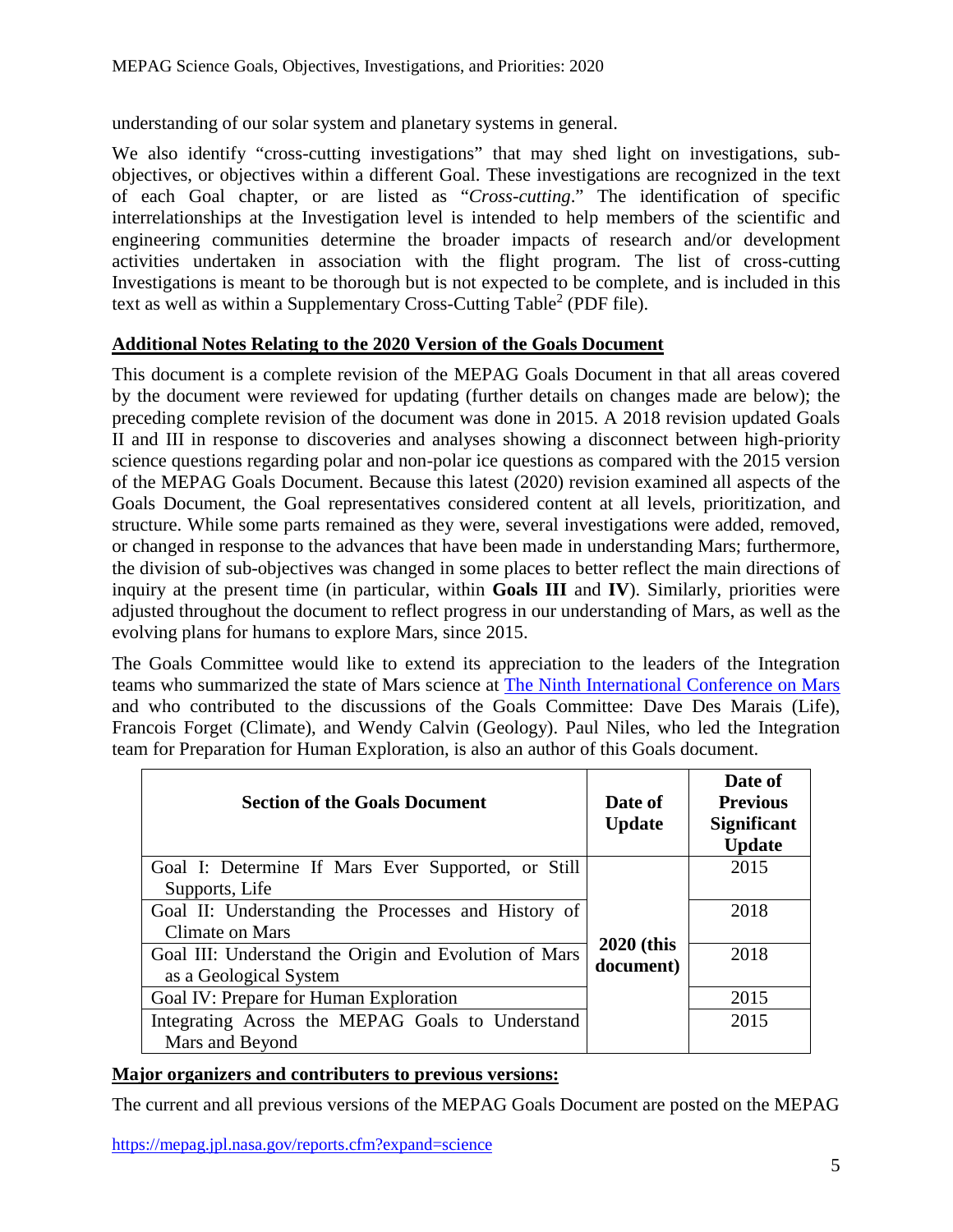understanding of our solar system and planetary systems in general.

We also identify "cross-cutting investigations" that may shed light on investigations, sub-objectives, or objectives within a different Goal. These investigations are recognized in the text of each Goal chapter, or are listed as "*Cross-cutting*." The identification of specific interrelationships at the Investigation level is intended to help members of the scientific and engineering communities determine the broader impacts of research and/or development activities undertaken in association with the flight program. The list of cross-cutting Investigations is meant to be thorough but is not expected to be complete, and is included in this text as well as within a Supplementary Cross-Cutting Table[2] (PDF file).

**Additional Notes Relating to the 2020 Version of the Goals Document**

This document is a complete revision of the MEPAG Goals Document in that all areas covered by the document were reviewed for updating (further details on changes made are below); the preceding complete revision of the document was done in 2015. A 2018 revision updated Goals II and III in response to discoveries and analyses showing a disconnect between high-priority science questions regarding polar and non-polar ice questions as compared with the 2015 version of the MEPAG Goals Document. Because this latest (2020) revision examined all aspects of the Goals Document, the Goal representatives considered content at all levels, prioritization, and structure. While some parts remained as they were, several investigations were added, removed, or changed in response to the advances that have been made in understanding Mars; furthermore, the division of sub-objectives was changed in some places to better reflect the main directions of inquiry at the present time (in particular, within **Goals III** and **IV**). Similarly, priorities were adjusted throughout the document to reflect progress in our understanding of Mars, as well as the evolving plans for humans to explore Mars, since 2015.

The Goals Committee would like to extend its appreciation to the leaders of the Integration teams who summarized the state of Mars science at The Ninth International Conference on Mars and who contributed to the discussions of the Goals Committee: Dave Des Marais (Life), Francois Forget (Climate), and Wendy Calvin (Geology). Paul Niles, who led the Integration team for Preparation for Human Exploration, is also an author of this Goals document.

| Section of the Goals Document | Date of Update | Date of Previous Significant Update |
|---|---|---|
| Goal I: Determine If Mars Ever Supported, or Still Supports, Life | **2020 (this document)** | 2015 |
| Goal II: Understanding the Processes and History of Climate on Mars | | 2018 |
| Goal III: Understand the Origin and Evolution of Mars as a Geological System | | 2018 |
| Goal IV: Prepare for Human Exploration | | 2015 |
| Integrating Across the MEPAG Goals to Understand Mars and Beyond | | 2015 |

**Major organizers and contributers to previous versions:**

The current and all previous versions of the MEPAG Goals Document are posted on the MEPAG https://mepag.jpl.nasa.gov/reports.cfm?expand=science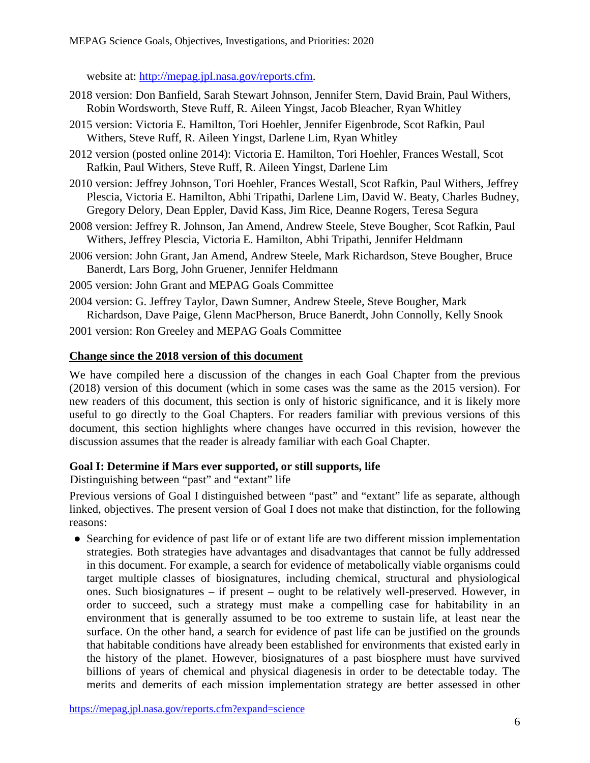website at: http://mepag.jpl.nasa.gov/reports.cfm.

2018 version: Don Banfield, Sarah Stewart Johnson, Jennifer Stern, David Brain, Paul Withers, Robin Wordsworth, Steve Ruff, R. Aileen Yingst, Jacob Bleacher, Ryan Whitley

2015 version: Victoria E. Hamilton, Tori Hoehler, Jennifer Eigenbrode, Scot Rafkin, Paul Withers, Steve Ruff, R. Aileen Yingst, Darlene Lim, Ryan Whitley

2012 version (posted online 2014): Victoria E. Hamilton, Tori Hoehler, Frances Westall, Scot Rafkin, Paul Withers, Steve Ruff, R. Aileen Yingst, Darlene Lim

2010 version: Jeffrey Johnson, Tori Hoehler, Frances Westall, Scot Rafkin, Paul Withers, Jeffrey Plescia, Victoria E. Hamilton, Abhi Tripathi, Darlene Lim, David W. Beaty, Charles Budney, Gregory Delory, Dean Eppler, David Kass, Jim Rice, Deanne Rogers, Teresa Segura

2008 version: Jeffrey R. Johnson, Jan Amend, Andrew Steele, Steve Bougher, Scot Rafkin, Paul Withers, Jeffrey Plescia, Victoria E. Hamilton, Abhi Tripathi, Jennifer Heldmann

2006 version: John Grant, Jan Amend, Andrew Steele, Mark Richardson, Steve Bougher, Bruce Banerdt, Lars Borg, John Gruener, Jennifer Heldmann

2005 version: John Grant and MEPAG Goals Committee

2004 version: G. Jeffrey Taylor, Dawn Sumner, Andrew Steele, Steve Bougher, Mark Richardson, Dave Paige, Glenn MacPherson, Bruce Banerdt, John Connolly, Kelly Snook

2001 version: Ron Greeley and MEPAG Goals Committee

## Change since the 2018 version of this document

We have compiled here a discussion of the changes in each Goal Chapter from the previous (2018) version of this document (which in some cases was the same as the 2015 version). For new readers of this document, this section is only of historic significance, and it is likely more useful to go directly to the Goal Chapters. For readers familiar with previous versions of this document, this section highlights where changes have occurred in this revision, however the discussion assumes that the reader is already familiar with each Goal Chapter.

### Goal I: Determine if Mars ever supported, or still supports, life

Distinguishing between "past" and "extant" life

Previous versions of Goal I distinguished between "past" and "extant" life as separate, although linked, objectives. The present version of Goal I does not make that distinction, for the following reasons:

- Searching for evidence of past life or of extant life are two different mission implementation strategies. Both strategies have advantages and disadvantages that cannot be fully addressed in this document. For example, a search for evidence of metabolically viable organisms could target multiple classes of biosignatures, including chemical, structural and physiological ones. Such biosignatures – if present – ought to be relatively well-preserved. However, in order to succeed, such a strategy must make a compelling case for habitability in an environment that is generally assumed to be too extreme to sustain life, at least near the surface. On the other hand, a search for evidence of past life can be justified on the grounds that habitable conditions have already been established for environments that existed early in the history of the planet. However, biosignatures of a past biosphere must have survived billions of years of chemical and physical diagenesis in order to be detectable today. The merits and demerits of each mission implementation strategy are better assessed in other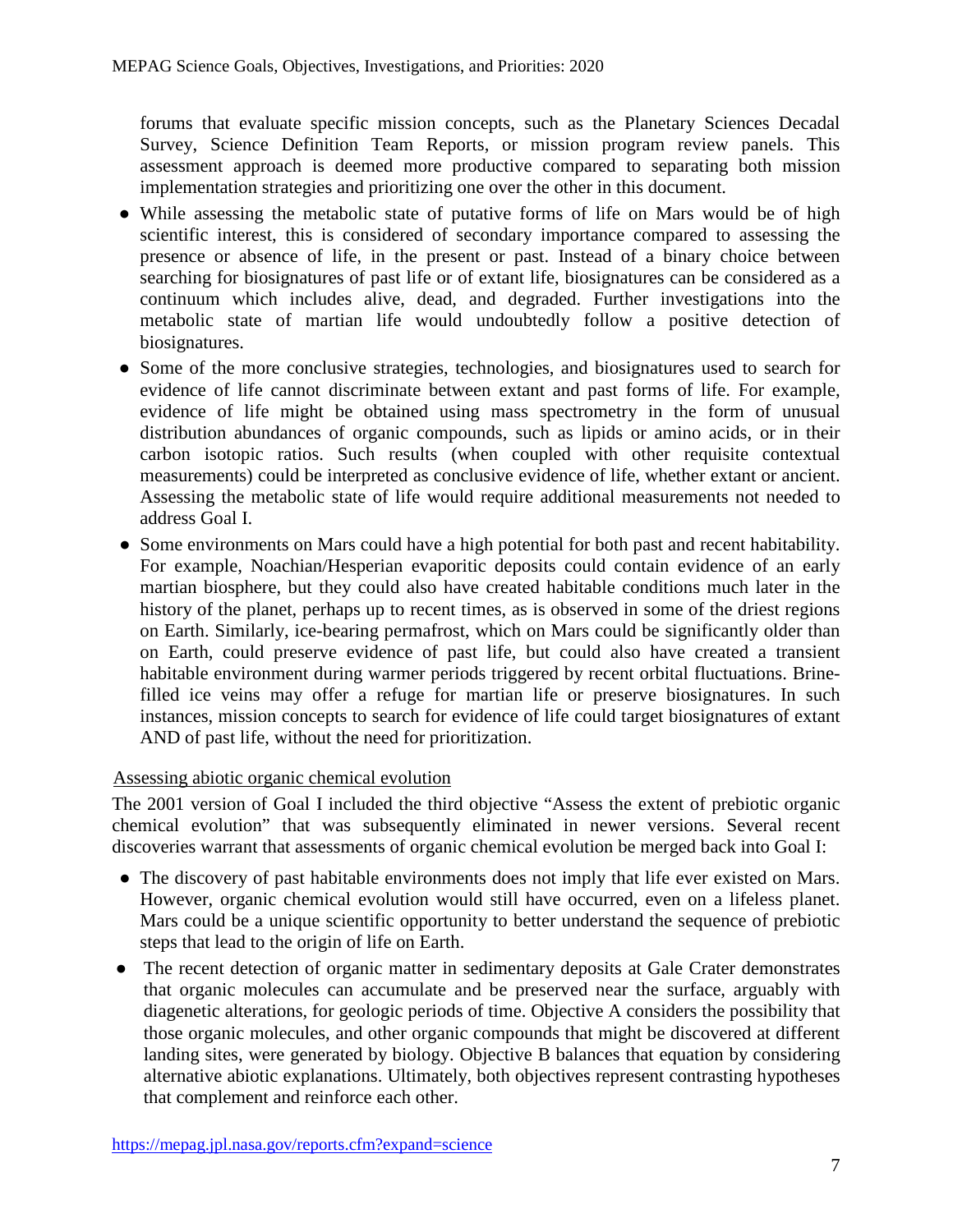forums that evaluate specific mission concepts, such as the Planetary Sciences Decadal Survey, Science Definition Team Reports, or mission program review panels. This assessment approach is deemed more productive compared to separating both mission implementation strategies and prioritizing one over the other in this document.

- While assessing the metabolic state of putative forms of life on Mars would be of high scientific interest, this is considered of secondary importance compared to assessing the presence or absence of life, in the present or past. Instead of a binary choice between searching for biosignatures of past life or of extant life, biosignatures can be considered as a continuum which includes alive, dead, and degraded. Further investigations into the metabolic state of martian life would undoubtedly follow a positive detection of biosignatures.
- Some of the more conclusive strategies, technologies, and biosignatures used to search for evidence of life cannot discriminate between extant and past forms of life. For example, evidence of life might be obtained using mass spectrometry in the form of unusual distribution abundances of organic compounds, such as lipids or amino acids, or in their carbon isotopic ratios. Such results (when coupled with other requisite contextual measurements) could be interpreted as conclusive evidence of life, whether extant or ancient. Assessing the metabolic state of life would require additional measurements not needed to address Goal I.
- Some environments on Mars could have a high potential for both past and recent habitability. For example, Noachian/Hesperian evaporitic deposits could contain evidence of an early martian biosphere, but they could also have created habitable conditions much later in the history of the planet, perhaps up to recent times, as is observed in some of the driest regions on Earth. Similarly, ice-bearing permafrost, which on Mars could be significantly older than on Earth, could preserve evidence of past life, but could also have created a transient habitable environment during warmer periods triggered by recent orbital fluctuations. Brine-filled ice veins may offer a refuge for martian life or preserve biosignatures. In such instances, mission concepts to search for evidence of life could target biosignatures of extant AND of past life, without the need for prioritization.

<u>Assessing abiotic organic chemical evolution</u>

The 2001 version of Goal I included the third objective "Assess the extent of prebiotic organic chemical evolution" that was subsequently eliminated in newer versions. Several recent discoveries warrant that assessments of organic chemical evolution be merged back into Goal I:

- The discovery of past habitable environments does not imply that life ever existed on Mars. However, organic chemical evolution would still have occurred, even on a lifeless planet. Mars could be a unique scientific opportunity to better understand the sequence of prebiotic steps that lead to the origin of life on Earth.
- The recent detection of organic matter in sedimentary deposits at Gale Crater demonstrates that organic molecules can accumulate and be preserved near the surface, arguably with diagenetic alterations, for geologic periods of time. Objective A considers the possibility that those organic molecules, and other organic compounds that might be discovered at different landing sites, were generated by biology. Objective B balances that equation by considering alternative abiotic explanations. Ultimately, both objectives represent contrasting hypotheses that complement and reinforce each other.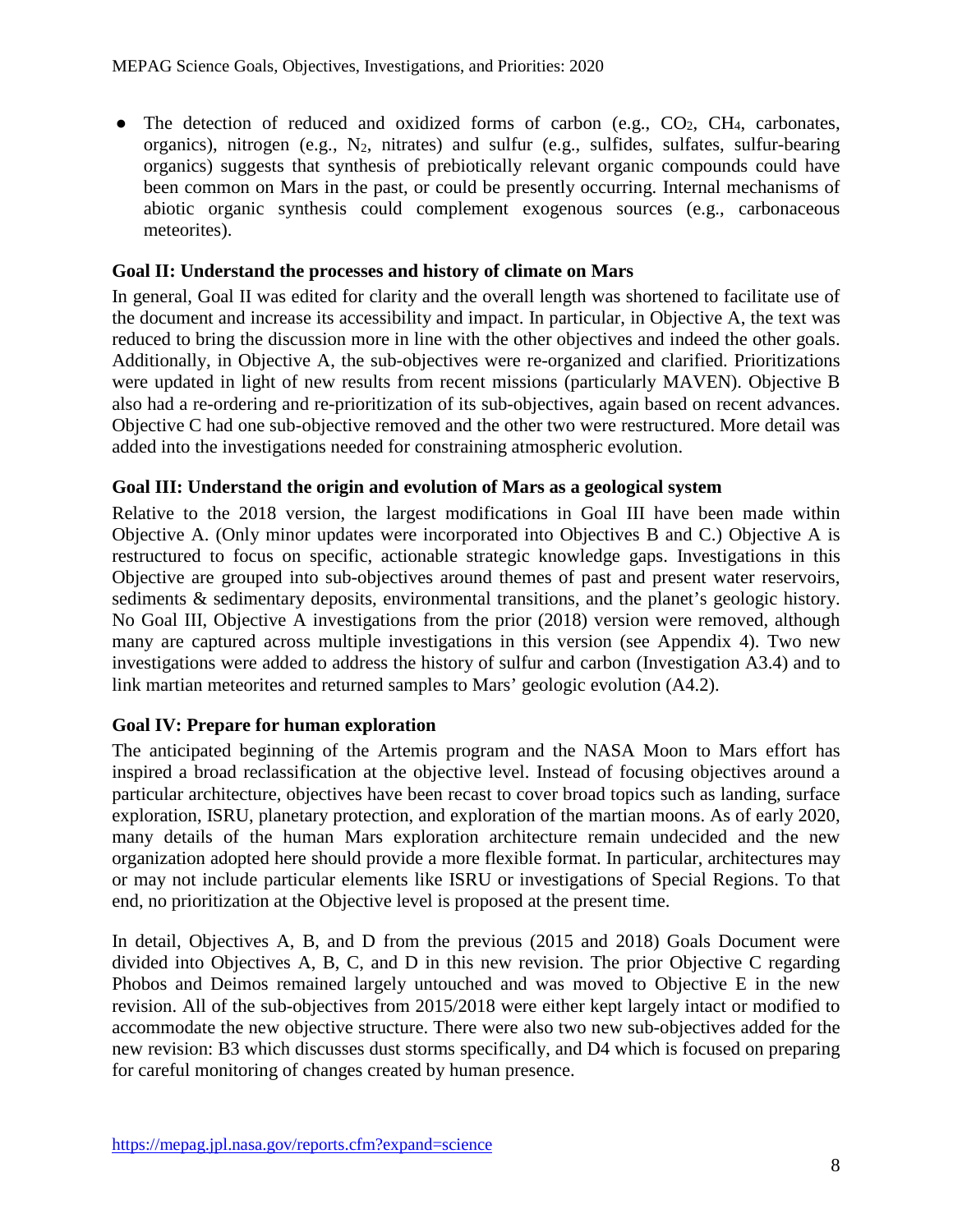- The detection of reduced and oxidized forms of carbon (e.g., $CO_2$, $CH_4$, carbonates, organics), nitrogen (e.g., $N_2$, nitrates) and sulfur (e.g., sulfides, sulfates, sulfur-bearing organics) suggests that synthesis of prebiotically relevant organic compounds could have been common on Mars in the past, or could be presently occurring. Internal mechanisms of abiotic organic synthesis could complement exogenous sources (e.g., carbonaceous meteorites).

### Goal II: Understand the processes and history of climate on Mars

In general, Goal II was edited for clarity and the overall length was shortened to facilitate use of the document and increase its accessibility and impact. In particular, in Objective A, the text was reduced to bring the discussion more in line with the other objectives and indeed the other goals. Additionally, in Objective A, the sub-objectives were re-organized and clarified. Prioritizations were updated in light of new results from recent missions (particularly MAVEN). Objective B also had a re-ordering and re-prioritization of its sub-objectives, again based on recent advances. Objective C had one sub-objective removed and the other two were restructured. More detail was added into the investigations needed for constraining atmospheric evolution.

### Goal III: Understand the origin and evolution of Mars as a geological system

Relative to the 2018 version, the largest modifications in Goal III have been made within Objective A. (Only minor updates were incorporated into Objectives B and C.) Objective A is restructured to focus on specific, actionable strategic knowledge gaps. Investigations in this Objective are grouped into sub-objectives around themes of past and present water reservoirs, sediments & sedimentary deposits, environmental transitions, and the planet's geologic history. No Goal III, Objective A investigations from the prior (2018) version were removed, although many are captured across multiple investigations in this version (see Appendix 4). Two new investigations were added to address the history of sulfur and carbon (Investigation A3.4) and to link martian meteorites and returned samples to Mars' geologic evolution (A4.2).

### Goal IV: Prepare for human exploration

The anticipated beginning of the Artemis program and the NASA Moon to Mars effort has inspired a broad reclassification at the objective level. Instead of focusing objectives around a particular architecture, objectives have been recast to cover broad topics such as landing, surface exploration, ISRU, planetary protection, and exploration of the martian moons. As of early 2020, many details of the human Mars exploration architecture remain undecided and the new organization adopted here should provide a more flexible format. In particular, architectures may or may not include particular elements like ISRU or investigations of Special Regions. To that end, no prioritization at the Objective level is proposed at the present time.

In detail, Objectives A, B, and D from the previous (2015 and 2018) Goals Document were divided into Objectives A, B, C, and D in this new revision. The prior Objective C regarding Phobos and Deimos remained largely untouched and was moved to Objective E in the new revision. All of the sub-objectives from 2015/2018 were either kept largely intact or modified to accommodate the new objective structure. There were also two new sub-objectives added for the new revision: B3 which discusses dust storms specifically, and D4 which is focused on preparing for careful monitoring of changes created by human presence.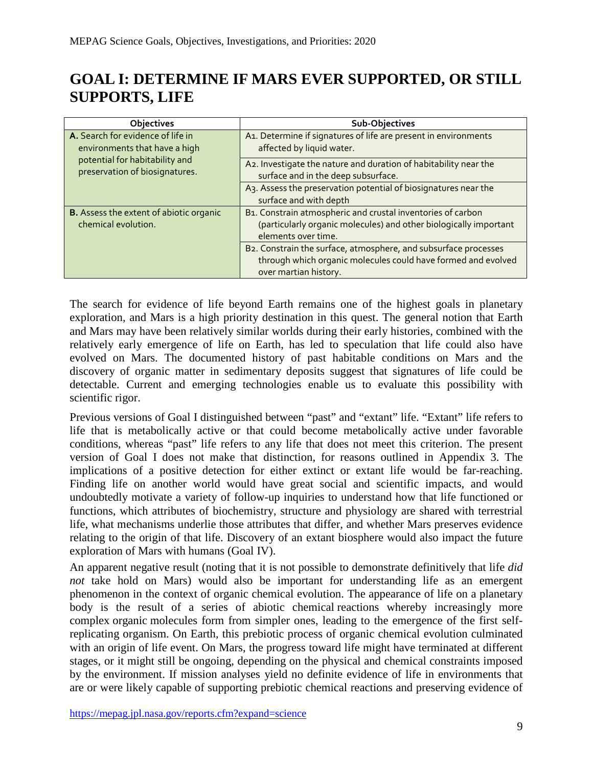# GOAL I: DETERMINE IF MARS EVER SUPPORTED, OR STILL SUPPORTS, LIFE

| Objectives | Sub-Objectives |
|---|---|
| **A.** Search for evidence of life in environments that have a high potential for habitability and preservation of biosignatures. | A1. Determine if signatures of life are present in environments affected by liquid water. |
| | A2. Investigate the nature and duration of habitability near the surface and in the deep subsurface. |
| | A3. Assess the preservation potential of biosignatures near the surface and with depth |
| **B.** Assess the extent of abiotic organic chemical evolution. | B1. Constrain atmospheric and crustal inventories of carbon (particularly organic molecules) and other biologically important elements over time. |
| | B2. Constrain the surface, atmosphere, and subsurface processes through which organic molecules could have formed and evolved over martian history. |

The search for evidence of life beyond Earth remains one of the highest goals in planetary exploration, and Mars is a high priority destination in this quest. The general notion that Earth and Mars may have been relatively similar worlds during their early histories, combined with the relatively early emergence of life on Earth, has led to speculation that life could also have evolved on Mars. The documented history of past habitable conditions on Mars and the discovery of organic matter in sedimentary deposits suggest that signatures of life could be detectable. Current and emerging technologies enable us to evaluate this possibility with scientific rigor.

Previous versions of Goal I distinguished between "past" and "extant" life. "Extant" life refers to life that is metabolically active or that could become metabolically active under favorable conditions, whereas "past" life refers to any life that does not meet this criterion. The present version of Goal I does not make that distinction, for reasons outlined in Appendix 3. The implications of a positive detection for either extinct or extant life would be far-reaching. Finding life on another world would have great social and scientific impacts, and would undoubtedly motivate a variety of follow-up inquiries to understand how that life functioned or functions, which attributes of biochemistry, structure and physiology are shared with terrestrial life, what mechanisms underlie those attributes that differ, and whether Mars preserves evidence relating to the origin of that life. Discovery of an extant biosphere would also impact the future exploration of Mars with humans (Goal IV).

An apparent negative result (noting that it is not possible to demonstrate definitively that life *did not* take hold on Mars) would also be important for understanding life as an emergent phenomenon in the context of organic chemical evolution. The appearance of life on a planetary body is the result of a series of abiotic chemical reactions whereby increasingly more complex organic molecules form from simpler ones, leading to the emergence of the first self-replicating organism. On Earth, this prebiotic process of organic chemical evolution culminated with an origin of life event. On Mars, the progress toward life might have terminated at different stages, or it might still be ongoing, depending on the physical and chemical constraints imposed by the environment. If mission analyses yield no definite evidence of life in environments that are or were likely capable of supporting prebiotic chemical reactions and preserving evidence of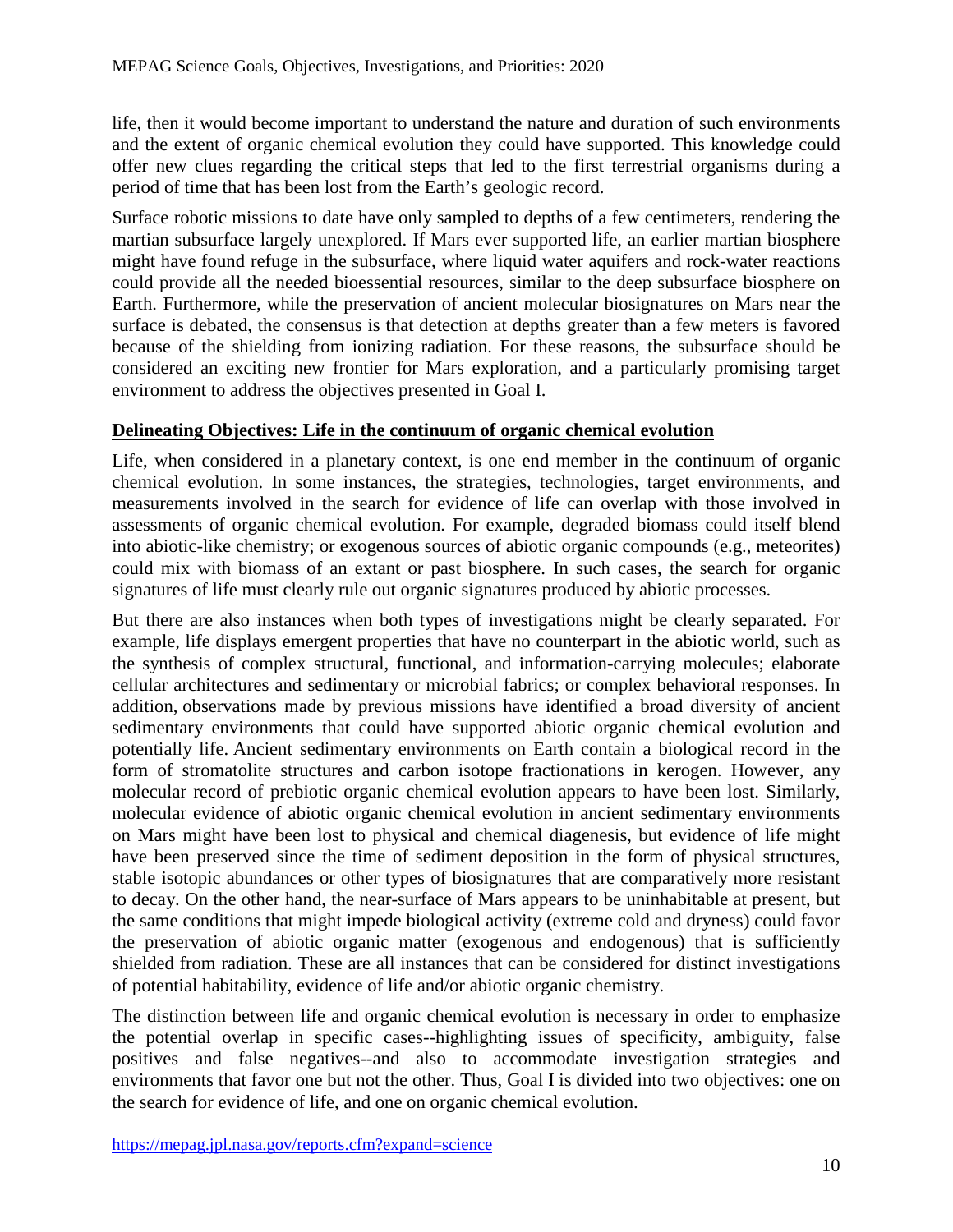life, then it would become important to understand the nature and duration of such environments and the extent of organic chemical evolution they could have supported. This knowledge could offer new clues regarding the critical steps that led to the first terrestrial organisms during a period of time that has been lost from the Earth's geologic record.

Surface robotic missions to date have only sampled to depths of a few centimeters, rendering the martian subsurface largely unexplored. If Mars ever supported life, an earlier martian biosphere might have found refuge in the subsurface, where liquid water aquifers and rock-water reactions could provide all the needed bioessential resources, similar to the deep subsurface biosphere on Earth. Furthermore, while the preservation of ancient molecular biosignatures on Mars near the surface is debated, the consensus is that detection at depths greater than a few meters is favored because of the shielding from ionizing radiation. For these reasons, the subsurface should be considered an exciting new frontier for Mars exploration, and a particularly promising target environment to address the objectives presented in Goal I.

**Delineating Objectives: Life in the continuum of organic chemical evolution**

Life, when considered in a planetary context, is one end member in the continuum of organic chemical evolution. In some instances, the strategies, technologies, target environments, and measurements involved in the search for evidence of life can overlap with those involved in assessments of organic chemical evolution. For example, degraded biomass could itself blend into abiotic-like chemistry; or exogenous sources of abiotic organic compounds (e.g., meteorites) could mix with biomass of an extant or past biosphere. In such cases, the search for organic signatures of life must clearly rule out organic signatures produced by abiotic processes.

But there are also instances when both types of investigations might be clearly separated. For example, life displays emergent properties that have no counterpart in the abiotic world, such as the synthesis of complex structural, functional, and information-carrying molecules; elaborate cellular architectures and sedimentary or microbial fabrics; or complex behavioral responses. In addition, observations made by previous missions have identified a broad diversity of ancient sedimentary environments that could have supported abiotic organic chemical evolution and potentially life. Ancient sedimentary environments on Earth contain a biological record in the form of stromatolite structures and carbon isotope fractionations in kerogen. However, any molecular record of prebiotic organic chemical evolution appears to have been lost. Similarly, molecular evidence of abiotic organic chemical evolution in ancient sedimentary environments on Mars might have been lost to physical and chemical diagenesis, but evidence of life might have been preserved since the time of sediment deposition in the form of physical structures, stable isotopic abundances or other types of biosignatures that are comparatively more resistant to decay. On the other hand, the near-surface of Mars appears to be uninhabitable at present, but the same conditions that might impede biological activity (extreme cold and dryness) could favor the preservation of abiotic organic matter (exogenous and endogenous) that is sufficiently shielded from radiation. These are all instances that can be considered for distinct investigations of potential habitability, evidence of life and/or abiotic organic chemistry.

The distinction between life and organic chemical evolution is necessary in order to emphasize the potential overlap in specific cases--highlighting issues of specificity, ambiguity, false positives and false negatives--and also to accommodate investigation strategies and environments that favor one but not the other. Thus, Goal I is divided into two objectives: one on the search for evidence of life, and one on organic chemical evolution.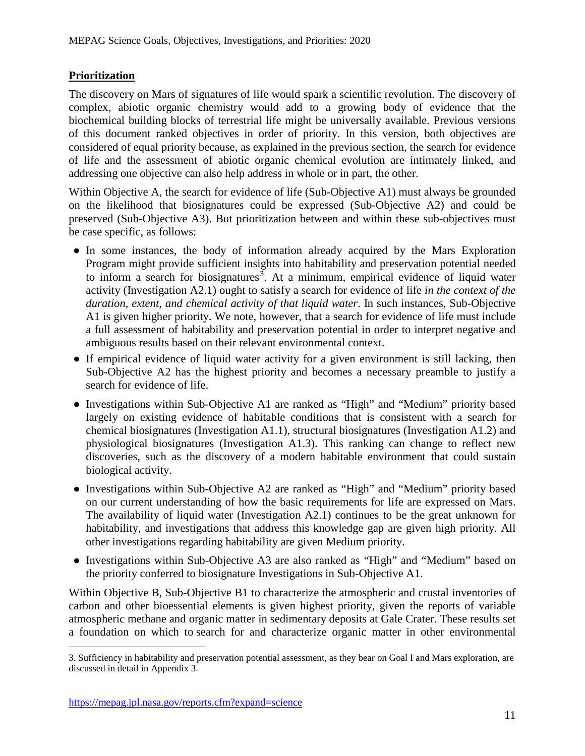## Prioritization

The discovery on Mars of signatures of life would spark a scientific revolution. The discovery of complex, abiotic organic chemistry would add to a growing body of evidence that the biochemical building blocks of terrestrial life might be universally available. Previous versions of this document ranked objectives in order of priority. In this version, both objectives are considered of equal priority because, as explained in the previous section, the search for evidence of life and the assessment of abiotic organic chemical evolution are intimately linked, and addressing one objective can also help address in whole or in part, the other.

Within Objective A, the search for evidence of life (Sub-Objective A1) must always be grounded on the likelihood that biosignatures could be expressed (Sub-Objective A2) and could be preserved (Sub-Objective A3). But prioritization between and within these sub-objectives must be case specific, as follows:

- In some instances, the body of information already acquired by the Mars Exploration Program might provide sufficient insights into habitability and preservation potential needed to inform a search for biosignatures[3]. At a minimum, empirical evidence of liquid water activity (Investigation A2.1) ought to satisfy a search for evidence of life *in the context of the duration, extent, and chemical activity of that liquid water*. In such instances, Sub-Objective A1 is given higher priority. We note, however, that a search for evidence of life must include a full assessment of habitability and preservation potential in order to interpret negative and ambiguous results based on their relevant environmental context.
- If empirical evidence of liquid water activity for a given environment is still lacking, then Sub-Objective A2 has the highest priority and becomes a necessary preamble to justify a search for evidence of life.
- Investigations within Sub-Objective A1 are ranked as "High" and "Medium" priority based largely on existing evidence of habitable conditions that is consistent with a search for chemical biosignatures (Investigation A1.1), structural biosignatures (Investigation A1.2) and physiological biosignatures (Investigation A1.3). This ranking can change to reflect new discoveries, such as the discovery of a modern habitable environment that could sustain biological activity.
- Investigations within Sub-Objective A2 are ranked as "High" and "Medium" priority based on our current understanding of how the basic requirements for life are expressed on Mars. The availability of liquid water (Investigation A2.1) continues to be the great unknown for habitability, and investigations that address this knowledge gap are given high priority. All other investigations regarding habitability are given Medium priority.
- Investigations within Sub-Objective A3 are also ranked as "High" and "Medium" based on the priority conferred to biosignature Investigations in Sub-Objective A1.

Within Objective B, Sub-Objective B1 to characterize the atmospheric and crustal inventories of carbon and other bioessential elements is given highest priority, given the reports of variable atmospheric methane and organic matter in sedimentary deposits at Gale Crater. These results set a foundation on which to search for and characterize organic matter in other environmental

3. Sufficiency in habitability and preservation potential assessment, as they bear on Goal I and Mars exploration, are discussed in detail in Appendix 3.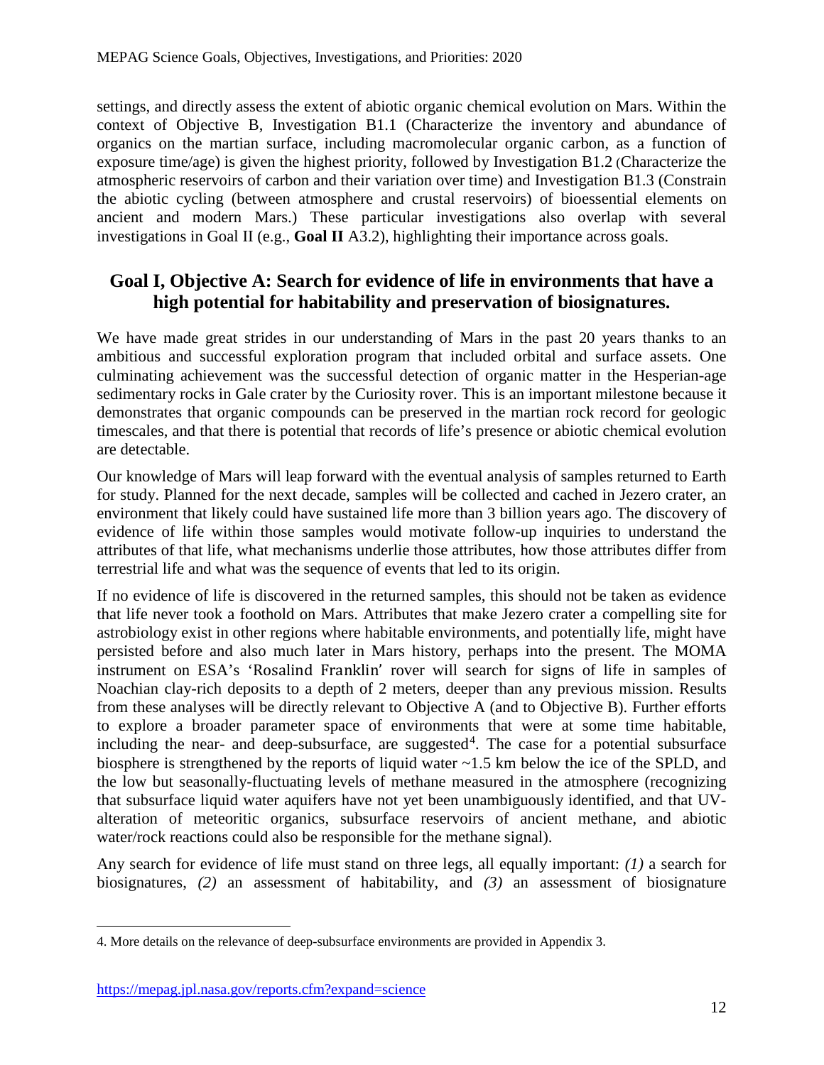settings, and directly assess the extent of abiotic organic chemical evolution on Mars. Within the context of Objective B, Investigation B1.1 (Characterize the inventory and abundance of organics on the martian surface, including macromolecular organic carbon, as a function of exposure time/age) is given the highest priority, followed by Investigation B1.2 (Characterize the atmospheric reservoirs of carbon and their variation over time) and Investigation B1.3 (Constrain the abiotic cycling (between atmosphere and crustal reservoirs) of bioessential elements on ancient and modern Mars.) These particular investigations also overlap with several investigations in Goal II (e.g., **Goal II** A3.2), highlighting their importance across goals.

## Goal I, Objective A: Search for evidence of life in environments that have a high potential for habitability and preservation of biosignatures.

We have made great strides in our understanding of Mars in the past 20 years thanks to an ambitious and successful exploration program that included orbital and surface assets. One culminating achievement was the successful detection of organic matter in the Hesperian-age sedimentary rocks in Gale crater by the Curiosity rover. This is an important milestone because it demonstrates that organic compounds can be preserved in the martian rock record for geologic timescales, and that there is potential that records of life's presence or abiotic chemical evolution are detectable.

Our knowledge of Mars will leap forward with the eventual analysis of samples returned to Earth for study. Planned for the next decade, samples will be collected and cached in Jezero crater, an environment that likely could have sustained life more than 3 billion years ago. The discovery of evidence of life within those samples would motivate follow-up inquiries to understand the attributes of that life, what mechanisms underlie those attributes, how those attributes differ from terrestrial life and what was the sequence of events that led to its origin.

If no evidence of life is discovered in the returned samples, this should not be taken as evidence that life never took a foothold on Mars. Attributes that make Jezero crater a compelling site for astrobiology exist in other regions where habitable environments, and potentially life, might have persisted before and also much later in Mars history, perhaps into the present. The MOMA instrument on ESA's 'Rosalind Franklin' rover will search for signs of life in samples of Noachian clay-rich deposits to a depth of 2 meters, deeper than any previous mission. Results from these analyses will be directly relevant to Objective A (and to Objective B). Further efforts to explore a broader parameter space of environments that were at some time habitable, including the near- and deep-subsurface, are suggested[4]. The case for a potential subsurface biosphere is strengthened by the reports of liquid water ~1.5 km below the ice of the SPLD, and the low but seasonally-fluctuating levels of methane measured in the atmosphere (recognizing that subsurface liquid water aquifers have not yet been unambiguously identified, and that UV-alteration of meteoritic organics, subsurface reservoirs of ancient methane, and abiotic water/rock reactions could also be responsible for the methane signal).

Any search for evidence of life must stand on three legs, all equally important: *(1)* a search for biosignatures, *(2)* an assessment of habitability, and *(3)* an assessment of biosignature

4. More details on the relevance of deep-subsurface environments are provided in Appendix 3.

https://mepag.jpl.nasa.gov/reports.cfm?expand=science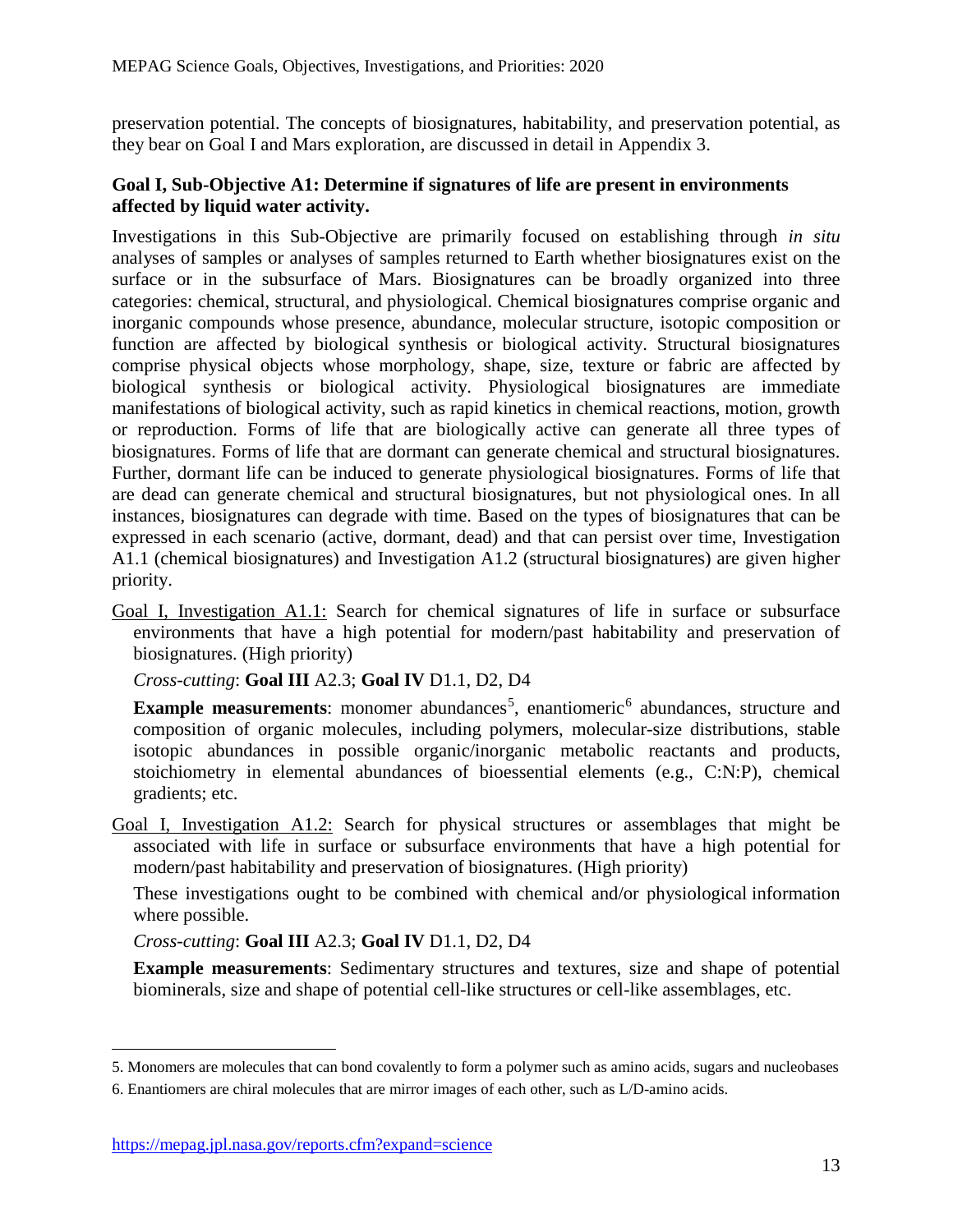preservation potential. The concepts of biosignatures, habitability, and preservation potential, as they bear on Goal I and Mars exploration, are discussed in detail in Appendix 3.

**Goal I, Sub-Objective A1: Determine if signatures of life are present in environments affected by liquid water activity.**

Investigations in this Sub-Objective are primarily focused on establishing through *in situ* analyses of samples or analyses of samples returned to Earth whether biosignatures exist on the surface or in the subsurface of Mars. Biosignatures can be broadly organized into three categories: chemical, structural, and physiological. Chemical biosignatures comprise organic and inorganic compounds whose presence, abundance, molecular structure, isotopic composition or function are affected by biological synthesis or biological activity. Structural biosignatures comprise physical objects whose morphology, shape, size, texture or fabric are affected by biological synthesis or biological activity. Physiological biosignatures are immediate manifestations of biological activity, such as rapid kinetics in chemical reactions, motion, growth or reproduction. Forms of life that are biologically active can generate all three types of biosignatures. Forms of life that are dormant can generate chemical and structural biosignatures. Further, dormant life can be induced to generate physiological biosignatures. Forms of life that are dead can generate chemical and structural biosignatures, but not physiological ones. In all instances, biosignatures can degrade with time. Based on the types of biosignatures that can be expressed in each scenario (active, dormant, dead) and that can persist over time, Investigation A1.1 (chemical biosignatures) and Investigation A1.2 (structural biosignatures) are given higher priority.

Goal I, Investigation A1.1: Search for chemical signatures of life in surface or subsurface environments that have a high potential for modern/past habitability and preservation of biosignatures. (High priority)

*Cross-cutting*: **Goal III** A2.3; **Goal IV** D1.1, D2, D4

**Example measurements**: monomer abundances[5], enantiomeric[6] abundances, structure and composition of organic molecules, including polymers, molecular-size distributions, stable isotopic abundances in possible organic/inorganic metabolic reactants and products, stoichiometry in elemental abundances of bioessential elements (e.g., C:N:P), chemical gradients; etc.

Goal I, Investigation A1.2: Search for physical structures or assemblages that might be associated with life in surface or subsurface environments that have a high potential for modern/past habitability and preservation of biosignatures. (High priority)

These investigations ought to be combined with chemical and/or physiological information where possible.

*Cross-cutting*: **Goal III** A2.3; **Goal IV** D1.1, D2, D4

**Example measurements**: Sedimentary structures and textures, size and shape of potential biominerals, size and shape of potential cell-like structures or cell-like assemblages, etc.

5. Monomers are molecules that can bond covalently to form a polymer such as amino acids, sugars and nucleobases

6. Enantiomers are chiral molecules that are mirror images of each other, such as L/D-amino acids.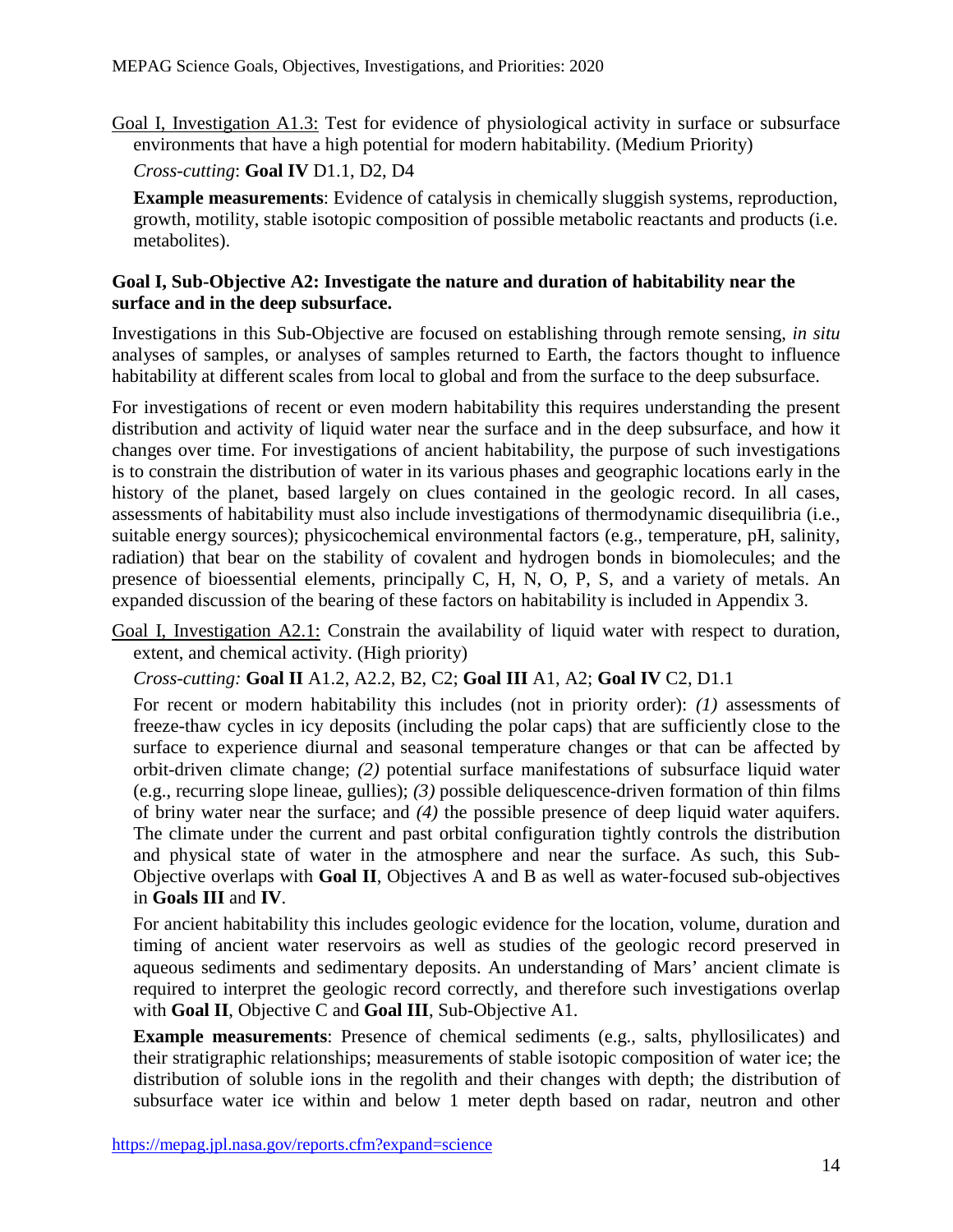Goal I, Investigation A1.3: Test for evidence of physiological activity in surface or subsurface environments that have a high potential for modern habitability. (Medium Priority)

*Cross-cutting*: **Goal IV** D1.1, D2, D4

**Example measurements**: Evidence of catalysis in chemically sluggish systems, reproduction, growth, motility, stable isotopic composition of possible metabolic reactants and products (i.e. metabolites).

**Goal I, Sub-Objective A2: Investigate the nature and duration of habitability near the surface and in the deep subsurface.**

Investigations in this Sub-Objective are focused on establishing through remote sensing, *in situ* analyses of samples, or analyses of samples returned to Earth, the factors thought to influence habitability at different scales from local to global and from the surface to the deep subsurface.

For investigations of recent or even modern habitability this requires understanding the present distribution and activity of liquid water near the surface and in the deep subsurface, and how it changes over time. For investigations of ancient habitability, the purpose of such investigations is to constrain the distribution of water in its various phases and geographic locations early in the history of the planet, based largely on clues contained in the geologic record. In all cases, assessments of habitability must also include investigations of thermodynamic disequilibria (i.e., suitable energy sources); physicochemical environmental factors (e.g., temperature, pH, salinity, radiation) that bear on the stability of covalent and hydrogen bonds in biomolecules; and the presence of bioessential elements, principally C, H, N, O, P, S, and a variety of metals. An expanded discussion of the bearing of these factors on habitability is included in Appendix 3.

Goal I, Investigation A2.1: Constrain the availability of liquid water with respect to duration, extent, and chemical activity. (High priority)

*Cross-cutting:* **Goal II** A1.2, A2.2, B2, C2; **Goal III** A1, A2; **Goal IV** C2, D1.1

For recent or modern habitability this includes (not in priority order): *(1)* assessments of freeze-thaw cycles in icy deposits (including the polar caps) that are sufficiently close to the surface to experience diurnal and seasonal temperature changes or that can be affected by orbit-driven climate change; *(2)* potential surface manifestations of subsurface liquid water (e.g., recurring slope lineae, gullies); *(3)* possible deliquescence-driven formation of thin films of briny water near the surface; and *(4)* the possible presence of deep liquid water aquifers. The climate under the current and past orbital configuration tightly controls the distribution and physical state of water in the atmosphere and near the surface. As such, this Sub-Objective overlaps with **Goal II**, Objectives A and B as well as water-focused sub-objectives in **Goals III** and **IV**.

For ancient habitability this includes geologic evidence for the location, volume, duration and timing of ancient water reservoirs as well as studies of the geologic record preserved in aqueous sediments and sedimentary deposits. An understanding of Mars' ancient climate is required to interpret the geologic record correctly, and therefore such investigations overlap with **Goal II**, Objective C and **Goal III**, Sub-Objective A1.

**Example measurements**: Presence of chemical sediments (e.g., salts, phyllosilicates) and their stratigraphic relationships; measurements of stable isotopic composition of water ice; the distribution of soluble ions in the regolith and their changes with depth; the distribution of subsurface water ice within and below 1 meter depth based on radar, neutron and other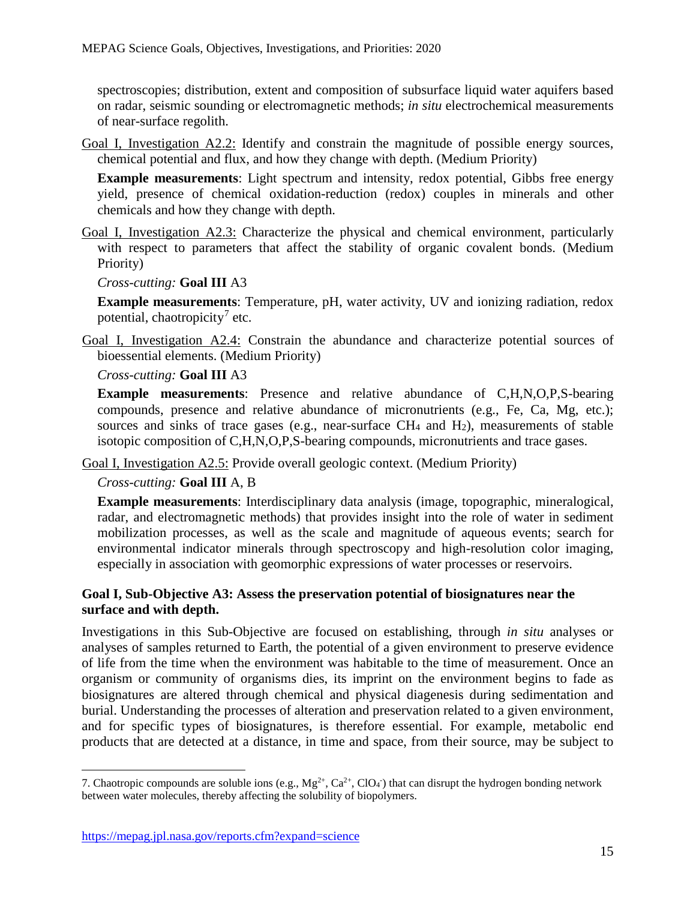spectroscopies; distribution, extent and composition of subsurface liquid water aquifers based on radar, seismic sounding or electromagnetic methods; *in situ* electrochemical measurements of near-surface regolith.

Goal I, Investigation A2.2: Identify and constrain the magnitude of possible energy sources, chemical potential and flux, and how they change with depth. (Medium Priority)

**Example measurements**: Light spectrum and intensity, redox potential, Gibbs free energy yield, presence of chemical oxidation-reduction (redox) couples in minerals and other chemicals and how they change with depth.

Goal I, Investigation A2.3: Characterize the physical and chemical environment, particularly with respect to parameters that affect the stability of organic covalent bonds. (Medium Priority)

*Cross-cutting:* **Goal III** A3

**Example measurements**: Temperature, pH, water activity, UV and ionizing radiation, redox potential, chaotropicity[7] etc.

Goal I, Investigation A2.4: Constrain the abundance and characterize potential sources of bioessential elements. (Medium Priority)

*Cross-cutting:* **Goal III** A3

**Example measurements**: Presence and relative abundance of C,H,N,O,P,S-bearing compounds, presence and relative abundance of micronutrients (e.g., Fe, Ca, Mg, etc.); sources and sinks of trace gases (e.g., near-surface $CH_4$ and $H_2$), measurements of stable isotopic composition of C,H,N,O,P,S-bearing compounds, micronutrients and trace gases.

Goal I, Investigation A2.5: Provide overall geologic context. (Medium Priority)

*Cross-cutting:* **Goal III** A, B

**Example measurements**: Interdisciplinary data analysis (image, topographic, mineralogical, radar, and electromagnetic methods) that provides insight into the role of water in sediment mobilization processes, as well as the scale and magnitude of aqueous events; search for environmental indicator minerals through spectroscopy and high-resolution color imaging, especially in association with geomorphic expressions of water processes or reservoirs.

**Goal I, Sub-Objective A3: Assess the preservation potential of biosignatures near the surface and with depth.**

Investigations in this Sub-Objective are focused on establishing, through *in situ* analyses or analyses of samples returned to Earth, the potential of a given environment to preserve evidence of life from the time when the environment was habitable to the time of measurement. Once an organism or community of organisms dies, its imprint on the environment begins to fade as biosignatures are altered through chemical and physical diagenesis during sedimentation and burial. Understanding the processes of alteration and preservation related to a given environment, and for specific types of biosignatures, is therefore essential. For example, metabolic end products that are detected at a distance, in time and space, from their source, may be subject to

7. Chaotropic compounds are soluble ions (e.g., $Mg^{2+}$, $Ca^{2+}$, $ClO_4^-$) that can disrupt the hydrogen bonding network between water molecules, thereby affecting the solubility of biopolymers.

https://mepag.jpl.nasa.gov/reports.cfm?expand=science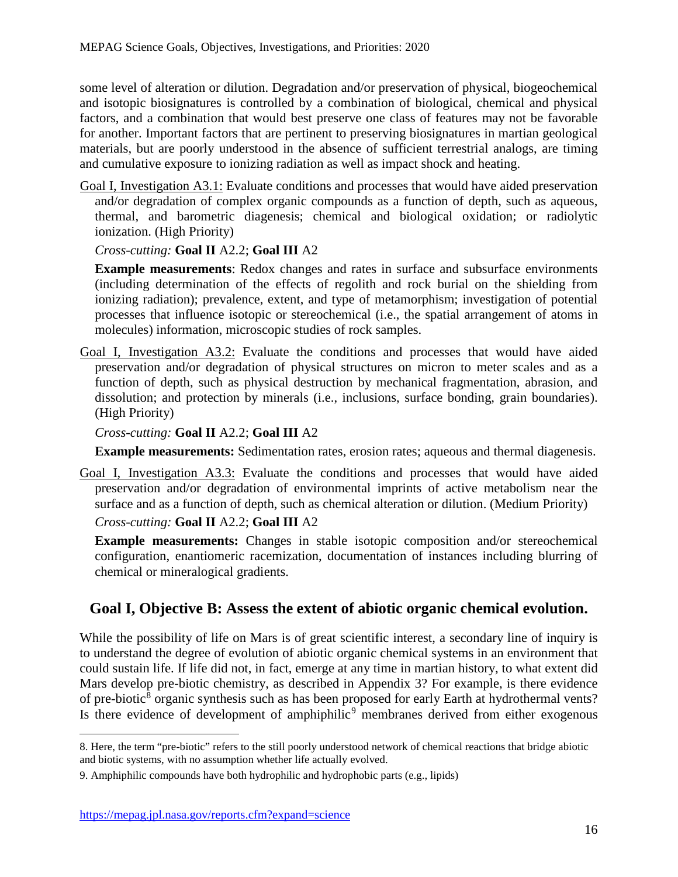some level of alteration or dilution. Degradation and/or preservation of physical, biogeochemical and isotopic biosignatures is controlled by a combination of biological, chemical and physical factors, and a combination that would best preserve one class of features may not be favorable for another. Important factors that are pertinent to preserving biosignatures in martian geological materials, but are poorly understood in the absence of sufficient terrestrial analogs, are timing and cumulative exposure to ionizing radiation as well as impact shock and heating.

Goal I, Investigation A3.1: Evaluate conditions and processes that would have aided preservation and/or degradation of complex organic compounds as a function of depth, such as aqueous, thermal, and barometric diagenesis; chemical and biological oxidation; or radiolytic ionization. (High Priority)

*Cross-cutting:* **Goal II** A2.2; **Goal III** A2

**Example measurements**: Redox changes and rates in surface and subsurface environments (including determination of the effects of regolith and rock burial on the shielding from ionizing radiation); prevalence, extent, and type of metamorphism; investigation of potential processes that influence isotopic or stereochemical (i.e., the spatial arrangement of atoms in molecules) information, microscopic studies of rock samples.

Goal I, Investigation A3.2: Evaluate the conditions and processes that would have aided preservation and/or degradation of physical structures on micron to meter scales and as a function of depth, such as physical destruction by mechanical fragmentation, abrasion, and dissolution; and protection by minerals (i.e., inclusions, surface bonding, grain boundaries). (High Priority)

*Cross-cutting:* **Goal II** A2.2; **Goal III** A2

**Example measurements:** Sedimentation rates, erosion rates; aqueous and thermal diagenesis.

Goal I, Investigation A3.3: Evaluate the conditions and processes that would have aided preservation and/or degradation of environmental imprints of active metabolism near the surface and as a function of depth, such as chemical alteration or dilution. (Medium Priority)

*Cross-cutting:* **Goal II** A2.2; **Goal III** A2

**Example measurements:** Changes in stable isotopic composition and/or stereochemical configuration, enantiomeric racemization, documentation of instances including blurring of chemical or mineralogical gradients.

## Goal I, Objective B: Assess the extent of abiotic organic chemical evolution.

While the possibility of life on Mars is of great scientific interest, a secondary line of inquiry is to understand the degree of evolution of abiotic organic chemical systems in an environment that could sustain life. If life did not, in fact, emerge at any time in martian history, to what extent did Mars develop pre-biotic chemistry, as described in Appendix 3? For example, is there evidence of pre-biotic[8] organic synthesis such as has been proposed for early Earth at hydrothermal vents? Is there evidence of development of amphiphilic[9] membranes derived from either exogenous

8. Here, the term "pre-biotic" refers to the still poorly understood network of chemical reactions that bridge abiotic and biotic systems, with no assumption whether life actually evolved.

9. Amphiphilic compounds have both hydrophilic and hydrophobic parts (e.g., lipids)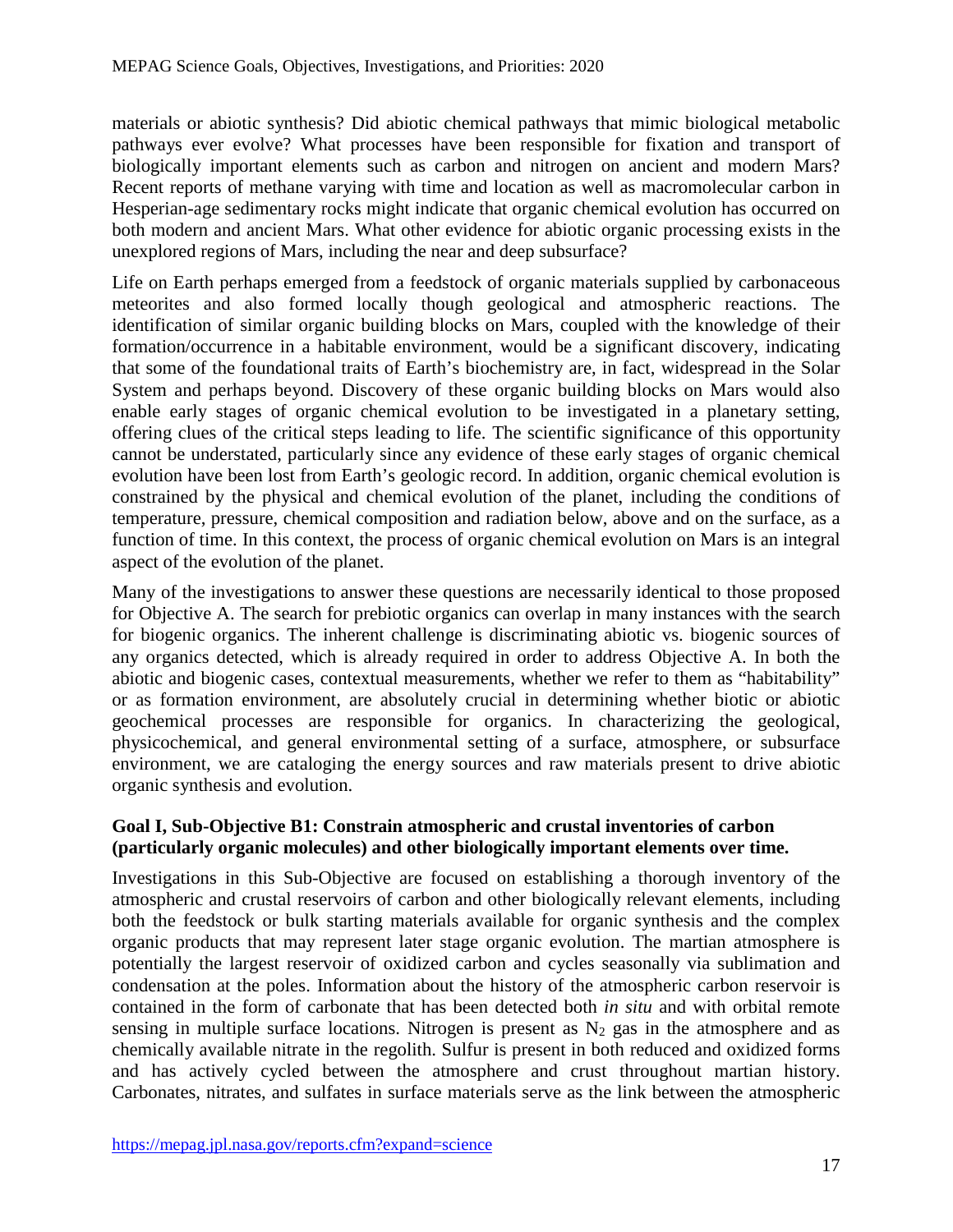materials or abiotic synthesis? Did abiotic chemical pathways that mimic biological metabolic pathways ever evolve? What processes have been responsible for fixation and transport of biologically important elements such as carbon and nitrogen on ancient and modern Mars? Recent reports of methane varying with time and location as well as macromolecular carbon in Hesperian-age sedimentary rocks might indicate that organic chemical evolution has occurred on both modern and ancient Mars. What other evidence for abiotic organic processing exists in the unexplored regions of Mars, including the near and deep subsurface?

Life on Earth perhaps emerged from a feedstock of organic materials supplied by carbonaceous meteorites and also formed locally though geological and atmospheric reactions. The identification of similar organic building blocks on Mars, coupled with the knowledge of their formation/occurrence in a habitable environment, would be a significant discovery, indicating that some of the foundational traits of Earth's biochemistry are, in fact, widespread in the Solar System and perhaps beyond. Discovery of these organic building blocks on Mars would also enable early stages of organic chemical evolution to be investigated in a planetary setting, offering clues of the critical steps leading to life. The scientific significance of this opportunity cannot be understated, particularly since any evidence of these early stages of organic chemical evolution have been lost from Earth's geologic record. In addition, organic chemical evolution is constrained by the physical and chemical evolution of the planet, including the conditions of temperature, pressure, chemical composition and radiation below, above and on the surface, as a function of time. In this context, the process of organic chemical evolution on Mars is an integral aspect of the evolution of the planet.

Many of the investigations to answer these questions are necessarily identical to those proposed for Objective A. The search for prebiotic organics can overlap in many instances with the search for biogenic organics. The inherent challenge is discriminating abiotic vs. biogenic sources of any organics detected, which is already required in order to address Objective A. In both the abiotic and biogenic cases, contextual measurements, whether we refer to them as "habitability" or as formation environment, are absolutely crucial in determining whether biotic or abiotic geochemical processes are responsible for organics. In characterizing the geological, physicochemical, and general environmental setting of a surface, atmosphere, or subsurface environment, we are cataloging the energy sources and raw materials present to drive abiotic organic synthesis and evolution.

**Goal I, Sub-Objective B1: Constrain atmospheric and crustal inventories of carbon (particularly organic molecules) and other biologically important elements over time.**

Investigations in this Sub-Objective are focused on establishing a thorough inventory of the atmospheric and crustal reservoirs of carbon and other biologically relevant elements, including both the feedstock or bulk starting materials available for organic synthesis and the complex organic products that may represent later stage organic evolution. The martian atmosphere is potentially the largest reservoir of oxidized carbon and cycles seasonally via sublimation and condensation at the poles. Information about the history of the atmospheric carbon reservoir is contained in the form of carbonate that has been detected both *in situ* and with orbital remote sensing in multiple surface locations. Nitrogen is present as $N_2$ gas in the atmosphere and as chemically available nitrate in the regolith. Sulfur is present in both reduced and oxidized forms and has actively cycled between the atmosphere and crust throughout martian history. Carbonates, nitrates, and sulfates in surface materials serve as the link between the atmospheric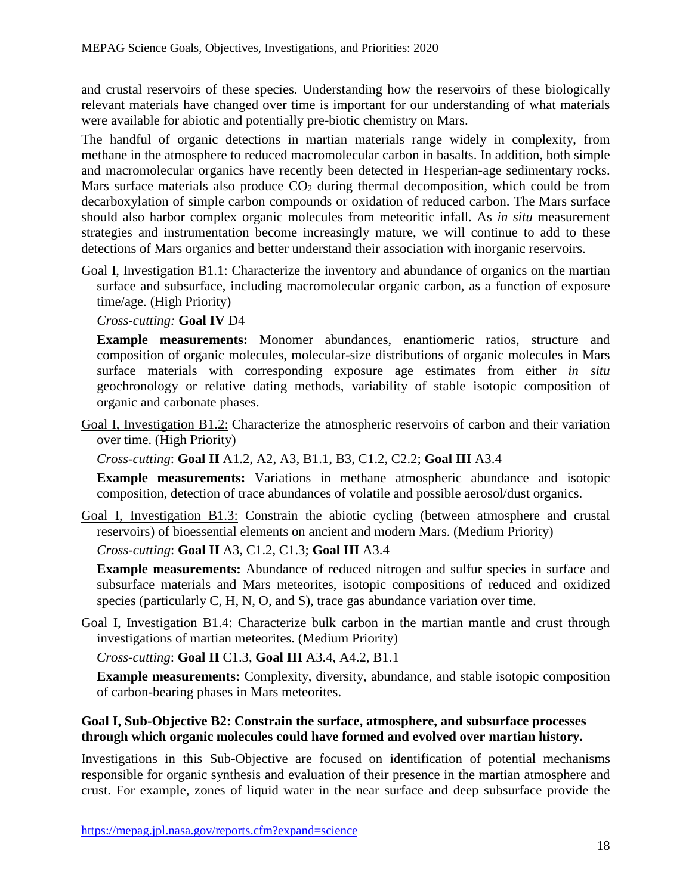and crustal reservoirs of these species. Understanding how the reservoirs of these biologically relevant materials have changed over time is important for our understanding of what materials were available for abiotic and potentially pre-biotic chemistry on Mars.

The handful of organic detections in martian materials range widely in complexity, from methane in the atmosphere to reduced macromolecular carbon in basalts. In addition, both simple and macromolecular organics have recently been detected in Hesperian-age sedimentary rocks. Mars surface materials also produce $CO_2$ during thermal decomposition, which could be from decarboxylation of simple carbon compounds or oxidation of reduced carbon. The Mars surface should also harbor complex organic molecules from meteoritic infall. As *in situ* measurement strategies and instrumentation become increasingly mature, we will continue to add to these detections of Mars organics and better understand their association with inorganic reservoirs.

Goal I, Investigation B1.1: Characterize the inventory and abundance of organics on the martian surface and subsurface, including macromolecular organic carbon, as a function of exposure time/age. (High Priority)

*Cross-cutting:* **Goal IV** D4

**Example measurements:** Monomer abundances, enantiomeric ratios, structure and composition of organic molecules, molecular-size distributions of organic molecules in Mars surface materials with corresponding exposure age estimates from either *in situ* geochronology or relative dating methods, variability of stable isotopic composition of organic and carbonate phases.

Goal I, Investigation B1.2: Characterize the atmospheric reservoirs of carbon and their variation over time. (High Priority)

*Cross-cutting*: **Goal II** A1.2, A2, A3, B1.1, B3, C1.2, C2.2; **Goal III** A3.4

**Example measurements:** Variations in methane atmospheric abundance and isotopic composition, detection of trace abundances of volatile and possible aerosol/dust organics.

Goal I, Investigation B1.3: Constrain the abiotic cycling (between atmosphere and crustal reservoirs) of bioessential elements on ancient and modern Mars. (Medium Priority)

*Cross-cutting*: **Goal II** A3, C1.2, C1.3; **Goal III** A3.4

**Example measurements:** Abundance of reduced nitrogen and sulfur species in surface and subsurface materials and Mars meteorites, isotopic compositions of reduced and oxidized species (particularly C, H, N, O, and S), trace gas abundance variation over time.

Goal I, Investigation B1.4: Characterize bulk carbon in the martian mantle and crust through investigations of martian meteorites. (Medium Priority)

*Cross-cutting*: **Goal II** C1.3, **Goal III** A3.4, A4.2, B1.1

**Example measurements:** Complexity, diversity, abundance, and stable isotopic composition of carbon-bearing phases in Mars meteorites.

**Goal I, Sub-Objective B2: Constrain the surface, atmosphere, and subsurface processes through which organic molecules could have formed and evolved over martian history.**

Investigations in this Sub-Objective are focused on identification of potential mechanisms responsible for organic synthesis and evaluation of their presence in the martian atmosphere and crust. For example, zones of liquid water in the near surface and deep subsurface provide the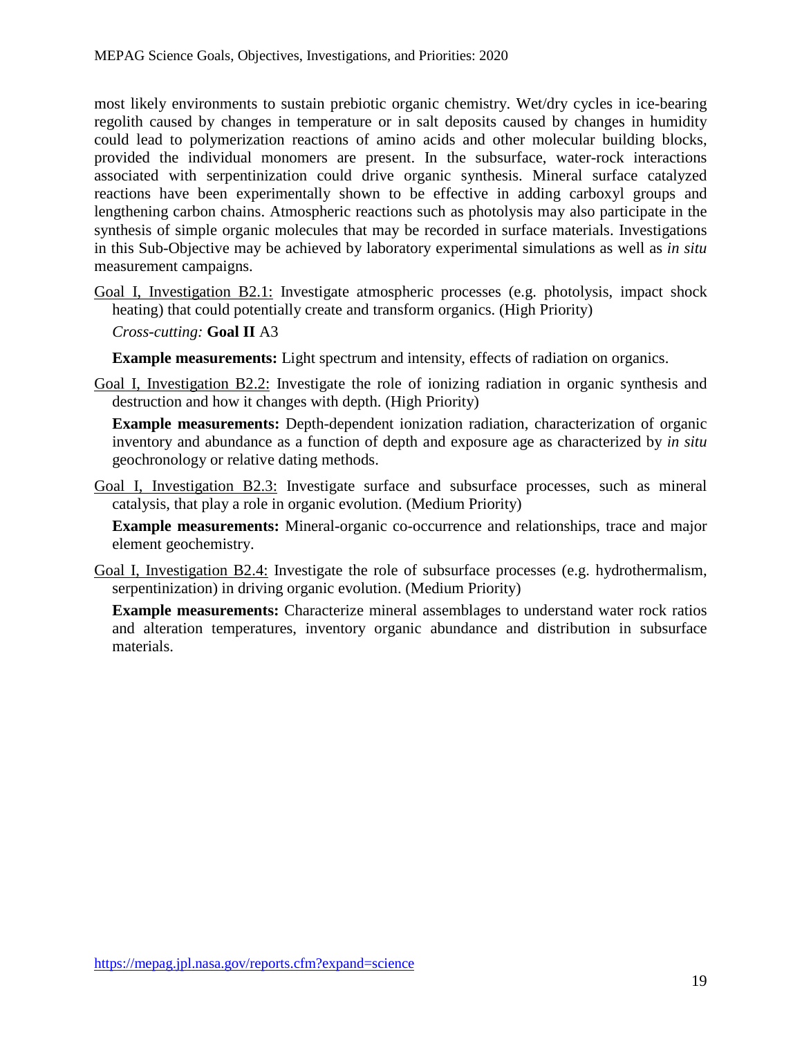most likely environments to sustain prebiotic organic chemistry. Wet/dry cycles in ice-bearing regolith caused by changes in temperature or in salt deposits caused by changes in humidity could lead to polymerization reactions of amino acids and other molecular building blocks, provided the individual monomers are present. In the subsurface, water-rock interactions associated with serpentinization could drive organic synthesis. Mineral surface catalyzed reactions have been experimentally shown to be effective in adding carboxyl groups and lengthening carbon chains. Atmospheric reactions such as photolysis may also participate in the synthesis of simple organic molecules that may be recorded in surface materials. Investigations in this Sub-Objective may be achieved by laboratory experimental simulations as well as *in situ* measurement campaigns.

Goal I, Investigation B2.1: Investigate atmospheric processes (e.g. photolysis, impact shock heating) that could potentially create and transform organics. (High Priority)

*Cross-cutting:* **Goal II** A3

**Example measurements:** Light spectrum and intensity, effects of radiation on organics.

Goal I, Investigation B2.2: Investigate the role of ionizing radiation in organic synthesis and destruction and how it changes with depth. (High Priority)

**Example measurements:** Depth-dependent ionization radiation, characterization of organic inventory and abundance as a function of depth and exposure age as characterized by *in situ* geochronology or relative dating methods.

Goal I, Investigation B2.3: Investigate surface and subsurface processes, such as mineral catalysis, that play a role in organic evolution. (Medium Priority)

**Example measurements:** Mineral-organic co-occurrence and relationships, trace and major element geochemistry.

Goal I, Investigation B2.4: Investigate the role of subsurface processes (e.g. hydrothermalism, serpentinization) in driving organic evolution. (Medium Priority)

**Example measurements:** Characterize mineral assemblages to understand water rock ratios and alteration temperatures, inventory organic abundance and distribution in subsurface materials.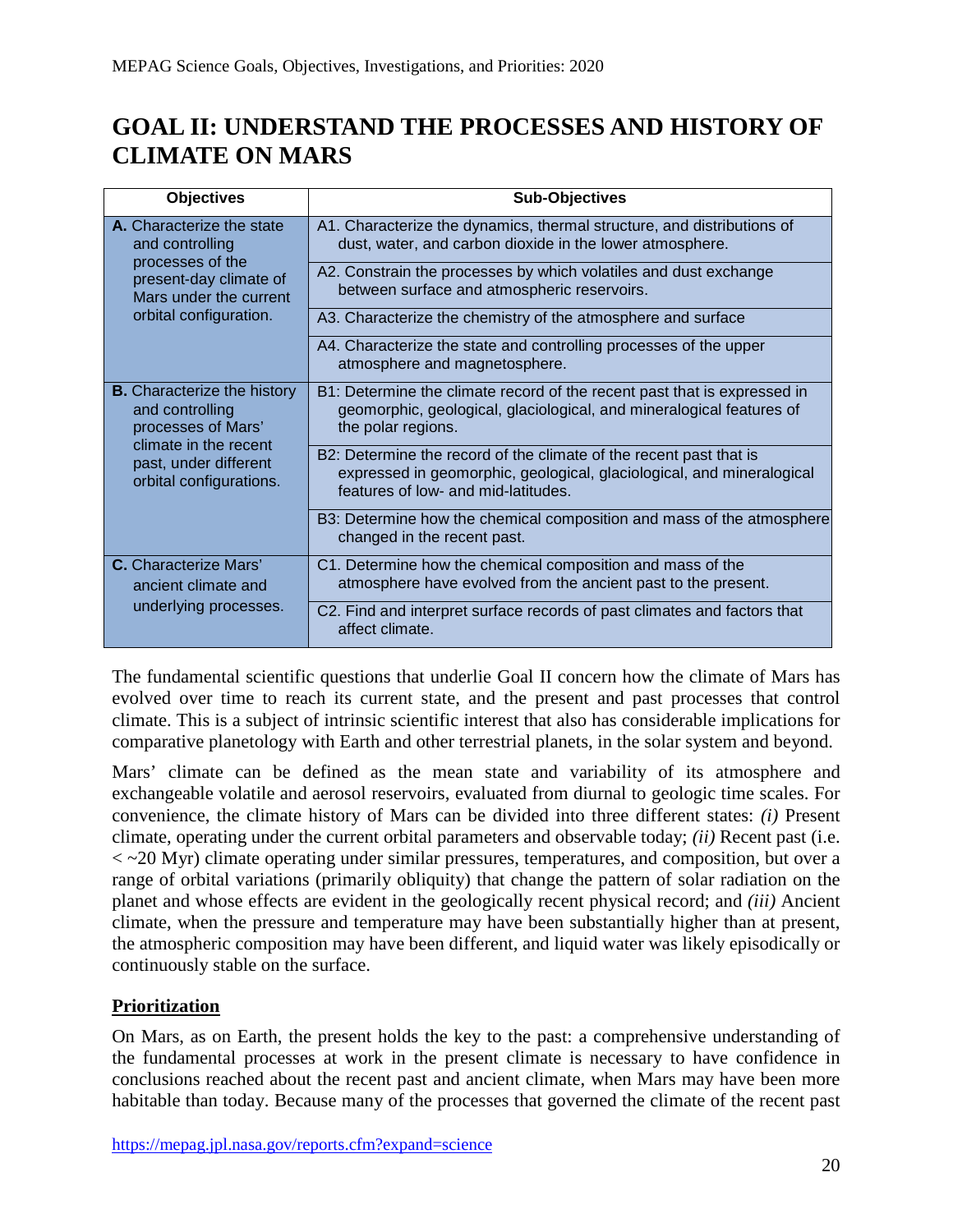# GOAL II: UNDERSTAND THE PROCESSES AND HISTORY OF CLIMATE ON MARS

| Objectives | Sub-Objectives |
|---|---|
| **A.** Characterize the state and controlling processes of the present-day climate of Mars under the current orbital configuration. | A1. Characterize the dynamics, thermal structure, and distributions of dust, water, and carbon dioxide in the lower atmosphere. |
| | A2. Constrain the processes by which volatiles and dust exchange between surface and atmospheric reservoirs. |
| | A3. Characterize the chemistry of the atmosphere and surface |
| | A4. Characterize the state and controlling processes of the upper atmosphere and magnetosphere. |
| **B.** Characterize the history and controlling processes of Mars' climate in the recent past, under different orbital configurations. | B1: Determine the climate record of the recent past that is expressed in geomorphic, geological, glaciological, and mineralogical features of the polar regions. |
| | B2: Determine the record of the climate of the recent past that is expressed in geomorphic, geological, glaciological, and mineralogical features of low- and mid-latitudes. |
| | B3: Determine how the chemical composition and mass of the atmosphere changed in the recent past. |
| **C.** Characterize Mars' ancient climate and underlying processes. | C1. Determine how the chemical composition and mass of the atmosphere have evolved from the ancient past to the present. |
| | C2. Find and interpret surface records of past climates and factors that affect climate. |

The fundamental scientific questions that underlie Goal II concern how the climate of Mars has evolved over time to reach its current state, and the present and past processes that control climate. This is a subject of intrinsic scientific interest that also has considerable implications for comparative planetology with Earth and other terrestrial planets, in the solar system and beyond.

Mars' climate can be defined as the mean state and variability of its atmosphere and exchangeable volatile and aerosol reservoirs, evaluated from diurnal to geologic time scales. For convenience, the climate history of Mars can be divided into three different states: *(i)* Present climate, operating under the current orbital parameters and observable today; *(ii)* Recent past (i.e. < ~20 Myr) climate operating under similar pressures, temperatures, and composition, but over a range of orbital variations (primarily obliquity) that change the pattern of solar radiation on the planet and whose effects are evident in the geologically recent physical record; and *(iii)* Ancient climate, when the pressure and temperature may have been substantially higher than at present, the atmospheric composition may have been different, and liquid water was likely episodically or continuously stable on the surface.

## Prioritization

On Mars, as on Earth, the present holds the key to the past: a comprehensive understanding of the fundamental processes at work in the present climate is necessary to have confidence in conclusions reached about the recent past and ancient climate, when Mars may have been more habitable than today. Because many of the processes that governed the climate of the recent past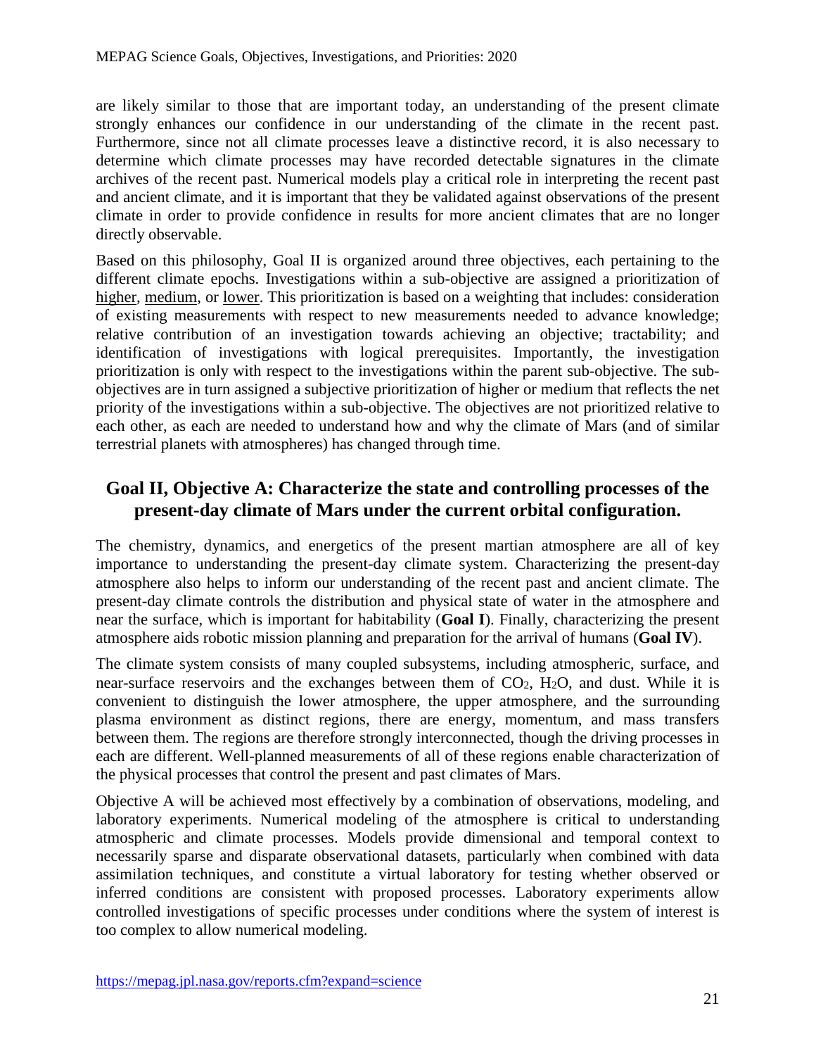are likely similar to those that are important today, an understanding of the present climate strongly enhances our confidence in our understanding of the climate in the recent past. Furthermore, since not all climate processes leave a distinctive record, it is also necessary to determine which climate processes may have recorded detectable signatures in the climate archives of the recent past. Numerical models play a critical role in interpreting the recent past and ancient climate, and it is important that they be validated against observations of the present climate in order to provide confidence in results for more ancient climates that are no longer directly observable.

Based on this philosophy, Goal II is organized around three objectives, each pertaining to the different climate epochs. Investigations within a sub-objective are assigned a prioritization of higher, medium, or lower. This prioritization is based on a weighting that includes: consideration of existing measurements with respect to new measurements needed to advance knowledge; relative contribution of an investigation towards achieving an objective; tractability; and identification of investigations with logical prerequisites. Importantly, the investigation prioritization is only with respect to the investigations within the parent sub-objective. The sub-objectives are in turn assigned a subjective prioritization of higher or medium that reflects the net priority of the investigations within a sub-objective. The objectives are not prioritized relative to each other, as each are needed to understand how and why the climate of Mars (and of similar terrestrial planets with atmospheres) has changed through time.

## Goal II, Objective A: Characterize the state and controlling processes of the present-day climate of Mars under the current orbital configuration.

The chemistry, dynamics, and energetics of the present martian atmosphere are all of key importance to understanding the present-day climate system. Characterizing the present-day atmosphere also helps to inform our understanding of the recent past and ancient climate. The present-day climate controls the distribution and physical state of water in the atmosphere and near the surface, which is important for habitability (**Goal I**). Finally, characterizing the present atmosphere aids robotic mission planning and preparation for the arrival of humans (**Goal IV**).

The climate system consists of many coupled subsystems, including atmospheric, surface, and near-surface reservoirs and the exchanges between them of $CO_2$, $H_2O$, and dust. While it is convenient to distinguish the lower atmosphere, the upper atmosphere, and the surrounding plasma environment as distinct regions, there are energy, momentum, and mass transfers between them. The regions are therefore strongly interconnected, though the driving processes in each are different. Well-planned measurements of all of these regions enable characterization of the physical processes that control the present and past climates of Mars.

Objective A will be achieved most effectively by a combination of observations, modeling, and laboratory experiments. Numerical modeling of the atmosphere is critical to understanding atmospheric and climate processes. Models provide dimensional and temporal context to necessarily sparse and disparate observational datasets, particularly when combined with data assimilation techniques, and constitute a virtual laboratory for testing whether observed or inferred conditions are consistent with proposed processes. Laboratory experiments allow controlled investigations of specific processes under conditions where the system of interest is too complex to allow numerical modeling.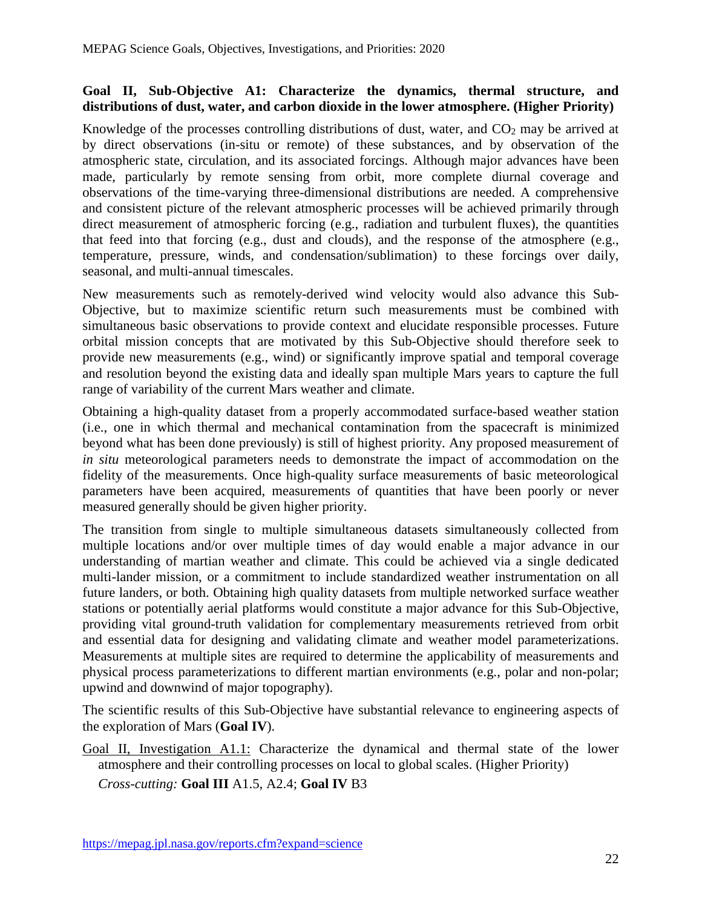**Goal II, Sub-Objective A1: Characterize the dynamics, thermal structure, and distributions of dust, water, and carbon dioxide in the lower atmosphere. (Higher Priority)**

Knowledge of the processes controlling distributions of dust, water, and $CO_2$ may be arrived at by direct observations (in-situ or remote) of these substances, and by observation of the atmospheric state, circulation, and its associated forcings. Although major advances have been made, particularly by remote sensing from orbit, more complete diurnal coverage and observations of the time-varying three-dimensional distributions are needed. A comprehensive and consistent picture of the relevant atmospheric processes will be achieved primarily through direct measurement of atmospheric forcing (e.g., radiation and turbulent fluxes), the quantities that feed into that forcing (e.g., dust and clouds), and the response of the atmosphere (e.g., temperature, pressure, winds, and condensation/sublimation) to these forcings over daily, seasonal, and multi-annual timescales.

New measurements such as remotely-derived wind velocity would also advance this Sub-Objective, but to maximize scientific return such measurements must be combined with simultaneous basic observations to provide context and elucidate responsible processes. Future orbital mission concepts that are motivated by this Sub-Objective should therefore seek to provide new measurements (e.g., wind) or significantly improve spatial and temporal coverage and resolution beyond the existing data and ideally span multiple Mars years to capture the full range of variability of the current Mars weather and climate.

Obtaining a high-quality dataset from a properly accommodated surface-based weather station (i.e., one in which thermal and mechanical contamination from the spacecraft is minimized beyond what has been done previously) is still of highest priority. Any proposed measurement of *in situ* meteorological parameters needs to demonstrate the impact of accommodation on the fidelity of the measurements. Once high-quality surface measurements of basic meteorological parameters have been acquired, measurements of quantities that have been poorly or never measured generally should be given higher priority.

The transition from single to multiple simultaneous datasets simultaneously collected from multiple locations and/or over multiple times of day would enable a major advance in our understanding of martian weather and climate. This could be achieved via a single dedicated multi-lander mission, or a commitment to include standardized weather instrumentation on all future landers, or both. Obtaining high quality datasets from multiple networked surface weather stations or potentially aerial platforms would constitute a major advance for this Sub-Objective, providing vital ground-truth validation for complementary measurements retrieved from orbit and essential data for designing and validating climate and weather model parameterizations. Measurements at multiple sites are required to determine the applicability of measurements and physical process parameterizations to different martian environments (e.g., polar and non-polar; upwind and downwind of major topography).

The scientific results of this Sub-Objective have substantial relevance to engineering aspects of the exploration of Mars (**Goal IV**).

Goal II, Investigation A1.1: Characterize the dynamical and thermal state of the lower atmosphere and their controlling processes on local to global scales. (Higher Priority)

*Cross-cutting:* **Goal III** A1.5, A2.4; **Goal IV** B3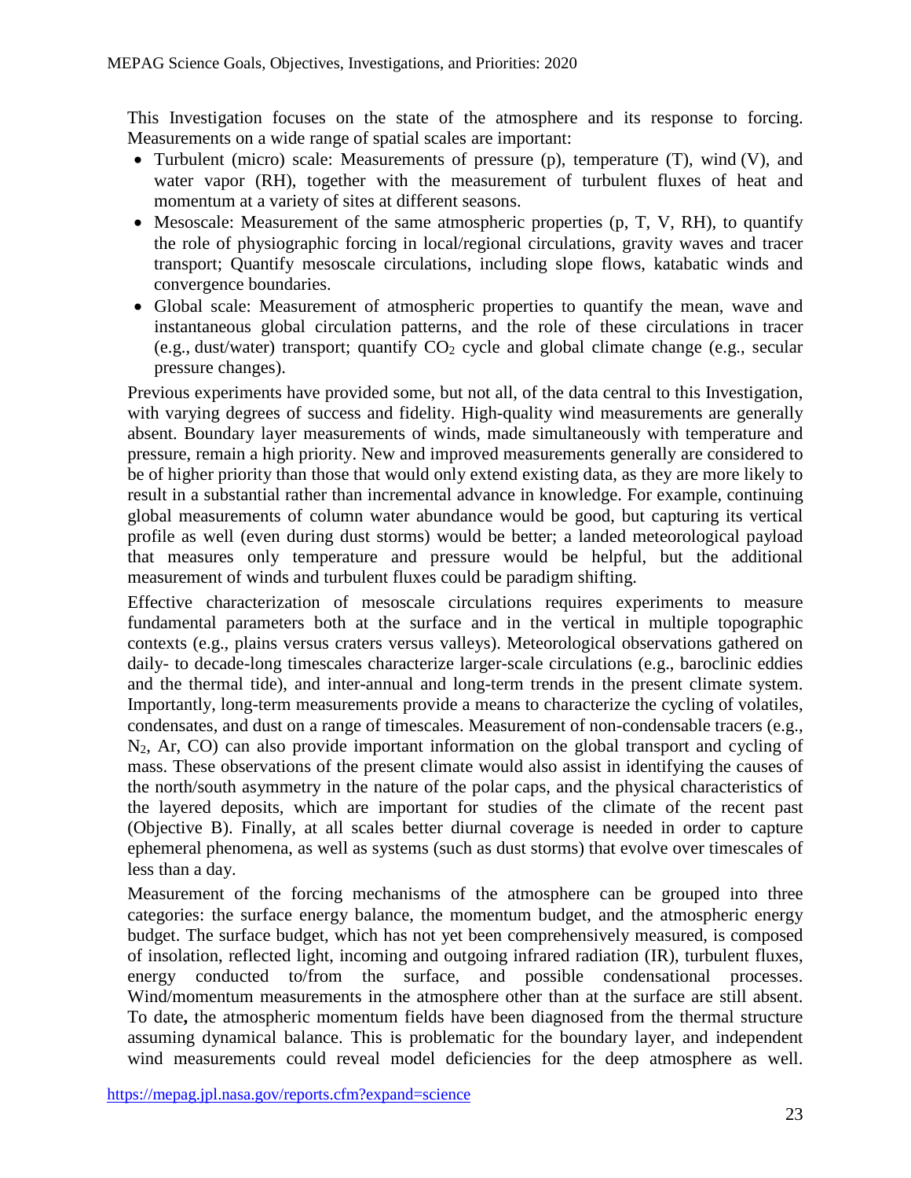This Investigation focuses on the state of the atmosphere and its response to forcing. Measurements on a wide range of spatial scales are important:

- Turbulent (micro) scale: Measurements of pressure (p), temperature (T), wind (V), and water vapor (RH), together with the measurement of turbulent fluxes of heat and momentum at a variety of sites at different seasons.
- Mesoscale: Measurement of the same atmospheric properties (p, T, V, RH), to quantify the role of physiographic forcing in local/regional circulations, gravity waves and tracer transport; Quantify mesoscale circulations, including slope flows, katabatic winds and convergence boundaries.
- Global scale: Measurement of atmospheric properties to quantify the mean, wave and instantaneous global circulation patterns, and the role of these circulations in tracer (e.g., dust/water) transport; quantify $CO_2$ cycle and global climate change (e.g., secular pressure changes).

Previous experiments have provided some, but not all, of the data central to this Investigation, with varying degrees of success and fidelity. High-quality wind measurements are generally absent. Boundary layer measurements of winds, made simultaneously with temperature and pressure, remain a high priority. New and improved measurements generally are considered to be of higher priority than those that would only extend existing data, as they are more likely to result in a substantial rather than incremental advance in knowledge. For example, continuing global measurements of column water abundance would be good, but capturing its vertical profile as well (even during dust storms) would be better; a landed meteorological payload that measures only temperature and pressure would be helpful, but the additional measurement of winds and turbulent fluxes could be paradigm shifting.

Effective characterization of mesoscale circulations requires experiments to measure fundamental parameters both at the surface and in the vertical in multiple topographic contexts (e.g., plains versus craters versus valleys). Meteorological observations gathered on daily- to decade-long timescales characterize larger-scale circulations (e.g., baroclinic eddies and the thermal tide), and inter-annual and long-term trends in the present climate system. Importantly, long-term measurements provide a means to characterize the cycling of volatiles, condensates, and dust on a range of timescales. Measurement of non-condensable tracers (e.g., $N_2$, Ar, CO) can also provide important information on the global transport and cycling of mass. These observations of the present climate would also assist in identifying the causes of the north/south asymmetry in the nature of the polar caps, and the physical characteristics of the layered deposits, which are important for studies of the climate of the recent past (Objective B). Finally, at all scales better diurnal coverage is needed in order to capture ephemeral phenomena, as well as systems (such as dust storms) that evolve over timescales of less than a day.

Measurement of the forcing mechanisms of the atmosphere can be grouped into three categories: the surface energy balance, the momentum budget, and the atmospheric energy budget. The surface budget, which has not yet been comprehensively measured, is composed of insolation, reflected light, incoming and outgoing infrared radiation (IR), turbulent fluxes, energy conducted to/from the surface, and possible condensational processes. Wind/momentum measurements in the atmosphere other than at the surface are still absent. To date**,** the atmospheric momentum fields have been diagnosed from the thermal structure assuming dynamical balance. This is problematic for the boundary layer, and independent wind measurements could reveal model deficiencies for the deep atmosphere as well.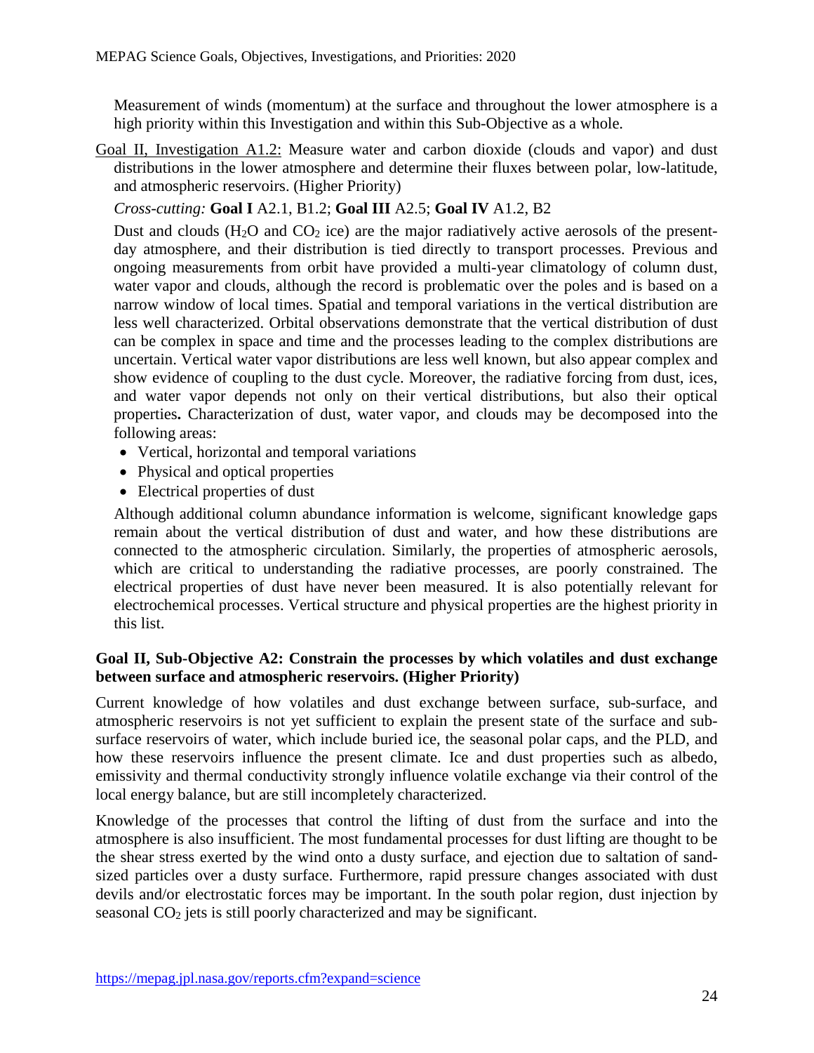Measurement of winds (momentum) at the surface and throughout the lower atmosphere is a high priority within this Investigation and within this Sub-Objective as a whole.

Goal II, Investigation A1.2: Measure water and carbon dioxide (clouds and vapor) and dust distributions in the lower atmosphere and determine their fluxes between polar, low-latitude, and atmospheric reservoirs. (Higher Priority)

*Cross-cutting:* **Goal I** A2.1, B1.2; **Goal III** A2.5; **Goal IV** A1.2, B2

Dust and clouds ($H_2O$ and $CO_2$ ice) are the major radiatively active aerosols of the present-day atmosphere, and their distribution is tied directly to transport processes. Previous and ongoing measurements from orbit have provided a multi-year climatology of column dust, water vapor and clouds, although the record is problematic over the poles and is based on a narrow window of local times. Spatial and temporal variations in the vertical distribution are less well characterized. Orbital observations demonstrate that the vertical distribution of dust can be complex in space and time and the processes leading to the complex distributions are uncertain. Vertical water vapor distributions are less well known, but also appear complex and show evidence of coupling to the dust cycle. Moreover, the radiative forcing from dust, ices, and water vapor depends not only on their vertical distributions, but also their optical properties**.** Characterization of dust, water vapor, and clouds may be decomposed into the following areas:

- Vertical, horizontal and temporal variations
- Physical and optical properties
- Electrical properties of dust

Although additional column abundance information is welcome, significant knowledge gaps remain about the vertical distribution of dust and water, and how these distributions are connected to the atmospheric circulation. Similarly, the properties of atmospheric aerosols, which are critical to understanding the radiative processes, are poorly constrained. The electrical properties of dust have never been measured. It is also potentially relevant for electrochemical processes. Vertical structure and physical properties are the highest priority in this list.

### Goal II, Sub-Objective A2: Constrain the processes by which volatiles and dust exchange between surface and atmospheric reservoirs. (Higher Priority)

Current knowledge of how volatiles and dust exchange between surface, sub-surface, and atmospheric reservoirs is not yet sufficient to explain the present state of the surface and sub-surface reservoirs of water, which include buried ice, the seasonal polar caps, and the PLD, and how these reservoirs influence the present climate. Ice and dust properties such as albedo, emissivity and thermal conductivity strongly influence volatile exchange via their control of the local energy balance, but are still incompletely characterized.

Knowledge of the processes that control the lifting of dust from the surface and into the atmosphere is also insufficient. The most fundamental processes for dust lifting are thought to be the shear stress exerted by the wind onto a dusty surface, and ejection due to saltation of sand-sized particles over a dusty surface. Furthermore, rapid pressure changes associated with dust devils and/or electrostatic forces may be important. In the south polar region, dust injection by seasonal $CO_2$ jets is still poorly characterized and may be significant.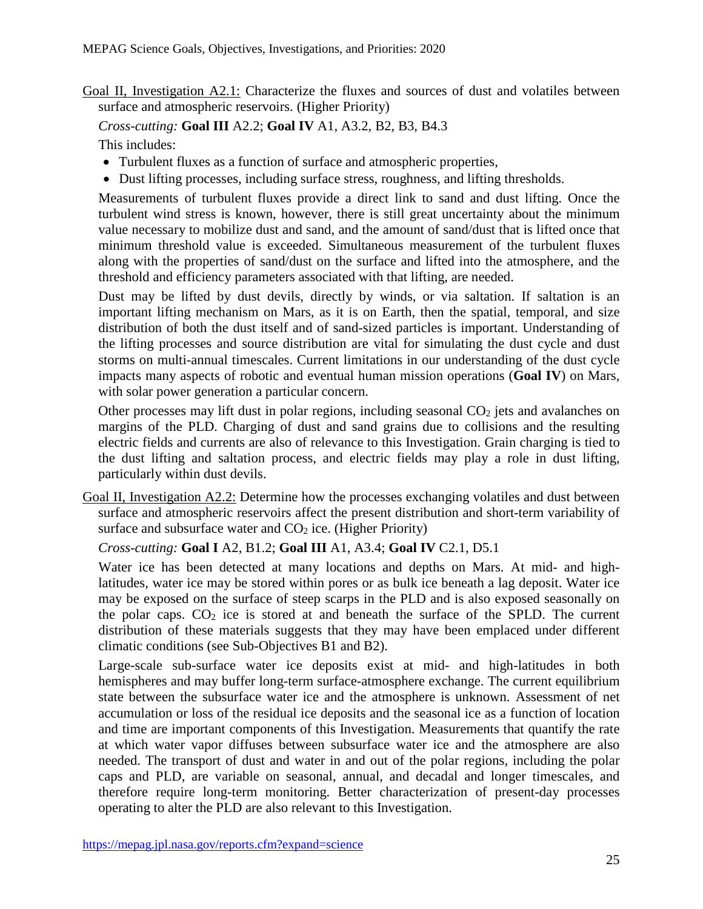Goal II, Investigation A2.1: Characterize the fluxes and sources of dust and volatiles between surface and atmospheric reservoirs. (Higher Priority)

*Cross-cutting:* **Goal III** A2.2; **Goal IV** A1, A3.2, B2, B3, B4.3

This includes:

- Turbulent fluxes as a function of surface and atmospheric properties,
- Dust lifting processes, including surface stress, roughness, and lifting thresholds.

Measurements of turbulent fluxes provide a direct link to sand and dust lifting. Once the turbulent wind stress is known, however, there is still great uncertainty about the minimum value necessary to mobilize dust and sand, and the amount of sand/dust that is lifted once that minimum threshold value is exceeded. Simultaneous measurement of the turbulent fluxes along with the properties of sand/dust on the surface and lifted into the atmosphere, and the threshold and efficiency parameters associated with that lifting, are needed.

Dust may be lifted by dust devils, directly by winds, or via saltation. If saltation is an important lifting mechanism on Mars, as it is on Earth, then the spatial, temporal, and size distribution of both the dust itself and of sand-sized particles is important. Understanding of the lifting processes and source distribution are vital for simulating the dust cycle and dust storms on multi-annual timescales. Current limitations in our understanding of the dust cycle impacts many aspects of robotic and eventual human mission operations (**Goal IV**) on Mars, with solar power generation a particular concern.

Other processes may lift dust in polar regions, including seasonal $CO_2$ jets and avalanches on margins of the PLD. Charging of dust and sand grains due to collisions and the resulting electric fields and currents are also of relevance to this Investigation. Grain charging is tied to the dust lifting and saltation process, and electric fields may play a role in dust lifting, particularly within dust devils.

Goal II, Investigation A2.2: Determine how the processes exchanging volatiles and dust between surface and atmospheric reservoirs affect the present distribution and short-term variability of surface and subsurface water and $CO_2$ ice. (Higher Priority)

*Cross-cutting:* **Goal I** A2, B1.2; **Goal III** A1, A3.4; **Goal IV** C2.1, D5.1

Water ice has been detected at many locations and depths on Mars. At mid- and high-latitudes, water ice may be stored within pores or as bulk ice beneath a lag deposit. Water ice may be exposed on the surface of steep scarps in the PLD and is also exposed seasonally on the polar caps. $CO_2$ ice is stored at and beneath the surface of the SPLD. The current distribution of these materials suggests that they may have been emplaced under different climatic conditions (see Sub-Objectives B1 and B2).

Large-scale sub-surface water ice deposits exist at mid- and high-latitudes in both hemispheres and may buffer long-term surface-atmosphere exchange. The current equilibrium state between the subsurface water ice and the atmosphere is unknown. Assessment of net accumulation or loss of the residual ice deposits and the seasonal ice as a function of location and time are important components of this Investigation. Measurements that quantify the rate at which water vapor diffuses between subsurface water ice and the atmosphere are also needed. The transport of dust and water in and out of the polar regions, including the polar caps and PLD, are variable on seasonal, annual, and decadal and longer timescales, and therefore require long-term monitoring. Better characterization of present-day processes operating to alter the PLD are also relevant to this Investigation.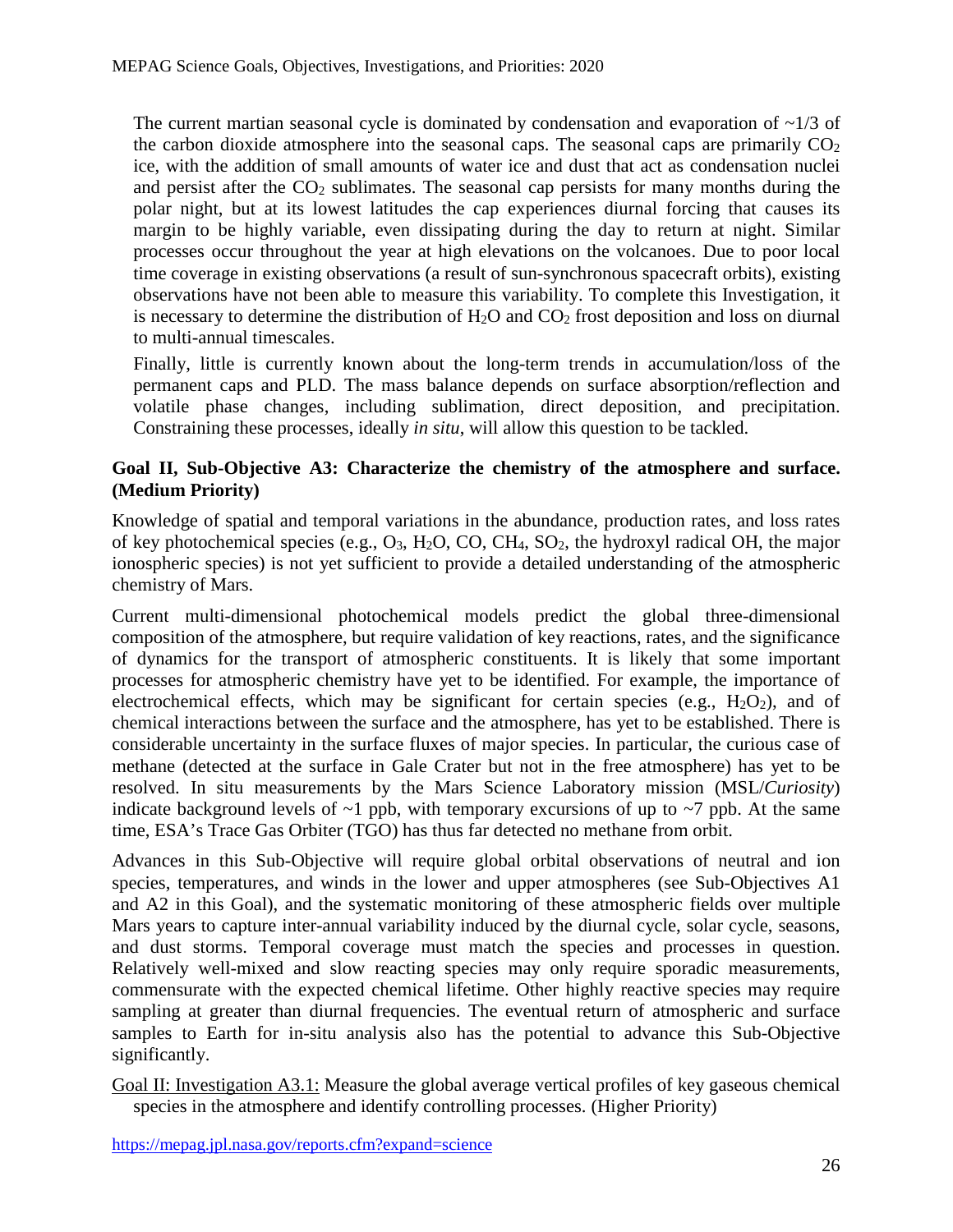The current martian seasonal cycle is dominated by condensation and evaporation of ~1/3 of the carbon dioxide atmosphere into the seasonal caps. The seasonal caps are primarily $CO_2$ ice, with the addition of small amounts of water ice and dust that act as condensation nuclei and persist after the $CO_2$ sublimates. The seasonal cap persists for many months during the polar night, but at its lowest latitudes the cap experiences diurnal forcing that causes its margin to be highly variable, even dissipating during the day to return at night. Similar processes occur throughout the year at high elevations on the volcanoes. Due to poor local time coverage in existing observations (a result of sun-synchronous spacecraft orbits), existing observations have not been able to measure this variability. To complete this Investigation, it is necessary to determine the distribution of $H_2O$ and $CO_2$ frost deposition and loss on diurnal to multi-annual timescales.

Finally, little is currently known about the long-term trends in accumulation/loss of the permanent caps and PLD. The mass balance depends on surface absorption/reflection and volatile phase changes, including sublimation, direct deposition, and precipitation. Constraining these processes, ideally *in situ*, will allow this question to be tackled.

**Goal II, Sub-Objective A3: Characterize the chemistry of the atmosphere and surface. (Medium Priority)**

Knowledge of spatial and temporal variations in the abundance, production rates, and loss rates of key photochemical species (e.g., $O_3$, $H_2O$, CO, $CH_4$, $SO_2$, the hydroxyl radical OH, the major ionospheric species) is not yet sufficient to provide a detailed understanding of the atmospheric chemistry of Mars.

Current multi-dimensional photochemical models predict the global three-dimensional composition of the atmosphere, but require validation of key reactions, rates, and the significance of dynamics for the transport of atmospheric constituents. It is likely that some important processes for atmospheric chemistry have yet to be identified. For example, the importance of electrochemical effects, which may be significant for certain species (e.g., $H_2O_2$), and of chemical interactions between the surface and the atmosphere, has yet to be established. There is considerable uncertainty in the surface fluxes of major species. In particular, the curious case of methane (detected at the surface in Gale Crater but not in the free atmosphere) has yet to be resolved. In situ measurements by the Mars Science Laboratory mission (MSL/*Curiosity*) indicate background levels of ~1 ppb, with temporary excursions of up to ~7 ppb. At the same time, ESA's Trace Gas Orbiter (TGO) has thus far detected no methane from orbit.

Advances in this Sub-Objective will require global orbital observations of neutral and ion species, temperatures, and winds in the lower and upper atmospheres (see Sub-Objectives A1 and A2 in this Goal), and the systematic monitoring of these atmospheric fields over multiple Mars years to capture inter-annual variability induced by the diurnal cycle, solar cycle, seasons, and dust storms. Temporal coverage must match the species and processes in question. Relatively well-mixed and slow reacting species may only require sporadic measurements, commensurate with the expected chemical lifetime. Other highly reactive species may require sampling at greater than diurnal frequencies. The eventual return of atmospheric and surface samples to Earth for in-situ analysis also has the potential to advance this Sub-Objective significantly.

Goal II: Investigation A3.1: Measure the global average vertical profiles of key gaseous chemical species in the atmosphere and identify controlling processes. (Higher Priority)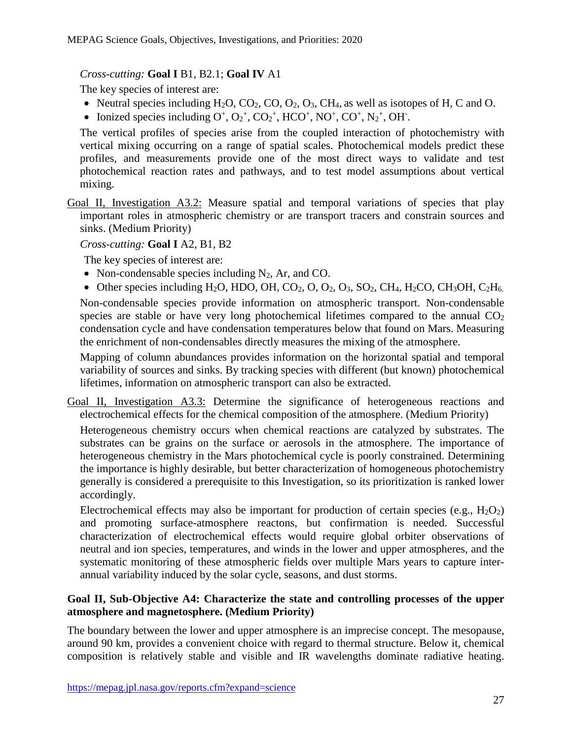*Cross-cutting:* **Goal I** B1, B2.1; **Goal IV** A1

The key species of interest are:

- Neutral species including $H_2O$, $CO_2$, CO, $O_2$, $O_3$, $CH_4$, as well as isotopes of H, C and O.
- Ionized species including $O^+$, $O_2^+$, $CO_2^+$, $HCO^+$, $NO^+$, $CO^+$, $N_2^+$, $OH^-$.

The vertical profiles of species arise from the coupled interaction of photochemistry with vertical mixing occurring on a range of spatial scales. Photochemical models predict these profiles, and measurements provide one of the most direct ways to validate and test photochemical reaction rates and pathways, and to test model assumptions about vertical mixing.

Goal II, Investigation A3.2: Measure spatial and temporal variations of species that play important roles in atmospheric chemistry or are transport tracers and constrain sources and sinks. (Medium Priority)

*Cross-cutting:* **Goal I** A2, B1, B2

The key species of interest are:

- Non-condensable species including $N_2$, Ar, and CO.
- Other species including $H_2O$, HDO, OH, $CO_2$, O, $O_2$, $O_3$, $SO_2$, $CH_4$, $H_2CO$, $CH_3OH$, $C_2H_6$.

Non-condensable species provide information on atmospheric transport. Non-condensable species are stable or have very long photochemical lifetimes compared to the annual $CO_2$ condensation cycle and have condensation temperatures below that found on Mars. Measuring the enrichment of non-condensables directly measures the mixing of the atmosphere.

Mapping of column abundances provides information on the horizontal spatial and temporal variability of sources and sinks. By tracking species with different (but known) photochemical lifetimes, information on atmospheric transport can also be extracted.

Goal II, Investigation A3.3: Determine the significance of heterogeneous reactions and electrochemical effects for the chemical composition of the atmosphere. (Medium Priority)

Heterogeneous chemistry occurs when chemical reactions are catalyzed by substrates. The substrates can be grains on the surface or aerosols in the atmosphere. The importance of heterogeneous chemistry in the Mars photochemical cycle is poorly constrained. Determining the importance is highly desirable, but better characterization of homogeneous photochemistry generally is considered a prerequisite to this Investigation, so its prioritization is ranked lower accordingly.

Electrochemical effects may also be important for production of certain species (e.g., $H_2O_2$) and promoting surface-atmosphere reactons, but confirmation is needed. Successful characterization of electrochemical effects would require global orbiter observations of neutral and ion species, temperatures, and winds in the lower and upper atmospheres, and the systematic monitoring of these atmospheric fields over multiple Mars years to capture inter-annual variability induced by the solar cycle, seasons, and dust storms.

**Goal II, Sub-Objective A4: Characterize the state and controlling processes of the upper atmosphere and magnetosphere. (Medium Priority)**

The boundary between the lower and upper atmosphere is an imprecise concept. The mesopause, around 90 km, provides a convenient choice with regard to thermal structure. Below it, chemical composition is relatively stable and visible and IR wavelengths dominate radiative heating.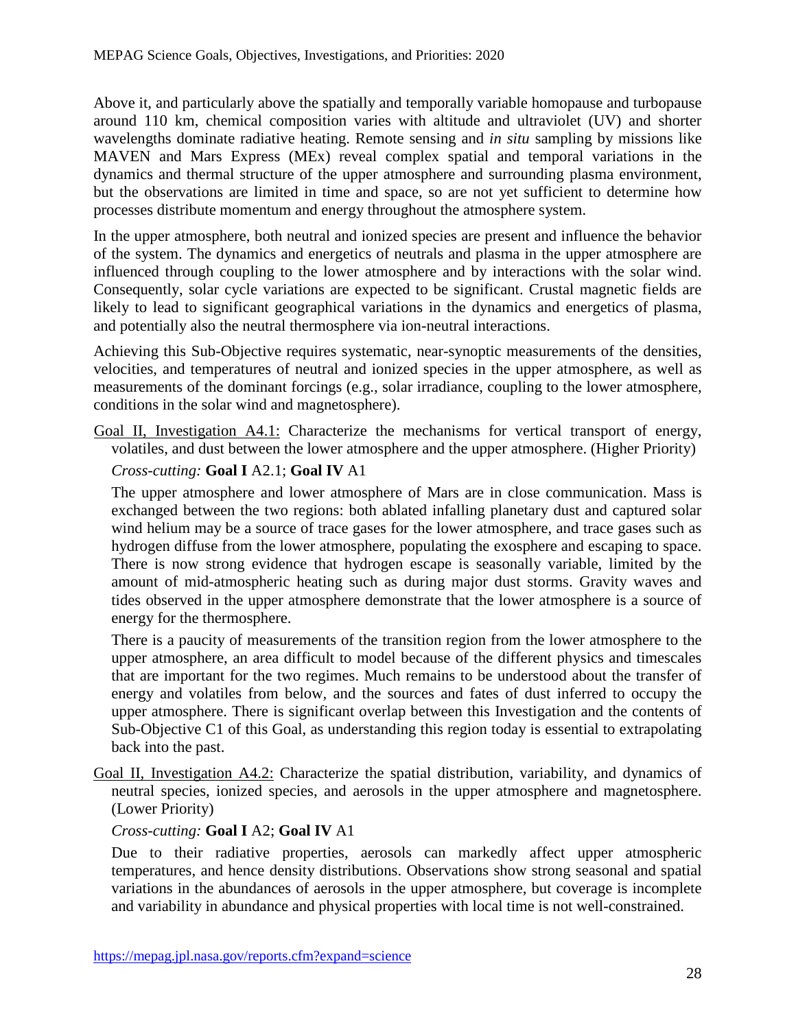Above it, and particularly above the spatially and temporally variable homopause and turbopause around 110 km, chemical composition varies with altitude and ultraviolet (UV) and shorter wavelengths dominate radiative heating. Remote sensing and *in situ* sampling by missions like MAVEN and Mars Express (MEx) reveal complex spatial and temporal variations in the dynamics and thermal structure of the upper atmosphere and surrounding plasma environment, but the observations are limited in time and space, so are not yet sufficient to determine how processes distribute momentum and energy throughout the atmosphere system.

In the upper atmosphere, both neutral and ionized species are present and influence the behavior of the system. The dynamics and energetics of neutrals and plasma in the upper atmosphere are influenced through coupling to the lower atmosphere and by interactions with the solar wind. Consequently, solar cycle variations are expected to be significant. Crustal magnetic fields are likely to lead to significant geographical variations in the dynamics and energetics of plasma, and potentially also the neutral thermosphere via ion-neutral interactions.

Achieving this Sub-Objective requires systematic, near-synoptic measurements of the densities, velocities, and temperatures of neutral and ionized species in the upper atmosphere, as well as measurements of the dominant forcings (e.g., solar irradiance, coupling to the lower atmosphere, conditions in the solar wind and magnetosphere).

Goal II, Investigation A4.1: Characterize the mechanisms for vertical transport of energy, volatiles, and dust between the lower atmosphere and the upper atmosphere. (Higher Priority)

*Cross-cutting:* **Goal I** A2.1; **Goal IV** A1

The upper atmosphere and lower atmosphere of Mars are in close communication. Mass is exchanged between the two regions: both ablated infalling planetary dust and captured solar wind helium may be a source of trace gases for the lower atmosphere, and trace gases such as hydrogen diffuse from the lower atmosphere, populating the exosphere and escaping to space. There is now strong evidence that hydrogen escape is seasonally variable, limited by the amount of mid-atmospheric heating such as during major dust storms. Gravity waves and tides observed in the upper atmosphere demonstrate that the lower atmosphere is a source of energy for the thermosphere.

There is a paucity of measurements of the transition region from the lower atmosphere to the upper atmosphere, an area difficult to model because of the different physics and timescales that are important for the two regimes. Much remains to be understood about the transfer of energy and volatiles from below, and the sources and fates of dust inferred to occupy the upper atmosphere. There is significant overlap between this Investigation and the contents of Sub-Objective C1 of this Goal, as understanding this region today is essential to extrapolating back into the past.

Goal II, Investigation A4.2: Characterize the spatial distribution, variability, and dynamics of neutral species, ionized species, and aerosols in the upper atmosphere and magnetosphere. (Lower Priority)

*Cross-cutting:* **Goal I** A2; **Goal IV** A1

Due to their radiative properties, aerosols can markedly affect upper atmospheric temperatures, and hence density distributions. Observations show strong seasonal and spatial variations in the abundances of aerosols in the upper atmosphere, but coverage is incomplete and variability in abundance and physical properties with local time is not well-constrained.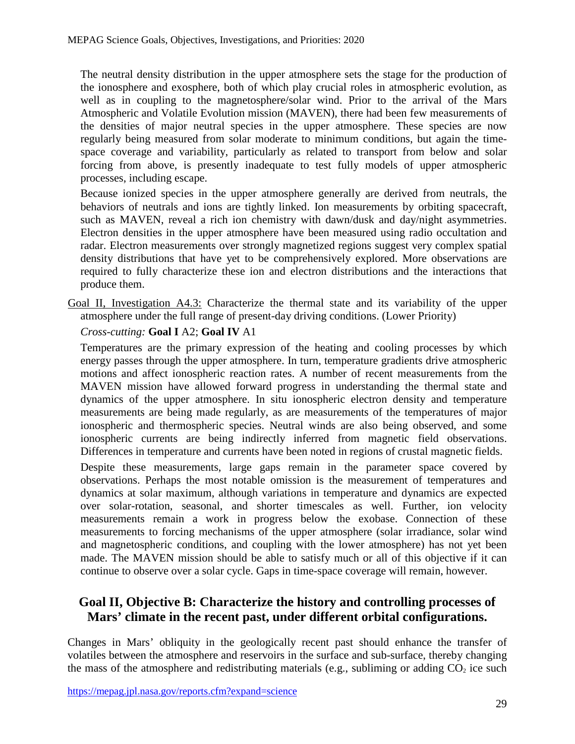The neutral density distribution in the upper atmosphere sets the stage for the production of the ionosphere and exosphere, both of which play crucial roles in atmospheric evolution, as well as in coupling to the magnetosphere/solar wind. Prior to the arrival of the Mars Atmospheric and Volatile Evolution mission (MAVEN), there had been few measurements of the densities of major neutral species in the upper atmosphere. These species are now regularly being measured from solar moderate to minimum conditions, but again the time-space coverage and variability, particularly as related to transport from below and solar forcing from above, is presently inadequate to test fully models of upper atmospheric processes, including escape.

Because ionized species in the upper atmosphere generally are derived from neutrals, the behaviors of neutrals and ions are tightly linked. Ion measurements by orbiting spacecraft, such as MAVEN, reveal a rich ion chemistry with dawn/dusk and day/night asymmetries. Electron densities in the upper atmosphere have been measured using radio occultation and radar. Electron measurements over strongly magnetized regions suggest very complex spatial density distributions that have yet to be comprehensively explored. More observations are required to fully characterize these ion and electron distributions and the interactions that produce them.

<u>Goal II, Investigation A4.3:</u> Characterize the thermal state and its variability of the upper atmosphere under the full range of present-day driving conditions. (Lower Priority)

*Cross-cutting:* **Goal I** A2; **Goal IV** A1

Temperatures are the primary expression of the heating and cooling processes by which energy passes through the upper atmosphere. In turn, temperature gradients drive atmospheric motions and affect ionospheric reaction rates. A number of recent measurements from the MAVEN mission have allowed forward progress in understanding the thermal state and dynamics of the upper atmosphere. In situ ionospheric electron density and temperature measurements are being made regularly, as are measurements of the temperatures of major ionospheric and thermospheric species. Neutral winds are also being observed, and some ionospheric currents are being indirectly inferred from magnetic field observations. Differences in temperature and currents have been noted in regions of crustal magnetic fields.

Despite these measurements, large gaps remain in the parameter space covered by observations. Perhaps the most notable omission is the measurement of temperatures and dynamics at solar maximum, although variations in temperature and dynamics are expected over solar-rotation, seasonal, and shorter timescales as well. Further, ion velocity measurements remain a work in progress below the exobase. Connection of these measurements to forcing mechanisms of the upper atmosphere (solar irradiance, solar wind and magnetospheric conditions, and coupling with the lower atmosphere) has not yet been made. The MAVEN mission should be able to satisfy much or all of this objective if it can continue to observe over a solar cycle. Gaps in time-space coverage will remain, however.

## Goal II, Objective B: Characterize the history and controlling processes of Mars' climate in the recent past, under different orbital configurations.

Changes in Mars' obliquity in the geologically recent past should enhance the transfer of volatiles between the atmosphere and reservoirs in the surface and sub-surface, thereby changing the mass of the atmosphere and redistributing materials (e.g., subliming or adding $CO_2$ ice such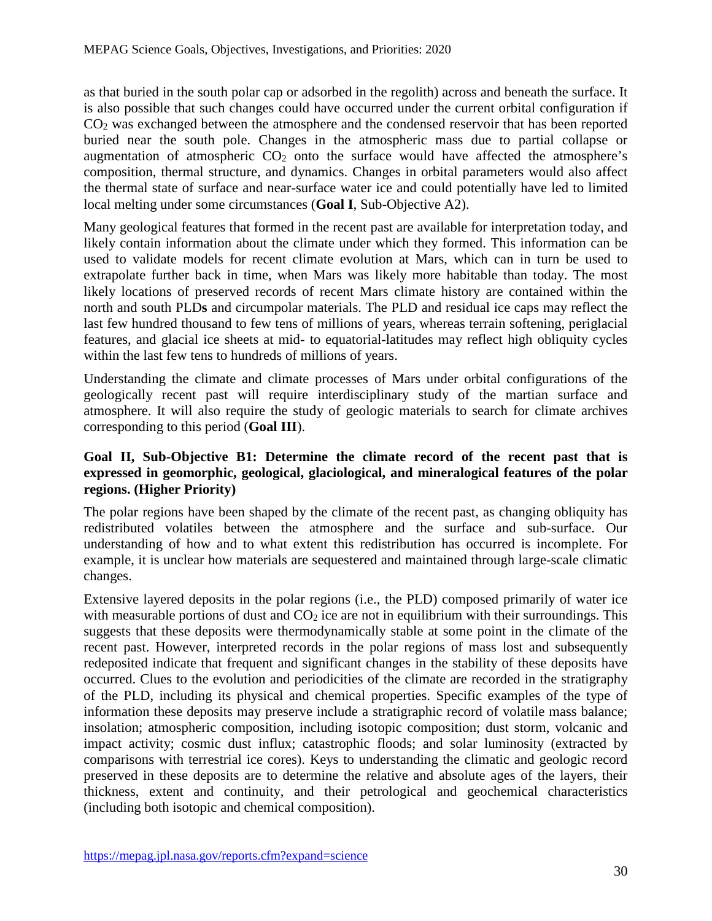as that buried in the south polar cap or adsorbed in the regolith) across and beneath the surface. It is also possible that such changes could have occurred under the current orbital configuration if $CO_2$ was exchanged between the atmosphere and the condensed reservoir that has been reported buried near the south pole. Changes in the atmospheric mass due to partial collapse or augmentation of atmospheric $CO_2$ onto the surface would have affected the atmosphere's composition, thermal structure, and dynamics. Changes in orbital parameters would also affect the thermal state of surface and near-surface water ice and could potentially have led to limited local melting under some circumstances (**Goal I**, Sub-Objective A2).

Many geological features that formed in the recent past are available for interpretation today, and likely contain information about the climate under which they formed. This information can be used to validate models for recent climate evolution at Mars, which can in turn be used to extrapolate further back in time, when Mars was likely more habitable than today. The most likely locations of preserved records of recent Mars climate history are contained within the north and south PLD**s** and circumpolar materials. The PLD and residual ice caps may reflect the last few hundred thousand to few tens of millions of years, whereas terrain softening, periglacial features, and glacial ice sheets at mid- to equatorial-latitudes may reflect high obliquity cycles within the last few tens to hundreds of millions of years.

Understanding the climate and climate processes of Mars under orbital configurations of the geologically recent past will require interdisciplinary study of the martian surface and atmosphere. It will also require the study of geologic materials to search for climate archives corresponding to this period (**Goal III**).

### Goal II, Sub-Objective B1: Determine the climate record of the recent past that is expressed in geomorphic, geological, glaciological, and mineralogical features of the polar regions. (Higher Priority)

The polar regions have been shaped by the climate of the recent past, as changing obliquity has redistributed volatiles between the atmosphere and the surface and sub-surface. Our understanding of how and to what extent this redistribution has occurred is incomplete. For example, it is unclear how materials are sequestered and maintained through large-scale climatic changes.

Extensive layered deposits in the polar regions (i.e., the PLD) composed primarily of water ice with measurable portions of dust and $CO_2$ ice are not in equilibrium with their surroundings. This suggests that these deposits were thermodynamically stable at some point in the climate of the recent past. However, interpreted records in the polar regions of mass lost and subsequently redeposited indicate that frequent and significant changes in the stability of these deposits have occurred. Clues to the evolution and periodicities of the climate are recorded in the stratigraphy of the PLD, including its physical and chemical properties. Specific examples of the type of information these deposits may preserve include a stratigraphic record of volatile mass balance; insolation; atmospheric composition, including isotopic composition; dust storm, volcanic and impact activity; cosmic dust influx; catastrophic floods; and solar luminosity (extracted by comparisons with terrestrial ice cores). Keys to understanding the climatic and geologic record preserved in these deposits are to determine the relative and absolute ages of the layers, their thickness, extent and continuity, and their petrological and geochemical characteristics (including both isotopic and chemical composition).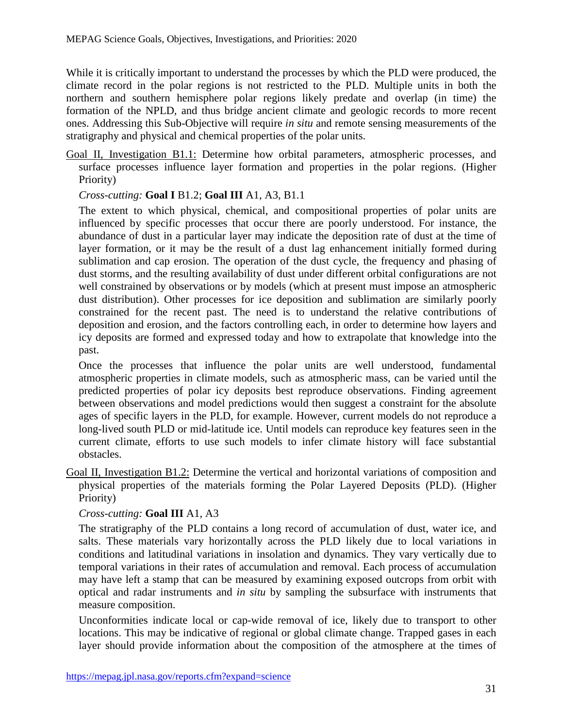While it is critically important to understand the processes by which the PLD were produced, the climate record in the polar regions is not restricted to the PLD. Multiple units in both the northern and southern hemisphere polar regions likely predate and overlap (in time) the formation of the NPLD, and thus bridge ancient climate and geologic records to more recent ones. Addressing this Sub-Objective will require *in situ* and remote sensing measurements of the stratigraphy and physical and chemical properties of the polar units.

Goal II, Investigation B1.1: Determine how orbital parameters, atmospheric processes, and surface processes influence layer formation and properties in the polar regions. (Higher Priority)

*Cross-cutting:* **Goal I** B1.2; **Goal III** A1, A3, B1.1

The extent to which physical, chemical, and compositional properties of polar units are influenced by specific processes that occur there are poorly understood. For instance, the abundance of dust in a particular layer may indicate the deposition rate of dust at the time of layer formation, or it may be the result of a dust lag enhancement initially formed during sublimation and cap erosion. The operation of the dust cycle, the frequency and phasing of dust storms, and the resulting availability of dust under different orbital configurations are not well constrained by observations or by models (which at present must impose an atmospheric dust distribution). Other processes for ice deposition and sublimation are similarly poorly constrained for the recent past. The need is to understand the relative contributions of deposition and erosion, and the factors controlling each, in order to determine how layers and icy deposits are formed and expressed today and how to extrapolate that knowledge into the past.

Once the processes that influence the polar units are well understood, fundamental atmospheric properties in climate models, such as atmospheric mass, can be varied until the predicted properties of polar icy deposits best reproduce observations. Finding agreement between observations and model predictions would then suggest a constraint for the absolute ages of specific layers in the PLD, for example. However, current models do not reproduce a long-lived south PLD or mid-latitude ice. Until models can reproduce key features seen in the current climate, efforts to use such models to infer climate history will face substantial obstacles.

Goal II, Investigation B1.2: Determine the vertical and horizontal variations of composition and physical properties of the materials forming the Polar Layered Deposits (PLD). (Higher Priority)

*Cross-cutting:* **Goal III** A1, A3

The stratigraphy of the PLD contains a long record of accumulation of dust, water ice, and salts. These materials vary horizontally across the PLD likely due to local variations in conditions and latitudinal variations in insolation and dynamics. They vary vertically due to temporal variations in their rates of accumulation and removal. Each process of accumulation may have left a stamp that can be measured by examining exposed outcrops from orbit with optical and radar instruments and *in situ* by sampling the subsurface with instruments that measure composition.

Unconformities indicate local or cap-wide removal of ice, likely due to transport to other locations. This may be indicative of regional or global climate change. Trapped gases in each layer should provide information about the composition of the atmosphere at the times of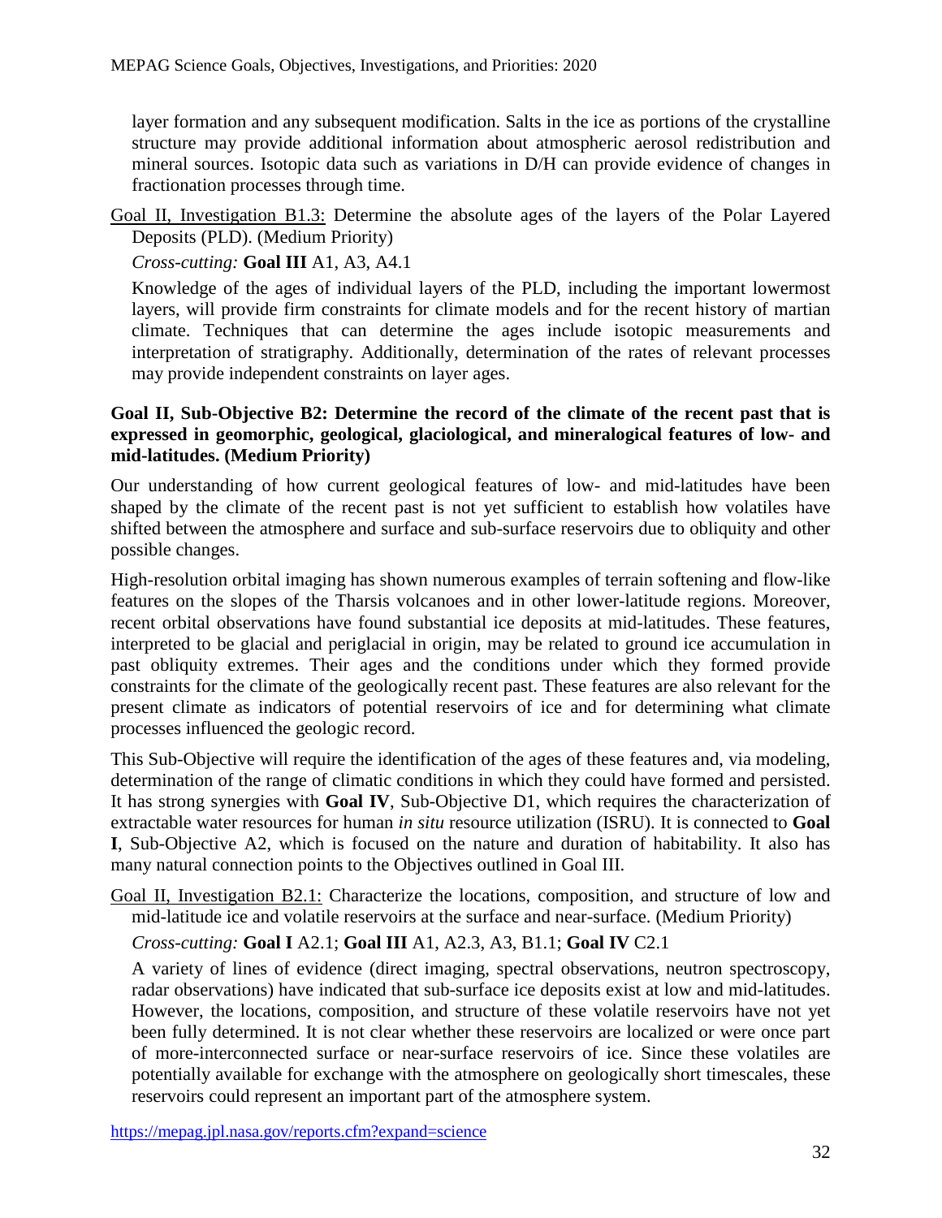layer formation and any subsequent modification. Salts in the ice as portions of the crystalline structure may provide additional information about atmospheric aerosol redistribution and mineral sources. Isotopic data such as variations in D/H can provide evidence of changes in fractionation processes through time.

Goal II, Investigation B1.3: Determine the absolute ages of the layers of the Polar Layered Deposits (PLD). (Medium Priority)

*Cross-cutting:* **Goal III** A1, A3, A4.1

Knowledge of the ages of individual layers of the PLD, including the important lowermost layers, will provide firm constraints for climate models and for the recent history of martian climate. Techniques that can determine the ages include isotopic measurements and interpretation of stratigraphy. Additionally, determination of the rates of relevant processes may provide independent constraints on layer ages.

**Goal II, Sub-Objective B2: Determine the record of the climate of the recent past that is expressed in geomorphic, geological, glaciological, and mineralogical features of low- and mid-latitudes. (Medium Priority)**

Our understanding of how current geological features of low- and mid-latitudes have been shaped by the climate of the recent past is not yet sufficient to establish how volatiles have shifted between the atmosphere and surface and sub-surface reservoirs due to obliquity and other possible changes.

High-resolution orbital imaging has shown numerous examples of terrain softening and flow-like features on the slopes of the Tharsis volcanoes and in other lower-latitude regions. Moreover, recent orbital observations have found substantial ice deposits at mid-latitudes. These features, interpreted to be glacial and periglacial in origin, may be related to ground ice accumulation in past obliquity extremes. Their ages and the conditions under which they formed provide constraints for the climate of the geologically recent past. These features are also relevant for the present climate as indicators of potential reservoirs of ice and for determining what climate processes influenced the geologic record.

This Sub-Objective will require the identification of the ages of these features and, via modeling, determination of the range of climatic conditions in which they could have formed and persisted. It has strong synergies with **Goal IV**, Sub-Objective D1, which requires the characterization of extractable water resources for human *in situ* resource utilization (ISRU). It is connected to **Goal I**, Sub-Objective A2, which is focused on the nature and duration of habitability. It also has many natural connection points to the Objectives outlined in Goal III.

Goal II, Investigation B2.1: Characterize the locations, composition, and structure of low and mid-latitude ice and volatile reservoirs at the surface and near-surface. (Medium Priority)

*Cross-cutting:* **Goal I** A2.1; **Goal III** A1, A2.3, A3, B1.1; **Goal IV** C2.1

A variety of lines of evidence (direct imaging, spectral observations, neutron spectroscopy, radar observations) have indicated that sub-surface ice deposits exist at low and mid-latitudes. However, the locations, composition, and structure of these volatile reservoirs have not yet been fully determined. It is not clear whether these reservoirs are localized or were once part of more-interconnected surface or near-surface reservoirs of ice. Since these volatiles are potentially available for exchange with the atmosphere on geologically short timescales, these reservoirs could represent an important part of the atmosphere system.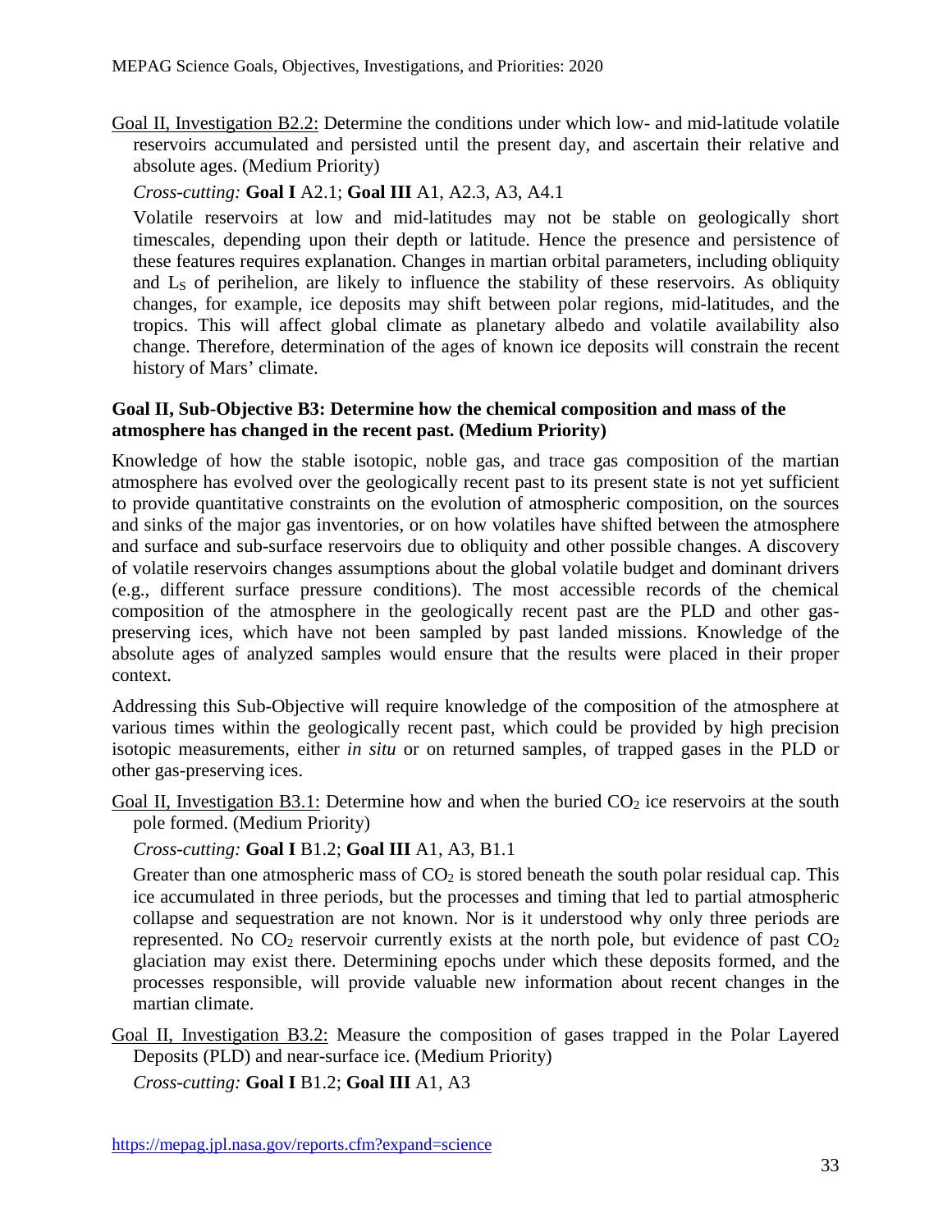Goal II, Investigation B2.2: Determine the conditions under which low- and mid-latitude volatile reservoirs accumulated and persisted until the present day, and ascertain their relative and absolute ages. (Medium Priority)

*Cross-cutting:* **Goal I** A2.1; **Goal III** A1, A2.3, A3, A4.1

Volatile reservoirs at low and mid-latitudes may not be stable on geologically short timescales, depending upon their depth or latitude. Hence the presence and persistence of these features requires explanation. Changes in martian orbital parameters, including obliquity and $L_S$ of perihelion, are likely to influence the stability of these reservoirs. As obliquity changes, for example, ice deposits may shift between polar regions, mid-latitudes, and the tropics. This will affect global climate as planetary albedo and volatile availability also change. Therefore, determination of the ages of known ice deposits will constrain the recent history of Mars' climate.

**Goal II, Sub-Objective B3: Determine how the chemical composition and mass of the atmosphere has changed in the recent past. (Medium Priority)**

Knowledge of how the stable isotopic, noble gas, and trace gas composition of the martian atmosphere has evolved over the geologically recent past to its present state is not yet sufficient to provide quantitative constraints on the evolution of atmospheric composition, on the sources and sinks of the major gas inventories, or on how volatiles have shifted between the atmosphere and surface and sub-surface reservoirs due to obliquity and other possible changes. A discovery of volatile reservoirs changes assumptions about the global volatile budget and dominant drivers (e.g., different surface pressure conditions). The most accessible records of the chemical composition of the atmosphere in the geologically recent past are the PLD and other gas-preserving ices, which have not been sampled by past landed missions. Knowledge of the absolute ages of analyzed samples would ensure that the results were placed in their proper context.

Addressing this Sub-Objective will require knowledge of the composition of the atmosphere at various times within the geologically recent past, which could be provided by high precision isotopic measurements, either *in situ* or on returned samples, of trapped gases in the PLD or other gas-preserving ices.

Goal II, Investigation B3.1: Determine how and when the buried $CO_2$ ice reservoirs at the south pole formed. (Medium Priority)

*Cross-cutting:* **Goal I** B1.2; **Goal III** A1, A3, B1.1

Greater than one atmospheric mass of $CO_2$ is stored beneath the south polar residual cap. This ice accumulated in three periods, but the processes and timing that led to partial atmospheric collapse and sequestration are not known. Nor is it understood why only three periods are represented. No $CO_2$ reservoir currently exists at the north pole, but evidence of past $CO_2$ glaciation may exist there. Determining epochs under which these deposits formed, and the processes responsible, will provide valuable new information about recent changes in the martian climate.

Goal II, Investigation B3.2: Measure the composition of gases trapped in the Polar Layered Deposits (PLD) and near-surface ice. (Medium Priority)

*Cross-cutting:* **Goal I** B1.2; **Goal III** A1, A3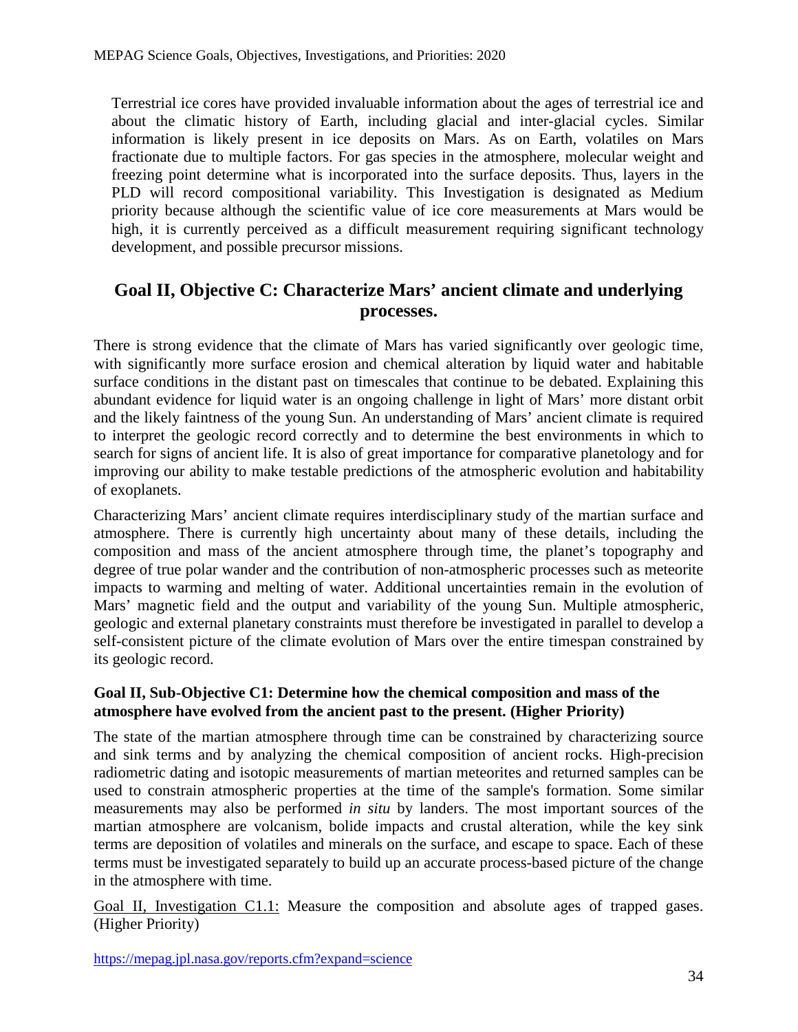Terrestrial ice cores have provided invaluable information about the ages of terrestrial ice and about the climatic history of Earth, including glacial and inter-glacial cycles. Similar information is likely present in ice deposits on Mars. As on Earth, volatiles on Mars fractionate due to multiple factors. For gas species in the atmosphere, molecular weight and freezing point determine what is incorporated into the surface deposits. Thus, layers in the PLD will record compositional variability. This Investigation is designated as Medium priority because although the scientific value of ice core measurements at Mars would be high, it is currently perceived as a difficult measurement requiring significant technology development, and possible precursor missions.

## Goal II, Objective C: Characterize Mars' ancient climate and underlying processes.

There is strong evidence that the climate of Mars has varied significantly over geologic time, with significantly more surface erosion and chemical alteration by liquid water and habitable surface conditions in the distant past on timescales that continue to be debated. Explaining this abundant evidence for liquid water is an ongoing challenge in light of Mars' more distant orbit and the likely faintness of the young Sun. An understanding of Mars' ancient climate is required to interpret the geologic record correctly and to determine the best environments in which to search for signs of ancient life. It is also of great importance for comparative planetology and for improving our ability to make testable predictions of the atmospheric evolution and habitability of exoplanets.

Characterizing Mars' ancient climate requires interdisciplinary study of the martian surface and atmosphere. There is currently high uncertainty about many of these details, including the composition and mass of the ancient atmosphere through time, the planet's topography and degree of true polar wander and the contribution of non-atmospheric processes such as meteorite impacts to warming and melting of water. Additional uncertainties remain in the evolution of Mars' magnetic field and the output and variability of the young Sun. Multiple atmospheric, geologic and external planetary constraints must therefore be investigated in parallel to develop a self-consistent picture of the climate evolution of Mars over the entire timespan constrained by its geologic record.

**Goal II, Sub-Objective C1: Determine how the chemical composition and mass of the atmosphere have evolved from the ancient past to the present. (Higher Priority)**

The state of the martian atmosphere through time can be constrained by characterizing source and sink terms and by analyzing the chemical composition of ancient rocks. High-precision radiometric dating and isotopic measurements of martian meteorites and returned samples can be used to constrain atmospheric properties at the time of the sample's formation. Some similar measurements may also be performed *in situ* by landers. The most important sources of the martian atmosphere are volcanism, bolide impacts and crustal alteration, while the key sink terms are deposition of volatiles and minerals on the surface, and escape to space. Each of these terms must be investigated separately to build up an accurate process-based picture of the change in the atmosphere with time.

<u>Goal II, Investigation C1.1:</u> Measure the composition and absolute ages of trapped gases. (Higher Priority)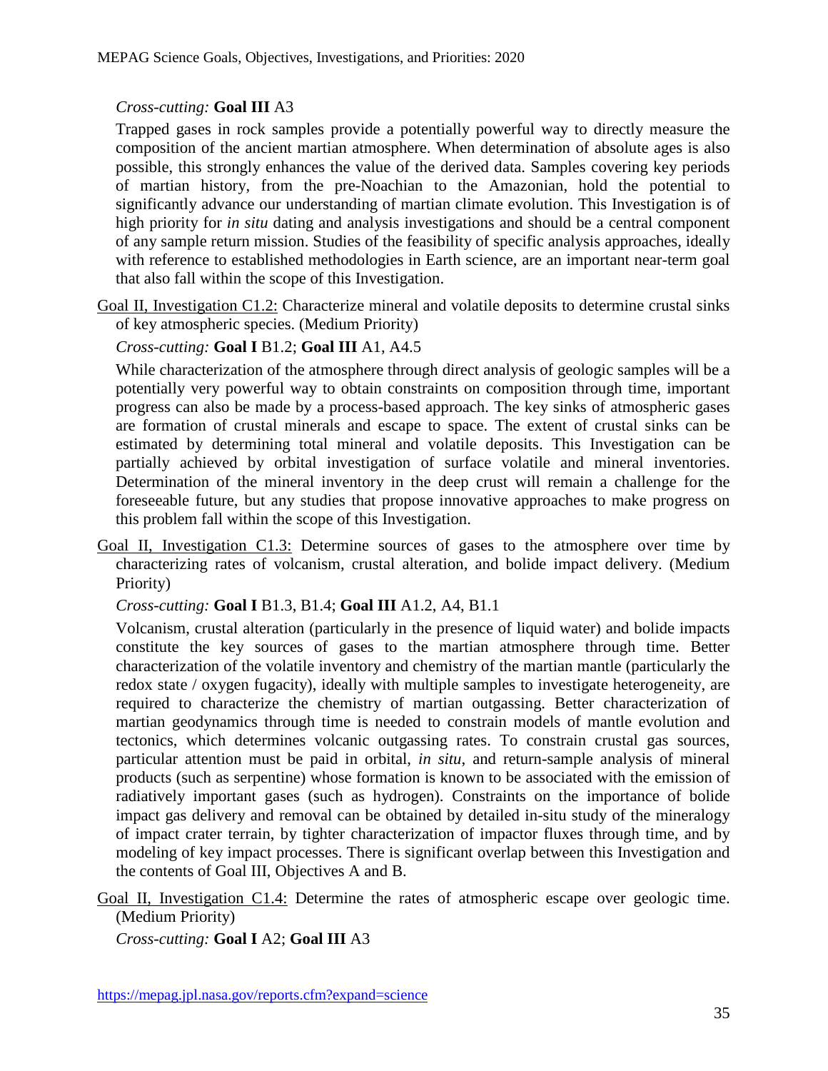*Cross-cutting:* **Goal III** A3

Trapped gases in rock samples provide a potentially powerful way to directly measure the composition of the ancient martian atmosphere. When determination of absolute ages is also possible, this strongly enhances the value of the derived data. Samples covering key periods of martian history, from the pre-Noachian to the Amazonian, hold the potential to significantly advance our understanding of martian climate evolution. This Investigation is of high priority for *in situ* dating and analysis investigations and should be a central component of any sample return mission. Studies of the feasibility of specific analysis approaches, ideally with reference to established methodologies in Earth science, are an important near-term goal that also fall within the scope of this Investigation.

Goal II, Investigation C1.2: Characterize mineral and volatile deposits to determine crustal sinks of key atmospheric species. (Medium Priority)

*Cross-cutting:* **Goal I** B1.2; **Goal III** A1, A4.5

While characterization of the atmosphere through direct analysis of geologic samples will be a potentially very powerful way to obtain constraints on composition through time, important progress can also be made by a process-based approach. The key sinks of atmospheric gases are formation of crustal minerals and escape to space. The extent of crustal sinks can be estimated by determining total mineral and volatile deposits. This Investigation can be partially achieved by orbital investigation of surface volatile and mineral inventories. Determination of the mineral inventory in the deep crust will remain a challenge for the foreseeable future, but any studies that propose innovative approaches to make progress on this problem fall within the scope of this Investigation.

Goal II, Investigation C1.3: Determine sources of gases to the atmosphere over time by characterizing rates of volcanism, crustal alteration, and bolide impact delivery. (Medium Priority)

*Cross-cutting:* **Goal I** B1.3, B1.4; **Goal III** A1.2, A4, B1.1

Volcanism, crustal alteration (particularly in the presence of liquid water) and bolide impacts constitute the key sources of gases to the martian atmosphere through time. Better characterization of the volatile inventory and chemistry of the martian mantle (particularly the redox state / oxygen fugacity), ideally with multiple samples to investigate heterogeneity, are required to characterize the chemistry of martian outgassing. Better characterization of martian geodynamics through time is needed to constrain models of mantle evolution and tectonics, which determines volcanic outgassing rates. To constrain crustal gas sources, particular attention must be paid in orbital, *in situ*, and return-sample analysis of mineral products (such as serpentine) whose formation is known to be associated with the emission of radiatively important gases (such as hydrogen). Constraints on the importance of bolide impact gas delivery and removal can be obtained by detailed in-situ study of the mineralogy of impact crater terrain, by tighter characterization of impactor fluxes through time, and by modeling of key impact processes. There is significant overlap between this Investigation and the contents of Goal III, Objectives A and B.

Goal II, Investigation C1.4: Determine the rates of atmospheric escape over geologic time. (Medium Priority)

*Cross-cutting:* **Goal I** A2; **Goal III** A3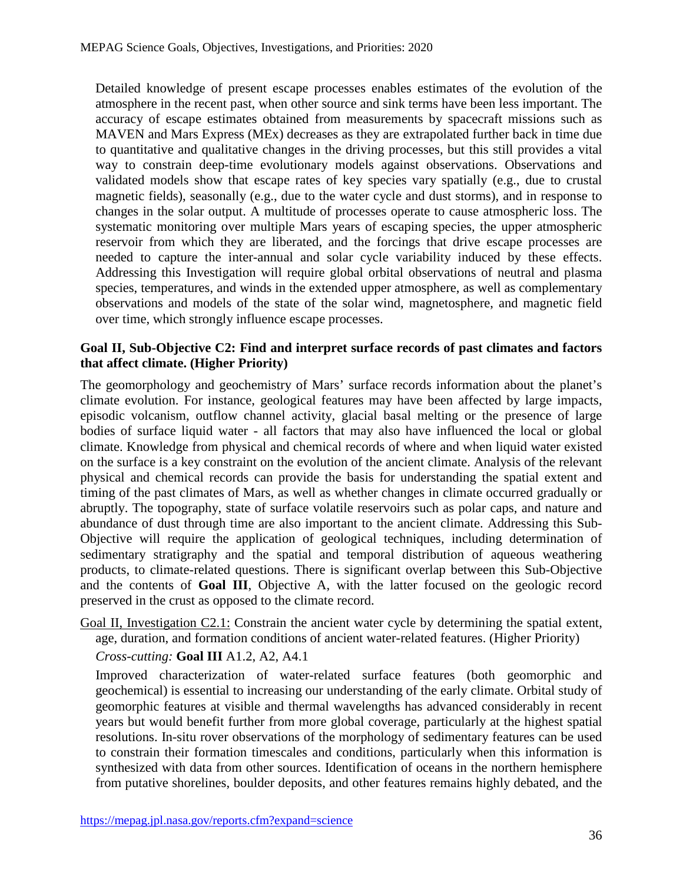Detailed knowledge of present escape processes enables estimates of the evolution of the atmosphere in the recent past, when other source and sink terms have been less important. The accuracy of escape estimates obtained from measurements by spacecraft missions such as MAVEN and Mars Express (MEx) decreases as they are extrapolated further back in time due to quantitative and qualitative changes in the driving processes, but this still provides a vital way to constrain deep-time evolutionary models against observations. Observations and validated models show that escape rates of key species vary spatially (e.g., due to crustal magnetic fields), seasonally (e.g., due to the water cycle and dust storms), and in response to changes in the solar output. A multitude of processes operate to cause atmospheric loss. The systematic monitoring over multiple Mars years of escaping species, the upper atmospheric reservoir from which they are liberated, and the forcings that drive escape processes are needed to capture the inter-annual and solar cycle variability induced by these effects. Addressing this Investigation will require global orbital observations of neutral and plasma species, temperatures, and winds in the extended upper atmosphere, as well as complementary observations and models of the state of the solar wind, magnetosphere, and magnetic field over time, which strongly influence escape processes.

**Goal II, Sub-Objective C2: Find and interpret surface records of past climates and factors that affect climate. (Higher Priority)**

The geomorphology and geochemistry of Mars' surface records information about the planet's climate evolution. For instance, geological features may have been affected by large impacts, episodic volcanism, outflow channel activity, glacial basal melting or the presence of large bodies of surface liquid water - all factors that may also have influenced the local or global climate. Knowledge from physical and chemical records of where and when liquid water existed on the surface is a key constraint on the evolution of the ancient climate. Analysis of the relevant physical and chemical records can provide the basis for understanding the spatial extent and timing of the past climates of Mars, as well as whether changes in climate occurred gradually or abruptly. The topography, state of surface volatile reservoirs such as polar caps, and nature and abundance of dust through time are also important to the ancient climate. Addressing this Sub-Objective will require the application of geological techniques, including determination of sedimentary stratigraphy and the spatial and temporal distribution of aqueous weathering products, to climate-related questions. There is significant overlap between this Sub-Objective and the contents of **Goal III**, Objective A, with the latter focused on the geologic record preserved in the crust as opposed to the climate record.

Goal II, Investigation C2.1: Constrain the ancient water cycle by determining the spatial extent, age, duration, and formation conditions of ancient water-related features. (Higher Priority)

*Cross-cutting:* **Goal III** A1.2, A2, A4.1

Improved characterization of water-related surface features (both geomorphic and geochemical) is essential to increasing our understanding of the early climate. Orbital study of geomorphic features at visible and thermal wavelengths has advanced considerably in recent years but would benefit further from more global coverage, particularly at the highest spatial resolutions. In-situ rover observations of the morphology of sedimentary features can be used to constrain their formation timescales and conditions, particularly when this information is synthesized with data from other sources. Identification of oceans in the northern hemisphere from putative shorelines, boulder deposits, and other features remains highly debated, and the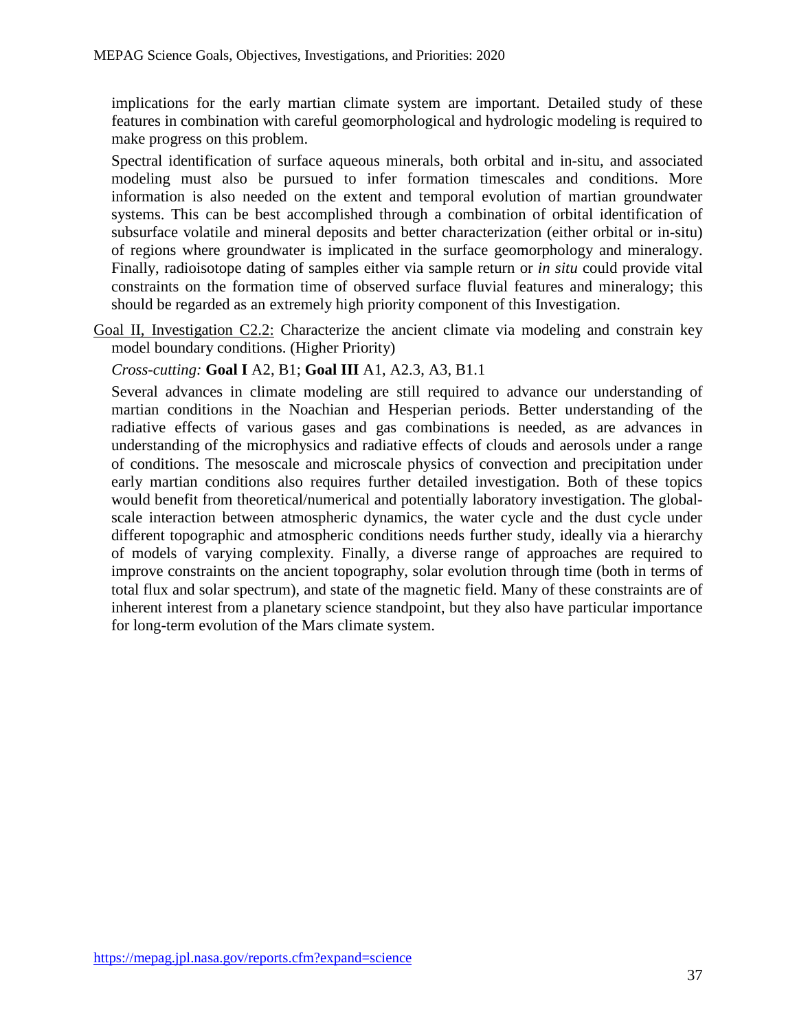implications for the early martian climate system are important. Detailed study of these features in combination with careful geomorphological and hydrologic modeling is required to make progress on this problem.

Spectral identification of surface aqueous minerals, both orbital and in-situ, and associated modeling must also be pursued to infer formation timescales and conditions. More information is also needed on the extent and temporal evolution of martian groundwater systems. This can be best accomplished through a combination of orbital identification of subsurface volatile and mineral deposits and better characterization (either orbital or in-situ) of regions where groundwater is implicated in the surface geomorphology and mineralogy. Finally, radioisotope dating of samples either via sample return or *in situ* could provide vital constraints on the formation time of observed surface fluvial features and mineralogy; this should be regarded as an extremely high priority component of this Investigation.

Goal II, Investigation C2.2: Characterize the ancient climate via modeling and constrain key model boundary conditions. (Higher Priority)

*Cross-cutting:* **Goal I** A2, B1; **Goal III** A1, A2.3, A3, B1.1

Several advances in climate modeling are still required to advance our understanding of martian conditions in the Noachian and Hesperian periods. Better understanding of the radiative effects of various gases and gas combinations is needed, as are advances in understanding of the microphysics and radiative effects of clouds and aerosols under a range of conditions. The mesoscale and microscale physics of convection and precipitation under early martian conditions also requires further detailed investigation. Both of these topics would benefit from theoretical/numerical and potentially laboratory investigation. The global-scale interaction between atmospheric dynamics, the water cycle and the dust cycle under different topographic and atmospheric conditions needs further study, ideally via a hierarchy of models of varying complexity. Finally, a diverse range of approaches are required to improve constraints on the ancient topography, solar evolution through time (both in terms of total flux and solar spectrum), and state of the magnetic field. Many of these constraints are of inherent interest from a planetary science standpoint, but they also have particular importance for long-term evolution of the Mars climate system.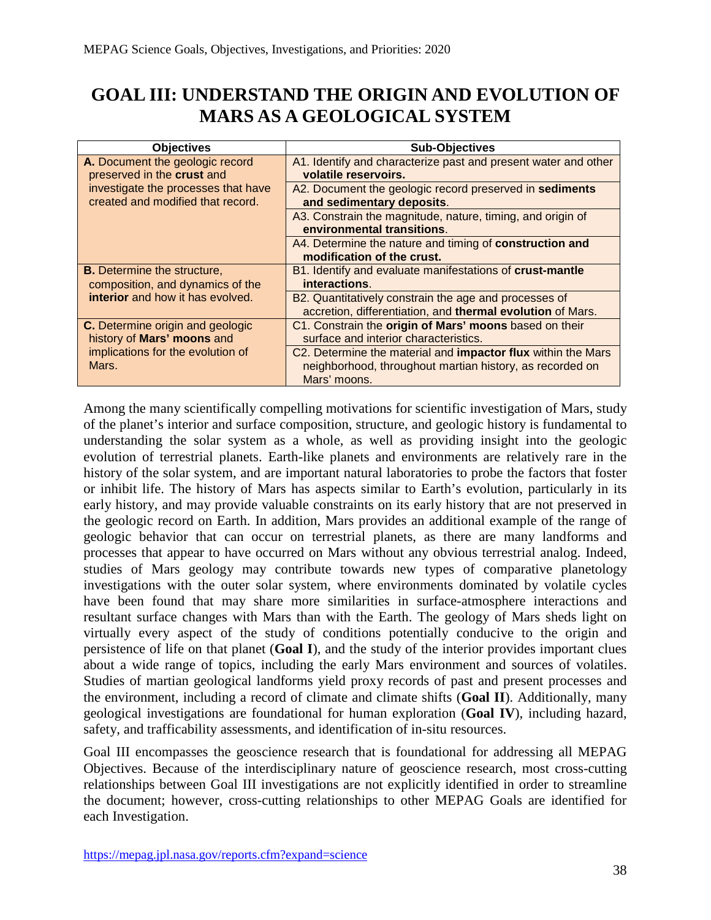# GOAL III: UNDERSTAND THE ORIGIN AND EVOLUTION OF MARS AS A GEOLOGICAL SYSTEM

| Objectives | Sub-Objectives |
|---|---|
| **A.** Document the geologic record preserved in the **crust** and investigate the processes that have created and modified that record. | A1. Identify and characterize past and present water and other **volatile reservoirs.** |
| | A2. Document the geologic record preserved in **sediments and sedimentary deposits**. |
| | A3. Constrain the magnitude, nature, timing, and origin of **environmental transitions**. |
| | A4. Determine the nature and timing of **construction and modification of the crust.** |
| **B.** Determine the structure, composition, and dynamics of the **interior** and how it has evolved. | B1. Identify and evaluate manifestations of **crust-mantle interactions**. |
| | B2. Quantitatively constrain the age and processes of accretion, differentiation, and **thermal evolution** of Mars. |
| **C.** Determine origin and geologic history of **Mars' moons** and implications for the evolution of Mars. | C1. Constrain the **origin of Mars' moons** based on their surface and interior characteristics. |
| | C2. Determine the material and **impactor flux** within the Mars neighborhood, throughout martian history, as recorded on Mars' moons. |

Among the many scientifically compelling motivations for scientific investigation of Mars, study of the planet's interior and surface composition, structure, and geologic history is fundamental to understanding the solar system as a whole, as well as providing insight into the geologic evolution of terrestrial planets. Earth-like planets and environments are relatively rare in the history of the solar system, and are important natural laboratories to probe the factors that foster or inhibit life. The history of Mars has aspects similar to Earth's evolution, particularly in its early history, and may provide valuable constraints on its early history that are not preserved in the geologic record on Earth. In addition, Mars provides an additional example of the range of geologic behavior that can occur on terrestrial planets, as there are many landforms and processes that appear to have occurred on Mars without any obvious terrestrial analog. Indeed, studies of Mars geology may contribute towards new types of comparative planetology investigations with the outer solar system, where environments dominated by volatile cycles have been found that may share more similarities in surface-atmosphere interactions and resultant surface changes with Mars than with the Earth. The geology of Mars sheds light on virtually every aspect of the study of conditions potentially conducive to the origin and persistence of life on that planet (**Goal I**), and the study of the interior provides important clues about a wide range of topics, including the early Mars environment and sources of volatiles. Studies of martian geological landforms yield proxy records of past and present processes and the environment, including a record of climate and climate shifts (**Goal II**). Additionally, many geological investigations are foundational for human exploration (**Goal IV**), including hazard, safety, and trafficability assessments, and identification of in-situ resources.

Goal III encompasses the geoscience research that is foundational for addressing all MEPAG Objectives. Because of the interdisciplinary nature of geoscience research, most cross-cutting relationships between Goal III investigations are not explicitly identified in order to streamline the document; however, cross-cutting relationships to other MEPAG Goals are identified for each Investigation.

https://mepag.jpl.nasa.gov/reports.cfm?expand=science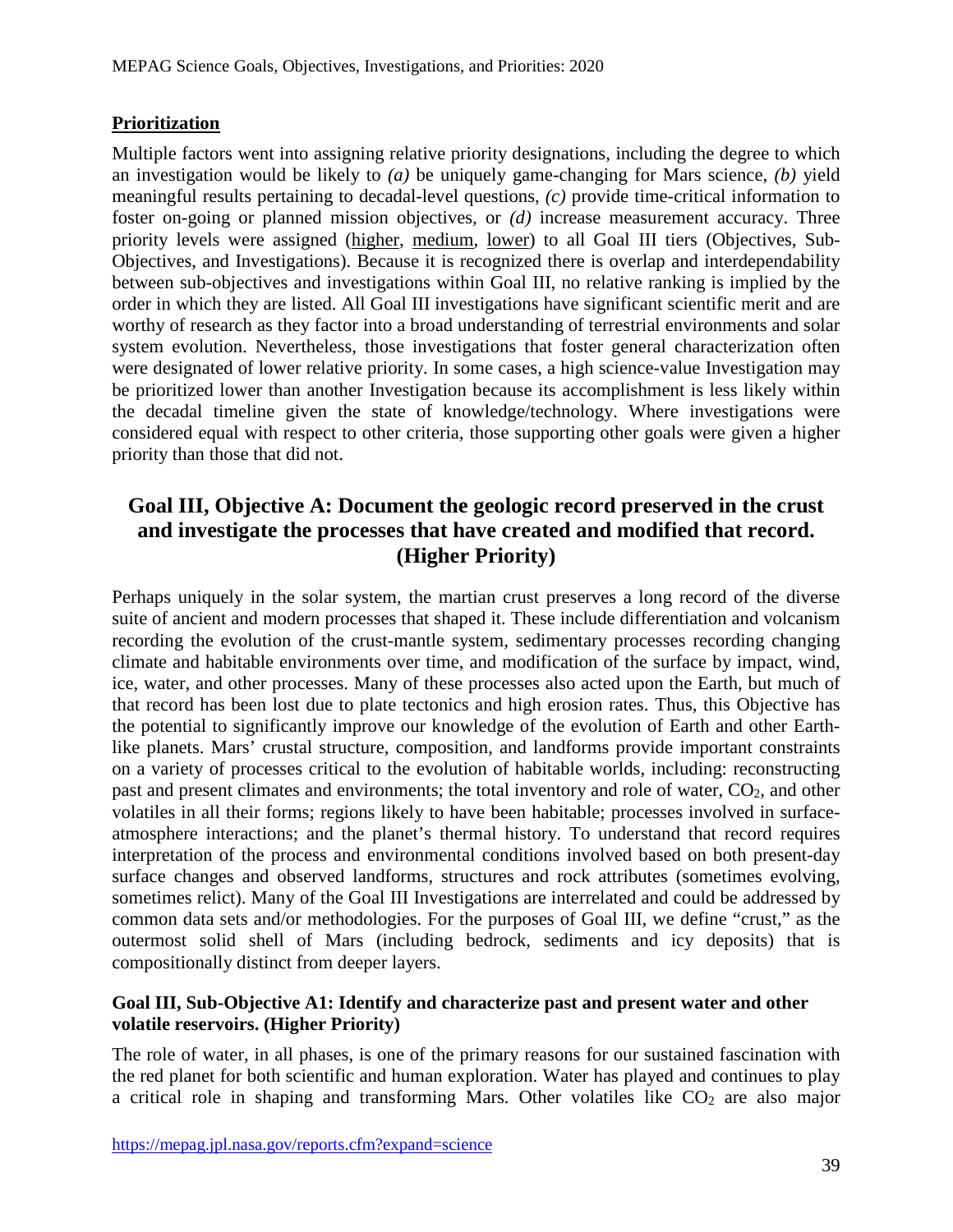**Prioritization**

Multiple factors went into assigning relative priority designations, including the degree to which an investigation would be likely to *(a)* be uniquely game-changing for Mars science, *(b)* yield meaningful results pertaining to decadal-level questions, *(c)* provide time-critical information to foster on-going or planned mission objectives, or *(d)* increase measurement accuracy. Three priority levels were assigned (higher, medium, lower) to all Goal III tiers (Objectives, Sub-Objectives, and Investigations). Because it is recognized there is overlap and interdependability between sub-objectives and investigations within Goal III, no relative ranking is implied by the order in which they are listed. All Goal III investigations have significant scientific merit and are worthy of research as they factor into a broad understanding of terrestrial environments and solar system evolution. Nevertheless, those investigations that foster general characterization often were designated of lower relative priority. In some cases, a high science-value Investigation may be prioritized lower than another Investigation because its accomplishment is less likely within the decadal timeline given the state of knowledge/technology. Where investigations were considered equal with respect to other criteria, those supporting other goals were given a higher priority than those that did not.

## Goal III, Objective A: Document the geologic record preserved in the crust and investigate the processes that have created and modified that record. (Higher Priority)

Perhaps uniquely in the solar system, the martian crust preserves a long record of the diverse suite of ancient and modern processes that shaped it. These include differentiation and volcanism recording the evolution of the crust-mantle system, sedimentary processes recording changing climate and habitable environments over time, and modification of the surface by impact, wind, ice, water, and other processes. Many of these processes also acted upon the Earth, but much of that record has been lost due to plate tectonics and high erosion rates. Thus, this Objective has the potential to significantly improve our knowledge of the evolution of Earth and other Earth-like planets. Mars' crustal structure, composition, and landforms provide important constraints on a variety of processes critical to the evolution of habitable worlds, including: reconstructing past and present climates and environments; the total inventory and role of water, $CO_2$, and other volatiles in all their forms; regions likely to have been habitable; processes involved in surface-atmosphere interactions; and the planet's thermal history. To understand that record requires interpretation of the process and environmental conditions involved based on both present-day surface changes and observed landforms, structures and rock attributes (sometimes evolving, sometimes relict). Many of the Goal III Investigations are interrelated and could be addressed by common data sets and/or methodologies. For the purposes of Goal III, we define "crust," as the outermost solid shell of Mars (including bedrock, sediments and icy deposits) that is compositionally distinct from deeper layers.

### Goal III, Sub-Objective A1: Identify and characterize past and present water and other volatile reservoirs. (Higher Priority)

The role of water, in all phases, is one of the primary reasons for our sustained fascination with the red planet for both scientific and human exploration. Water has played and continues to play a critical role in shaping and transforming Mars. Other volatiles like $CO_2$ are also major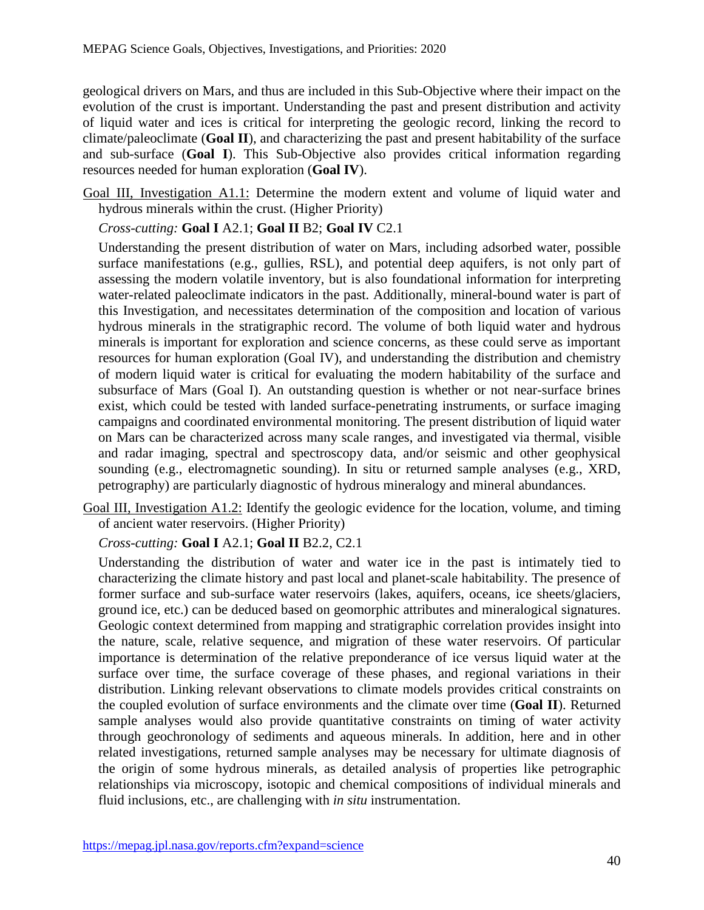geological drivers on Mars, and thus are included in this Sub-Objective where their impact on the evolution of the crust is important. Understanding the past and present distribution and activity of liquid water and ices is critical for interpreting the geologic record, linking the record to climate/paleoclimate (**Goal II**), and characterizing the past and present habitability of the surface and sub-surface (**Goal I**). This Sub-Objective also provides critical information regarding resources needed for human exploration (**Goal IV**).

Goal III, Investigation A1.1: Determine the modern extent and volume of liquid water and hydrous minerals within the crust. (Higher Priority)

*Cross-cutting:* **Goal I** A2.1; **Goal II** B2; **Goal IV** C2.1

Understanding the present distribution of water on Mars, including adsorbed water, possible surface manifestations (e.g., gullies, RSL), and potential deep aquifers, is not only part of assessing the modern volatile inventory, but is also foundational information for interpreting water-related paleoclimate indicators in the past. Additionally, mineral-bound water is part of this Investigation, and necessitates determination of the composition and location of various hydrous minerals in the stratigraphic record. The volume of both liquid water and hydrous minerals is important for exploration and science concerns, as these could serve as important resources for human exploration (Goal IV), and understanding the distribution and chemistry of modern liquid water is critical for evaluating the modern habitability of the surface and subsurface of Mars (Goal I). An outstanding question is whether or not near-surface brines exist, which could be tested with landed surface-penetrating instruments, or surface imaging campaigns and coordinated environmental monitoring. The present distribution of liquid water on Mars can be characterized across many scale ranges, and investigated via thermal, visible and radar imaging, spectral and spectroscopy data, and/or seismic and other geophysical sounding (e.g., electromagnetic sounding). In situ or returned sample analyses (e.g., XRD, petrography) are particularly diagnostic of hydrous mineralogy and mineral abundances.

Goal III, Investigation A1.2: Identify the geologic evidence for the location, volume, and timing of ancient water reservoirs. (Higher Priority)

*Cross-cutting:* **Goal I** A2.1; **Goal II** B2.2, C2.1

Understanding the distribution of water and water ice in the past is intimately tied to characterizing the climate history and past local and planet-scale habitability. The presence of former surface and sub-surface water reservoirs (lakes, aquifers, oceans, ice sheets/glaciers, ground ice, etc.) can be deduced based on geomorphic attributes and mineralogical signatures. Geologic context determined from mapping and stratigraphic correlation provides insight into the nature, scale, relative sequence, and migration of these water reservoirs. Of particular importance is determination of the relative preponderance of ice versus liquid water at the surface over time, the surface coverage of these phases, and regional variations in their distribution. Linking relevant observations to climate models provides critical constraints on the coupled evolution of surface environments and the climate over time (**Goal II**). Returned sample analyses would also provide quantitative constraints on timing of water activity through geochronology of sediments and aqueous minerals. In addition, here and in other related investigations, returned sample analyses may be necessary for ultimate diagnosis of the origin of some hydrous minerals, as detailed analysis of properties like petrographic relationships via microscopy, isotopic and chemical compositions of individual minerals and fluid inclusions, etc., are challenging with *in situ* instrumentation.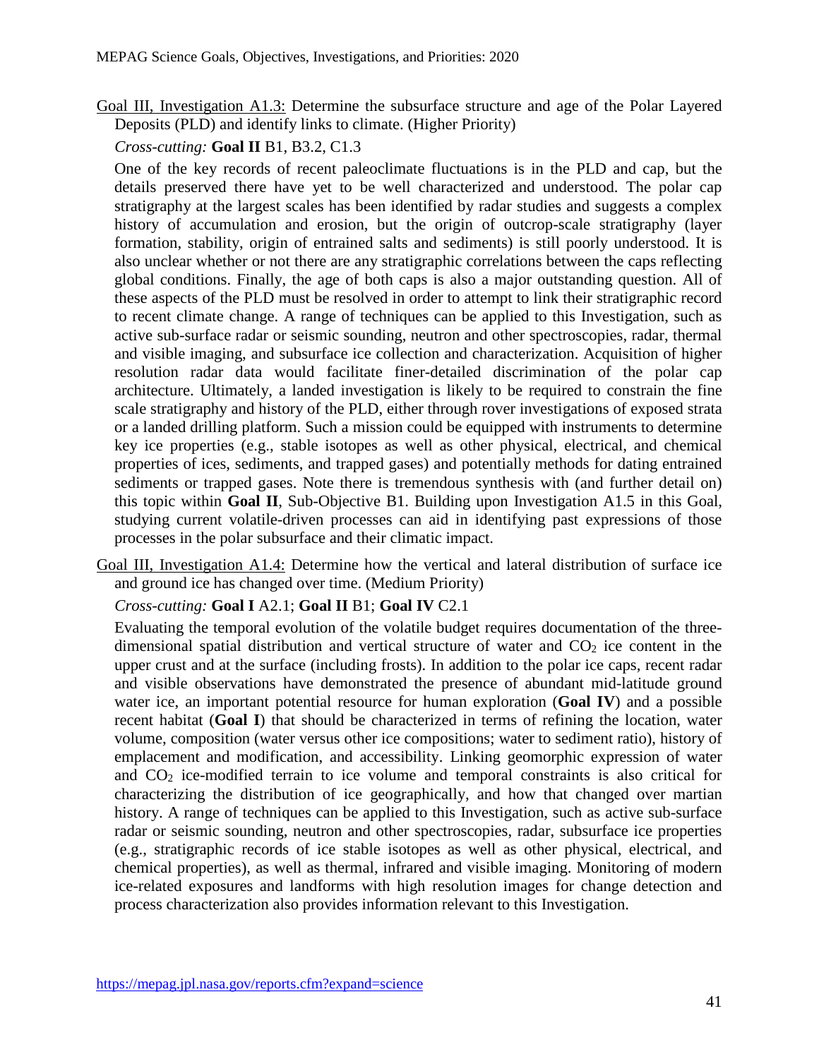Goal III, Investigation A1.3: Determine the subsurface structure and age of the Polar Layered Deposits (PLD) and identify links to climate. (Higher Priority)

*Cross-cutting:* **Goal II** B1, B3.2, C1.3

One of the key records of recent paleoclimate fluctuations is in the PLD and cap, but the details preserved there have yet to be well characterized and understood. The polar cap stratigraphy at the largest scales has been identified by radar studies and suggests a complex history of accumulation and erosion, but the origin of outcrop-scale stratigraphy (layer formation, stability, origin of entrained salts and sediments) is still poorly understood. It is also unclear whether or not there are any stratigraphic correlations between the caps reflecting global conditions. Finally, the age of both caps is also a major outstanding question. All of these aspects of the PLD must be resolved in order to attempt to link their stratigraphic record to recent climate change. A range of techniques can be applied to this Investigation, such as active sub-surface radar or seismic sounding, neutron and other spectroscopies, radar, thermal and visible imaging, and subsurface ice collection and characterization. Acquisition of higher resolution radar data would facilitate finer-detailed discrimination of the polar cap architecture. Ultimately, a landed investigation is likely to be required to constrain the fine scale stratigraphy and history of the PLD, either through rover investigations of exposed strata or a landed drilling platform. Such a mission could be equipped with instruments to determine key ice properties (e.g., stable isotopes as well as other physical, electrical, and chemical properties of ices, sediments, and trapped gases) and potentially methods for dating entrained sediments or trapped gases. Note there is tremendous synthesis with (and further detail on) this topic within **Goal II**, Sub-Objective B1. Building upon Investigation A1.5 in this Goal, studying current volatile-driven processes can aid in identifying past expressions of those processes in the polar subsurface and their climatic impact.

Goal III, Investigation A1.4: Determine how the vertical and lateral distribution of surface ice and ground ice has changed over time. (Medium Priority)

*Cross-cutting:* **Goal I** A2.1; **Goal II** B1; **Goal IV** C2.1

Evaluating the temporal evolution of the volatile budget requires documentation of the three-dimensional spatial distribution and vertical structure of water and $CO_2$ ice content in the upper crust and at the surface (including frosts). In addition to the polar ice caps, recent radar and visible observations have demonstrated the presence of abundant mid-latitude ground water ice, an important potential resource for human exploration (**Goal IV**) and a possible recent habitat (**Goal I**) that should be characterized in terms of refining the location, water volume, composition (water versus other ice compositions; water to sediment ratio), history of emplacement and modification, and accessibility. Linking geomorphic expression of water and $CO_2$ ice-modified terrain to ice volume and temporal constraints is also critical for characterizing the distribution of ice geographically, and how that changed over martian history. A range of techniques can be applied to this Investigation, such as active sub-surface radar or seismic sounding, neutron and other spectroscopies, radar, subsurface ice properties (e.g., stratigraphic records of ice stable isotopes as well as other physical, electrical, and chemical properties), as well as thermal, infrared and visible imaging. Monitoring of modern ice-related exposures and landforms with high resolution images for change detection and process characterization also provides information relevant to this Investigation.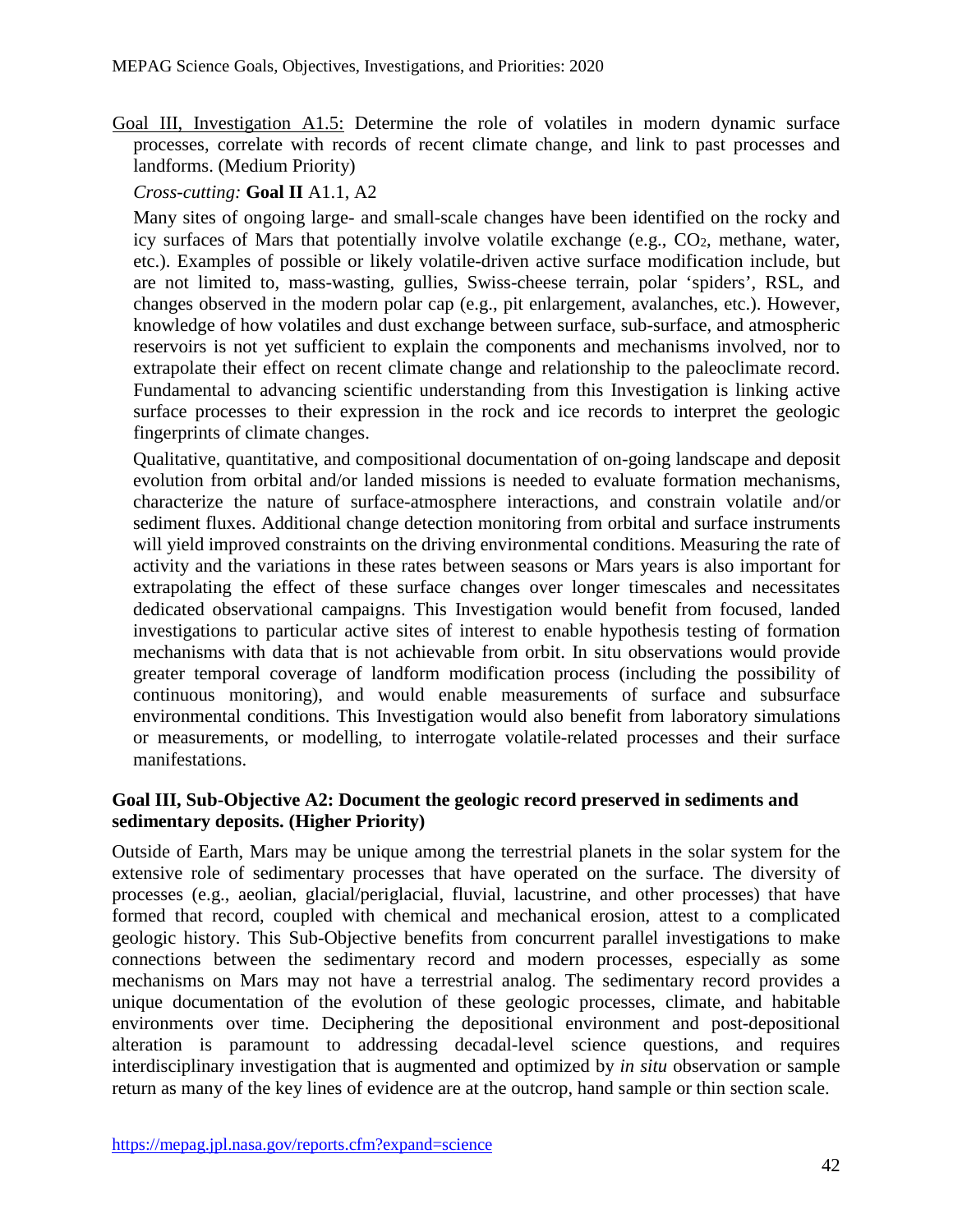<u>Goal III, Investigation A1.5:</u> Determine the role of volatiles in modern dynamic surface processes, correlate with records of recent climate change, and link to past processes and landforms. (Medium Priority)

*Cross-cutting:* **Goal II** A1.1, A2

Many sites of ongoing large- and small-scale changes have been identified on the rocky and icy surfaces of Mars that potentially involve volatile exchange (e.g., $CO_2$, methane, water, etc.). Examples of possible or likely volatile-driven active surface modification include, but are not limited to, mass-wasting, gullies, Swiss-cheese terrain, polar 'spiders', RSL, and changes observed in the modern polar cap (e.g., pit enlargement, avalanches, etc.). However, knowledge of how volatiles and dust exchange between surface, sub-surface, and atmospheric reservoirs is not yet sufficient to explain the components and mechanisms involved, nor to extrapolate their effect on recent climate change and relationship to the paleoclimate record. Fundamental to advancing scientific understanding from this Investigation is linking active surface processes to their expression in the rock and ice records to interpret the geologic fingerprints of climate changes.

Qualitative, quantitative, and compositional documentation of on-going landscape and deposit evolution from orbital and/or landed missions is needed to evaluate formation mechanisms, characterize the nature of surface-atmosphere interactions, and constrain volatile and/or sediment fluxes. Additional change detection monitoring from orbital and surface instruments will yield improved constraints on the driving environmental conditions. Measuring the rate of activity and the variations in these rates between seasons or Mars years is also important for extrapolating the effect of these surface changes over longer timescales and necessitates dedicated observational campaigns. This Investigation would benefit from focused, landed investigations to particular active sites of interest to enable hypothesis testing of formation mechanisms with data that is not achievable from orbit. In situ observations would provide greater temporal coverage of landform modification process (including the possibility of continuous monitoring), and would enable measurements of surface and subsurface environmental conditions. This Investigation would also benefit from laboratory simulations or measurements, or modelling, to interrogate volatile-related processes and their surface manifestations.

**Goal III, Sub-Objective A2: Document the geologic record preserved in sediments and sedimentary deposits. (Higher Priority)**

Outside of Earth, Mars may be unique among the terrestrial planets in the solar system for the extensive role of sedimentary processes that have operated on the surface. The diversity of processes (e.g., aeolian, glacial/periglacial, fluvial, lacustrine, and other processes) that have formed that record, coupled with chemical and mechanical erosion, attest to a complicated geologic history. This Sub-Objective benefits from concurrent parallel investigations to make connections between the sedimentary record and modern processes, especially as some mechanisms on Mars may not have a terrestrial analog. The sedimentary record provides a unique documentation of the evolution of these geologic processes, climate, and habitable environments over time. Deciphering the depositional environment and post-depositional alteration is paramount to addressing decadal-level science questions, and requires interdisciplinary investigation that is augmented and optimized by *in situ* observation or sample return as many of the key lines of evidence are at the outcrop, hand sample or thin section scale.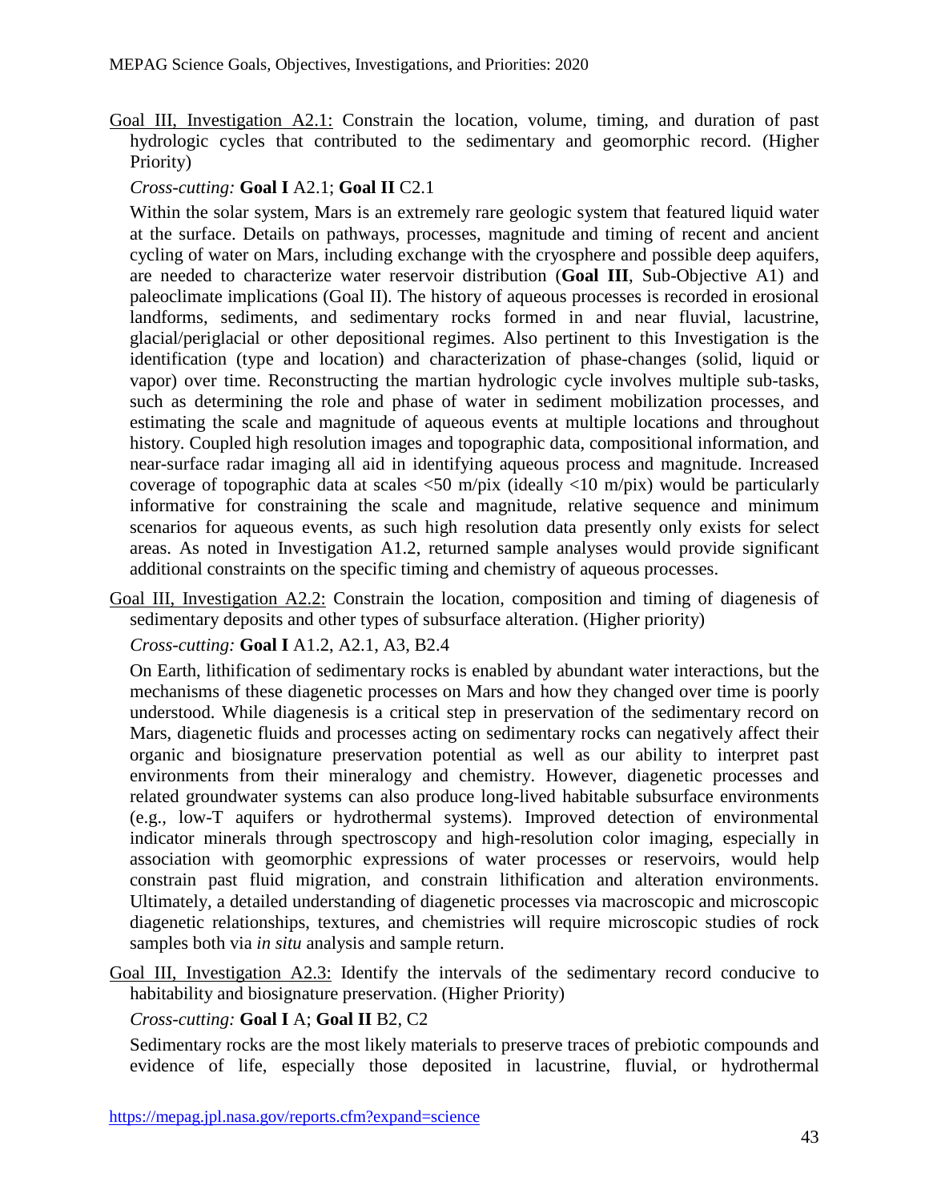Goal III, Investigation A2.1: Constrain the location, volume, timing, and duration of past hydrologic cycles that contributed to the sedimentary and geomorphic record. (Higher Priority)

*Cross-cutting:* **Goal I** A2.1; **Goal II** C2.1

Within the solar system, Mars is an extremely rare geologic system that featured liquid water at the surface. Details on pathways, processes, magnitude and timing of recent and ancient cycling of water on Mars, including exchange with the cryosphere and possible deep aquifers, are needed to characterize water reservoir distribution (**Goal III**, Sub-Objective A1) and paleoclimate implications (Goal II). The history of aqueous processes is recorded in erosional landforms, sediments, and sedimentary rocks formed in and near fluvial, lacustrine, glacial/periglacial or other depositional regimes. Also pertinent to this Investigation is the identification (type and location) and characterization of phase-changes (solid, liquid or vapor) over time. Reconstructing the martian hydrologic cycle involves multiple sub-tasks, such as determining the role and phase of water in sediment mobilization processes, and estimating the scale and magnitude of aqueous events at multiple locations and throughout history. Coupled high resolution images and topographic data, compositional information, and near-surface radar imaging all aid in identifying aqueous process and magnitude. Increased coverage of topographic data at scales <50 m/pix (ideally <10 m/pix) would be particularly informative for constraining the scale and magnitude, relative sequence and minimum scenarios for aqueous events, as such high resolution data presently only exists for select areas. As noted in Investigation A1.2, returned sample analyses would provide significant additional constraints on the specific timing and chemistry of aqueous processes.

Goal III, Investigation A2.2: Constrain the location, composition and timing of diagenesis of sedimentary deposits and other types of subsurface alteration. (Higher priority)

*Cross-cutting:* **Goal I** A1.2, A2.1, A3, B2.4

On Earth, lithification of sedimentary rocks is enabled by abundant water interactions, but the mechanisms of these diagenetic processes on Mars and how they changed over time is poorly understood. While diagenesis is a critical step in preservation of the sedimentary record on Mars, diagenetic fluids and processes acting on sedimentary rocks can negatively affect their organic and biosignature preservation potential as well as our ability to interpret past environments from their mineralogy and chemistry. However, diagenetic processes and related groundwater systems can also produce long-lived habitable subsurface environments (e.g., low-T aquifers or hydrothermal systems). Improved detection of environmental indicator minerals through spectroscopy and high-resolution color imaging, especially in association with geomorphic expressions of water processes or reservoirs, would help constrain past fluid migration, and constrain lithification and alteration environments. Ultimately, a detailed understanding of diagenetic processes via macroscopic and microscopic diagenetic relationships, textures, and chemistries will require microscopic studies of rock samples both via *in situ* analysis and sample return.

Goal III, Investigation A2.3: Identify the intervals of the sedimentary record conducive to habitability and biosignature preservation. (Higher Priority)

*Cross-cutting:* **Goal I** A; **Goal II** B2, C2

Sedimentary rocks are the most likely materials to preserve traces of prebiotic compounds and evidence of life, especially those deposited in lacustrine, fluvial, or hydrothermal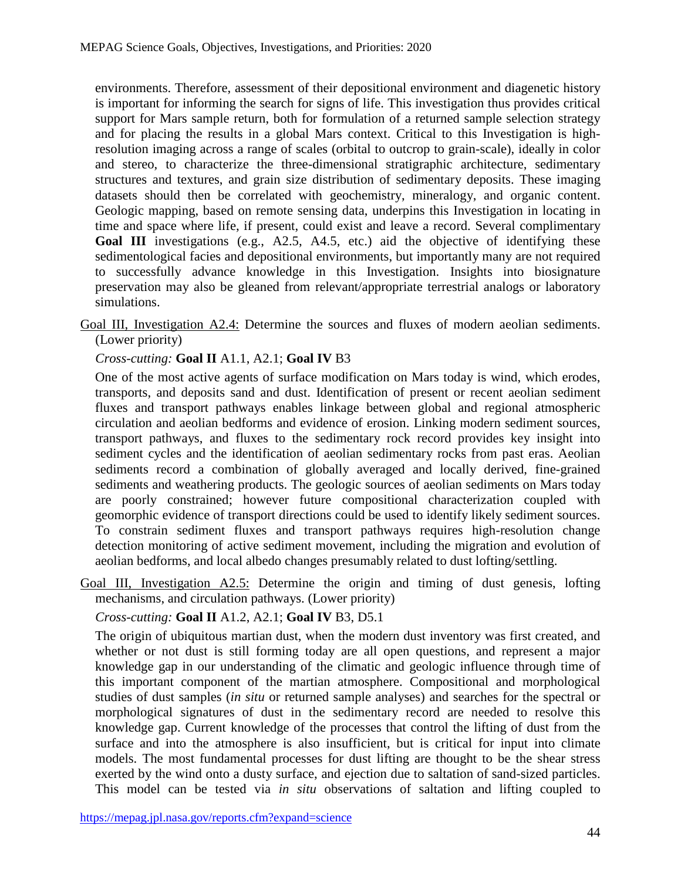environments. Therefore, assessment of their depositional environment and diagenetic history is important for informing the search for signs of life. This investigation thus provides critical support for Mars sample return, both for formulation of a returned sample selection strategy and for placing the results in a global Mars context. Critical to this Investigation is high-resolution imaging across a range of scales (orbital to outcrop to grain-scale), ideally in color and stereo, to characterize the three-dimensional stratigraphic architecture, sedimentary structures and textures, and grain size distribution of sedimentary deposits. These imaging datasets should then be correlated with geochemistry, mineralogy, and organic content. Geologic mapping, based on remote sensing data, underpins this Investigation in locating in time and space where life, if present, could exist and leave a record. Several complimentary **Goal III** investigations (e.g., A2.5, A4.5, etc.) aid the objective of identifying these sedimentological facies and depositional environments, but importantly many are not required to successfully advance knowledge in this Investigation. Insights into biosignature preservation may also be gleaned from relevant/appropriate terrestrial analogs or laboratory simulations.

Goal III, Investigation A2.4: Determine the sources and fluxes of modern aeolian sediments. (Lower priority)

*Cross-cutting:* **Goal II** A1.1, A2.1; **Goal IV** B3

One of the most active agents of surface modification on Mars today is wind, which erodes, transports, and deposits sand and dust. Identification of present or recent aeolian sediment fluxes and transport pathways enables linkage between global and regional atmospheric circulation and aeolian bedforms and evidence of erosion. Linking modern sediment sources, transport pathways, and fluxes to the sedimentary rock record provides key insight into sediment cycles and the identification of aeolian sedimentary rocks from past eras. Aeolian sediments record a combination of globally averaged and locally derived, fine-grained sediments and weathering products. The geologic sources of aeolian sediments on Mars today are poorly constrained; however future compositional characterization coupled with geomorphic evidence of transport directions could be used to identify likely sediment sources. To constrain sediment fluxes and transport pathways requires high-resolution change detection monitoring of active sediment movement, including the migration and evolution of aeolian bedforms, and local albedo changes presumably related to dust lofting/settling.

Goal III, Investigation A2.5: Determine the origin and timing of dust genesis, lofting mechanisms, and circulation pathways. (Lower priority)

*Cross-cutting:* **Goal II** A1.2, A2.1; **Goal IV** B3, D5.1

The origin of ubiquitous martian dust, when the modern dust inventory was first created, and whether or not dust is still forming today are all open questions, and represent a major knowledge gap in our understanding of the climatic and geologic influence through time of this important component of the martian atmosphere. Compositional and morphological studies of dust samples (*in situ* or returned sample analyses) and searches for the spectral or morphological signatures of dust in the sedimentary record are needed to resolve this knowledge gap. Current knowledge of the processes that control the lifting of dust from the surface and into the atmosphere is also insufficient, but is critical for input into climate models. The most fundamental processes for dust lifting are thought to be the shear stress exerted by the wind onto a dusty surface, and ejection due to saltation of sand-sized particles. This model can be tested via *in situ* observations of saltation and lifting coupled to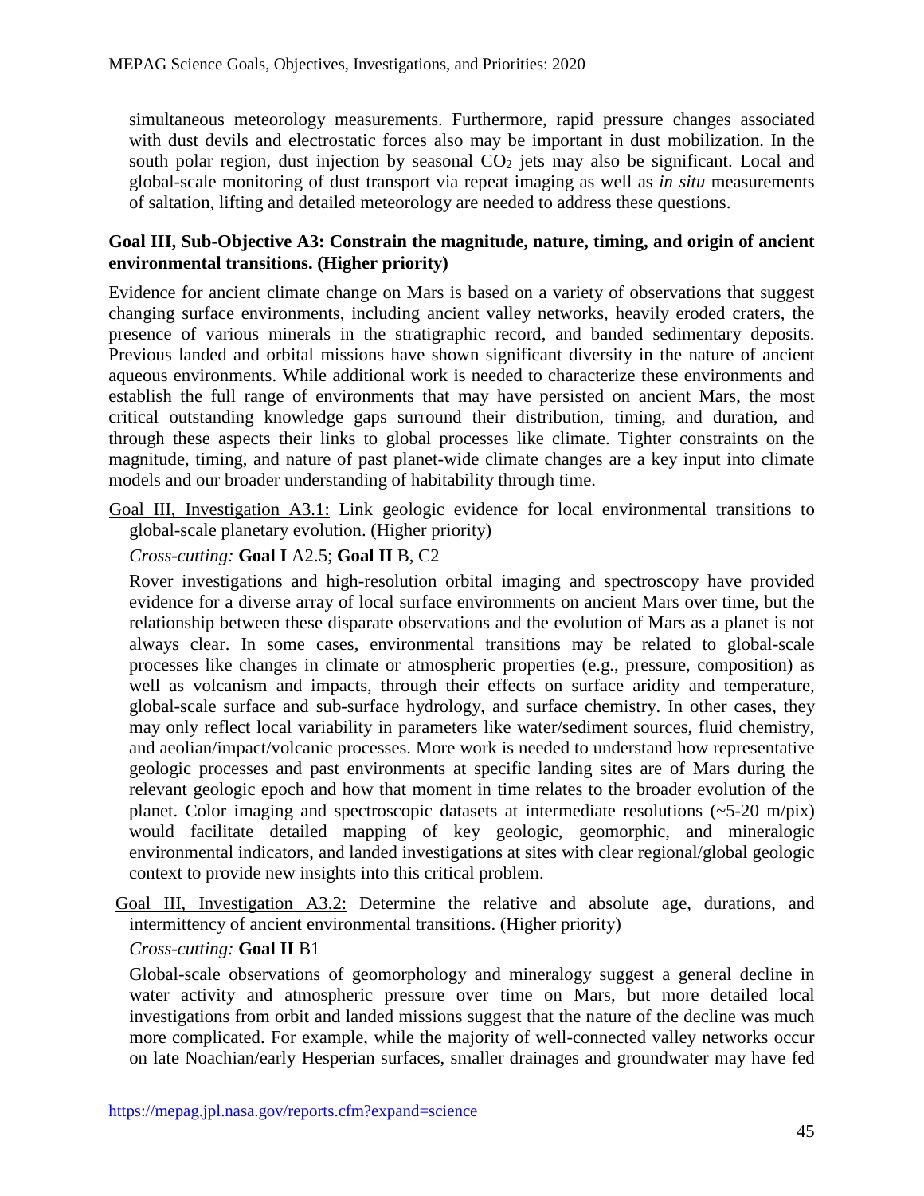simultaneous meteorology measurements. Furthermore, rapid pressure changes associated with dust devils and electrostatic forces also may be important in dust mobilization. In the south polar region, dust injection by seasonal $CO_2$ jets may also be significant. Local and global-scale monitoring of dust transport via repeat imaging as well as *in situ* measurements of saltation, lifting and detailed meteorology are needed to address these questions.

**Goal III, Sub-Objective A3: Constrain the magnitude, nature, timing, and origin of ancient environmental transitions. (Higher priority)**

Evidence for ancient climate change on Mars is based on a variety of observations that suggest changing surface environments, including ancient valley networks, heavily eroded craters, the presence of various minerals in the stratigraphic record, and banded sedimentary deposits. Previous landed and orbital missions have shown significant diversity in the nature of ancient aqueous environments. While additional work is needed to characterize these environments and establish the full range of environments that may have persisted on ancient Mars, the most critical outstanding knowledge gaps surround their distribution, timing, and duration, and through these aspects their links to global processes like climate. Tighter constraints on the magnitude, timing, and nature of past planet-wide climate changes are a key input into climate models and our broader understanding of habitability through time.

<u>Goal III, Investigation A3.1:</u> Link geologic evidence for local environmental transitions to global-scale planetary evolution. (Higher priority)

*Cross-cutting:* **Goal I** A2.5; **Goal II** B, C2

Rover investigations and high-resolution orbital imaging and spectroscopy have provided evidence for a diverse array of local surface environments on ancient Mars over time, but the relationship between these disparate observations and the evolution of Mars as a planet is not always clear. In some cases, environmental transitions may be related to global-scale processes like changes in climate or atmospheric properties (e.g., pressure, composition) as well as volcanism and impacts, through their effects on surface aridity and temperature, global-scale surface and sub-surface hydrology, and surface chemistry. In other cases, they may only reflect local variability in parameters like water/sediment sources, fluid chemistry, and aeolian/impact/volcanic processes. More work is needed to understand how representative geologic processes and past environments at specific landing sites are of Mars during the relevant geologic epoch and how that moment in time relates to the broader evolution of the planet. Color imaging and spectroscopic datasets at intermediate resolutions (~5-20 m/pix) would facilitate detailed mapping of key geologic, geomorphic, and mineralogic environmental indicators, and landed investigations at sites with clear regional/global geologic context to provide new insights into this critical problem.

<u>Goal III, Investigation A3.2:</u> Determine the relative and absolute age, durations, and intermittency of ancient environmental transitions. (Higher priority)

*Cross-cutting:* **Goal II** B1

Global-scale observations of geomorphology and mineralogy suggest a general decline in water activity and atmospheric pressure over time on Mars, but more detailed local investigations from orbit and landed missions suggest that the nature of the decline was much more complicated. For example, while the majority of well-connected valley networks occur on late Noachian/early Hesperian surfaces, smaller drainages and groundwater may have fed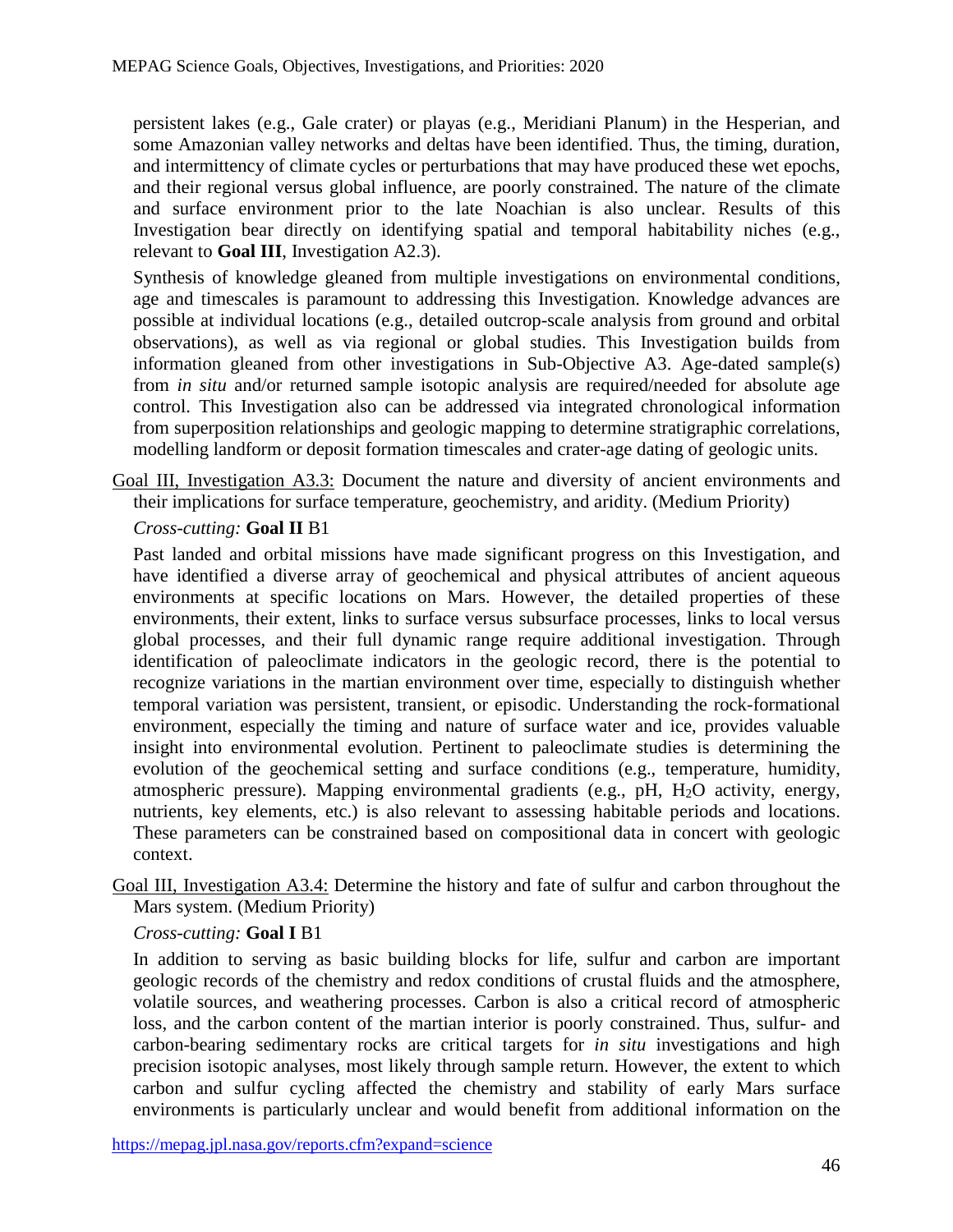persistent lakes (e.g., Gale crater) or playas (e.g., Meridiani Planum) in the Hesperian, and some Amazonian valley networks and deltas have been identified. Thus, the timing, duration, and intermittency of climate cycles or perturbations that may have produced these wet epochs, and their regional versus global influence, are poorly constrained. The nature of the climate and surface environment prior to the late Noachian is also unclear. Results of this Investigation bear directly on identifying spatial and temporal habitability niches (e.g., relevant to **Goal III**, Investigation A2.3).

Synthesis of knowledge gleaned from multiple investigations on environmental conditions, age and timescales is paramount to addressing this Investigation. Knowledge advances are possible at individual locations (e.g., detailed outcrop-scale analysis from ground and orbital observations), as well as via regional or global studies. This Investigation builds from information gleaned from other investigations in Sub-Objective A3. Age-dated sample(s) from *in situ* and/or returned sample isotopic analysis are required/needed for absolute age control. This Investigation also can be addressed via integrated chronological information from superposition relationships and geologic mapping to determine stratigraphic correlations, modelling landform or deposit formation timescales and crater-age dating of geologic units.

Goal III, Investigation A3.3: Document the nature and diversity of ancient environments and their implications for surface temperature, geochemistry, and aridity. (Medium Priority)

*Cross-cutting:* **Goal II** B1

Past landed and orbital missions have made significant progress on this Investigation, and have identified a diverse array of geochemical and physical attributes of ancient aqueous environments at specific locations on Mars. However, the detailed properties of these environments, their extent, links to surface versus subsurface processes, links to local versus global processes, and their full dynamic range require additional investigation. Through identification of paleoclimate indicators in the geologic record, there is the potential to recognize variations in the martian environment over time, especially to distinguish whether temporal variation was persistent, transient, or episodic. Understanding the rock-formational environment, especially the timing and nature of surface water and ice, provides valuable insight into environmental evolution. Pertinent to paleoclimate studies is determining the evolution of the geochemical setting and surface conditions (e.g., temperature, humidity, atmospheric pressure). Mapping environmental gradients (e.g., pH, $H_2O$ activity, energy, nutrients, key elements, etc.) is also relevant to assessing habitable periods and locations. These parameters can be constrained based on compositional data in concert with geologic context.

Goal III, Investigation A3.4: Determine the history and fate of sulfur and carbon throughout the Mars system. (Medium Priority)

*Cross-cutting:* **Goal I** B1

In addition to serving as basic building blocks for life, sulfur and carbon are important geologic records of the chemistry and redox conditions of crustal fluids and the atmosphere, volatile sources, and weathering processes. Carbon is also a critical record of atmospheric loss, and the carbon content of the martian interior is poorly constrained. Thus, sulfur- and carbon-bearing sedimentary rocks are critical targets for *in situ* investigations and high precision isotopic analyses, most likely through sample return. However, the extent to which carbon and sulfur cycling affected the chemistry and stability of early Mars surface environments is particularly unclear and would benefit from additional information on the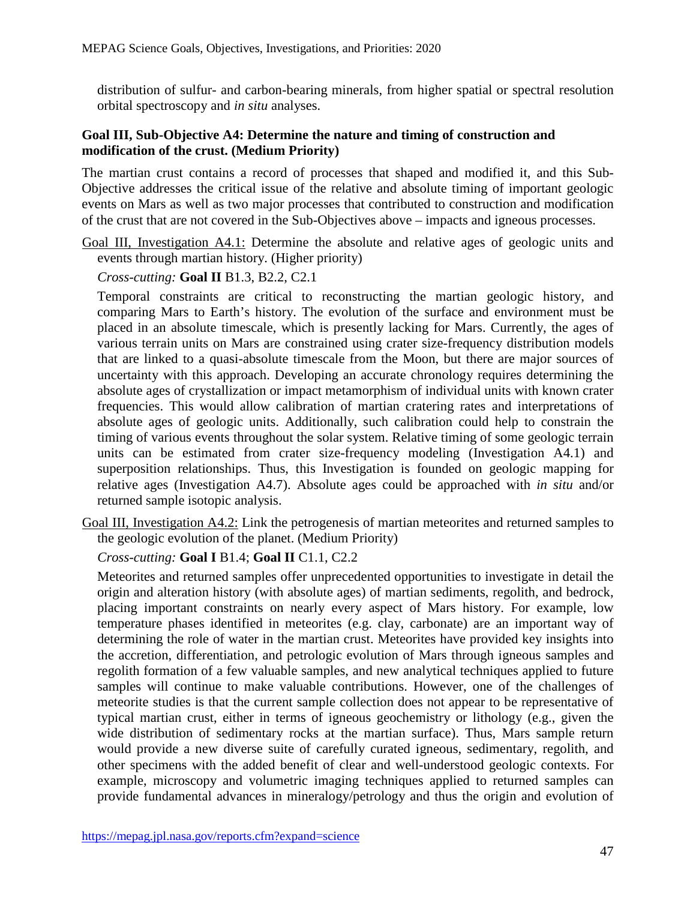distribution of sulfur- and carbon-bearing minerals, from higher spatial or spectral resolution orbital spectroscopy and *in situ* analyses.

**Goal III, Sub-Objective A4: Determine the nature and timing of construction and modification of the crust. (Medium Priority)**

The martian crust contains a record of processes that shaped and modified it, and this Sub-Objective addresses the critical issue of the relative and absolute timing of important geologic events on Mars as well as two major processes that contributed to construction and modification of the crust that are not covered in the Sub-Objectives above – impacts and igneous processes.

Goal III, Investigation A4.1: Determine the absolute and relative ages of geologic units and events through martian history. (Higher priority)

*Cross-cutting:* **Goal II** B1.3, B2.2, C2.1

Temporal constraints are critical to reconstructing the martian geologic history, and comparing Mars to Earth's history. The evolution of the surface and environment must be placed in an absolute timescale, which is presently lacking for Mars. Currently, the ages of various terrain units on Mars are constrained using crater size-frequency distribution models that are linked to a quasi-absolute timescale from the Moon, but there are major sources of uncertainty with this approach. Developing an accurate chronology requires determining the absolute ages of crystallization or impact metamorphism of individual units with known crater frequencies. This would allow calibration of martian cratering rates and interpretations of absolute ages of geologic units. Additionally, such calibration could help to constrain the timing of various events throughout the solar system. Relative timing of some geologic terrain units can be estimated from crater size-frequency modeling (Investigation A4.1) and superposition relationships. Thus, this Investigation is founded on geologic mapping for relative ages (Investigation A4.7). Absolute ages could be approached with *in situ* and/or returned sample isotopic analysis.

Goal III, Investigation A4.2: Link the petrogenesis of martian meteorites and returned samples to the geologic evolution of the planet. (Medium Priority)

*Cross-cutting:* **Goal I** B1.4; **Goal II** C1.1, C2.2

Meteorites and returned samples offer unprecedented opportunities to investigate in detail the origin and alteration history (with absolute ages) of martian sediments, regolith, and bedrock, placing important constraints on nearly every aspect of Mars history. For example, low temperature phases identified in meteorites (e.g. clay, carbonate) are an important way of determining the role of water in the martian crust. Meteorites have provided key insights into the accretion, differentiation, and petrologic evolution of Mars through igneous samples and regolith formation of a few valuable samples, and new analytical techniques applied to future samples will continue to make valuable contributions. However, one of the challenges of meteorite studies is that the current sample collection does not appear to be representative of typical martian crust, either in terms of igneous geochemistry or lithology (e.g., given the wide distribution of sedimentary rocks at the martian surface). Thus, Mars sample return would provide a new diverse suite of carefully curated igneous, sedimentary, regolith, and other specimens with the added benefit of clear and well-understood geologic contexts. For example, microscopy and volumetric imaging techniques applied to returned samples can provide fundamental advances in mineralogy/petrology and thus the origin and evolution of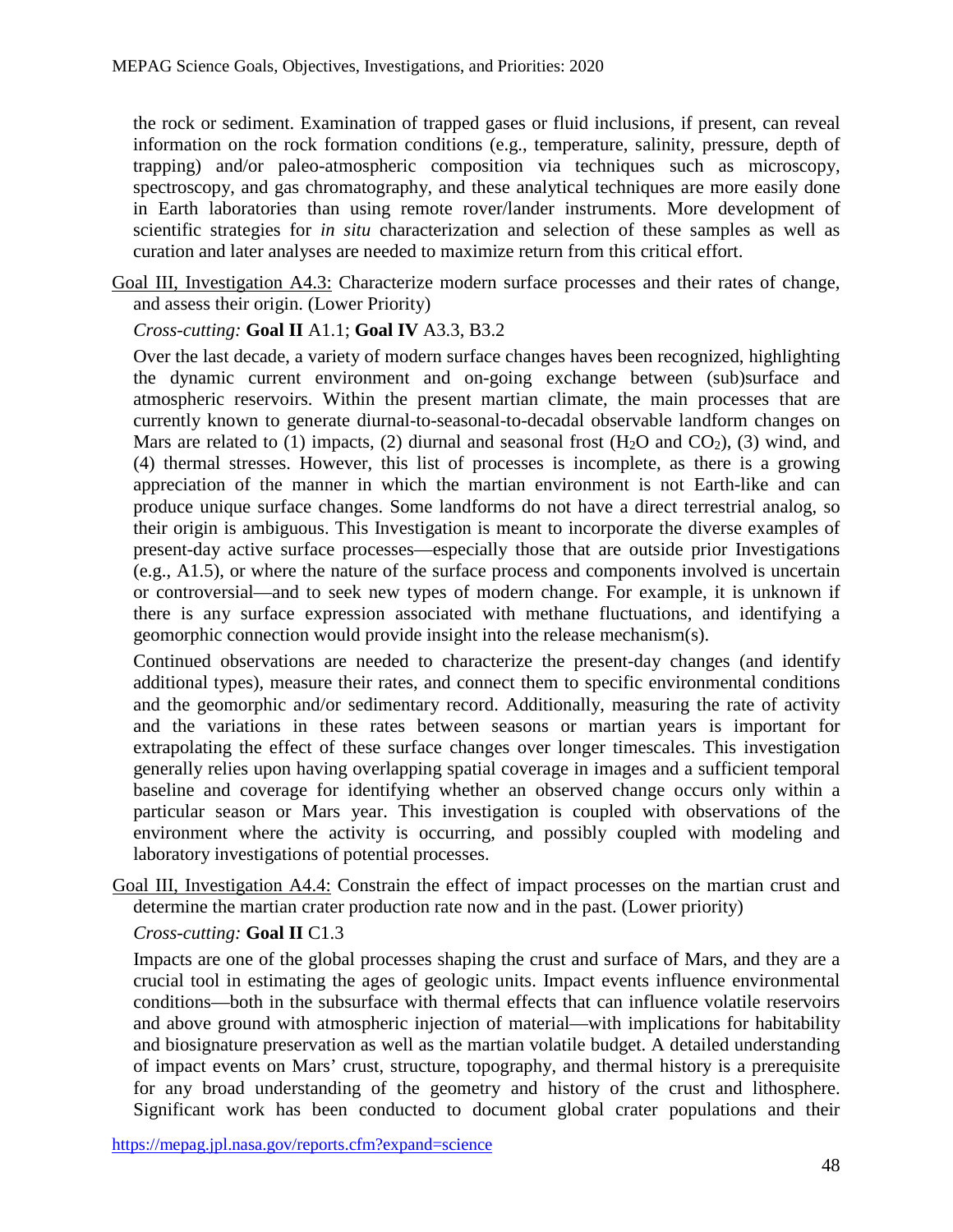the rock or sediment. Examination of trapped gases or fluid inclusions, if present, can reveal information on the rock formation conditions (e.g., temperature, salinity, pressure, depth of trapping) and/or paleo-atmospheric composition via techniques such as microscopy, spectroscopy, and gas chromatography, and these analytical techniques are more easily done in Earth laboratories than using remote rover/lander instruments. More development of scientific strategies for *in situ* characterization and selection of these samples as well as curation and later analyses are needed to maximize return from this critical effort.

Goal III, Investigation A4.3: Characterize modern surface processes and their rates of change, and assess their origin. (Lower Priority)

*Cross-cutting:* **Goal II** A1.1; **Goal IV** A3.3, B3.2

Over the last decade, a variety of modern surface changes haves been recognized, highlighting the dynamic current environment and on-going exchange between (sub)surface and atmospheric reservoirs. Within the present martian climate, the main processes that are currently known to generate diurnal-to-seasonal-to-decadal observable landform changes on Mars are related to (1) impacts, (2) diurnal and seasonal frost ($H_2O$ and $CO_2$), (3) wind, and (4) thermal stresses. However, this list of processes is incomplete, as there is a growing appreciation of the manner in which the martian environment is not Earth-like and can produce unique surface changes. Some landforms do not have a direct terrestrial analog, so their origin is ambiguous. This Investigation is meant to incorporate the diverse examples of present-day active surface processes—especially those that are outside prior Investigations (e.g., A1.5), or where the nature of the surface process and components involved is uncertain or controversial—and to seek new types of modern change. For example, it is unknown if there is any surface expression associated with methane fluctuations, and identifying a geomorphic connection would provide insight into the release mechanism(s).

Continued observations are needed to characterize the present-day changes (and identify additional types), measure their rates, and connect them to specific environmental conditions and the geomorphic and/or sedimentary record. Additionally, measuring the rate of activity and the variations in these rates between seasons or martian years is important for extrapolating the effect of these surface changes over longer timescales. This investigation generally relies upon having overlapping spatial coverage in images and a sufficient temporal baseline and coverage for identifying whether an observed change occurs only within a particular season or Mars year. This investigation is coupled with observations of the environment where the activity is occurring, and possibly coupled with modeling and laboratory investigations of potential processes.

Goal III, Investigation A4.4: Constrain the effect of impact processes on the martian crust and determine the martian crater production rate now and in the past. (Lower priority)

*Cross-cutting:* **Goal II** C1.3

Impacts are one of the global processes shaping the crust and surface of Mars, and they are a crucial tool in estimating the ages of geologic units. Impact events influence environmental conditions—both in the subsurface with thermal effects that can influence volatile reservoirs and above ground with atmospheric injection of material—with implications for habitability and biosignature preservation as well as the martian volatile budget. A detailed understanding of impact events on Mars' crust, structure, topography, and thermal history is a prerequisite for any broad understanding of the geometry and history of the crust and lithosphere. Significant work has been conducted to document global crater populations and their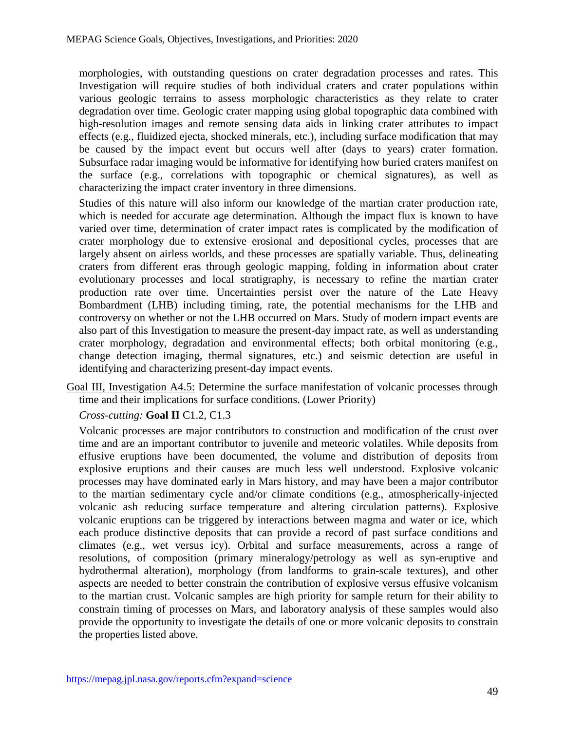morphologies, with outstanding questions on crater degradation processes and rates. This Investigation will require studies of both individual craters and crater populations within various geologic terrains to assess morphologic characteristics as they relate to crater degradation over time. Geologic crater mapping using global topographic data combined with high-resolution images and remote sensing data aids in linking crater attributes to impact effects (e.g., fluidized ejecta, shocked minerals, etc.), including surface modification that may be caused by the impact event but occurs well after (days to years) crater formation. Subsurface radar imaging would be informative for identifying how buried craters manifest on the surface (e.g., correlations with topographic or chemical signatures), as well as characterizing the impact crater inventory in three dimensions.

Studies of this nature will also inform our knowledge of the martian crater production rate, which is needed for accurate age determination. Although the impact flux is known to have varied over time, determination of crater impact rates is complicated by the modification of crater morphology due to extensive erosional and depositional cycles, processes that are largely absent on airless worlds, and these processes are spatially variable. Thus, delineating craters from different eras through geologic mapping, folding in information about crater evolutionary processes and local stratigraphy, is necessary to refine the martian crater production rate over time. Uncertainties persist over the nature of the Late Heavy Bombardment (LHB) including timing, rate, the potential mechanisms for the LHB and controversy on whether or not the LHB occurred on Mars. Study of modern impact events are also part of this Investigation to measure the present-day impact rate, as well as understanding crater morphology, degradation and environmental effects; both orbital monitoring (e.g., change detection imaging, thermal signatures, etc.) and seismic detection are useful in identifying and characterizing present-day impact events.

<u>Goal III, Investigation A4.5:</u> Determine the surface manifestation of volcanic processes through time and their implications for surface conditions. (Lower Priority)

*Cross-cutting:* **Goal II** C1.2, C1.3

Volcanic processes are major contributors to construction and modification of the crust over time and are an important contributor to juvenile and meteoric volatiles. While deposits from effusive eruptions have been documented, the volume and distribution of deposits from explosive eruptions and their causes are much less well understood. Explosive volcanic processes may have dominated early in Mars history, and may have been a major contributor to the martian sedimentary cycle and/or climate conditions (e.g., atmospherically-injected volcanic ash reducing surface temperature and altering circulation patterns). Explosive volcanic eruptions can be triggered by interactions between magma and water or ice, which each produce distinctive deposits that can provide a record of past surface conditions and climates (e.g., wet versus icy). Orbital and surface measurements, across a range of resolutions, of composition (primary mineralogy/petrology as well as syn-eruptive and hydrothermal alteration), morphology (from landforms to grain-scale textures), and other aspects are needed to better constrain the contribution of explosive versus effusive volcanism to the martian crust. Volcanic samples are high priority for sample return for their ability to constrain timing of processes on Mars, and laboratory analysis of these samples would also provide the opportunity to investigate the details of one or more volcanic deposits to constrain the properties listed above.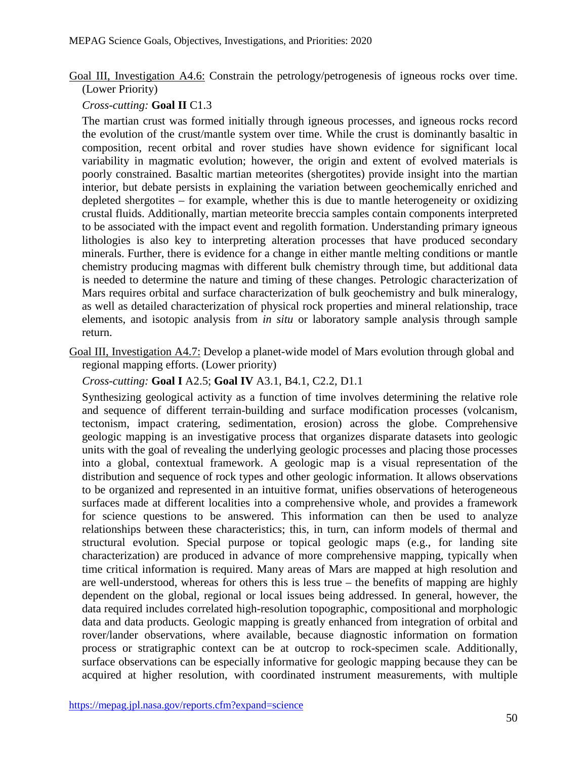Goal III, Investigation A4.6: Constrain the petrology/petrogenesis of igneous rocks over time. (Lower Priority)

*Cross-cutting:* **Goal II** C1.3

The martian crust was formed initially through igneous processes, and igneous rocks record the evolution of the crust/mantle system over time. While the crust is dominantly basaltic in composition, recent orbital and rover studies have shown evidence for significant local variability in magmatic evolution; however, the origin and extent of evolved materials is poorly constrained. Basaltic martian meteorites (shergotites) provide insight into the martian interior, but debate persists in explaining the variation between geochemically enriched and depleted shergotites – for example, whether this is due to mantle heterogeneity or oxidizing crustal fluids. Additionally, martian meteorite breccia samples contain components interpreted to be associated with the impact event and regolith formation. Understanding primary igneous lithologies is also key to interpreting alteration processes that have produced secondary minerals. Further, there is evidence for a change in either mantle melting conditions or mantle chemistry producing magmas with different bulk chemistry through time, but additional data is needed to determine the nature and timing of these changes. Petrologic characterization of Mars requires orbital and surface characterization of bulk geochemistry and bulk mineralogy, as well as detailed characterization of physical rock properties and mineral relationship, trace elements, and isotopic analysis from *in situ* or laboratory sample analysis through sample return.

Goal III, Investigation A4.7: Develop a planet-wide model of Mars evolution through global and regional mapping efforts. (Lower priority)

*Cross-cutting:* **Goal I** A2.5; **Goal IV** A3.1, B4.1, C2.2, D1.1

Synthesizing geological activity as a function of time involves determining the relative role and sequence of different terrain-building and surface modification processes (volcanism, tectonism, impact cratering, sedimentation, erosion) across the globe. Comprehensive geologic mapping is an investigative process that organizes disparate datasets into geologic units with the goal of revealing the underlying geologic processes and placing those processes into a global, contextual framework. A geologic map is a visual representation of the distribution and sequence of rock types and other geologic information. It allows observations to be organized and represented in an intuitive format, unifies observations of heterogeneous surfaces made at different localities into a comprehensive whole, and provides a framework for science questions to be answered. This information can then be used to analyze relationships between these characteristics; this, in turn, can inform models of thermal and structural evolution. Special purpose or topical geologic maps (e.g., for landing site characterization) are produced in advance of more comprehensive mapping, typically when time critical information is required. Many areas of Mars are mapped at high resolution and are well-understood, whereas for others this is less true – the benefits of mapping are highly dependent on the global, regional or local issues being addressed. In general, however, the data required includes correlated high-resolution topographic, compositional and morphologic data and data products. Geologic mapping is greatly enhanced from integration of orbital and rover/lander observations, where available, because diagnostic information on formation process or stratigraphic context can be at outcrop to rock-specimen scale. Additionally, surface observations can be especially informative for geologic mapping because they can be acquired at higher resolution, with coordinated instrument measurements, with multiple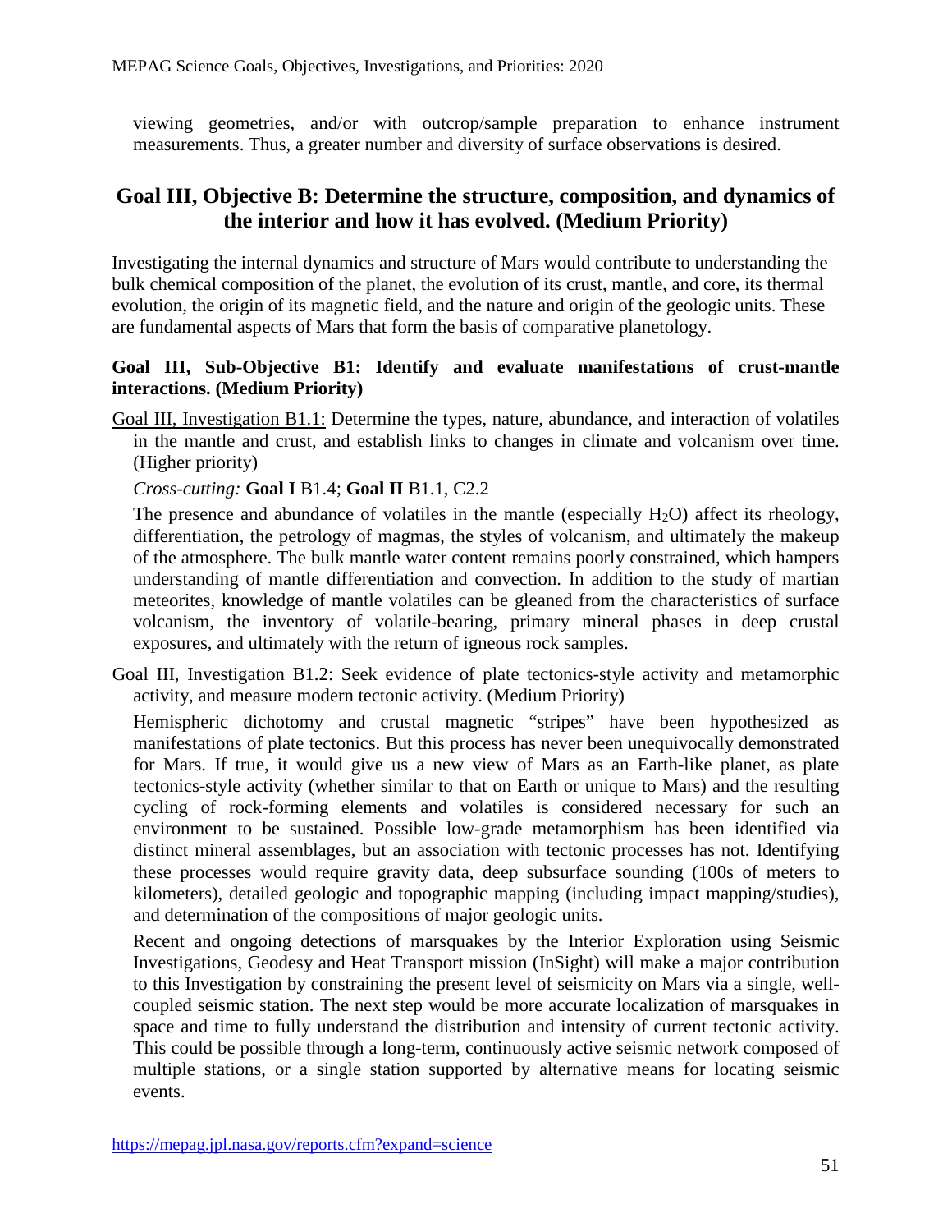viewing geometries, and/or with outcrop/sample preparation to enhance instrument measurements. Thus, a greater number and diversity of surface observations is desired.

## Goal III, Objective B: Determine the structure, composition, and dynamics of the interior and how it has evolved. (Medium Priority)

Investigating the internal dynamics and structure of Mars would contribute to understanding the bulk chemical composition of the planet, the evolution of its crust, mantle, and core, its thermal evolution, the origin of its magnetic field, and the nature and origin of the geologic units. These are fundamental aspects of Mars that form the basis of comparative planetology.

### Goal III, Sub-Objective B1: Identify and evaluate manifestations of crust-mantle interactions. (Medium Priority)

Goal III, Investigation B1.1: Determine the types, nature, abundance, and interaction of volatiles in the mantle and crust, and establish links to changes in climate and volcanism over time. (Higher priority)

*Cross-cutting:* **Goal I** B1.4; **Goal II** B1.1, C2.2

The presence and abundance of volatiles in the mantle (especially $H_2O$) affect its rheology, differentiation, the petrology of magmas, the styles of volcanism, and ultimately the makeup of the atmosphere. The bulk mantle water content remains poorly constrained, which hampers understanding of mantle differentiation and convection. In addition to the study of martian meteorites, knowledge of mantle volatiles can be gleaned from the characteristics of surface volcanism, the inventory of volatile-bearing, primary mineral phases in deep crustal exposures, and ultimately with the return of igneous rock samples.

Goal III, Investigation B1.2: Seek evidence of plate tectonics-style activity and metamorphic activity, and measure modern tectonic activity. (Medium Priority)

Hemispheric dichotomy and crustal magnetic "stripes" have been hypothesized as manifestations of plate tectonics. But this process has never been unequivocally demonstrated for Mars. If true, it would give us a new view of Mars as an Earth-like planet, as plate tectonics-style activity (whether similar to that on Earth or unique to Mars) and the resulting cycling of rock-forming elements and volatiles is considered necessary for such an environment to be sustained. Possible low-grade metamorphism has been identified via distinct mineral assemblages, but an association with tectonic processes has not. Identifying these processes would require gravity data, deep subsurface sounding (100s of meters to kilometers), detailed geologic and topographic mapping (including impact mapping/studies), and determination of the compositions of major geologic units.

Recent and ongoing detections of marsquakes by the Interior Exploration using Seismic Investigations, Geodesy and Heat Transport mission (InSight) will make a major contribution to this Investigation by constraining the present level of seismicity on Mars via a single, well-coupled seismic station. The next step would be more accurate localization of marsquakes in space and time to fully understand the distribution and intensity of current tectonic activity. This could be possible through a long-term, continuously active seismic network composed of multiple stations, or a single station supported by alternative means for locating seismic events.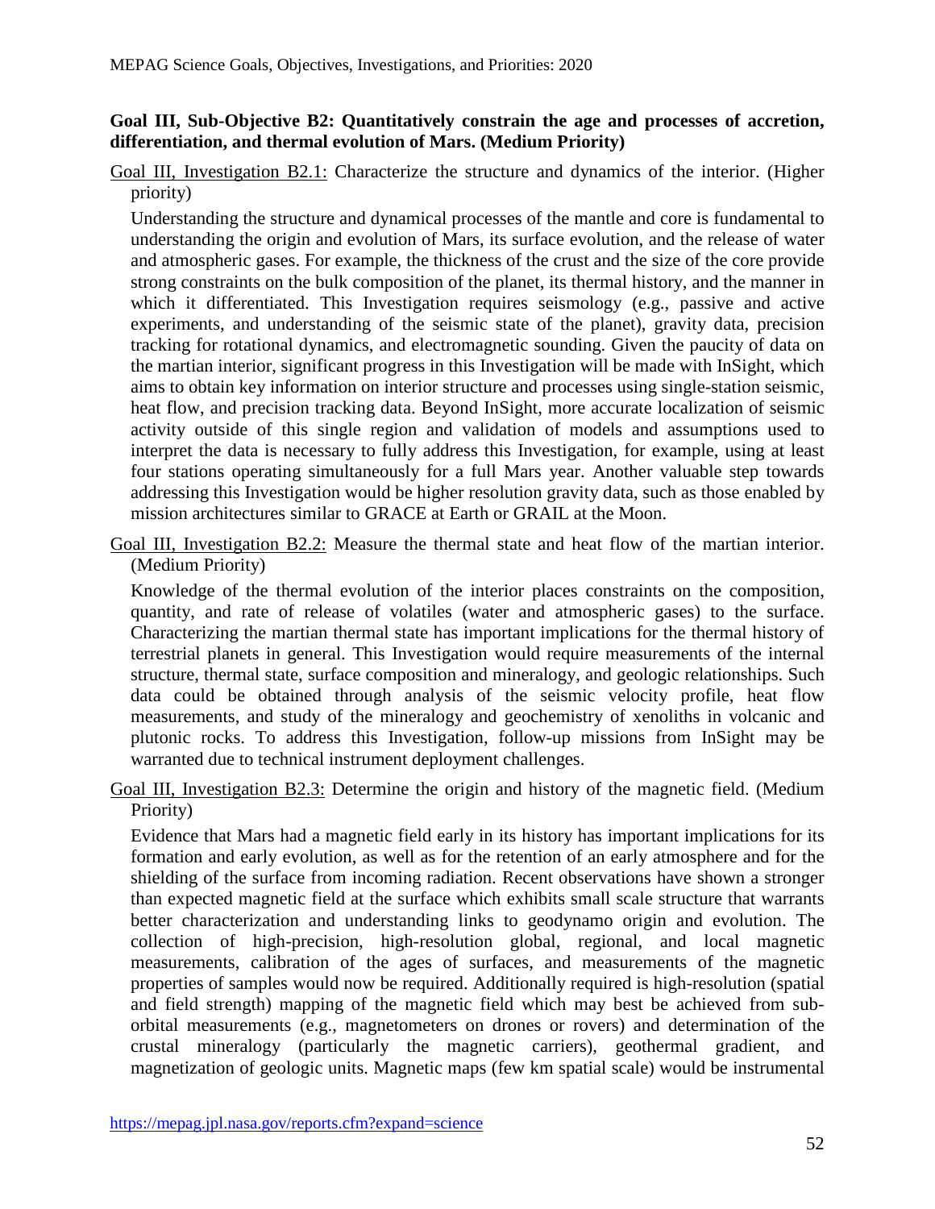**Goal III, Sub-Objective B2: Quantitatively constrain the age and processes of accretion, differentiation, and thermal evolution of Mars. (Medium Priority)**

Goal III, Investigation B2.1: Characterize the structure and dynamics of the interior. (Higher priority)

Understanding the structure and dynamical processes of the mantle and core is fundamental to understanding the origin and evolution of Mars, its surface evolution, and the release of water and atmospheric gases. For example, the thickness of the crust and the size of the core provide strong constraints on the bulk composition of the planet, its thermal history, and the manner in which it differentiated. This Investigation requires seismology (e.g., passive and active experiments, and understanding of the seismic state of the planet), gravity data, precision tracking for rotational dynamics, and electromagnetic sounding. Given the paucity of data on the martian interior, significant progress in this Investigation will be made with InSight, which aims to obtain key information on interior structure and processes using single-station seismic, heat flow, and precision tracking data. Beyond InSight, more accurate localization of seismic activity outside of this single region and validation of models and assumptions used to interpret the data is necessary to fully address this Investigation, for example, using at least four stations operating simultaneously for a full Mars year. Another valuable step towards addressing this Investigation would be higher resolution gravity data, such as those enabled by mission architectures similar to GRACE at Earth or GRAIL at the Moon.

Goal III, Investigation B2.2: Measure the thermal state and heat flow of the martian interior. (Medium Priority)

Knowledge of the thermal evolution of the interior places constraints on the composition, quantity, and rate of release of volatiles (water and atmospheric gases) to the surface. Characterizing the martian thermal state has important implications for the thermal history of terrestrial planets in general. This Investigation would require measurements of the internal structure, thermal state, surface composition and mineralogy, and geologic relationships. Such data could be obtained through analysis of the seismic velocity profile, heat flow measurements, and study of the mineralogy and geochemistry of xenoliths in volcanic and plutonic rocks. To address this Investigation, follow-up missions from InSight may be warranted due to technical instrument deployment challenges.

Goal III, Investigation B2.3: Determine the origin and history of the magnetic field. (Medium Priority)

Evidence that Mars had a magnetic field early in its history has important implications for its formation and early evolution, as well as for the retention of an early atmosphere and for the shielding of the surface from incoming radiation. Recent observations have shown a stronger than expected magnetic field at the surface which exhibits small scale structure that warrants better characterization and understanding links to geodynamo origin and evolution. The collection of high-precision, high-resolution global, regional, and local magnetic measurements, calibration of the ages of surfaces, and measurements of the magnetic properties of samples would now be required. Additionally required is high-resolution (spatial and field strength) mapping of the magnetic field which may best be achieved from sub-orbital measurements (e.g., magnetometers on drones or rovers) and determination of the crustal mineralogy (particularly the magnetic carriers), geothermal gradient, and magnetization of geologic units. Magnetic maps (few km spatial scale) would be instrumental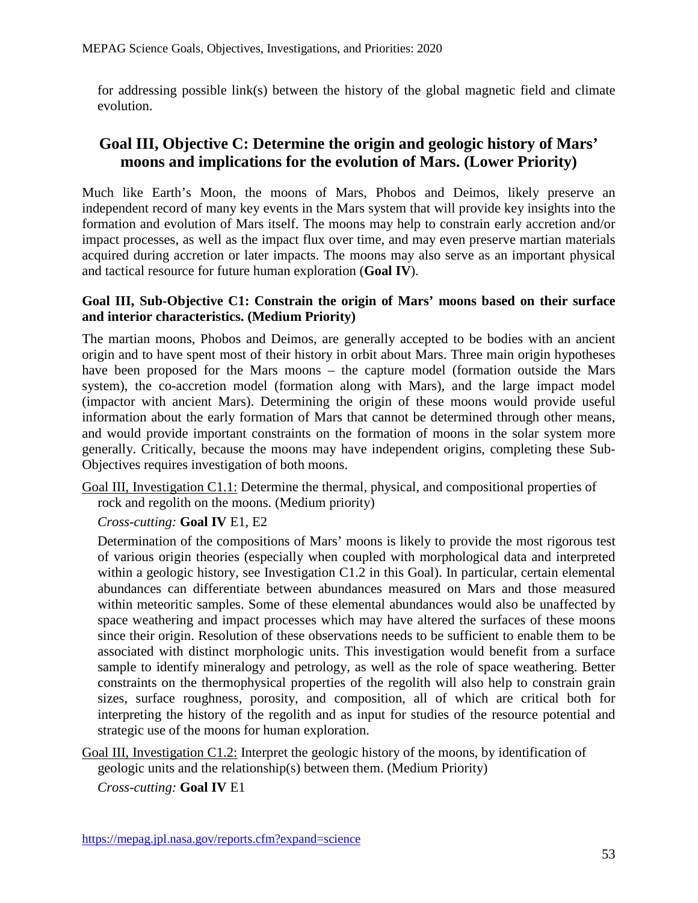for addressing possible link(s) between the history of the global magnetic field and climate evolution.

## Goal III, Objective C: Determine the origin and geologic history of Mars' moons and implications for the evolution of Mars. (Lower Priority)

Much like Earth's Moon, the moons of Mars, Phobos and Deimos, likely preserve an independent record of many key events in the Mars system that will provide key insights into the formation and evolution of Mars itself. The moons may help to constrain early accretion and/or impact processes, as well as the impact flux over time, and may even preserve martian materials acquired during accretion or later impacts. The moons may also serve as an important physical and tactical resource for future human exploration (**Goal IV**).

**Goal III, Sub-Objective C1: Constrain the origin of Mars' moons based on their surface and interior characteristics. (Medium Priority)**

The martian moons, Phobos and Deimos, are generally accepted to be bodies with an ancient origin and to have spent most of their history in orbit about Mars. Three main origin hypotheses have been proposed for the Mars moons – the capture model (formation outside the Mars system), the co-accretion model (formation along with Mars), and the large impact model (impactor with ancient Mars). Determining the origin of these moons would provide useful information about the early formation of Mars that cannot be determined through other means, and would provide important constraints on the formation of moons in the solar system more generally. Critically, because the moons may have independent origins, completing these Sub-Objectives requires investigation of both moons.

Goal III, Investigation C1.1: Determine the thermal, physical, and compositional properties of rock and regolith on the moons. (Medium priority)

*Cross-cutting:* **Goal IV** E1, E2

Determination of the compositions of Mars' moons is likely to provide the most rigorous test of various origin theories (especially when coupled with morphological data and interpreted within a geologic history, see Investigation C1.2 in this Goal). In particular, certain elemental abundances can differentiate between abundances measured on Mars and those measured within meteoritic samples. Some of these elemental abundances would also be unaffected by space weathering and impact processes which may have altered the surfaces of these moons since their origin. Resolution of these observations needs to be sufficient to enable them to be associated with distinct morphologic units. This investigation would benefit from a surface sample to identify mineralogy and petrology, as well as the role of space weathering. Better constraints on the thermophysical properties of the regolith will also help to constrain grain sizes, surface roughness, porosity, and composition, all of which are critical both for interpreting the history of the regolith and as input for studies of the resource potential and strategic use of the moons for human exploration.

Goal III, Investigation C1.2: Interpret the geologic history of the moons, by identification of geologic units and the relationship(s) between them. (Medium Priority)

*Cross-cutting:* **Goal IV** E1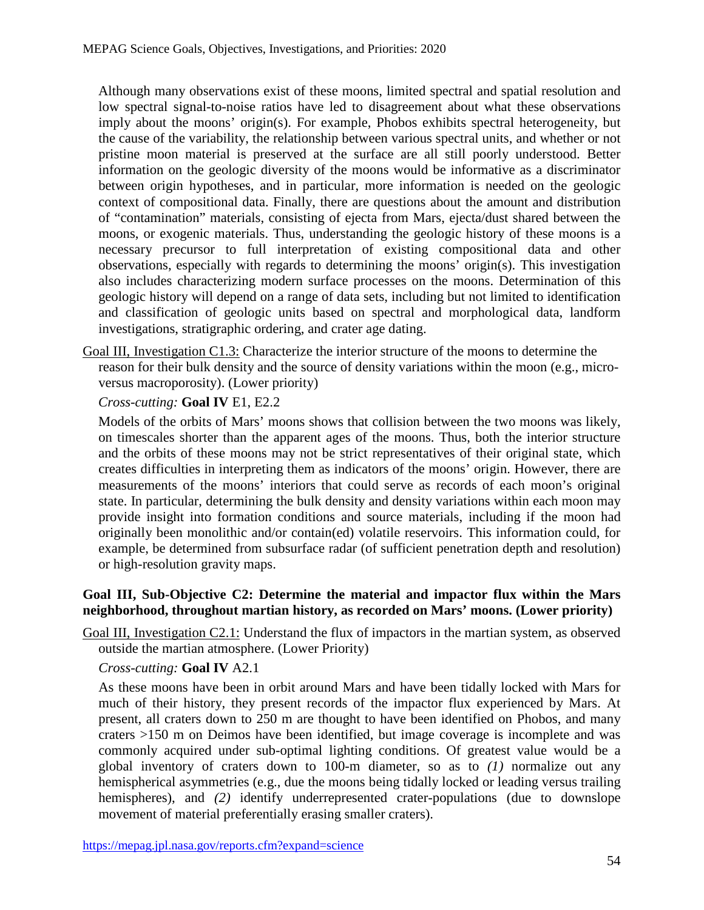Although many observations exist of these moons, limited spectral and spatial resolution and low spectral signal-to-noise ratios have led to disagreement about what these observations imply about the moons' origin(s). For example, Phobos exhibits spectral heterogeneity, but the cause of the variability, the relationship between various spectral units, and whether or not pristine moon material is preserved at the surface are all still poorly understood. Better information on the geologic diversity of the moons would be informative as a discriminator between origin hypotheses, and in particular, more information is needed on the geologic context of compositional data. Finally, there are questions about the amount and distribution of "contamination" materials, consisting of ejecta from Mars, ejecta/dust shared between the moons, or exogenic materials. Thus, understanding the geologic history of these moons is a necessary precursor to full interpretation of existing compositional data and other observations, especially with regards to determining the moons' origin(s). This investigation also includes characterizing modern surface processes on the moons. Determination of this geologic history will depend on a range of data sets, including but not limited to identification and classification of geologic units based on spectral and morphological data, landform investigations, stratigraphic ordering, and crater age dating.

Goal III, Investigation C1.3: Characterize the interior structure of the moons to determine the reason for their bulk density and the source of density variations within the moon (e.g., micro- versus macroporosity). (Lower priority)

*Cross-cutting:* **Goal IV** E1, E2.2

Models of the orbits of Mars' moons shows that collision between the two moons was likely, on timescales shorter than the apparent ages of the moons. Thus, both the interior structure and the orbits of these moons may not be strict representatives of their original state, which creates difficulties in interpreting them as indicators of the moons' origin. However, there are measurements of the moons' interiors that could serve as records of each moon's original state. In particular, determining the bulk density and density variations within each moon may provide insight into formation conditions and source materials, including if the moon had originally been monolithic and/or contain(ed) volatile reservoirs. This information could, for example, be determined from subsurface radar (of sufficient penetration depth and resolution) or high-resolution gravity maps.

**Goal III, Sub-Objective C2: Determine the material and impactor flux within the Mars neighborhood, throughout martian history, as recorded on Mars' moons. (Lower priority)**

Goal III, Investigation C2.1: Understand the flux of impactors in the martian system, as observed outside the martian atmosphere. (Lower Priority)

*Cross-cutting:* **Goal IV** A2.1

As these moons have been in orbit around Mars and have been tidally locked with Mars for much of their history, they present records of the impactor flux experienced by Mars. At present, all craters down to 250 m are thought to have been identified on Phobos, and many craters >150 m on Deimos have been identified, but image coverage is incomplete and was commonly acquired under sub-optimal lighting conditions. Of greatest value would be a global inventory of craters down to 100-m diameter, so as to *(1)* normalize out any hemispherical asymmetries (e.g., due the moons being tidally locked or leading versus trailing hemispheres), and *(2)* identify underrepresented crater-populations (due to downslope movement of material preferentially erasing smaller craters).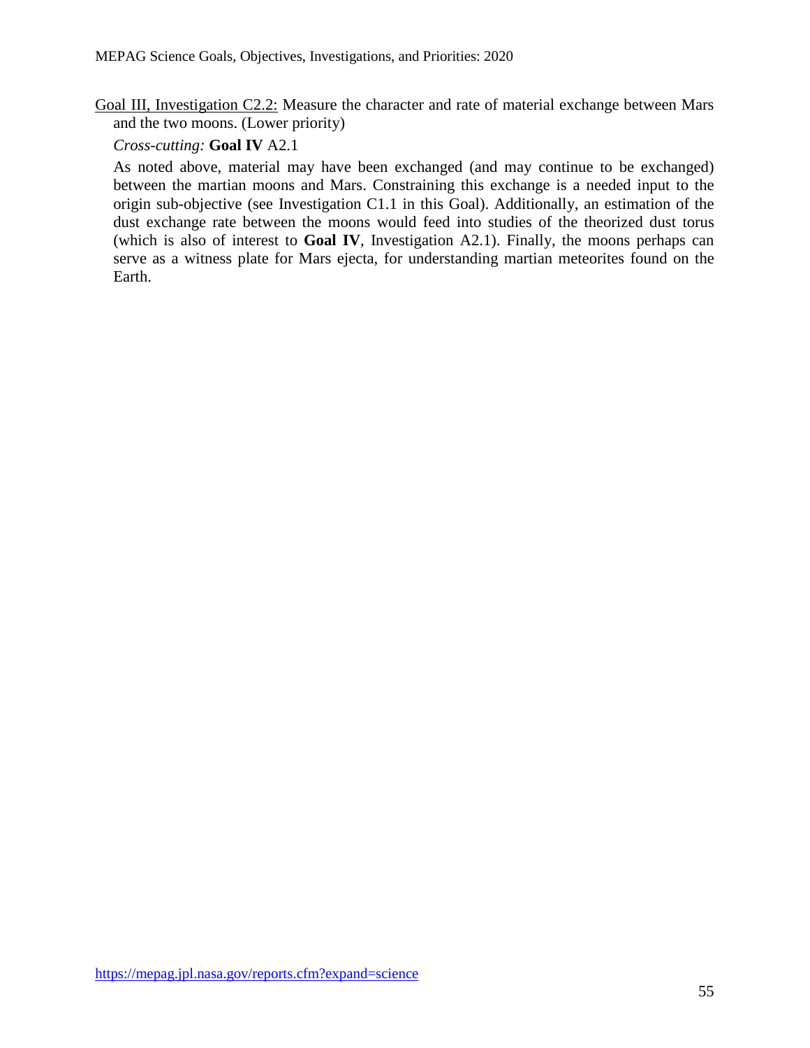Goal III, Investigation C2.2: Measure the character and rate of material exchange between Mars and the two moons. (Lower priority)

*Cross-cutting:* **Goal IV** A2.1

As noted above, material may have been exchanged (and may continue to be exchanged) between the martian moons and Mars. Constraining this exchange is a needed input to the origin sub-objective (see Investigation C1.1 in this Goal). Additionally, an estimation of the dust exchange rate between the moons would feed into studies of the theorized dust torus (which is also of interest to **Goal IV**, Investigation A2.1). Finally, the moons perhaps can serve as a witness plate for Mars ejecta, for understanding martian meteorites found on the Earth.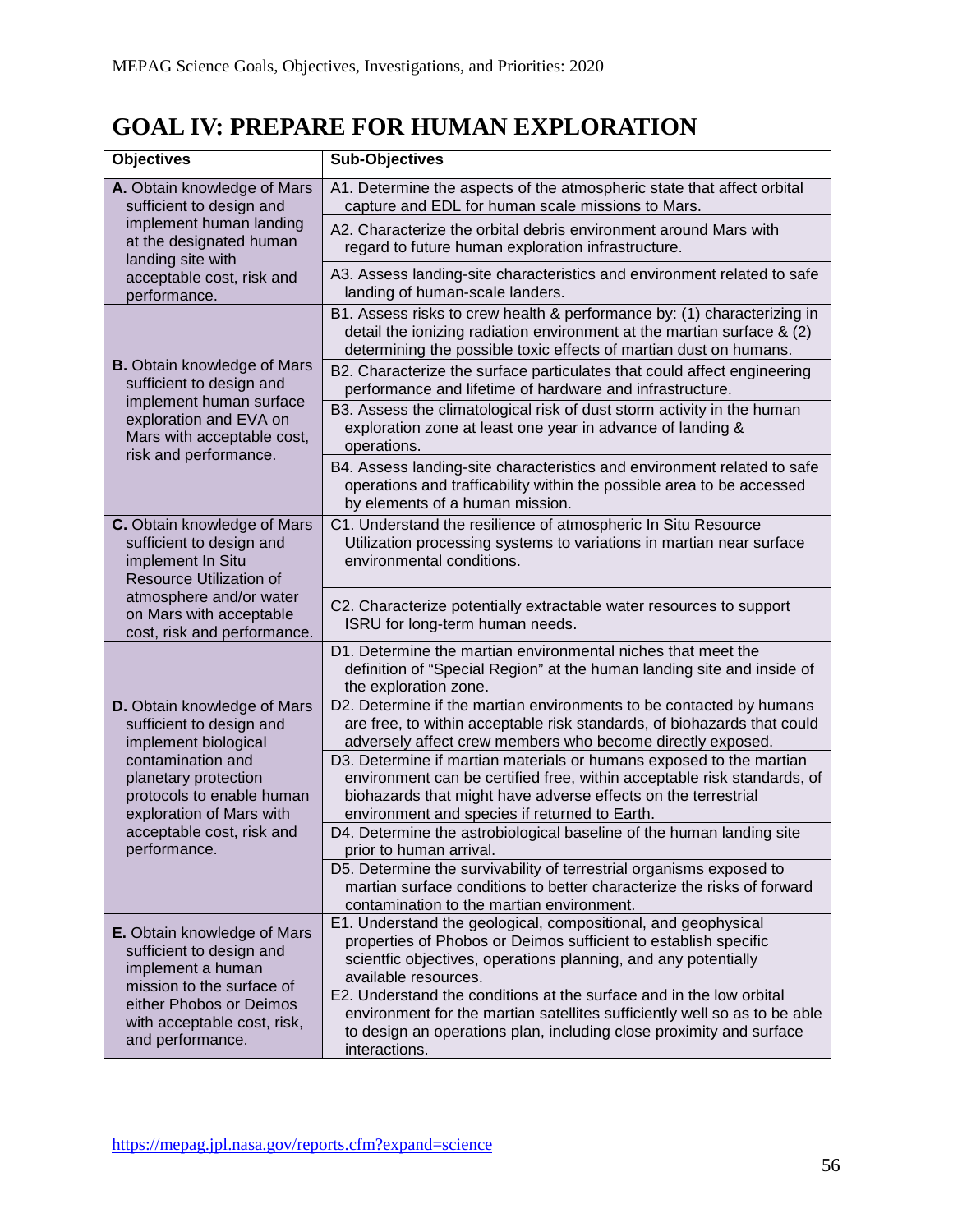# GOAL IV: PREPARE FOR HUMAN EXPLORATION

| Objectives | Sub-Objectives |
|---|---|
| **A.** Obtain knowledge of Mars sufficient to design and implement human landing at the designated human landing site with acceptable cost, risk and performance. | A1. Determine the aspects of the atmospheric state that affect orbital capture and EDL for human scale missions to Mars. |
| | A2. Characterize the orbital debris environment around Mars with regard to future human exploration infrastructure. |
| | A3. Assess landing-site characteristics and environment related to safe landing of human-scale landers. |
| **B.** Obtain knowledge of Mars sufficient to design and implement human surface exploration and EVA on Mars with acceptable cost, risk and performance. | B1. Assess risks to crew health & performance by: (1) characterizing in detail the ionizing radiation environment at the martian surface & (2) determining the possible toxic effects of martian dust on humans. |
| | B2. Characterize the surface particulates that could affect engineering performance and lifetime of hardware and infrastructure. |
| | B3. Assess the climatological risk of dust storm activity in the human exploration zone at least one year in advance of landing & operations. |
| | B4. Assess landing-site characteristics and environment related to safe operations and trafficability within the possible area to be accessed by elements of a human mission. |
| **C.** Obtain knowledge of Mars sufficient to design and implement In Situ Resource Utilization of atmosphere and/or water on Mars with acceptable cost, risk and performance. | C1. Understand the resilience of atmospheric In Situ Resource Utilization processing systems to variations in martian near surface environmental conditions. |
| | C2. Characterize potentially extractable water resources to support ISRU for long-term human needs. |
| **D.** Obtain knowledge of Mars sufficient to design and implement biological contamination and planetary protection protocols to enable human exploration of Mars with acceptable cost, risk and performance. | D1. Determine the martian environmental niches that meet the definition of "Special Region" at the human landing site and inside of the exploration zone. |
| | D2. Determine if the martian environments to be contacted by humans are free, to within acceptable risk standards, of biohazards that could adversely affect crew members who become directly exposed. |
| | D3. Determine if martian materials or humans exposed to the martian environment can be certified free, within acceptable risk standards, of biohazards that might have adverse effects on the terrestrial environment and species if returned to Earth. |
| | D4. Determine the astrobiological baseline of the human landing site prior to human arrival. |
| | D5. Determine the survivability of terrestrial organisms exposed to martian surface conditions to better characterize the risks of forward contamination to the martian environment. |
| **E.** Obtain knowledge of Mars sufficient to design and implement a human mission to the surface of either Phobos or Deimos with acceptable cost, risk, and performance. | E1. Understand the geological, compositional, and geophysical properties of Phobos or Deimos sufficient to establish specific scientfic objectives, operations planning, and any potentially available resources. |
| | E2. Understand the conditions at the surface and in the low orbital environment for the martian satellites sufficiently well so as to be able to design an operations plan, including close proximity and surface interactions. |

https://mepag.jpl.nasa.gov/reports.cfm?expand=science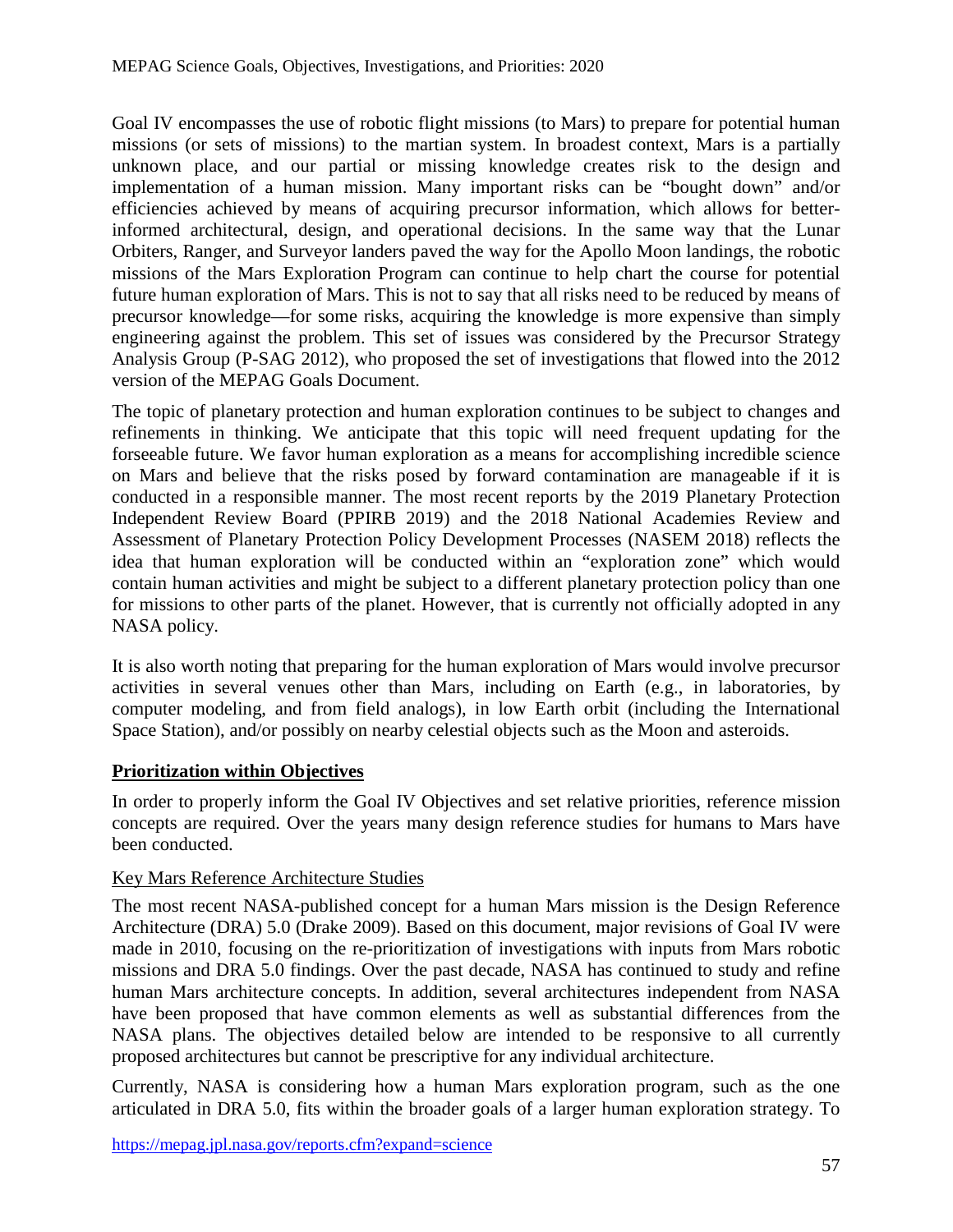Goal IV encompasses the use of robotic flight missions (to Mars) to prepare for potential human missions (or sets of missions) to the martian system. In broadest context, Mars is a partially unknown place, and our partial or missing knowledge creates risk to the design and implementation of a human mission. Many important risks can be "bought down" and/or efficiencies achieved by means of acquiring precursor information, which allows for better-informed architectural, design, and operational decisions. In the same way that the Lunar Orbiters, Ranger, and Surveyor landers paved the way for the Apollo Moon landings, the robotic missions of the Mars Exploration Program can continue to help chart the course for potential future human exploration of Mars. This is not to say that all risks need to be reduced by means of precursor knowledge—for some risks, acquiring the knowledge is more expensive than simply engineering against the problem. This set of issues was considered by the Precursor Strategy Analysis Group (P-SAG 2012), who proposed the set of investigations that flowed into the 2012 version of the MEPAG Goals Document.

The topic of planetary protection and human exploration continues to be subject to changes and refinements in thinking. We anticipate that this topic will need frequent updating for the forseeable future. We favor human exploration as a means for accomplishing incredible science on Mars and believe that the risks posed by forward contamination are manageable if it is conducted in a responsible manner. The most recent reports by the 2019 Planetary Protection Independent Review Board (PPIRB 2019) and the 2018 National Academies Review and Assessment of Planetary Protection Policy Development Processes (NASEM 2018) reflects the idea that human exploration will be conducted within an "exploration zone" which would contain human activities and might be subject to a different planetary protection policy than one for missions to other parts of the planet. However, that is currently not officially adopted in any NASA policy.

It is also worth noting that preparing for the human exploration of Mars would involve precursor activities in several venues other than Mars, including on Earth (e.g., in laboratories, by computer modeling, and from field analogs), in low Earth orbit (including the International Space Station), and/or possibly on nearby celestial objects such as the Moon and asteroids.

## Prioritization within Objectives

In order to properly inform the Goal IV Objectives and set relative priorities, reference mission concepts are required. Over the years many design reference studies for humans to Mars have been conducted.

### Key Mars Reference Architecture Studies

The most recent NASA-published concept for a human Mars mission is the Design Reference Architecture (DRA) 5.0 (Drake 2009). Based on this document, major revisions of Goal IV were made in 2010, focusing on the re-prioritization of investigations with inputs from Mars robotic missions and DRA 5.0 findings. Over the past decade, NASA has continued to study and refine human Mars architecture concepts. In addition, several architectures independent from NASA have been proposed that have common elements as well as substantial differences from the NASA plans. The objectives detailed below are intended to be responsive to all currently proposed architectures but cannot be prescriptive for any individual architecture.

Currently, NASA is considering how a human Mars exploration program, such as the one articulated in DRA 5.0, fits within the broader goals of a larger human exploration strategy. To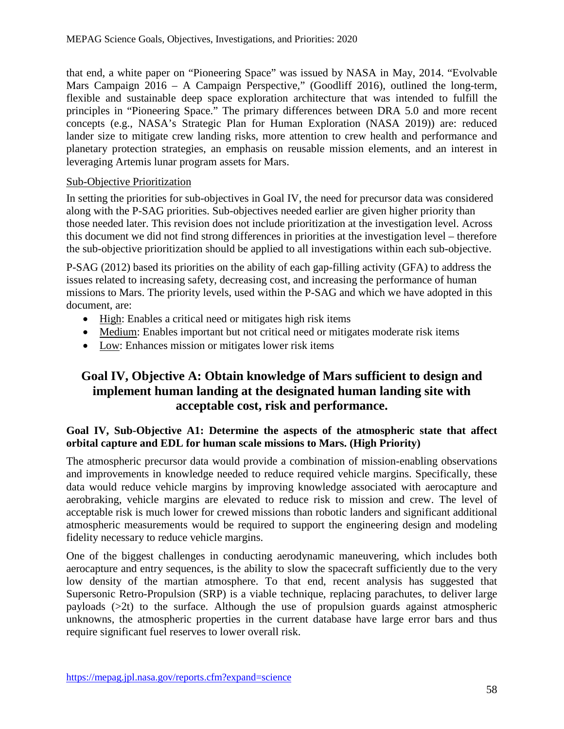that end, a white paper on "Pioneering Space" was issued by NASA in May, 2014. "Evolvable Mars Campaign 2016 – A Campaign Perspective," (Goodliff 2016), outlined the long-term, flexible and sustainable deep space exploration architecture that was intended to fulfill the principles in "Pioneering Space." The primary differences between DRA 5.0 and more recent concepts (e.g., NASA's Strategic Plan for Human Exploration (NASA 2019)) are: reduced lander size to mitigate crew landing risks, more attention to crew health and performance and planetary protection strategies, an emphasis on reusable mission elements, and an interest in leveraging Artemis lunar program assets for Mars.

Sub-Objective Prioritization

In setting the priorities for sub-objectives in Goal IV, the need for precursor data was considered along with the P-SAG priorities. Sub-objectives needed earlier are given higher priority than those needed later. This revision does not include prioritization at the investigation level. Across this document we did not find strong differences in priorities at the investigation level – therefore the sub-objective prioritization should be applied to all investigations within each sub-objective.

P-SAG (2012) based its priorities on the ability of each gap-filling activity (GFA) to address the issues related to increasing safety, decreasing cost, and increasing the performance of human missions to Mars. The priority levels, used within the P-SAG and which we have adopted in this document, are:

- High: Enables a critical need or mitigates high risk items
- Medium: Enables important but not critical need or mitigates moderate risk items
- Low: Enhances mission or mitigates lower risk items

## Goal IV, Objective A: Obtain knowledge of Mars sufficient to design and implement human landing at the designated human landing site with acceptable cost, risk and performance.

**Goal IV, Sub-Objective A1: Determine the aspects of the atmospheric state that affect orbital capture and EDL for human scale missions to Mars. (High Priority)**

The atmospheric precursor data would provide a combination of mission-enabling observations and improvements in knowledge needed to reduce required vehicle margins. Specifically, these data would reduce vehicle margins by improving knowledge associated with aerocapture and aerobraking, vehicle margins are elevated to reduce risk to mission and crew. The level of acceptable risk is much lower for crewed missions than robotic landers and significant additional atmospheric measurements would be required to support the engineering design and modeling fidelity necessary to reduce vehicle margins.

One of the biggest challenges in conducting aerodynamic maneuvering, which includes both aerocapture and entry sequences, is the ability to slow the spacecraft sufficiently due to the very low density of the martian atmosphere. To that end, recent analysis has suggested that Supersonic Retro-Propulsion (SRP) is a viable technique, replacing parachutes, to deliver large payloads (>2t) to the surface. Although the use of propulsion guards against atmospheric unknowns, the atmospheric properties in the current database have large error bars and thus require significant fuel reserves to lower overall risk.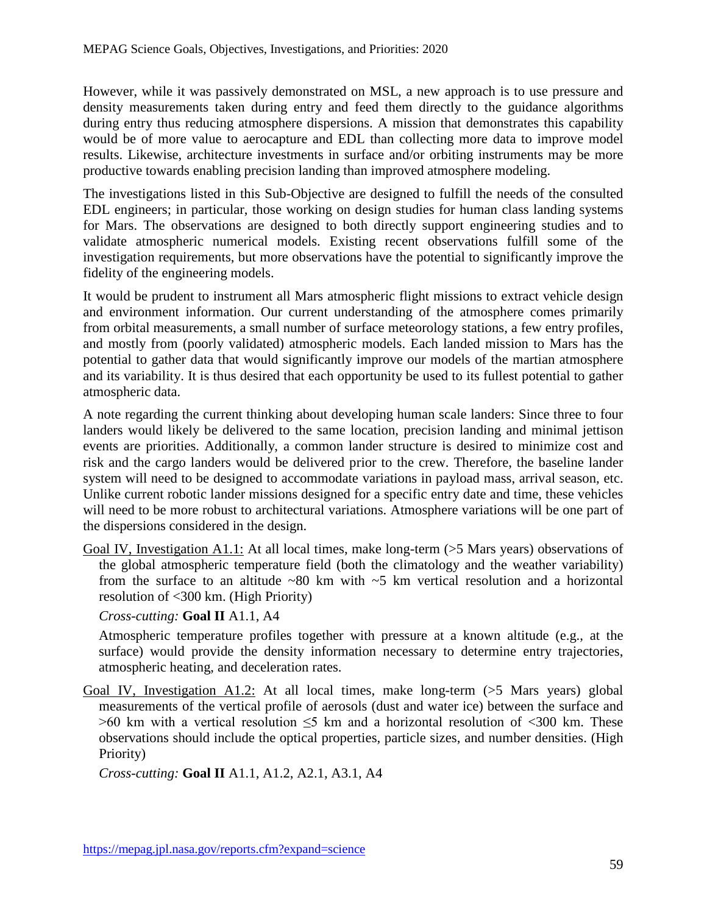However, while it was passively demonstrated on MSL, a new approach is to use pressure and density measurements taken during entry and feed them directly to the guidance algorithms during entry thus reducing atmosphere dispersions. A mission that demonstrates this capability would be of more value to aerocapture and EDL than collecting more data to improve model results. Likewise, architecture investments in surface and/or orbiting instruments may be more productive towards enabling precision landing than improved atmosphere modeling.

The investigations listed in this Sub-Objective are designed to fulfill the needs of the consulted EDL engineers; in particular, those working on design studies for human class landing systems for Mars. The observations are designed to both directly support engineering studies and to validate atmospheric numerical models. Existing recent observations fulfill some of the investigation requirements, but more observations have the potential to significantly improve the fidelity of the engineering models.

It would be prudent to instrument all Mars atmospheric flight missions to extract vehicle design and environment information. Our current understanding of the atmosphere comes primarily from orbital measurements, a small number of surface meteorology stations, a few entry profiles, and mostly from (poorly validated) atmospheric models. Each landed mission to Mars has the potential to gather data that would significantly improve our models of the martian atmosphere and its variability. It is thus desired that each opportunity be used to its fullest potential to gather atmospheric data.

A note regarding the current thinking about developing human scale landers: Since three to four landers would likely be delivered to the same location, precision landing and minimal jettison events are priorities. Additionally, a common lander structure is desired to minimize cost and risk and the cargo landers would be delivered prior to the crew. Therefore, the baseline lander system will need to be designed to accommodate variations in payload mass, arrival season, etc. Unlike current robotic lander missions designed for a specific entry date and time, these vehicles will need to be more robust to architectural variations. Atmosphere variations will be one part of the dispersions considered in the design.

Goal IV, Investigation A1.1: At all local times, make long-term (>5 Mars years) observations of the global atmospheric temperature field (both the climatology and the weather variability) from the surface to an altitude ~80 km with ~5 km vertical resolution and a horizontal resolution of <300 km. (High Priority)

*Cross-cutting:* **Goal II** A1.1, A4

Atmospheric temperature profiles together with pressure at a known altitude (e.g., at the surface) would provide the density information necessary to determine entry trajectories, atmospheric heating, and deceleration rates.

Goal IV, Investigation A1.2: At all local times, make long-term (>5 Mars years) global measurements of the vertical profile of aerosols (dust and water ice) between the surface and >60 km with a vertical resolution ≤5 km and a horizontal resolution of <300 km. These observations should include the optical properties, particle sizes, and number densities. (High Priority)

*Cross-cutting:* **Goal II** A1.1, A1.2, A2.1, A3.1, A4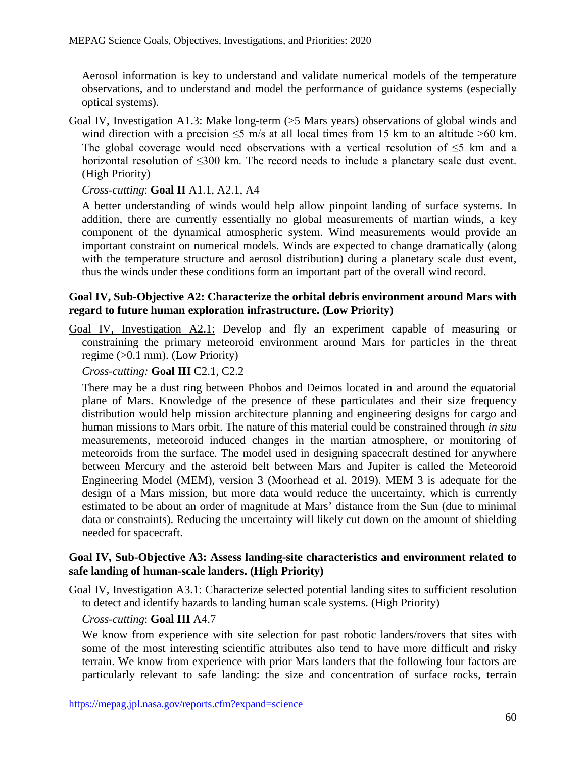Aerosol information is key to understand and validate numerical models of the temperature observations, and to understand and model the performance of guidance systems (especially optical systems).

Goal IV, Investigation A1.3: Make long-term (>5 Mars years) observations of global winds and wind direction with a precision ≤5 m/s at all local times from 15 km to an altitude >60 km. The global coverage would need observations with a vertical resolution of ≤5 km and a horizontal resolution of ≤300 km. The record needs to include a planetary scale dust event. (High Priority)

*Cross-cutting*: **Goal II** A1.1, A2.1, A4

A better understanding of winds would help allow pinpoint landing of surface systems. In addition, there are currently essentially no global measurements of martian winds, a key component of the dynamical atmospheric system. Wind measurements would provide an important constraint on numerical models. Winds are expected to change dramatically (along with the temperature structure and aerosol distribution) during a planetary scale dust event, thus the winds under these conditions form an important part of the overall wind record.

**Goal IV, Sub-Objective A2: Characterize the orbital debris environment around Mars with regard to future human exploration infrastructure. (Low Priority)**

Goal IV, Investigation A2.1: Develop and fly an experiment capable of measuring or constraining the primary meteoroid environment around Mars for particles in the threat regime (>0.1 mm). (Low Priority)

*Cross-cutting:* **Goal III** C2.1, C2.2

There may be a dust ring between Phobos and Deimos located in and around the equatorial plane of Mars. Knowledge of the presence of these particulates and their size frequency distribution would help mission architecture planning and engineering designs for cargo and human missions to Mars orbit. The nature of this material could be constrained through *in situ* measurements, meteoroid induced changes in the martian atmosphere, or monitoring of meteoroids from the surface. The model used in designing spacecraft destined for anywhere between Mercury and the asteroid belt between Mars and Jupiter is called the Meteoroid Engineering Model (MEM), version 3 (Moorhead et al. 2019). MEM 3 is adequate for the design of a Mars mission, but more data would reduce the uncertainty, which is currently estimated to be about an order of magnitude at Mars' distance from the Sun (due to minimal data or constraints). Reducing the uncertainty will likely cut down on the amount of shielding needed for spacecraft.

**Goal IV, Sub-Objective A3: Assess landing-site characteristics and environment related to safe landing of human-scale landers. (High Priority)**

Goal IV, Investigation A3.1: Characterize selected potential landing sites to sufficient resolution to detect and identify hazards to landing human scale systems. (High Priority)

*Cross-cutting*: **Goal III** A4.7

We know from experience with site selection for past robotic landers/rovers that sites with some of the most interesting scientific attributes also tend to have more difficult and risky terrain. We know from experience with prior Mars landers that the following four factors are particularly relevant to safe landing: the size and concentration of surface rocks, terrain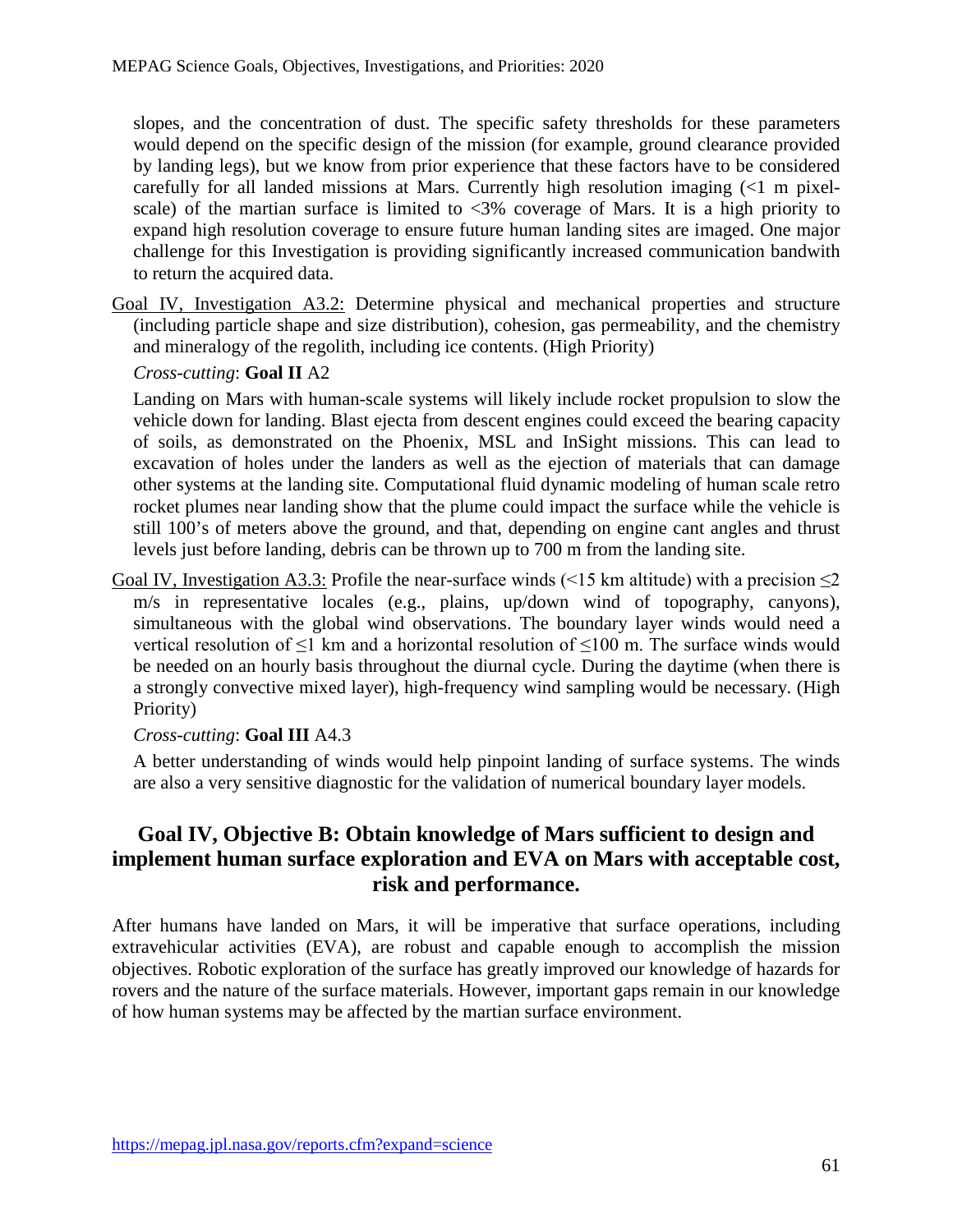slopes, and the concentration of dust. The specific safety thresholds for these parameters would depend on the specific design of the mission (for example, ground clearance provided by landing legs), but we know from prior experience that these factors have to be considered carefully for all landed missions at Mars. Currently high resolution imaging (<1 m pixel-scale) of the martian surface is limited to <3% coverage of Mars. It is a high priority to expand high resolution coverage to ensure future human landing sites are imaged. One major challenge for this Investigation is providing significantly increased communication bandwith to return the acquired data.

Goal IV, Investigation A3.2: Determine physical and mechanical properties and structure (including particle shape and size distribution), cohesion, gas permeability, and the chemistry and mineralogy of the regolith, including ice contents. (High Priority)

*Cross-cutting*: **Goal II** A2

Landing on Mars with human-scale systems will likely include rocket propulsion to slow the vehicle down for landing. Blast ejecta from descent engines could exceed the bearing capacity of soils, as demonstrated on the Phoenix, MSL and InSight missions. This can lead to excavation of holes under the landers as well as the ejection of materials that can damage other systems at the landing site. Computational fluid dynamic modeling of human scale retro rocket plumes near landing show that the plume could impact the surface while the vehicle is still 100's of meters above the ground, and that, depending on engine cant angles and thrust levels just before landing, debris can be thrown up to 700 m from the landing site.

Goal IV, Investigation A3.3: Profile the near-surface winds (<15 km altitude) with a precision $\leq 2$ m/s in representative locales (e.g., plains, up/down wind of topography, canyons), simultaneous with the global wind observations. The boundary layer winds would need a vertical resolution of $\leq 1$ km and a horizontal resolution of $\leq 100$ m. The surface winds would be needed on an hourly basis throughout the diurnal cycle. During the daytime (when there is a strongly convective mixed layer), high-frequency wind sampling would be necessary. (High Priority)

*Cross-cutting*: **Goal III** A4.3

A better understanding of winds would help pinpoint landing of surface systems. The winds are also a very sensitive diagnostic for the validation of numerical boundary layer models.

## Goal IV, Objective B: Obtain knowledge of Mars sufficient to design and implement human surface exploration and EVA on Mars with acceptable cost, risk and performance.

After humans have landed on Mars, it will be imperative that surface operations, including extravehicular activities (EVA), are robust and capable enough to accomplish the mission objectives. Robotic exploration of the surface has greatly improved our knowledge of hazards for rovers and the nature of the surface materials. However, important gaps remain in our knowledge of how human systems may be affected by the martian surface environment.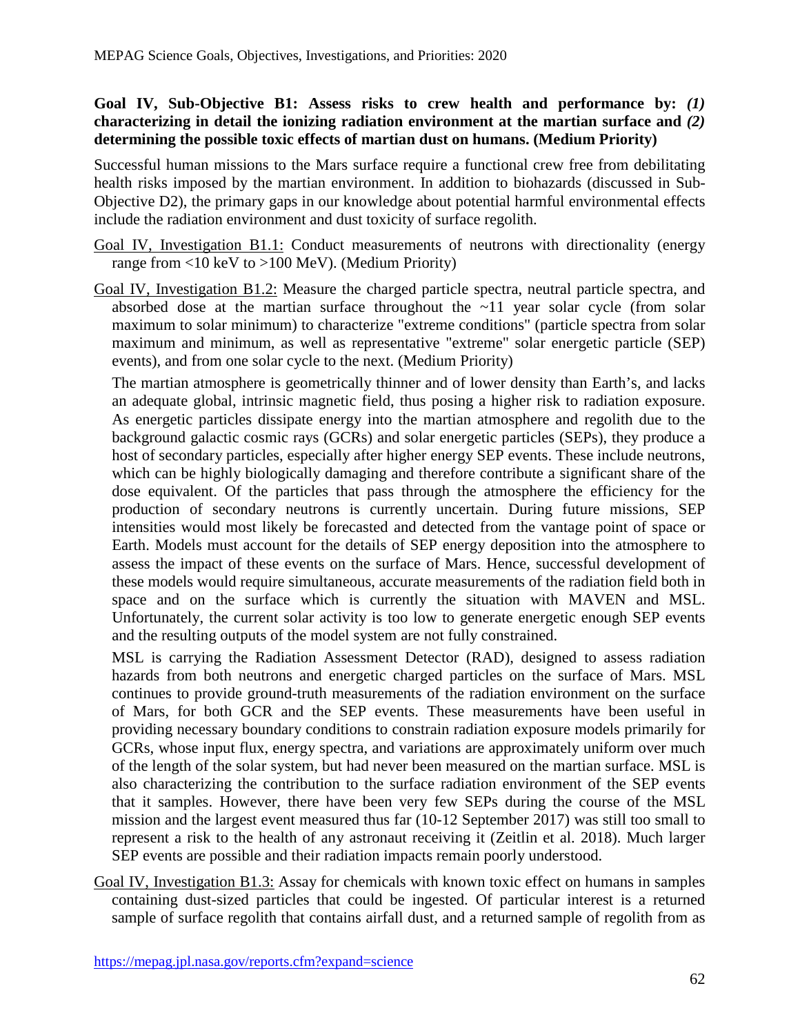**Goal IV, Sub-Objective B1: Assess risks to crew health and performance by: *(1)* characterizing in detail the ionizing radiation environment at the martian surface and *(2)* determining the possible toxic effects of martian dust on humans. (Medium Priority)**

Successful human missions to the Mars surface require a functional crew free from debilitating health risks imposed by the martian environment. In addition to biohazards (discussed in Sub-Objective D2), the primary gaps in our knowledge about potential harmful environmental effects include the radiation environment and dust toxicity of surface regolith.

Goal IV, Investigation B1.1: Conduct measurements of neutrons with directionality (energy range from <10 keV to >100 MeV). (Medium Priority)

Goal IV, Investigation B1.2: Measure the charged particle spectra, neutral particle spectra, and absorbed dose at the martian surface throughout the ~11 year solar cycle (from solar maximum to solar minimum) to characterize "extreme conditions" (particle spectra from solar maximum and minimum, as well as representative "extreme" solar energetic particle (SEP) events), and from one solar cycle to the next. (Medium Priority)

The martian atmosphere is geometrically thinner and of lower density than Earth's, and lacks an adequate global, intrinsic magnetic field, thus posing a higher risk to radiation exposure. As energetic particles dissipate energy into the martian atmosphere and regolith due to the background galactic cosmic rays (GCRs) and solar energetic particles (SEPs), they produce a host of secondary particles, especially after higher energy SEP events. These include neutrons, which can be highly biologically damaging and therefore contribute a significant share of the dose equivalent. Of the particles that pass through the atmosphere the efficiency for the production of secondary neutrons is currently uncertain. During future missions, SEP intensities would most likely be forecasted and detected from the vantage point of space or Earth. Models must account for the details of SEP energy deposition into the atmosphere to assess the impact of these events on the surface of Mars. Hence, successful development of these models would require simultaneous, accurate measurements of the radiation field both in space and on the surface which is currently the situation with MAVEN and MSL. Unfortunately, the current solar activity is too low to generate energetic enough SEP events and the resulting outputs of the model system are not fully constrained.

MSL is carrying the Radiation Assessment Detector (RAD), designed to assess radiation hazards from both neutrons and energetic charged particles on the surface of Mars. MSL continues to provide ground-truth measurements of the radiation environment on the surface of Mars, for both GCR and the SEP events. These measurements have been useful in providing necessary boundary conditions to constrain radiation exposure models primarily for GCRs, whose input flux, energy spectra, and variations are approximately uniform over much of the length of the solar system, but had never been measured on the martian surface. MSL is also characterizing the contribution to the surface radiation environment of the SEP events that it samples. However, there have been very few SEPs during the course of the MSL mission and the largest event measured thus far (10-12 September 2017) was still too small to represent a risk to the health of any astronaut receiving it (Zeitlin et al. 2018). Much larger SEP events are possible and their radiation impacts remain poorly understood.

Goal IV, Investigation B1.3: Assay for chemicals with known toxic effect on humans in samples containing dust-sized particles that could be ingested. Of particular interest is a returned sample of surface regolith that contains airfall dust, and a returned sample of regolith from as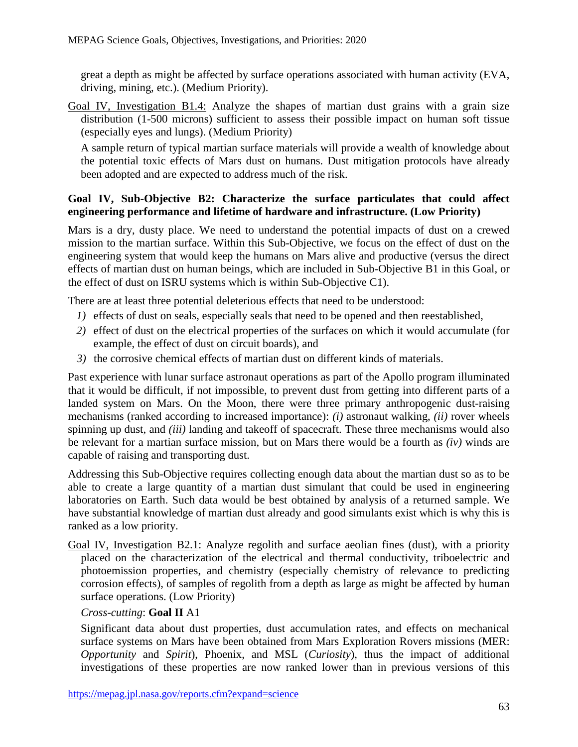great a depth as might be affected by surface operations associated with human activity (EVA, driving, mining, etc.). (Medium Priority).

Goal IV, Investigation B1.4: Analyze the shapes of martian dust grains with a grain size distribution (1-500 microns) sufficient to assess their possible impact on human soft tissue (especially eyes and lungs). (Medium Priority)

A sample return of typical martian surface materials will provide a wealth of knowledge about the potential toxic effects of Mars dust on humans. Dust mitigation protocols have already been adopted and are expected to address much of the risk.

**Goal IV, Sub-Objective B2: Characterize the surface particulates that could affect engineering performance and lifetime of hardware and infrastructure. (Low Priority)**

Mars is a dry, dusty place. We need to understand the potential impacts of dust on a crewed mission to the martian surface. Within this Sub-Objective, we focus on the effect of dust on the engineering system that would keep the humans on Mars alive and productive (versus the direct effects of martian dust on human beings, which are included in Sub-Objective B1 in this Goal, or the effect of dust on ISRU systems which is within Sub-Objective C1).

There are at least three potential deleterious effects that need to be understood:

1) effects of dust on seals, especially seals that need to be opened and then reestablished,
2) effect of dust on the electrical properties of the surfaces on which it would accumulate (for example, the effect of dust on circuit boards), and
3) the corrosive chemical effects of martian dust on different kinds of materials.

Past experience with lunar surface astronaut operations as part of the Apollo program illuminated that it would be difficult, if not impossible, to prevent dust from getting into different parts of a landed system on Mars. On the Moon, there were three primary anthropogenic dust-raising mechanisms (ranked according to increased importance): *(i)* astronaut walking, *(ii)* rover wheels spinning up dust, and *(iii)* landing and takeoff of spacecraft. These three mechanisms would also be relevant for a martian surface mission, but on Mars there would be a fourth as *(iv)* winds are capable of raising and transporting dust.

Addressing this Sub-Objective requires collecting enough data about the martian dust so as to be able to create a large quantity of a martian dust simulant that could be used in engineering laboratories on Earth. Such data would be best obtained by analysis of a returned sample. We have substantial knowledge of martian dust already and good simulants exist which is why this is ranked as a low priority.

Goal IV, Investigation B2.1: Analyze regolith and surface aeolian fines (dust), with a priority placed on the characterization of the electrical and thermal conductivity, triboelectric and photoemission properties, and chemistry (especially chemistry of relevance to predicting corrosion effects), of samples of regolith from a depth as large as might be affected by human surface operations. (Low Priority)

*Cross-cutting*: **Goal II** A1

Significant data about dust properties, dust accumulation rates, and effects on mechanical surface systems on Mars have been obtained from Mars Exploration Rovers missions (MER: *Opportunity* and *Spirit*), Phoenix, and MSL (*Curiosity*), thus the impact of additional investigations of these properties are now ranked lower than in previous versions of this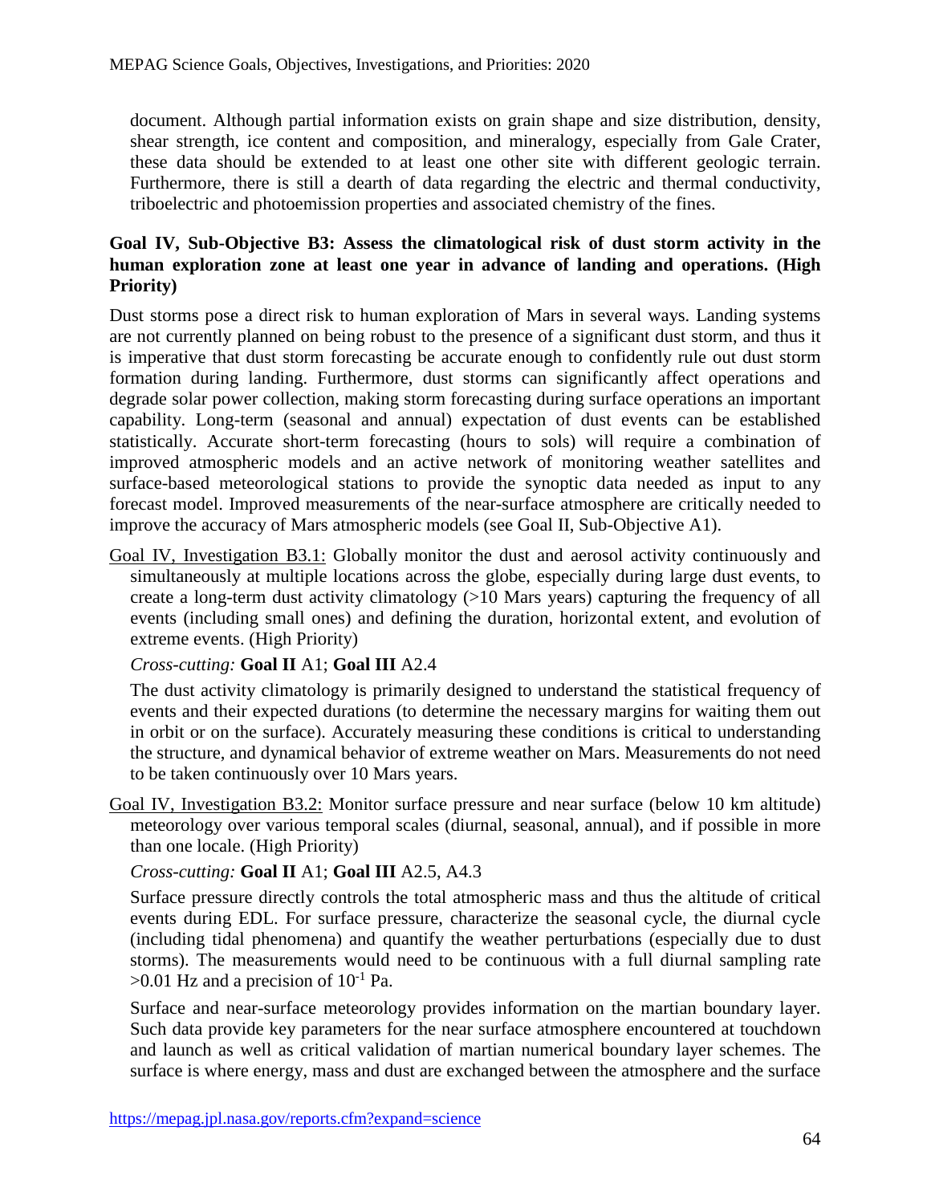document. Although partial information exists on grain shape and size distribution, density, shear strength, ice content and composition, and mineralogy, especially from Gale Crater, these data should be extended to at least one other site with different geologic terrain. Furthermore, there is still a dearth of data regarding the electric and thermal conductivity, triboelectric and photoemission properties and associated chemistry of the fines.

**Goal IV, Sub-Objective B3: Assess the climatological risk of dust storm activity in the human exploration zone at least one year in advance of landing and operations. (High Priority)**

Dust storms pose a direct risk to human exploration of Mars in several ways. Landing systems are not currently planned on being robust to the presence of a significant dust storm, and thus it is imperative that dust storm forecasting be accurate enough to confidently rule out dust storm formation during landing. Furthermore, dust storms can significantly affect operations and degrade solar power collection, making storm forecasting during surface operations an important capability. Long-term (seasonal and annual) expectation of dust events can be established statistically. Accurate short-term forecasting (hours to sols) will require a combination of improved atmospheric models and an active network of monitoring weather satellites and surface-based meteorological stations to provide the synoptic data needed as input to any forecast model. Improved measurements of the near-surface atmosphere are critically needed to improve the accuracy of Mars atmospheric models (see Goal II, Sub-Objective A1).

Goal IV, Investigation B3.1: Globally monitor the dust and aerosol activity continuously and simultaneously at multiple locations across the globe, especially during large dust events, to create a long-term dust activity climatology (>10 Mars years) capturing the frequency of all events (including small ones) and defining the duration, horizontal extent, and evolution of extreme events. (High Priority)

*Cross-cutting:* **Goal II** A1; **Goal III** A2.4

The dust activity climatology is primarily designed to understand the statistical frequency of events and their expected durations (to determine the necessary margins for waiting them out in orbit or on the surface). Accurately measuring these conditions is critical to understanding the structure, and dynamical behavior of extreme weather on Mars. Measurements do not need to be taken continuously over 10 Mars years.

Goal IV, Investigation B3.2: Monitor surface pressure and near surface (below 10 km altitude) meteorology over various temporal scales (diurnal, seasonal, annual), and if possible in more than one locale. (High Priority)

*Cross-cutting:* **Goal II** A1; **Goal III** A2.5, A4.3

Surface pressure directly controls the total atmospheric mass and thus the altitude of critical events during EDL. For surface pressure, characterize the seasonal cycle, the diurnal cycle (including tidal phenomena) and quantify the weather perturbations (especially due to dust storms). The measurements would need to be continuous with a full diurnal sampling rate >0.01 Hz and a precision of $10^{-1}$ Pa.

Surface and near-surface meteorology provides information on the martian boundary layer. Such data provide key parameters for the near surface atmosphere encountered at touchdown and launch as well as critical validation of martian numerical boundary layer schemes. The surface is where energy, mass and dust are exchanged between the atmosphere and the surface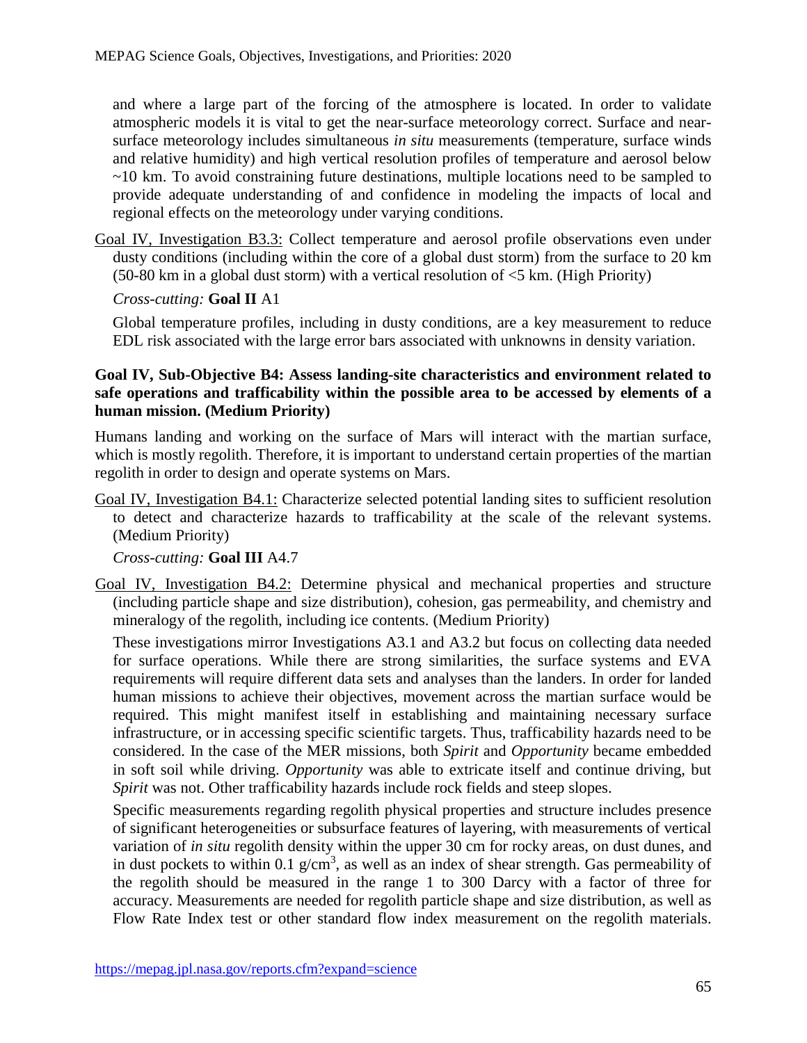and where a large part of the forcing of the atmosphere is located. In order to validate atmospheric models it is vital to get the near-surface meteorology correct. Surface and near-surface meteorology includes simultaneous *in situ* measurements (temperature, surface winds and relative humidity) and high vertical resolution profiles of temperature and aerosol below ~10 km. To avoid constraining future destinations, multiple locations need to be sampled to provide adequate understanding of and confidence in modeling the impacts of local and regional effects on the meteorology under varying conditions.

Goal IV, Investigation B3.3: Collect temperature and aerosol profile observations even under dusty conditions (including within the core of a global dust storm) from the surface to 20 km (50-80 km in a global dust storm) with a vertical resolution of <5 km. (High Priority)

*Cross-cutting:* **Goal II** A1

Global temperature profiles, including in dusty conditions, are a key measurement to reduce EDL risk associated with the large error bars associated with unknowns in density variation.

**Goal IV, Sub-Objective B4: Assess landing-site characteristics and environment related to safe operations and trafficability within the possible area to be accessed by elements of a human mission. (Medium Priority)**

Humans landing and working on the surface of Mars will interact with the martian surface, which is mostly regolith. Therefore, it is important to understand certain properties of the martian regolith in order to design and operate systems on Mars.

Goal IV, Investigation B4.1: Characterize selected potential landing sites to sufficient resolution to detect and characterize hazards to trafficability at the scale of the relevant systems. (Medium Priority)

*Cross-cutting:* **Goal III** A4.7

Goal IV, Investigation B4.2: Determine physical and mechanical properties and structure (including particle shape and size distribution), cohesion, gas permeability, and chemistry and mineralogy of the regolith, including ice contents. (Medium Priority)

These investigations mirror Investigations A3.1 and A3.2 but focus on collecting data needed for surface operations. While there are strong similarities, the surface systems and EVA requirements will require different data sets and analyses than the landers. In order for landed human missions to achieve their objectives, movement across the martian surface would be required. This might manifest itself in establishing and maintaining necessary surface infrastructure, or in accessing specific scientific targets. Thus, trafficability hazards need to be considered. In the case of the MER missions, both *Spirit* and *Opportunity* became embedded in soft soil while driving. *Opportunity* was able to extricate itself and continue driving, but *Spirit* was not. Other trafficability hazards include rock fields and steep slopes.

Specific measurements regarding regolith physical properties and structure includes presence of significant heterogeneities or subsurface features of layering, with measurements of vertical variation of *in situ* regolith density within the upper 30 cm for rocky areas, on dust dunes, and in dust pockets to within 0.1 $g/cm^3$, as well as an index of shear strength. Gas permeability of the regolith should be measured in the range 1 to 300 Darcy with a factor of three for accuracy. Measurements are needed for regolith particle shape and size distribution, as well as Flow Rate Index test or other standard flow index measurement on the regolith materials.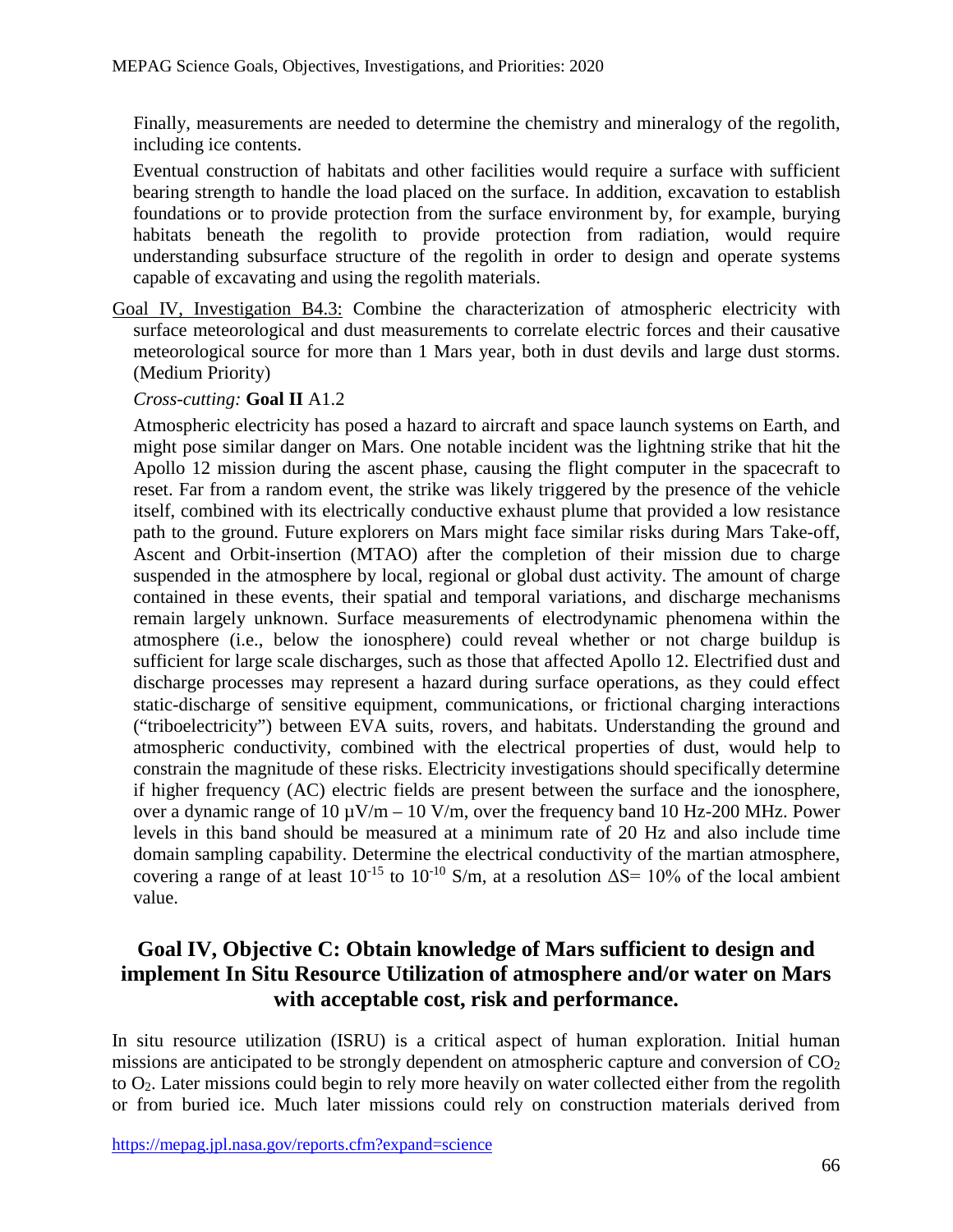Finally, measurements are needed to determine the chemistry and mineralogy of the regolith, including ice contents.

Eventual construction of habitats and other facilities would require a surface with sufficient bearing strength to handle the load placed on the surface. In addition, excavation to establish foundations or to provide protection from the surface environment by, for example, burying habitats beneath the regolith to provide protection from radiation, would require understanding subsurface structure of the regolith in order to design and operate systems capable of excavating and using the regolith materials.

Goal IV, Investigation B4.3: Combine the characterization of atmospheric electricity with surface meteorological and dust measurements to correlate electric forces and their causative meteorological source for more than 1 Mars year, both in dust devils and large dust storms. (Medium Priority)

*Cross-cutting:* **Goal II** A1.2

Atmospheric electricity has posed a hazard to aircraft and space launch systems on Earth, and might pose similar danger on Mars. One notable incident was the lightning strike that hit the Apollo 12 mission during the ascent phase, causing the flight computer in the spacecraft to reset. Far from a random event, the strike was likely triggered by the presence of the vehicle itself, combined with its electrically conductive exhaust plume that provided a low resistance path to the ground. Future explorers on Mars might face similar risks during Mars Take-off, Ascent and Orbit-insertion (MTAO) after the completion of their mission due to charge suspended in the atmosphere by local, regional or global dust activity. The amount of charge contained in these events, their spatial and temporal variations, and discharge mechanisms remain largely unknown. Surface measurements of electrodynamic phenomena within the atmosphere (i.e., below the ionosphere) could reveal whether or not charge buildup is sufficient for large scale discharges, such as those that affected Apollo 12. Electrified dust and discharge processes may represent a hazard during surface operations, as they could effect static-discharge of sensitive equipment, communications, or frictional charging interactions ("triboelectricity") between EVA suits, rovers, and habitats. Understanding the ground and atmospheric conductivity, combined with the electrical properties of dust, would help to constrain the magnitude of these risks. Electricity investigations should specifically determine if higher frequency (AC) electric fields are present between the surface and the ionosphere, over a dynamic range of 10 µV/m – 10 V/m, over the frequency band 10 Hz-200 MHz. Power levels in this band should be measured at a minimum rate of 20 Hz and also include time domain sampling capability. Determine the electrical conductivity of the martian atmosphere, covering a range of at least $10^{-15}$ to $10^{-10}$ S/m, at a resolution $\Delta S = 10\%$ of the local ambient value.

## Goal IV, Objective C: Obtain knowledge of Mars sufficient to design and implement In Situ Resource Utilization of atmosphere and/or water on Mars with acceptable cost, risk and performance.

In situ resource utilization (ISRU) is a critical aspect of human exploration. Initial human missions are anticipated to be strongly dependent on atmospheric capture and conversion of $CO_2$ to $O_2$. Later missions could begin to rely more heavily on water collected either from the regolith or from buried ice. Much later missions could rely on construction materials derived from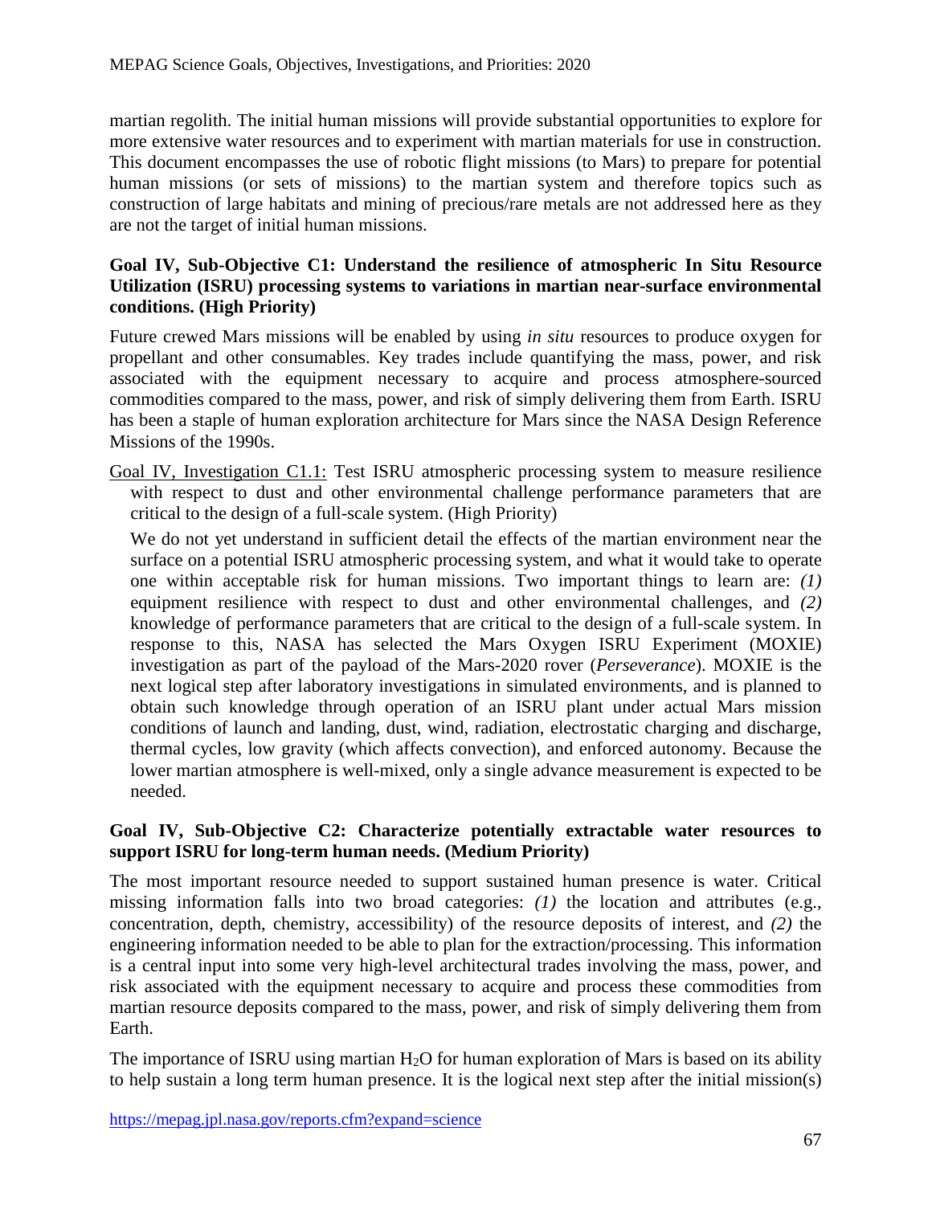martian regolith. The initial human missions will provide substantial opportunities to explore for more extensive water resources and to experiment with martian materials for use in construction. This document encompasses the use of robotic flight missions (to Mars) to prepare for potential human missions (or sets of missions) to the martian system and therefore topics such as construction of large habitats and mining of precious/rare metals are not addressed here as they are not the target of initial human missions.

**Goal IV, Sub-Objective C1: Understand the resilience of atmospheric In Situ Resource Utilization (ISRU) processing systems to variations in martian near-surface environmental conditions. (High Priority)**

Future crewed Mars missions will be enabled by using *in situ* resources to produce oxygen for propellant and other consumables. Key trades include quantifying the mass, power, and risk associated with the equipment necessary to acquire and process atmosphere-sourced commodities compared to the mass, power, and risk of simply delivering them from Earth. ISRU has been a staple of human exploration architecture for Mars since the NASA Design Reference Missions of the 1990s.

Goal IV, Investigation C1.1: Test ISRU atmospheric processing system to measure resilience with respect to dust and other environmental challenge performance parameters that are critical to the design of a full-scale system. (High Priority)

We do not yet understand in sufficient detail the effects of the martian environment near the surface on a potential ISRU atmospheric processing system, and what it would take to operate one within acceptable risk for human missions. Two important things to learn are: *(1)* equipment resilience with respect to dust and other environmental challenges, and *(2)* knowledge of performance parameters that are critical to the design of a full-scale system. In response to this, NASA has selected the Mars Oxygen ISRU Experiment (MOXIE) investigation as part of the payload of the Mars-2020 rover (*Perseverance*). MOXIE is the next logical step after laboratory investigations in simulated environments, and is planned to obtain such knowledge through operation of an ISRU plant under actual Mars mission conditions of launch and landing, dust, wind, radiation, electrostatic charging and discharge, thermal cycles, low gravity (which affects convection), and enforced autonomy. Because the lower martian atmosphere is well-mixed, only a single advance measurement is expected to be needed.

**Goal IV, Sub-Objective C2: Characterize potentially extractable water resources to support ISRU for long-term human needs. (Medium Priority)**

The most important resource needed to support sustained human presence is water. Critical missing information falls into two broad categories: *(1)* the location and attributes (e.g., concentration, depth, chemistry, accessibility) of the resource deposits of interest, and *(2)* the engineering information needed to be able to plan for the extraction/processing. This information is a central input into some very high-level architectural trades involving the mass, power, and risk associated with the equipment necessary to acquire and process these commodities from martian resource deposits compared to the mass, power, and risk of simply delivering them from Earth.

The importance of ISRU using martian $H_2O$ for human exploration of Mars is based on its ability to help sustain a long term human presence. It is the logical next step after the initial mission(s)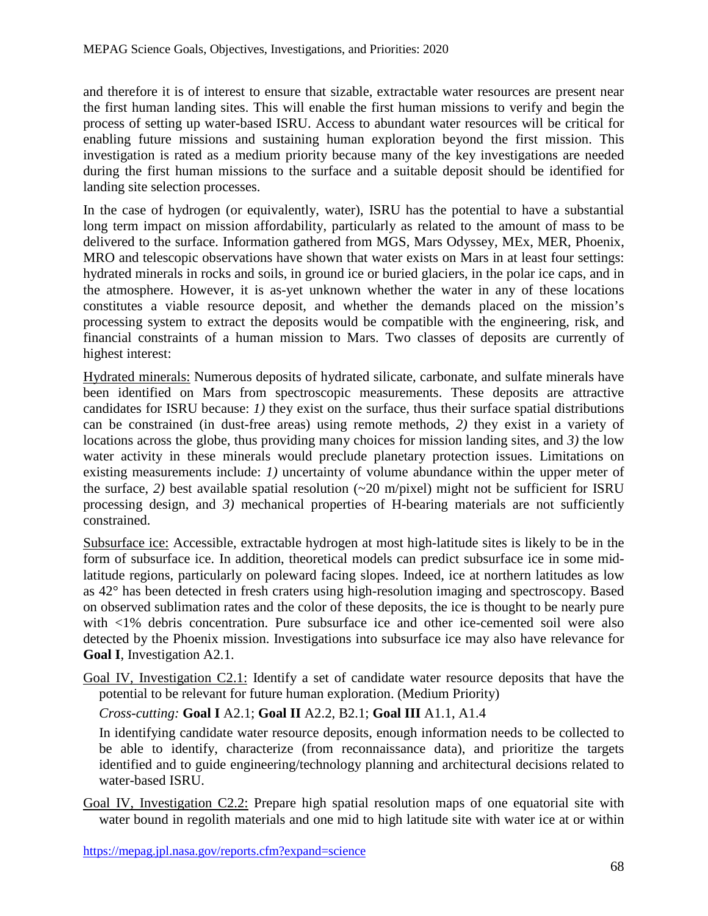and therefore it is of interest to ensure that sizable, extractable water resources are present near the first human landing sites. This will enable the first human missions to verify and begin the process of setting up water-based ISRU. Access to abundant water resources will be critical for enabling future missions and sustaining human exploration beyond the first mission. This investigation is rated as a medium priority because many of the key investigations are needed during the first human missions to the surface and a suitable deposit should be identified for landing site selection processes.

In the case of hydrogen (or equivalently, water), ISRU has the potential to have a substantial long term impact on mission affordability, particularly as related to the amount of mass to be delivered to the surface. Information gathered from MGS, Mars Odyssey, MEx, MER, Phoenix, MRO and telescopic observations have shown that water exists on Mars in at least four settings: hydrated minerals in rocks and soils, in ground ice or buried glaciers, in the polar ice caps, and in the atmosphere. However, it is as-yet unknown whether the water in any of these locations constitutes a viable resource deposit, and whether the demands placed on the mission's processing system to extract the deposits would be compatible with the engineering, risk, and financial constraints of a human mission to Mars. Two classes of deposits are currently of highest interest:

Hydrated minerals: Numerous deposits of hydrated silicate, carbonate, and sulfate minerals have been identified on Mars from spectroscopic measurements. These deposits are attractive candidates for ISRU because: *1)* they exist on the surface, thus their surface spatial distributions can be constrained (in dust-free areas) using remote methods, *2)* they exist in a variety of locations across the globe, thus providing many choices for mission landing sites, and *3)* the low water activity in these minerals would preclude planetary protection issues. Limitations on existing measurements include: *1)* uncertainty of volume abundance within the upper meter of the surface, *2)* best available spatial resolution (~20 m/pixel) might not be sufficient for ISRU processing design, and *3)* mechanical properties of H-bearing materials are not sufficiently constrained.

Subsurface ice: Accessible, extractable hydrogen at most high-latitude sites is likely to be in the form of subsurface ice. In addition, theoretical models can predict subsurface ice in some mid-latitude regions, particularly on poleward facing slopes. Indeed, ice at northern latitudes as low as 42° has been detected in fresh craters using high-resolution imaging and spectroscopy. Based on observed sublimation rates and the color of these deposits, the ice is thought to be nearly pure with <1% debris concentration. Pure subsurface ice and other ice-cemented soil were also detected by the Phoenix mission. Investigations into subsurface ice may also have relevance for **Goal I**, Investigation A2.1.

Goal IV, Investigation C2.1: Identify a set of candidate water resource deposits that have the potential to be relevant for future human exploration. (Medium Priority)

*Cross-cutting:* **Goal I** A2.1; **Goal II** A2.2, B2.1; **Goal III** A1.1, A1.4

In identifying candidate water resource deposits, enough information needs to be collected to be able to identify, characterize (from reconnaissance data), and prioritize the targets identified and to guide engineering/technology planning and architectural decisions related to water-based ISRU.

Goal IV, Investigation C2.2: Prepare high spatial resolution maps of one equatorial site with water bound in regolith materials and one mid to high latitude site with water ice at or within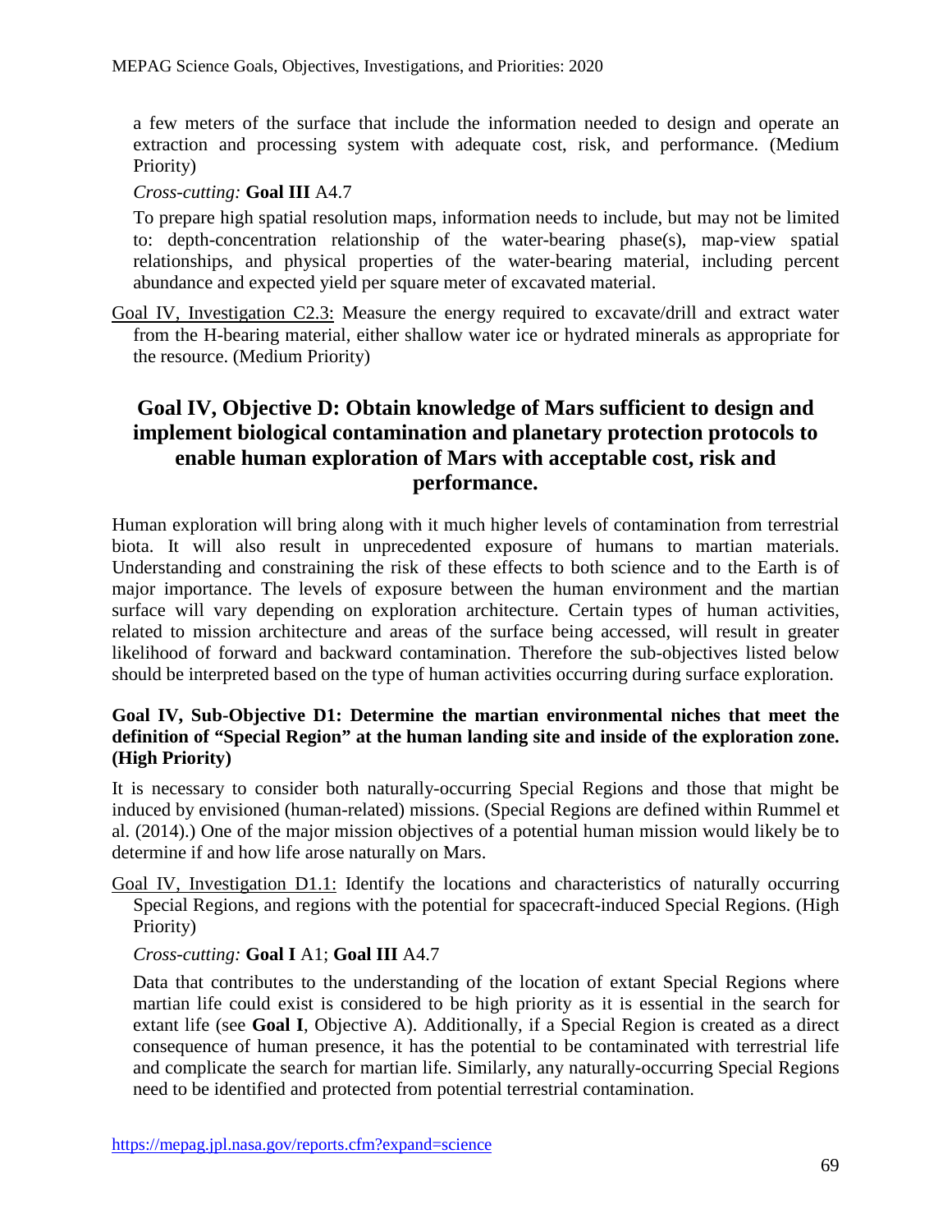a few meters of the surface that include the information needed to design and operate an extraction and processing system with adequate cost, risk, and performance. (Medium Priority)

*Cross-cutting:* **Goal III** A4.7

To prepare high spatial resolution maps, information needs to include, but may not be limited to: depth-concentration relationship of the water-bearing phase(s), map-view spatial relationships, and physical properties of the water-bearing material, including percent abundance and expected yield per square meter of excavated material.

Goal IV, Investigation C2.3: Measure the energy required to excavate/drill and extract water from the H-bearing material, either shallow water ice or hydrated minerals as appropriate for the resource. (Medium Priority)

## Goal IV, Objective D: Obtain knowledge of Mars sufficient to design and implement biological contamination and planetary protection protocols to enable human exploration of Mars with acceptable cost, risk and performance.

Human exploration will bring along with it much higher levels of contamination from terrestrial biota. It will also result in unprecedented exposure of humans to martian materials. Understanding and constraining the risk of these effects to both science and to the Earth is of major importance. The levels of exposure between the human environment and the martian surface will vary depending on exploration architecture. Certain types of human activities, related to mission architecture and areas of the surface being accessed, will result in greater likelihood of forward and backward contamination. Therefore the sub-objectives listed below should be interpreted based on the type of human activities occurring during surface exploration.

### Goal IV, Sub-Objective D1: Determine the martian environmental niches that meet the definition of "Special Region" at the human landing site and inside of the exploration zone. (High Priority)

It is necessary to consider both naturally-occurring Special Regions and those that might be induced by envisioned (human-related) missions. (Special Regions are defined within Rummel et al. (2014).) One of the major mission objectives of a potential human mission would likely be to determine if and how life arose naturally on Mars.

Goal IV, Investigation D1.1: Identify the locations and characteristics of naturally occurring Special Regions, and regions with the potential for spacecraft-induced Special Regions. (High Priority)

*Cross-cutting:* **Goal I** A1; **Goal III** A4.7

Data that contributes to the understanding of the location of extant Special Regions where martian life could exist is considered to be high priority as it is essential in the search for extant life (see **Goal I**, Objective A). Additionally, if a Special Region is created as a direct consequence of human presence, it has the potential to be contaminated with terrestrial life and complicate the search for martian life. Similarly, any naturally-occurring Special Regions need to be identified and protected from potential terrestrial contamination.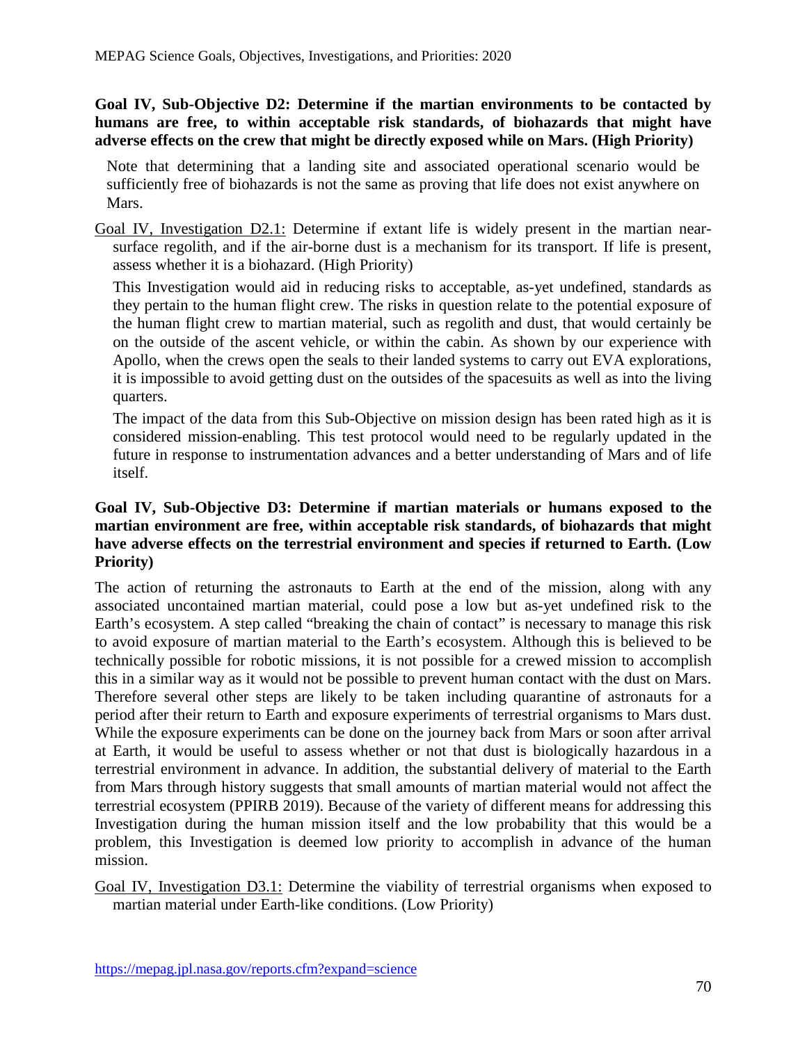**Goal IV, Sub-Objective D2: Determine if the martian environments to be contacted by humans are free, to within acceptable risk standards, of biohazards that might have adverse effects on the crew that might be directly exposed while on Mars. (High Priority)**

Note that determining that a landing site and associated operational scenario would be sufficiently free of biohazards is not the same as proving that life does not exist anywhere on Mars.

Goal IV, Investigation D2.1: Determine if extant life is widely present in the martian near-surface regolith, and if the air-borne dust is a mechanism for its transport. If life is present, assess whether it is a biohazard. (High Priority)

This Investigation would aid in reducing risks to acceptable, as-yet undefined, standards as they pertain to the human flight crew. The risks in question relate to the potential exposure of the human flight crew to martian material, such as regolith and dust, that would certainly be on the outside of the ascent vehicle, or within the cabin. As shown by our experience with Apollo, when the crews open the seals to their landed systems to carry out EVA explorations, it is impossible to avoid getting dust on the outsides of the spacesuits as well as into the living quarters.

The impact of the data from this Sub-Objective on mission design has been rated high as it is considered mission-enabling. This test protocol would need to be regularly updated in the future in response to instrumentation advances and a better understanding of Mars and of life itself.

**Goal IV, Sub-Objective D3: Determine if martian materials or humans exposed to the martian environment are free, within acceptable risk standards, of biohazards that might have adverse effects on the terrestrial environment and species if returned to Earth. (Low Priority)**

The action of returning the astronauts to Earth at the end of the mission, along with any associated uncontained martian material, could pose a low but as-yet undefined risk to the Earth's ecosystem. A step called "breaking the chain of contact" is necessary to manage this risk to avoid exposure of martian material to the Earth's ecosystem. Although this is believed to be technically possible for robotic missions, it is not possible for a crewed mission to accomplish this in a similar way as it would not be possible to prevent human contact with the dust on Mars. Therefore several other steps are likely to be taken including quarantine of astronauts for a period after their return to Earth and exposure experiments of terrestrial organisms to Mars dust. While the exposure experiments can be done on the journey back from Mars or soon after arrival at Earth, it would be useful to assess whether or not that dust is biologically hazardous in a terrestrial environment in advance. In addition, the substantial delivery of material to the Earth from Mars through history suggests that small amounts of martian material would not affect the terrestrial ecosystem (PPIRB 2019). Because of the variety of different means for addressing this Investigation during the human mission itself and the low probability that this would be a problem, this Investigation is deemed low priority to accomplish in advance of the human mission.

Goal IV, Investigation D3.1: Determine the viability of terrestrial organisms when exposed to martian material under Earth-like conditions. (Low Priority)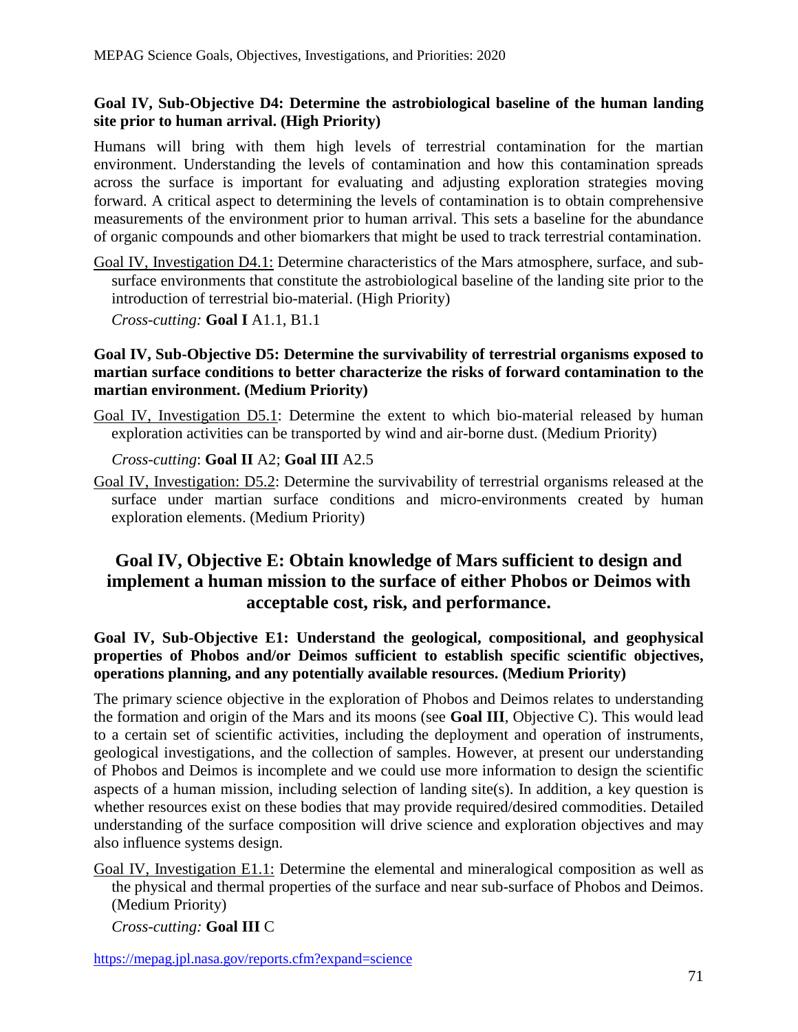**Goal IV, Sub-Objective D4: Determine the astrobiological baseline of the human landing site prior to human arrival. (High Priority)**

Humans will bring with them high levels of terrestrial contamination for the martian environment. Understanding the levels of contamination and how this contamination spreads across the surface is important for evaluating and adjusting exploration strategies moving forward. A critical aspect to determining the levels of contamination is to obtain comprehensive measurements of the environment prior to human arrival. This sets a baseline for the abundance of organic compounds and other biomarkers that might be used to track terrestrial contamination.

Goal IV, Investigation D4.1: Determine characteristics of the Mars atmosphere, surface, and sub-surface environments that constitute the astrobiological baseline of the landing site prior to the introduction of terrestrial bio-material. (High Priority)

*Cross-cutting:* **Goal I** A1.1, B1.1

**Goal IV, Sub-Objective D5: Determine the survivability of terrestrial organisms exposed to martian surface conditions to better characterize the risks of forward contamination to the martian environment. (Medium Priority)**

Goal IV, Investigation D5.1: Determine the extent to which bio-material released by human exploration activities can be transported by wind and air-borne dust. (Medium Priority)

*Cross-cutting*: **Goal II** A2; **Goal III** A2.5

Goal IV, Investigation: D5.2: Determine the survivability of terrestrial organisms released at the surface under martian surface conditions and micro-environments created by human exploration elements. (Medium Priority)

## Goal IV, Objective E: Obtain knowledge of Mars sufficient to design and implement a human mission to the surface of either Phobos or Deimos with acceptable cost, risk, and performance.

**Goal IV, Sub-Objective E1: Understand the geological, compositional, and geophysical properties of Phobos and/or Deimos sufficient to establish specific scientific objectives, operations planning, and any potentially available resources. (Medium Priority)**

The primary science objective in the exploration of Phobos and Deimos relates to understanding the formation and origin of the Mars and its moons (see **Goal III**, Objective C). This would lead to a certain set of scientific activities, including the deployment and operation of instruments, geological investigations, and the collection of samples. However, at present our understanding of Phobos and Deimos is incomplete and we could use more information to design the scientific aspects of a human mission, including selection of landing site(s). In addition, a key question is whether resources exist on these bodies that may provide required/desired commodities. Detailed understanding of the surface composition will drive science and exploration objectives and may also influence systems design.

Goal IV, Investigation E1.1: Determine the elemental and mineralogical composition as well as the physical and thermal properties of the surface and near sub-surface of Phobos and Deimos. (Medium Priority)

*Cross-cutting:* **Goal III** C

https://mepag.jpl.nasa.gov/reports.cfm?expand=science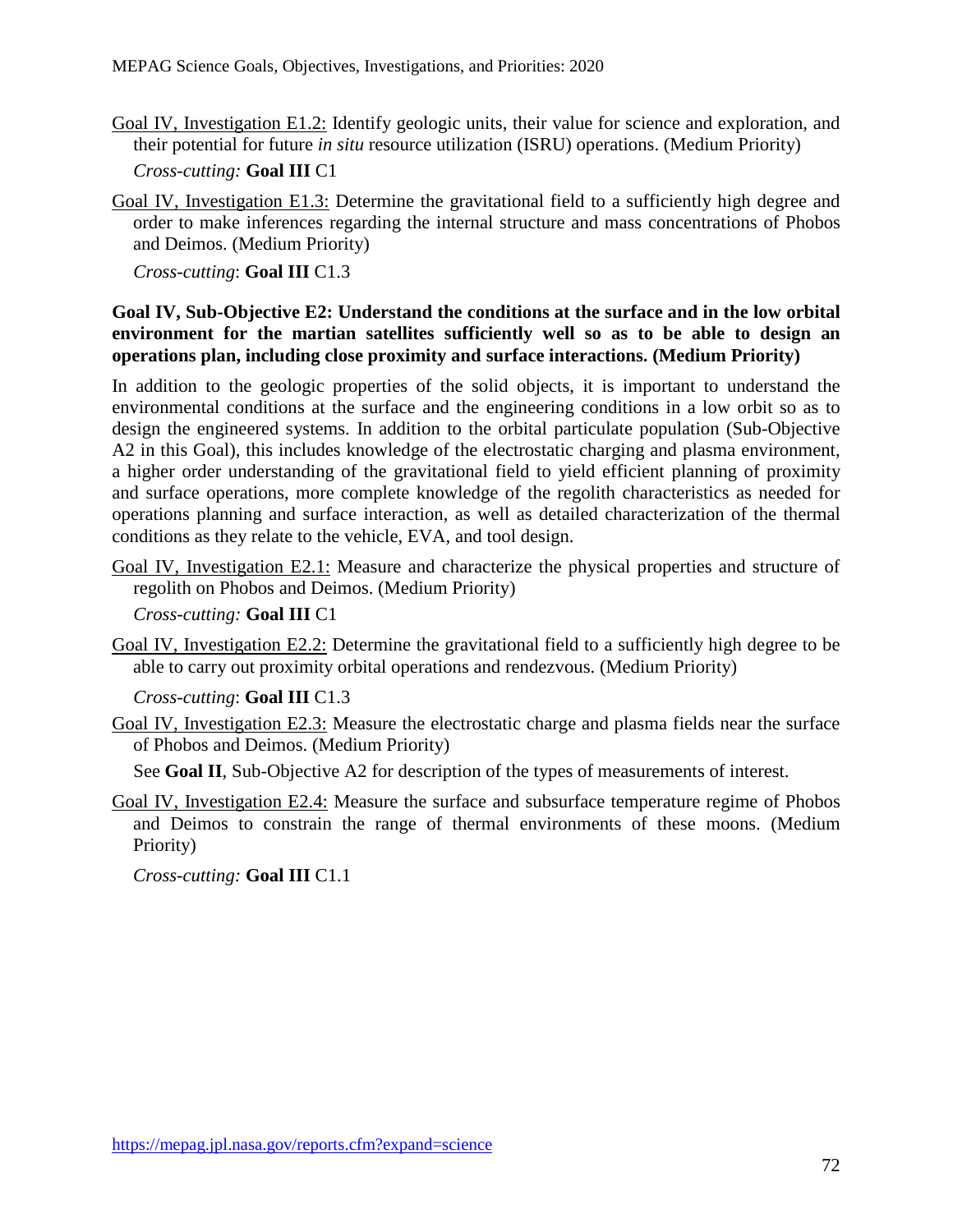Goal IV, Investigation E1.2: Identify geologic units, their value for science and exploration, and their potential for future *in situ* resource utilization (ISRU) operations. (Medium Priority)

*Cross-cutting:* **Goal III** C1

Goal IV, Investigation E1.3: Determine the gravitational field to a sufficiently high degree and order to make inferences regarding the internal structure and mass concentrations of Phobos and Deimos. (Medium Priority)

*Cross-cutting*: **Goal III** C1.3

**Goal IV, Sub-Objective E2: Understand the conditions at the surface and in the low orbital environment for the martian satellites sufficiently well so as to be able to design an operations plan, including close proximity and surface interactions. (Medium Priority)**

In addition to the geologic properties of the solid objects, it is important to understand the environmental conditions at the surface and the engineering conditions in a low orbit so as to design the engineered systems. In addition to the orbital particulate population (Sub-Objective A2 in this Goal), this includes knowledge of the electrostatic charging and plasma environment, a higher order understanding of the gravitational field to yield efficient planning of proximity and surface operations, more complete knowledge of the regolith characteristics as needed for operations planning and surface interaction, as well as detailed characterization of the thermal conditions as they relate to the vehicle, EVA, and tool design.

Goal IV, Investigation E2.1: Measure and characterize the physical properties and structure of regolith on Phobos and Deimos. (Medium Priority)

*Cross-cutting:* **Goal III** C1

Goal IV, Investigation E2.2: Determine the gravitational field to a sufficiently high degree to be able to carry out proximity orbital operations and rendezvous. (Medium Priority)

*Cross-cutting*: **Goal III** C1.3

Goal IV, Investigation E2.3: Measure the electrostatic charge and plasma fields near the surface of Phobos and Deimos. (Medium Priority)

See **Goal II**, Sub-Objective A2 for description of the types of measurements of interest.

Goal IV, Investigation E2.4: Measure the surface and subsurface temperature regime of Phobos and Deimos to constrain the range of thermal environments of these moons. (Medium Priority)

*Cross-cutting:* **Goal III** C1.1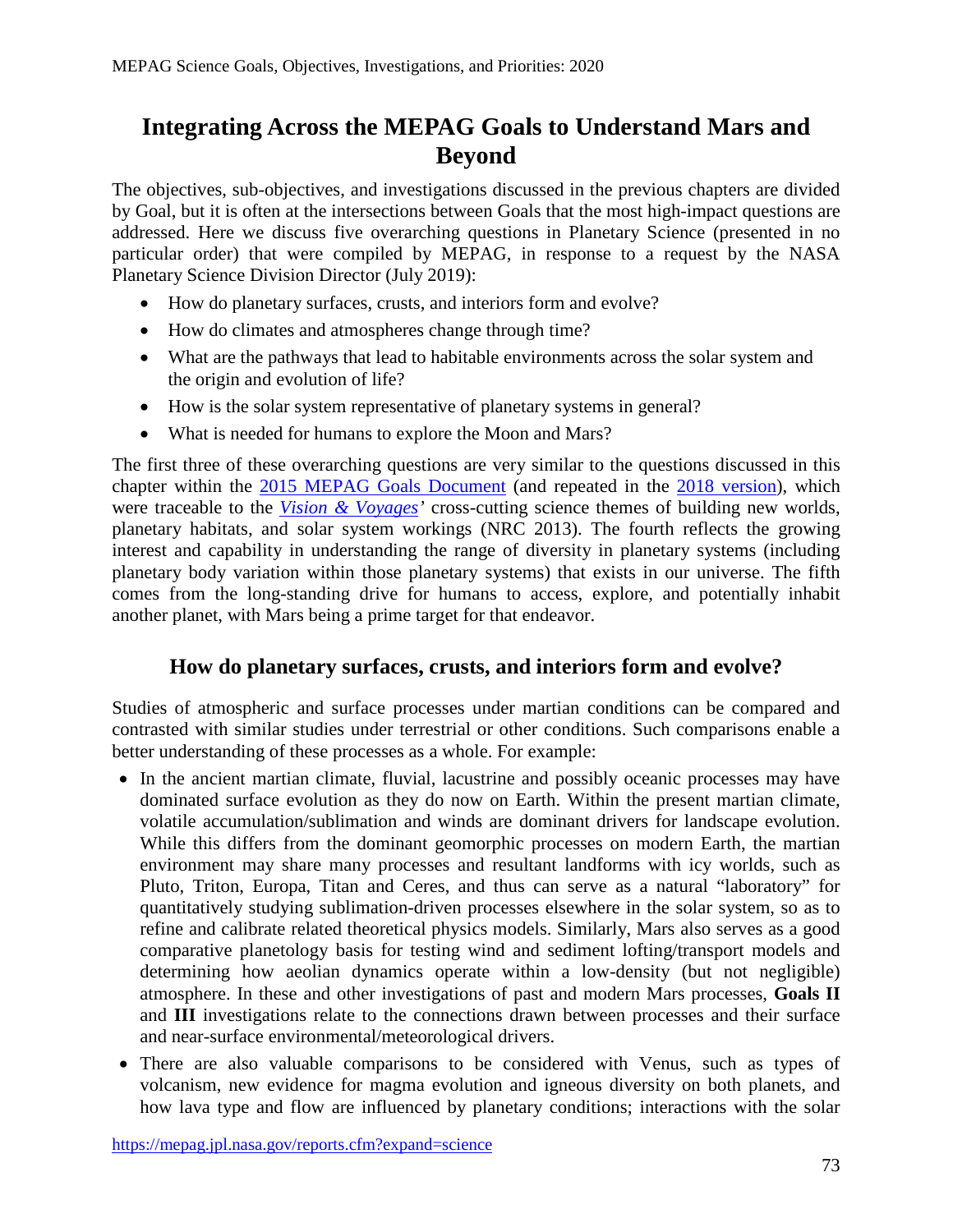# Integrating Across the MEPAG Goals to Understand Mars and Beyond

The objectives, sub-objectives, and investigations discussed in the previous chapters are divided by Goal, but it is often at the intersections between Goals that the most high-impact questions are addressed. Here we discuss five overarching questions in Planetary Science (presented in no particular order) that were compiled by MEPAG, in response to a request by the NASA Planetary Science Division Director (July 2019):

- How do planetary surfaces, crusts, and interiors form and evolve?
- How do climates and atmospheres change through time?
- What are the pathways that lead to habitable environments across the solar system and the origin and evolution of life?
- How is the solar system representative of planetary systems in general?
- What is needed for humans to explore the Moon and Mars?

The first three of these overarching questions are very similar to the questions discussed in this chapter within the 2015 MEPAG Goals Document (and repeated in the 2018 version), which were traceable to the *Vision & Voyages'* cross-cutting science themes of building new worlds, planetary habitats, and solar system workings (NRC 2013). The fourth reflects the growing interest and capability in understanding the range of diversity in planetary systems (including planetary body variation within those planetary systems) that exists in our universe. The fifth comes from the long-standing drive for humans to access, explore, and potentially inhabit another planet, with Mars being a prime target for that endeavor.

## How do planetary surfaces, crusts, and interiors form and evolve?

Studies of atmospheric and surface processes under martian conditions can be compared and contrasted with similar studies under terrestrial or other conditions. Such comparisons enable a better understanding of these processes as a whole. For example:

- In the ancient martian climate, fluvial, lacustrine and possibly oceanic processes may have dominated surface evolution as they do now on Earth. Within the present martian climate, volatile accumulation/sublimation and winds are dominant drivers for landscape evolution. While this differs from the dominant geomorphic processes on modern Earth, the martian environment may share many processes and resultant landforms with icy worlds, such as Pluto, Triton, Europa, Titan and Ceres, and thus can serve as a natural "laboratory" for quantitatively studying sublimation-driven processes elsewhere in the solar system, so as to refine and calibrate related theoretical physics models. Similarly, Mars also serves as a good comparative planetology basis for testing wind and sediment lofting/transport models and determining how aeolian dynamics operate within a low-density (but not negligible) atmosphere. In these and other investigations of past and modern Mars processes, **Goals II** and **III** investigations relate to the connections drawn between processes and their surface and near-surface environmental/meteorological drivers.
- There are also valuable comparisons to be considered with Venus, such as types of volcanism, new evidence for magma evolution and igneous diversity on both planets, and how lava type and flow are influenced by planetary conditions; interactions with the solar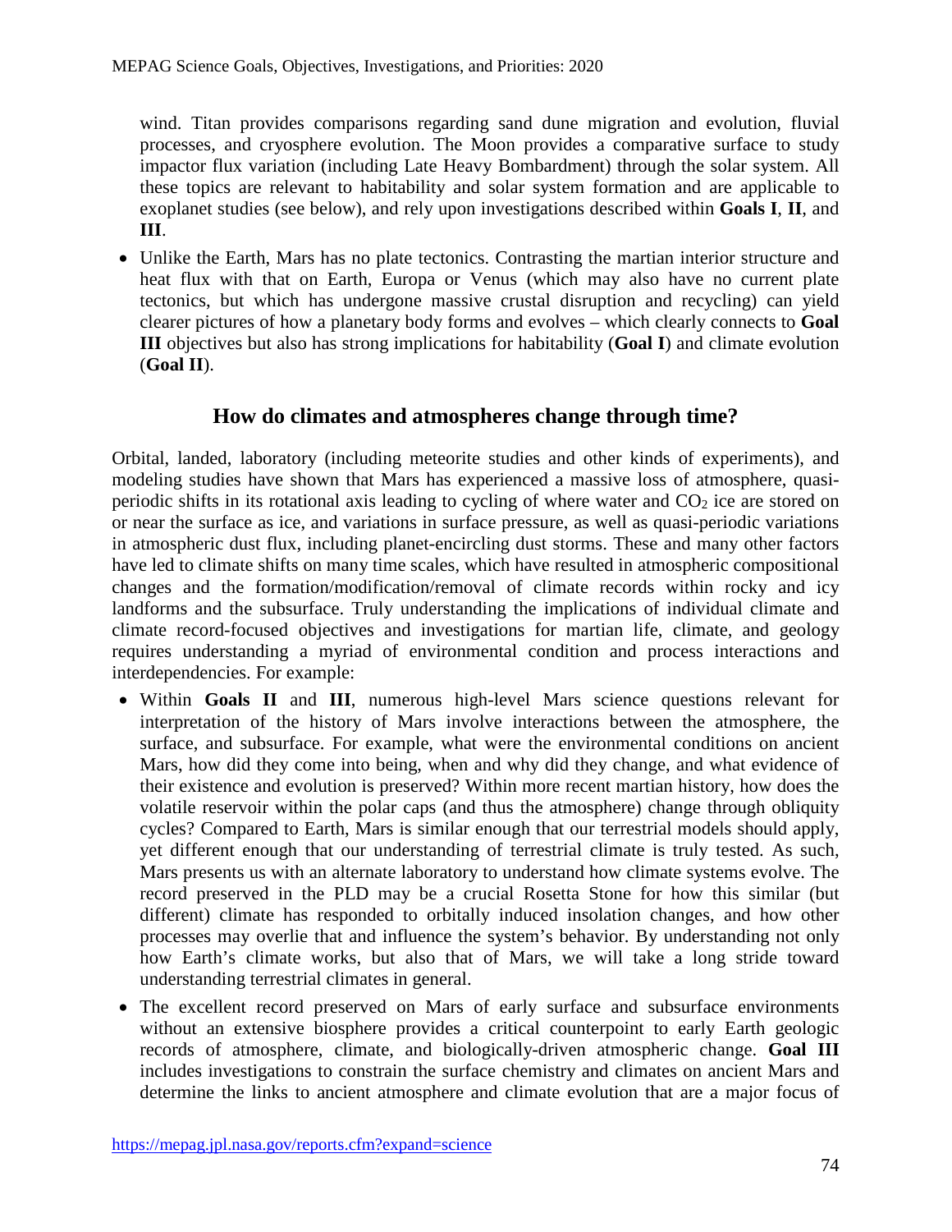wind. Titan provides comparisons regarding sand dune migration and evolution, fluvial processes, and cryosphere evolution. The Moon provides a comparative surface to study impactor flux variation (including Late Heavy Bombardment) through the solar system. All these topics are relevant to habitability and solar system formation and are applicable to exoplanet studies (see below), and rely upon investigations described within **Goals I**, **II**, and **III**.

- Unlike the Earth, Mars has no plate tectonics. Contrasting the martian interior structure and heat flux with that on Earth, Europa or Venus (which may also have no current plate tectonics, but which has undergone massive crustal disruption and recycling) can yield clearer pictures of how a planetary body forms and evolves – which clearly connects to **Goal III** objectives but also has strong implications for habitability (**Goal I**) and climate evolution (**Goal II**).

## How do climates and atmospheres change through time?

Orbital, landed, laboratory (including meteorite studies and other kinds of experiments), and modeling studies have shown that Mars has experienced a massive loss of atmosphere, quasi-periodic shifts in its rotational axis leading to cycling of where water and $CO_2$ ice are stored on or near the surface as ice, and variations in surface pressure, as well as quasi-periodic variations in atmospheric dust flux, including planet-encircling dust storms. These and many other factors have led to climate shifts on many time scales, which have resulted in atmospheric compositional changes and the formation/modification/removal of climate records within rocky and icy landforms and the subsurface. Truly understanding the implications of individual climate and climate record-focused objectives and investigations for martian life, climate, and geology requires understanding a myriad of environmental condition and process interactions and interdependencies. For example:

- Within **Goals II** and **III**, numerous high-level Mars science questions relevant for interpretation of the history of Mars involve interactions between the atmosphere, the surface, and subsurface. For example, what were the environmental conditions on ancient Mars, how did they come into being, when and why did they change, and what evidence of their existence and evolution is preserved? Within more recent martian history, how does the volatile reservoir within the polar caps (and thus the atmosphere) change through obliquity cycles? Compared to Earth, Mars is similar enough that our terrestrial models should apply, yet different enough that our understanding of terrestrial climate is truly tested. As such, Mars presents us with an alternate laboratory to understand how climate systems evolve. The record preserved in the PLD may be a crucial Rosetta Stone for how this similar (but different) climate has responded to orbitally induced insolation changes, and how other processes may overlie that and influence the system's behavior. By understanding not only how Earth's climate works, but also that of Mars, we will take a long stride toward understanding terrestrial climates in general.
- The excellent record preserved on Mars of early surface and subsurface environments without an extensive biosphere provides a critical counterpoint to early Earth geologic records of atmosphere, climate, and biologically-driven atmospheric change. **Goal III** includes investigations to constrain the surface chemistry and climates on ancient Mars and determine the links to ancient atmosphere and climate evolution that are a major focus of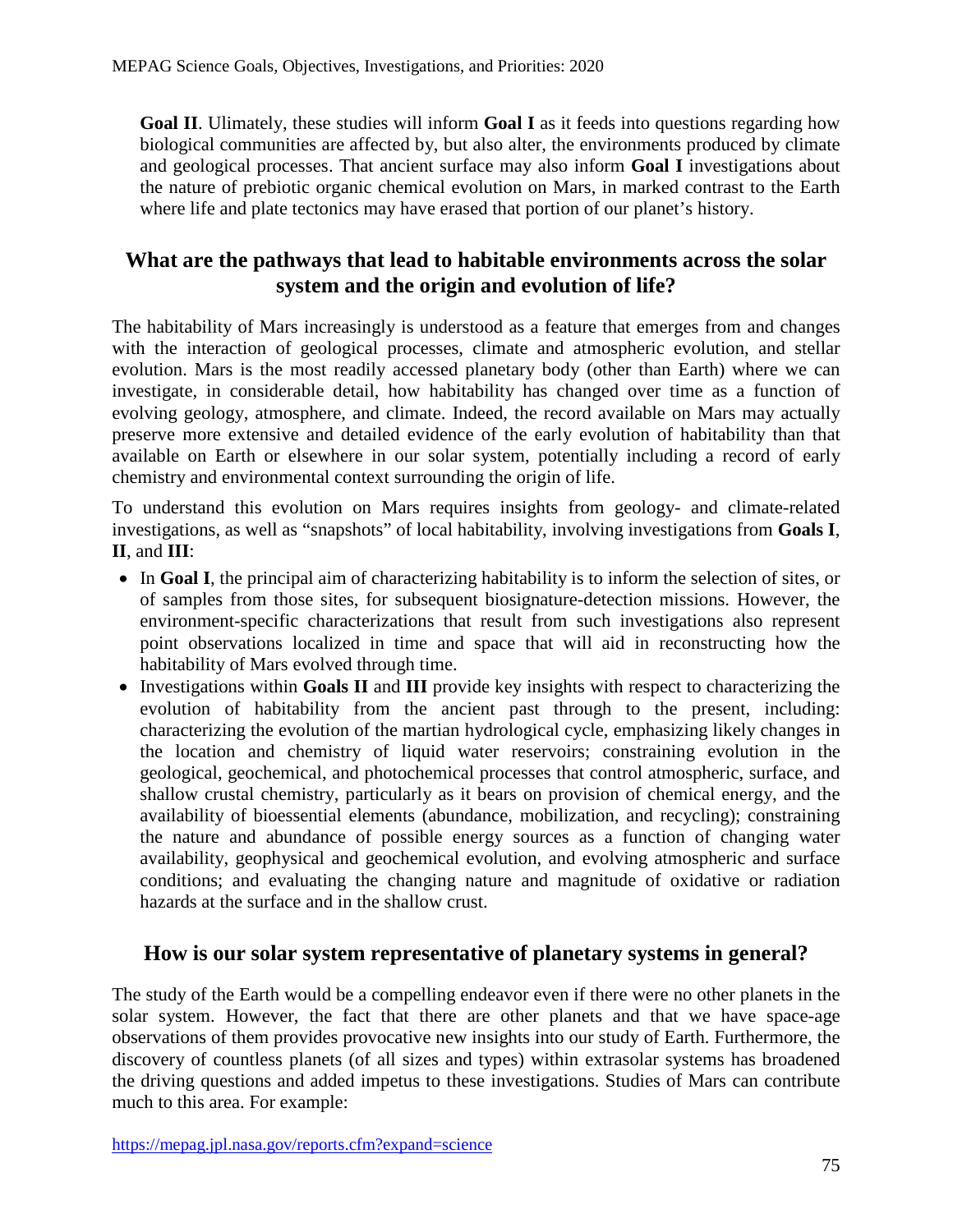**Goal II**. Ulimately, these studies will inform **Goal I** as it feeds into questions regarding how biological communities are affected by, but also alter, the environments produced by climate and geological processes. That ancient surface may also inform **Goal I** investigations about the nature of prebiotic organic chemical evolution on Mars, in marked contrast to the Earth where life and plate tectonics may have erased that portion of our planet's history.

## What are the pathways that lead to habitable environments across the solar system and the origin and evolution of life?

The habitability of Mars increasingly is understood as a feature that emerges from and changes with the interaction of geological processes, climate and atmospheric evolution, and stellar evolution. Mars is the most readily accessed planetary body (other than Earth) where we can investigate, in considerable detail, how habitability has changed over time as a function of evolving geology, atmosphere, and climate. Indeed, the record available on Mars may actually preserve more extensive and detailed evidence of the early evolution of habitability than that available on Earth or elsewhere in our solar system, potentially including a record of early chemistry and environmental context surrounding the origin of life.

To understand this evolution on Mars requires insights from geology- and climate-related investigations, as well as "snapshots" of local habitability, involving investigations from **Goals I**, **II**, and **III**:

- In **Goal I**, the principal aim of characterizing habitability is to inform the selection of sites, or of samples from those sites, for subsequent biosignature-detection missions. However, the environment-specific characterizations that result from such investigations also represent point observations localized in time and space that will aid in reconstructing how the habitability of Mars evolved through time.
- Investigations within **Goals II** and **III** provide key insights with respect to characterizing the evolution of habitability from the ancient past through to the present, including: characterizing the evolution of the martian hydrological cycle, emphasizing likely changes in the location and chemistry of liquid water reservoirs; constraining evolution in the geological, geochemical, and photochemical processes that control atmospheric, surface, and shallow crustal chemistry, particularly as it bears on provision of chemical energy, and the availability of bioessential elements (abundance, mobilization, and recycling); constraining the nature and abundance of possible energy sources as a function of changing water availability, geophysical and geochemical evolution, and evolving atmospheric and surface conditions; and evaluating the changing nature and magnitude of oxidative or radiation hazards at the surface and in the shallow crust.

## How is our solar system representative of planetary systems in general?

The study of the Earth would be a compelling endeavor even if there were no other planets in the solar system. However, the fact that there are other planets and that we have space-age observations of them provides provocative new insights into our study of Earth. Furthermore, the discovery of countless planets (of all sizes and types) within extrasolar systems has broadened the driving questions and added impetus to these investigations. Studies of Mars can contribute much to this area. For example: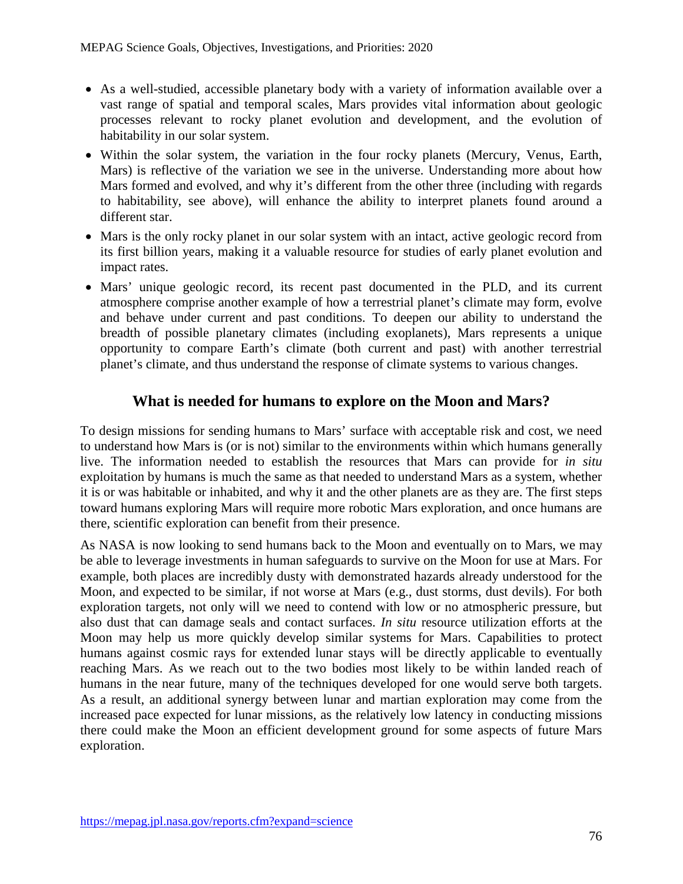- As a well-studied, accessible planetary body with a variety of information available over a vast range of spatial and temporal scales, Mars provides vital information about geologic processes relevant to rocky planet evolution and development, and the evolution of habitability in our solar system.
- Within the solar system, the variation in the four rocky planets (Mercury, Venus, Earth, Mars) is reflective of the variation we see in the universe. Understanding more about how Mars formed and evolved, and why it's different from the other three (including with regards to habitability, see above), will enhance the ability to interpret planets found around a different star.
- Mars is the only rocky planet in our solar system with an intact, active geologic record from its first billion years, making it a valuable resource for studies of early planet evolution and impact rates.
- Mars' unique geologic record, its recent past documented in the PLD, and its current atmosphere comprise another example of how a terrestrial planet's climate may form, evolve and behave under current and past conditions. To deepen our ability to understand the breadth of possible planetary climates (including exoplanets), Mars represents a unique opportunity to compare Earth's climate (both current and past) with another terrestrial planet's climate, and thus understand the response of climate systems to various changes.

## What is needed for humans to explore on the Moon and Mars?

To design missions for sending humans to Mars' surface with acceptable risk and cost, we need to understand how Mars is (or is not) similar to the environments within which humans generally live. The information needed to establish the resources that Mars can provide for *in situ* exploitation by humans is much the same as that needed to understand Mars as a system, whether it is or was habitable or inhabited, and why it and the other planets are as they are. The first steps toward humans exploring Mars will require more robotic Mars exploration, and once humans are there, scientific exploration can benefit from their presence.

As NASA is now looking to send humans back to the Moon and eventually on to Mars, we may be able to leverage investments in human safeguards to survive on the Moon for use at Mars. For example, both places are incredibly dusty with demonstrated hazards already understood for the Moon, and expected to be similar, if not worse at Mars (e.g., dust storms, dust devils). For both exploration targets, not only will we need to contend with low or no atmospheric pressure, but also dust that can damage seals and contact surfaces. *In situ* resource utilization efforts at the Moon may help us more quickly develop similar systems for Mars. Capabilities to protect humans against cosmic rays for extended lunar stays will be directly applicable to eventually reaching Mars. As we reach out to the two bodies most likely to be within landed reach of humans in the near future, many of the techniques developed for one would serve both targets. As a result, an additional synergy between lunar and martian exploration may come from the increased pace expected for lunar missions, as the relatively low latency in conducting missions there could make the Moon an efficient development ground for some aspects of future Mars exploration.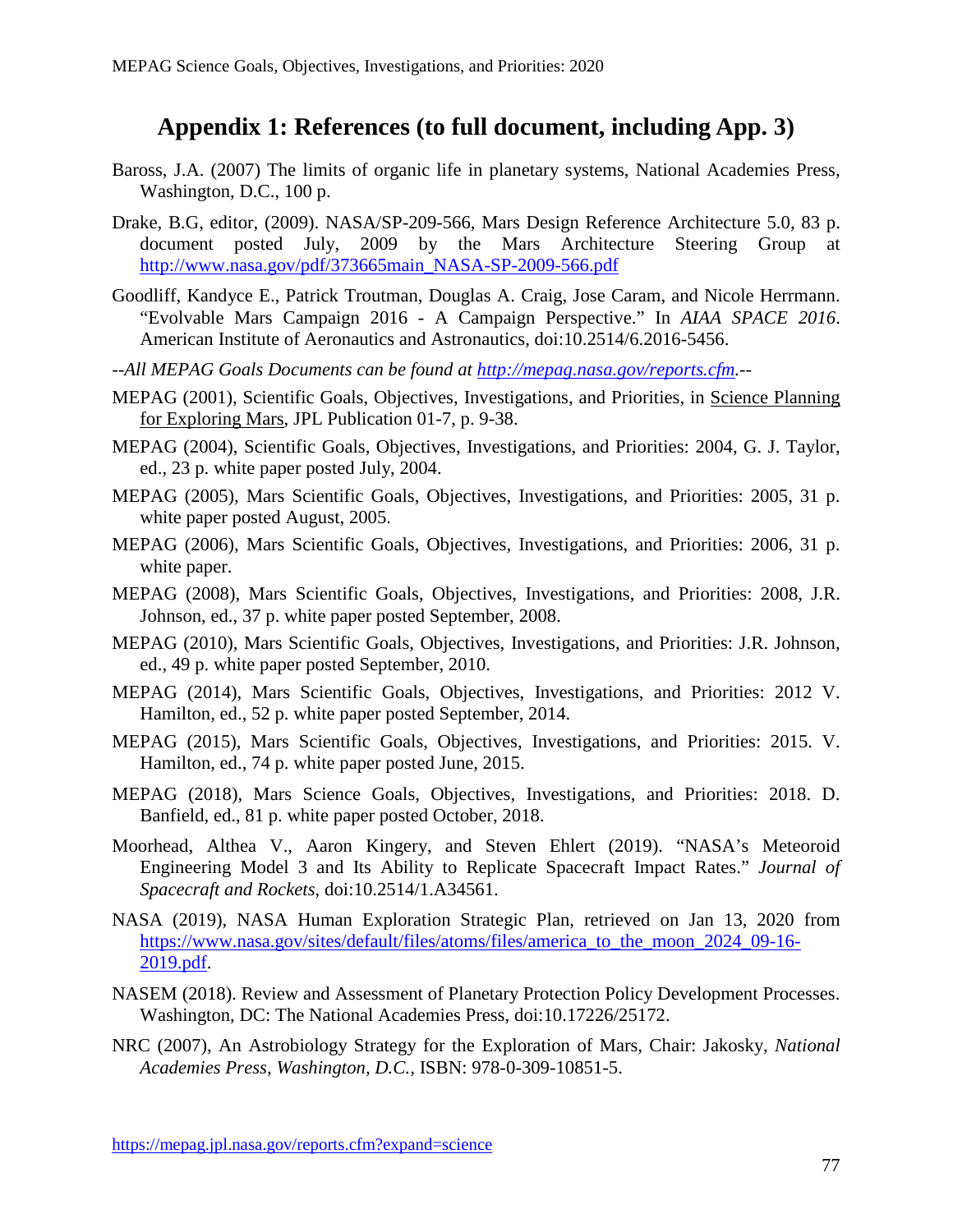# Appendix 1: References (to full document, including App. 3)

Baross, J.A. (2007) The limits of organic life in planetary systems, National Academies Press, Washington, D.C., 100 p.

Drake, B.G, editor, (2009). NASA/SP-209-566, Mars Design Reference Architecture 5.0, 83 p. document posted July, 2009 by the Mars Architecture Steering Group at http://www.nasa.gov/pdf/373665main_NASA-SP-2009-566.pdf

Goodliff, Kandyce E., Patrick Troutman, Douglas A. Craig, Jose Caram, and Nicole Herrmann. "Evolvable Mars Campaign 2016 - A Campaign Perspective." In *AIAA SPACE 2016*. American Institute of Aeronautics and Astronautics, doi:10.2514/6.2016-5456.

*--All MEPAG Goals Documents can be found at http://mepag.nasa.gov/reports.cfm.--*

MEPAG (2001), Scientific Goals, Objectives, Investigations, and Priorities, in Science Planning for Exploring Mars, JPL Publication 01-7, p. 9-38.

MEPAG (2004), Scientific Goals, Objectives, Investigations, and Priorities: 2004, G. J. Taylor, ed., 23 p. white paper posted July, 2004.

MEPAG (2005), Mars Scientific Goals, Objectives, Investigations, and Priorities: 2005, 31 p. white paper posted August, 2005.

MEPAG (2006), Mars Scientific Goals, Objectives, Investigations, and Priorities: 2006, 31 p. white paper.

MEPAG (2008), Mars Scientific Goals, Objectives, Investigations, and Priorities: 2008, J.R. Johnson, ed., 37 p. white paper posted September, 2008.

MEPAG (2010), Mars Scientific Goals, Objectives, Investigations, and Priorities: J.R. Johnson, ed., 49 p. white paper posted September, 2010.

MEPAG (2014), Mars Scientific Goals, Objectives, Investigations, and Priorities: 2012 V. Hamilton, ed., 52 p. white paper posted September, 2014.

MEPAG (2015), Mars Scientific Goals, Objectives, Investigations, and Priorities: 2015. V. Hamilton, ed., 74 p. white paper posted June, 2015.

MEPAG (2018), Mars Science Goals, Objectives, Investigations, and Priorities: 2018. D. Banfield, ed., 81 p. white paper posted October, 2018.

Moorhead, Althea V., Aaron Kingery, and Steven Ehlert (2019). "NASA's Meteoroid Engineering Model 3 and Its Ability to Replicate Spacecraft Impact Rates." *Journal of Spacecraft and Rockets*, doi:10.2514/1.A34561.

NASA (2019), NASA Human Exploration Strategic Plan, retrieved on Jan 13, 2020 from https://www.nasa.gov/sites/default/files/atoms/files/america_to_the_moon_2024_09-16-2019.pdf.

NASEM (2018). Review and Assessment of Planetary Protection Policy Development Processes. Washington, DC: The National Academies Press, doi:10.17226/25172.

NRC (2007), An Astrobiology Strategy for the Exploration of Mars, Chair: Jakosky, *National Academies Press, Washington, D.C.*, ISBN: 978-0-309-10851-5.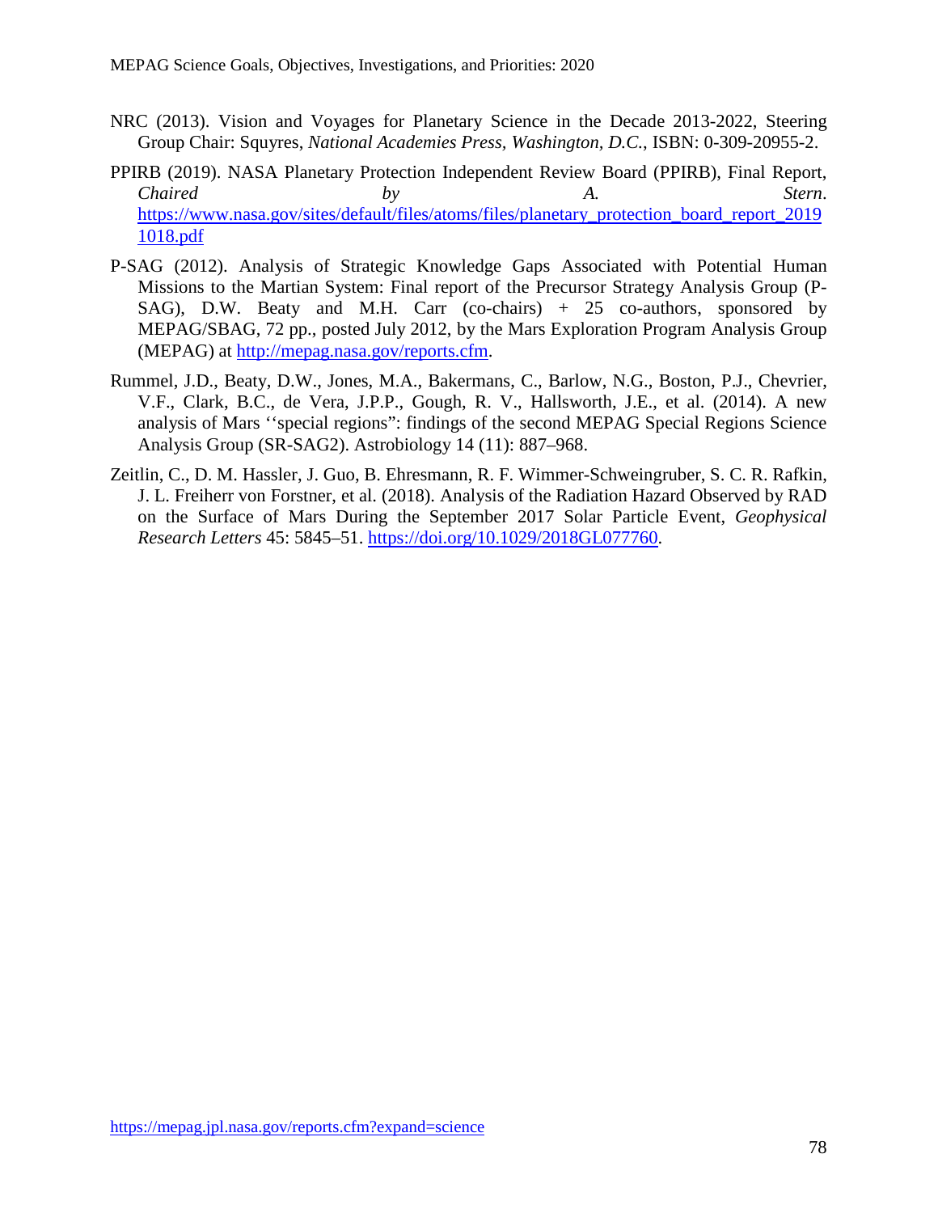NRC (2013). Vision and Voyages for Planetary Science in the Decade 2013-2022, Steering Group Chair: Squyres, *National Academies Press, Washington, D.C.*, ISBN: 0-309-20955-2.

PPIRB (2019). NASA Planetary Protection Independent Review Board (PPIRB), Final Report, *Chaired by A. Stern*. https://www.nasa.gov/sites/default/files/atoms/files/planetary_protection_board_report_20191018.pdf

P-SAG (2012). Analysis of Strategic Knowledge Gaps Associated with Potential Human Missions to the Martian System: Final report of the Precursor Strategy Analysis Group (P-SAG), D.W. Beaty and M.H. Carr (co-chairs) + 25 co-authors, sponsored by MEPAG/SBAG, 72 pp., posted July 2012, by the Mars Exploration Program Analysis Group (MEPAG) at http://mepag.nasa.gov/reports.cfm.

Rummel, J.D., Beaty, D.W., Jones, M.A., Bakermans, C., Barlow, N.G., Boston, P.J., Chevrier, V.F., Clark, B.C., de Vera, J.P.P., Gough, R. V., Hallsworth, J.E., et al. (2014). A new analysis of Mars ‘‘special regions”: findings of the second MEPAG Special Regions Science Analysis Group (SR-SAG2). Astrobiology 14 (11): 887–968.

Zeitlin, C., D. M. Hassler, J. Guo, B. Ehresmann, R. F. Wimmer-Schweingruber, S. C. R. Rafkin, J. L. Freiherr von Forstner, et al. (2018). Analysis of the Radiation Hazard Observed by RAD on the Surface of Mars During the September 2017 Solar Particle Event, *Geophysical Research Letters* 45: 5845–51. https://doi.org/10.1029/2018GL077760.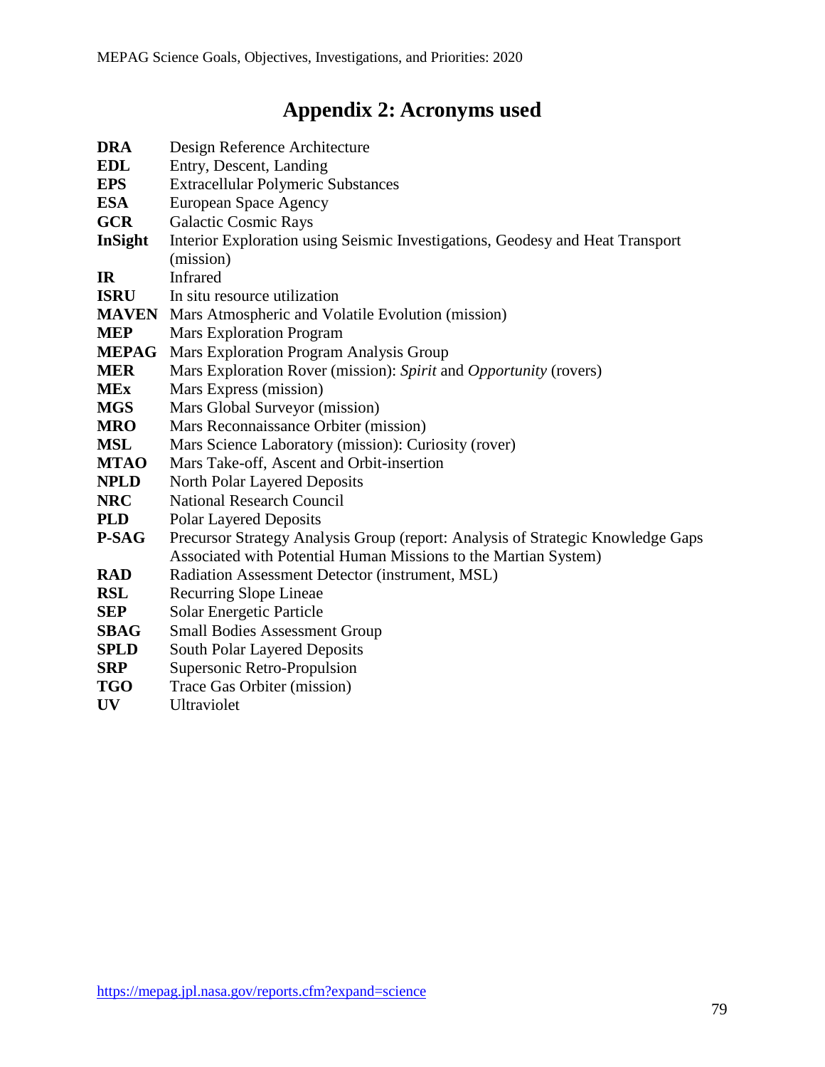# Appendix 2: Acronyms used

**DRA** Design Reference Architecture
**EDL** Entry, Descent, Landing
**EPS** Extracellular Polymeric Substances
**ESA** European Space Agency
**GCR** Galactic Cosmic Rays
**InSight** Interior Exploration using Seismic Investigations, Geodesy and Heat Transport (mission)
**IR** Infrared
**ISRU** In situ resource utilization
**MAVEN** Mars Atmospheric and Volatile Evolution (mission)
**MEP** Mars Exploration Program
**MEPAG** Mars Exploration Program Analysis Group
**MER** Mars Exploration Rover (mission): *Spirit* and *Opportunity* (rovers)
**MEx** Mars Express (mission)
**MGS** Mars Global Surveyor (mission)
**MRO** Mars Reconnaissance Orbiter (mission)
**MSL** Mars Science Laboratory (mission): Curiosity (rover)
**MTAO** Mars Take-off, Ascent and Orbit-insertion
**NPLD** North Polar Layered Deposits
**NRC** National Research Council
**PLD** Polar Layered Deposits
**P-SAG** Precursor Strategy Analysis Group (report: Analysis of Strategic Knowledge Gaps Associated with Potential Human Missions to the Martian System)
**RAD** Radiation Assessment Detector (instrument, MSL)
**RSL** Recurring Slope Lineae
**SEP** Solar Energetic Particle
**SBAG** Small Bodies Assessment Group
**SPLD** South Polar Layered Deposits
**SRP** Supersonic Retro-Propulsion
**TGO** Trace Gas Orbiter (mission)
**UV** Ultraviolet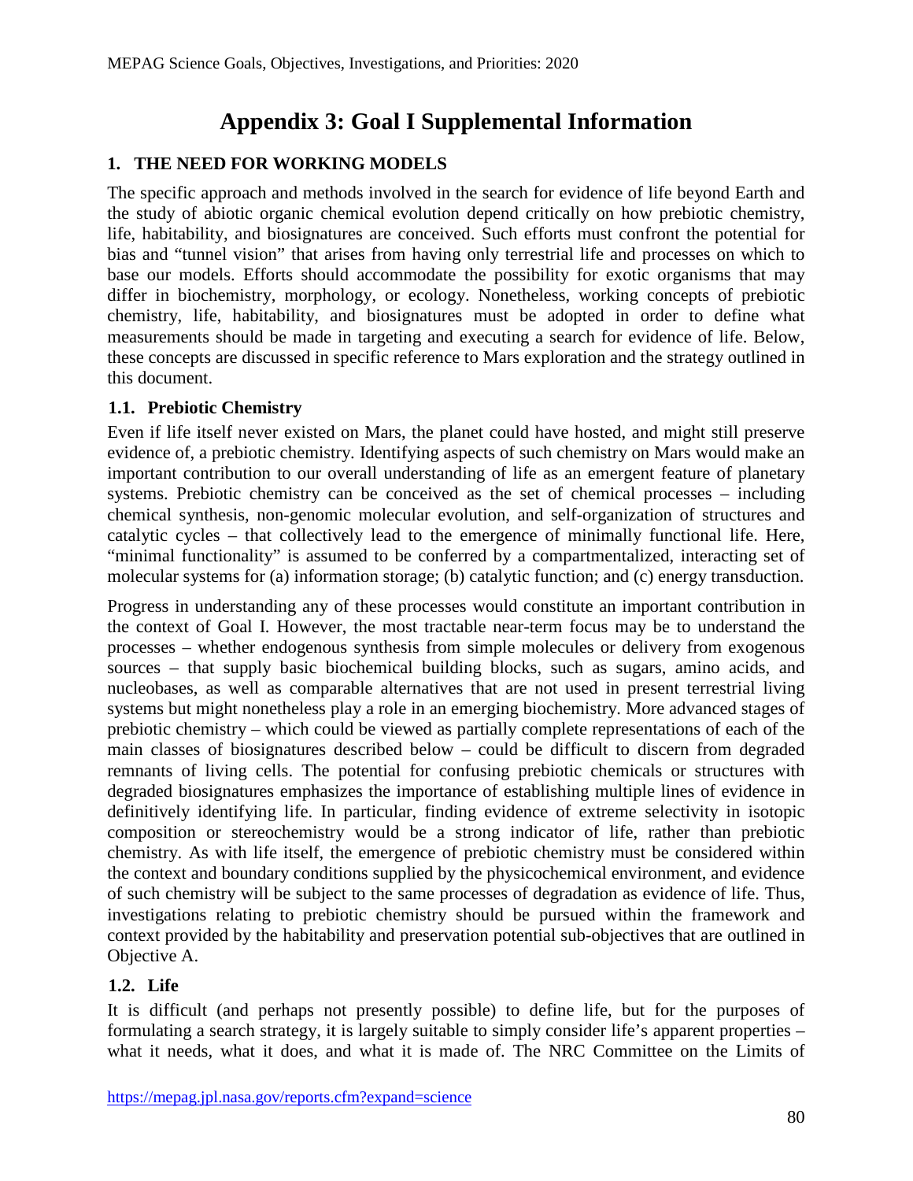# Appendix 3: Goal I Supplemental Information

## 1. THE NEED FOR WORKING MODELS

The specific approach and methods involved in the search for evidence of life beyond Earth and the study of abiotic organic chemical evolution depend critically on how prebiotic chemistry, life, habitability, and biosignatures are conceived. Such efforts must confront the potential for bias and "tunnel vision" that arises from having only terrestrial life and processes on which to base our models. Efforts should accommodate the possibility for exotic organisms that may differ in biochemistry, morphology, or ecology. Nonetheless, working concepts of prebiotic chemistry, life, habitability, and biosignatures must be adopted in order to define what measurements should be made in targeting and executing a search for evidence of life. Below, these concepts are discussed in specific reference to Mars exploration and the strategy outlined in this document.

### 1.1. Prebiotic Chemistry

Even if life itself never existed on Mars, the planet could have hosted, and might still preserve evidence of, a prebiotic chemistry. Identifying aspects of such chemistry on Mars would make an important contribution to our overall understanding of life as an emergent feature of planetary systems. Prebiotic chemistry can be conceived as the set of chemical processes – including chemical synthesis, non-genomic molecular evolution, and self-organization of structures and catalytic cycles – that collectively lead to the emergence of minimally functional life. Here, "minimal functionality" is assumed to be conferred by a compartmentalized, interacting set of molecular systems for (a) information storage; (b) catalytic function; and (c) energy transduction.

Progress in understanding any of these processes would constitute an important contribution in the context of Goal I. However, the most tractable near-term focus may be to understand the processes – whether endogenous synthesis from simple molecules or delivery from exogenous sources – that supply basic biochemical building blocks, such as sugars, amino acids, and nucleobases, as well as comparable alternatives that are not used in present terrestrial living systems but might nonetheless play a role in an emerging biochemistry. More advanced stages of prebiotic chemistry – which could be viewed as partially complete representations of each of the main classes of biosignatures described below – could be difficult to discern from degraded remnants of living cells. The potential for confusing prebiotic chemicals or structures with degraded biosignatures emphasizes the importance of establishing multiple lines of evidence in definitively identifying life. In particular, finding evidence of extreme selectivity in isotopic composition or stereochemistry would be a strong indicator of life, rather than prebiotic chemistry. As with life itself, the emergence of prebiotic chemistry must be considered within the context and boundary conditions supplied by the physicochemical environment, and evidence of such chemistry will be subject to the same processes of degradation as evidence of life. Thus, investigations relating to prebiotic chemistry should be pursued within the framework and context provided by the habitability and preservation potential sub-objectives that are outlined in Objective A.

### 1.2. Life

It is difficult (and perhaps not presently possible) to define life, but for the purposes of formulating a search strategy, it is largely suitable to simply consider life's apparent properties – what it needs, what it does, and what it is made of. The NRC Committee on the Limits of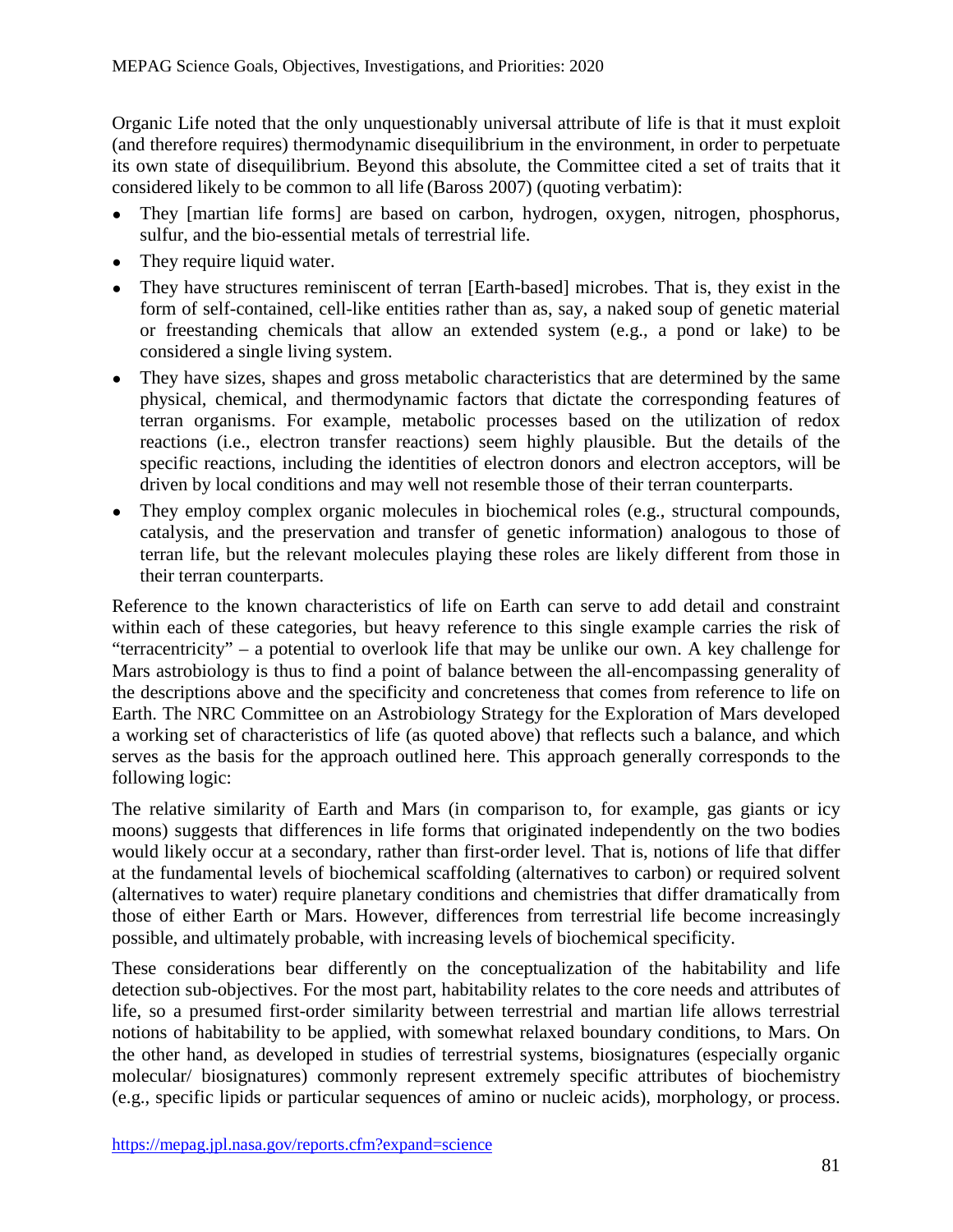Organic Life noted that the only unquestionably universal attribute of life is that it must exploit (and therefore requires) thermodynamic disequilibrium in the environment, in order to perpetuate its own state of disequilibrium. Beyond this absolute, the Committee cited a set of traits that it considered likely to be common to all life (Baross 2007) (quoting verbatim):

- They [martian life forms] are based on carbon, hydrogen, oxygen, nitrogen, phosphorus, sulfur, and the bio-essential metals of terrestrial life.
- They require liquid water.
- They have structures reminiscent of terran [Earth-based] microbes. That is, they exist in the form of self-contained, cell-like entities rather than as, say, a naked soup of genetic material or freestanding chemicals that allow an extended system (e.g., a pond or lake) to be considered a single living system.
- They have sizes, shapes and gross metabolic characteristics that are determined by the same physical, chemical, and thermodynamic factors that dictate the corresponding features of terran organisms. For example, metabolic processes based on the utilization of redox reactions (i.e., electron transfer reactions) seem highly plausible. But the details of the specific reactions, including the identities of electron donors and electron acceptors, will be driven by local conditions and may well not resemble those of their terran counterparts.
- They employ complex organic molecules in biochemical roles (e.g., structural compounds, catalysis, and the preservation and transfer of genetic information) analogous to those of terran life, but the relevant molecules playing these roles are likely different from those in their terran counterparts.

Reference to the known characteristics of life on Earth can serve to add detail and constraint within each of these categories, but heavy reference to this single example carries the risk of "terracentricity" – a potential to overlook life that may be unlike our own. A key challenge for Mars astrobiology is thus to find a point of balance between the all-encompassing generality of the descriptions above and the specificity and concreteness that comes from reference to life on Earth. The NRC Committee on an Astrobiology Strategy for the Exploration of Mars developed a working set of characteristics of life (as quoted above) that reflects such a balance, and which serves as the basis for the approach outlined here. This approach generally corresponds to the following logic:

The relative similarity of Earth and Mars (in comparison to, for example, gas giants or icy moons) suggests that differences in life forms that originated independently on the two bodies would likely occur at a secondary, rather than first-order level. That is, notions of life that differ at the fundamental levels of biochemical scaffolding (alternatives to carbon) or required solvent (alternatives to water) require planetary conditions and chemistries that differ dramatically from those of either Earth or Mars. However, differences from terrestrial life become increasingly possible, and ultimately probable, with increasing levels of biochemical specificity.

These considerations bear differently on the conceptualization of the habitability and life detection sub-objectives. For the most part, habitability relates to the core needs and attributes of life, so a presumed first-order similarity between terrestrial and martian life allows terrestrial notions of habitability to be applied, with somewhat relaxed boundary conditions, to Mars. On the other hand, as developed in studies of terrestrial systems, biosignatures (especially organic molecular/ biosignatures) commonly represent extremely specific attributes of biochemistry (e.g., specific lipids or particular sequences of amino or nucleic acids), morphology, or process.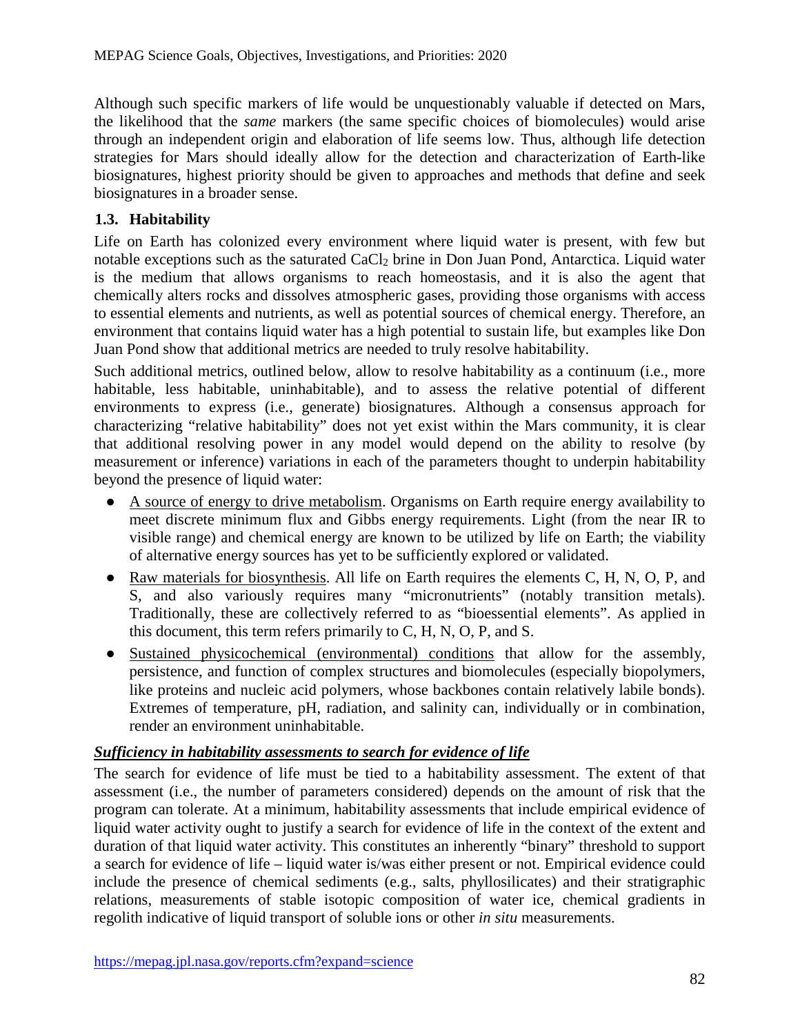Although such specific markers of life would be unquestionably valuable if detected on Mars, the likelihood that the *same* markers (the same specific choices of biomolecules) would arise through an independent origin and elaboration of life seems low. Thus, although life detection strategies for Mars should ideally allow for the detection and characterization of Earth-like biosignatures, highest priority should be given to approaches and methods that define and seek biosignatures in a broader sense.

### 1.3. Habitability

Life on Earth has colonized every environment where liquid water is present, with few but notable exceptions such as the saturated $CaCl_2$ brine in Don Juan Pond, Antarctica. Liquid water is the medium that allows organisms to reach homeostasis, and it is also the agent that chemically alters rocks and dissolves atmospheric gases, providing those organisms with access to essential elements and nutrients, as well as potential sources of chemical energy. Therefore, an environment that contains liquid water has a high potential to sustain life, but examples like Don Juan Pond show that additional metrics are needed to truly resolve habitability.

Such additional metrics, outlined below, allow to resolve habitability as a continuum (i.e., more habitable, less habitable, uninhabitable), and to assess the relative potential of different environments to express (i.e., generate) biosignatures. Although a consensus approach for characterizing "relative habitability" does not yet exist within the Mars community, it is clear that additional resolving power in any model would depend on the ability to resolve (by measurement or inference) variations in each of the parameters thought to underpin habitability beyond the presence of liquid water:

- A source of energy to drive metabolism. Organisms on Earth require energy availability to meet discrete minimum flux and Gibbs energy requirements. Light (from the near IR to visible range) and chemical energy are known to be utilized by life on Earth; the viability of alternative energy sources has yet to be sufficiently explored or validated.
- Raw materials for biosynthesis. All life on Earth requires the elements C, H, N, O, P, and S, and also variously requires many "micronutrients" (notably transition metals). Traditionally, these are collectively referred to as "bioessential elements". As applied in this document, this term refers primarily to C, H, N, O, P, and S.
- Sustained physicochemical (environmental) conditions that allow for the assembly, persistence, and function of complex structures and biomolecules (especially biopolymers, like proteins and nucleic acid polymers, whose backbones contain relatively labile bonds). Extremes of temperature, pH, radiation, and salinity can, individually or in combination, render an environment uninhabitable.

***Sufficiency in habitability assessments to search for evidence of life***

The search for evidence of life must be tied to a habitability assessment. The extent of that assessment (i.e., the number of parameters considered) depends on the amount of risk that the program can tolerate. At a minimum, habitability assessments that include empirical evidence of liquid water activity ought to justify a search for evidence of life in the context of the extent and duration of that liquid water activity. This constitutes an inherently "binary" threshold to support a search for evidence of life – liquid water is/was either present or not. Empirical evidence could include the presence of chemical sediments (e.g., salts, phyllosilicates) and their stratigraphic relations, measurements of stable isotopic composition of water ice, chemical gradients in regolith indicative of liquid transport of soluble ions or other *in situ* measurements.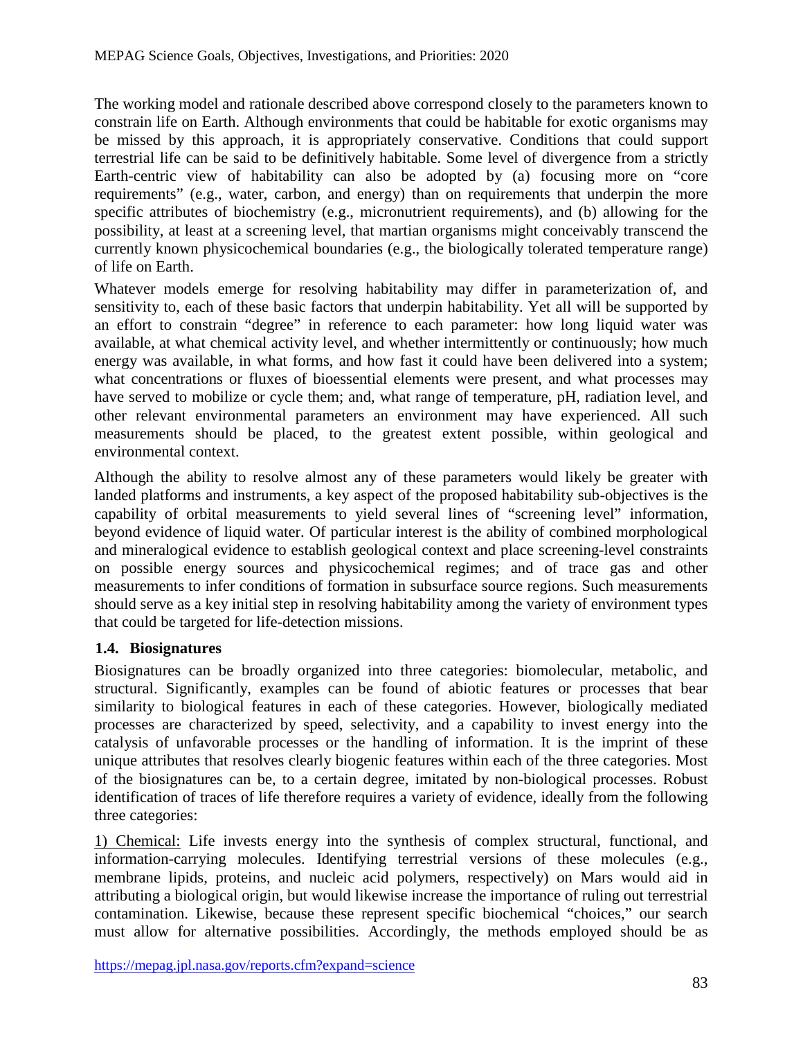The working model and rationale described above correspond closely to the parameters known to constrain life on Earth. Although environments that could be habitable for exotic organisms may be missed by this approach, it is appropriately conservative. Conditions that could support terrestrial life can be said to be definitively habitable. Some level of divergence from a strictly Earth-centric view of habitability can also be adopted by (a) focusing more on "core requirements" (e.g., water, carbon, and energy) than on requirements that underpin the more specific attributes of biochemistry (e.g., micronutrient requirements), and (b) allowing for the possibility, at least at a screening level, that martian organisms might conceivably transcend the currently known physicochemical boundaries (e.g., the biologically tolerated temperature range) of life on Earth.

Whatever models emerge for resolving habitability may differ in parameterization of, and sensitivity to, each of these basic factors that underpin habitability. Yet all will be supported by an effort to constrain "degree" in reference to each parameter: how long liquid water was available, at what chemical activity level, and whether intermittently or continuously; how much energy was available, in what forms, and how fast it could have been delivered into a system; what concentrations or fluxes of bioessential elements were present, and what processes may have served to mobilize or cycle them; and, what range of temperature, pH, radiation level, and other relevant environmental parameters an environment may have experienced. All such measurements should be placed, to the greatest extent possible, within geological and environmental context.

Although the ability to resolve almost any of these parameters would likely be greater with landed platforms and instruments, a key aspect of the proposed habitability sub-objectives is the capability of orbital measurements to yield several lines of "screening level" information, beyond evidence of liquid water. Of particular interest is the ability of combined morphological and mineralogical evidence to establish geological context and place screening-level constraints on possible energy sources and physicochemical regimes; and of trace gas and other measurements to infer conditions of formation in subsurface source regions. Such measurements should serve as a key initial step in resolving habitability among the variety of environment types that could be targeted for life-detection missions.

### 1.4. Biosignatures

Biosignatures can be broadly organized into three categories: biomolecular, metabolic, and structural. Significantly, examples can be found of abiotic features or processes that bear similarity to biological features in each of these categories. However, biologically mediated processes are characterized by speed, selectivity, and a capability to invest energy into the catalysis of unfavorable processes or the handling of information. It is the imprint of these unique attributes that resolves clearly biogenic features within each of the three categories. Most of the biosignatures can be, to a certain degree, imitated by non-biological processes. Robust identification of traces of life therefore requires a variety of evidence, ideally from the following three categories:

1) Chemical: Life invests energy into the synthesis of complex structural, functional, and information-carrying molecules. Identifying terrestrial versions of these molecules (e.g., membrane lipids, proteins, and nucleic acid polymers, respectively) on Mars would aid in attributing a biological origin, but would likewise increase the importance of ruling out terrestrial contamination. Likewise, because these represent specific biochemical "choices," our search must allow for alternative possibilities. Accordingly, the methods employed should be as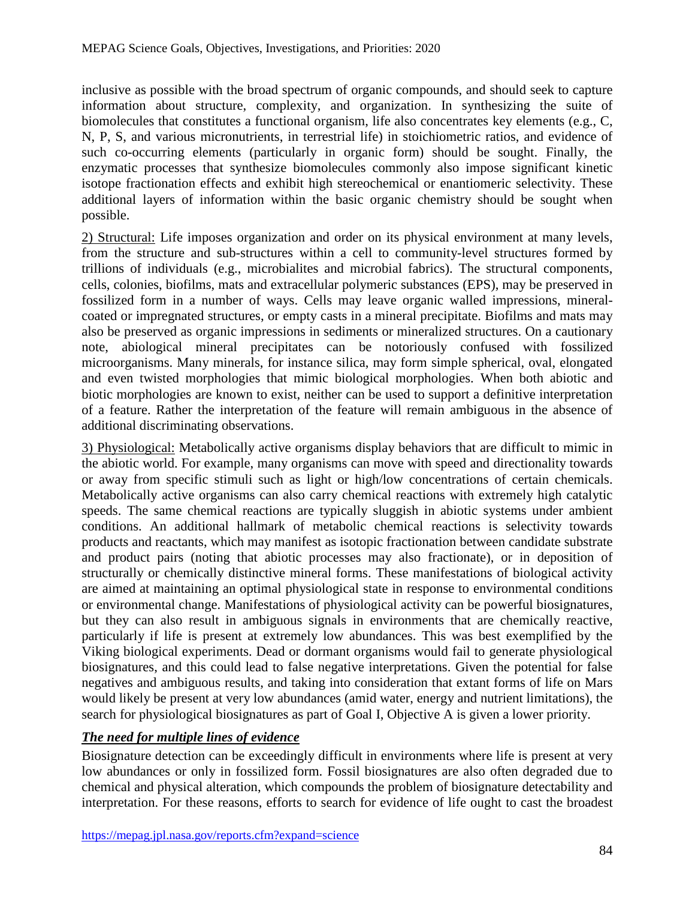inclusive as possible with the broad spectrum of organic compounds, and should seek to capture information about structure, complexity, and organization. In synthesizing the suite of biomolecules that constitutes a functional organism, life also concentrates key elements (e.g., C, N, P, S, and various micronutrients, in terrestrial life) in stoichiometric ratios, and evidence of such co-occurring elements (particularly in organic form) should be sought. Finally, the enzymatic processes that synthesize biomolecules commonly also impose significant kinetic isotope fractionation effects and exhibit high stereochemical or enantiomeric selectivity. These additional layers of information within the basic organic chemistry should be sought when possible.

<u>2) Structural:</u> Life imposes organization and order on its physical environment at many levels, from the structure and sub-structures within a cell to community-level structures formed by trillions of individuals (e.g., microbialites and microbial fabrics). The structural components, cells, colonies, biofilms, mats and extracellular polymeric substances (EPS), may be preserved in fossilized form in a number of ways. Cells may leave organic walled impressions, mineral-coated or impregnated structures, or empty casts in a mineral precipitate. Biofilms and mats may also be preserved as organic impressions in sediments or mineralized structures. On a cautionary note, abiological mineral precipitates can be notoriously confused with fossilized microorganisms. Many minerals, for instance silica, may form simple spherical, oval, elongated and even twisted morphologies that mimic biological morphologies. When both abiotic and biotic morphologies are known to exist, neither can be used to support a definitive interpretation of a feature. Rather the interpretation of the feature will remain ambiguous in the absence of additional discriminating observations.

<u>3) Physiological:</u> Metabolically active organisms display behaviors that are difficult to mimic in the abiotic world. For example, many organisms can move with speed and directionality towards or away from specific stimuli such as light or high/low concentrations of certain chemicals. Metabolically active organisms can also carry chemical reactions with extremely high catalytic speeds. The same chemical reactions are typically sluggish in abiotic systems under ambient conditions. An additional hallmark of metabolic chemical reactions is selectivity towards products and reactants, which may manifest as isotopic fractionation between candidate substrate and product pairs (noting that abiotic processes may also fractionate), or in deposition of structurally or chemically distinctive mineral forms. These manifestations of biological activity are aimed at maintaining an optimal physiological state in response to environmental conditions or environmental change. Manifestations of physiological activity can be powerful biosignatures, but they can also result in ambiguous signals in environments that are chemically reactive, particularly if life is present at extremely low abundances. This was best exemplified by the Viking biological experiments. Dead or dormant organisms would fail to generate physiological biosignatures, and this could lead to false negative interpretations. Given the potential for false negatives and ambiguous results, and taking into consideration that extant forms of life on Mars would likely be present at very low abundances (amid water, energy and nutrient limitations), the search for physiological biosignatures as part of Goal I, Objective A is given a lower priority.

### ***<u>The need for multiple lines of evidence</u>***

Biosignature detection can be exceedingly difficult in environments where life is present at very low abundances or only in fossilized form. Fossil biosignatures are also often degraded due to chemical and physical alteration, which compounds the problem of biosignature detectability and interpretation. For these reasons, efforts to search for evidence of life ought to cast the broadest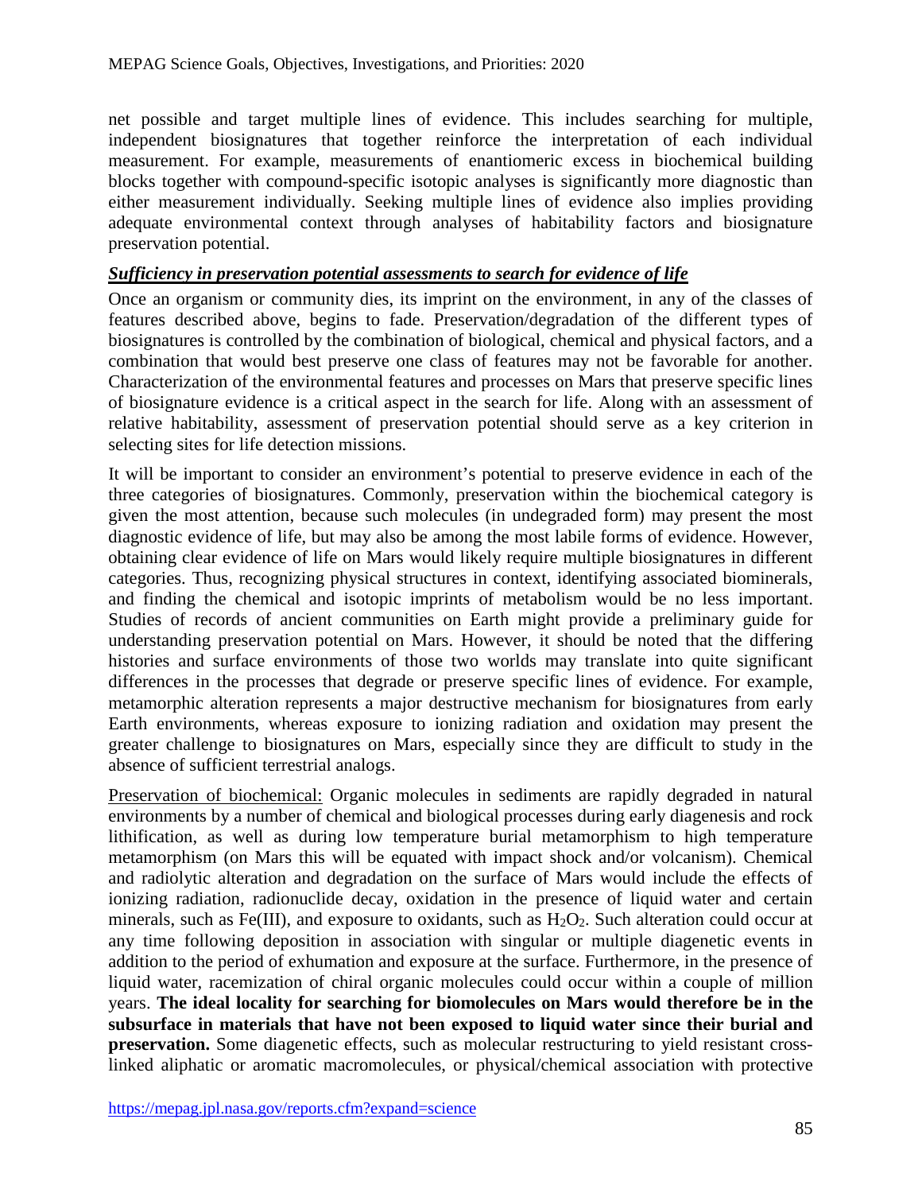net possible and target multiple lines of evidence. This includes searching for multiple, independent biosignatures that together reinforce the interpretation of each individual measurement. For example, measurements of enantiomeric excess in biochemical building blocks together with compound-specific isotopic analyses is significantly more diagnostic than either measurement individually. Seeking multiple lines of evidence also implies providing adequate environmental context through analyses of habitability factors and biosignature preservation potential.

***Sufficiency in preservation potential assessments to search for evidence of life***

Once an organism or community dies, its imprint on the environment, in any of the classes of features described above, begins to fade. Preservation/degradation of the different types of biosignatures is controlled by the combination of biological, chemical and physical factors, and a combination that would best preserve one class of features may not be favorable for another. Characterization of the environmental features and processes on Mars that preserve specific lines of biosignature evidence is a critical aspect in the search for life. Along with an assessment of relative habitability, assessment of preservation potential should serve as a key criterion in selecting sites for life detection missions.

It will be important to consider an environment's potential to preserve evidence in each of the three categories of biosignatures. Commonly, preservation within the biochemical category is given the most attention, because such molecules (in undegraded form) may present the most diagnostic evidence of life, but may also be among the most labile forms of evidence. However, obtaining clear evidence of life on Mars would likely require multiple biosignatures in different categories. Thus, recognizing physical structures in context, identifying associated biominerals, and finding the chemical and isotopic imprints of metabolism would be no less important. Studies of records of ancient communities on Earth might provide a preliminary guide for understanding preservation potential on Mars. However, it should be noted that the differing histories and surface environments of those two worlds may translate into quite significant differences in the processes that degrade or preserve specific lines of evidence. For example, metamorphic alteration represents a major destructive mechanism for biosignatures from early Earth environments, whereas exposure to ionizing radiation and oxidation may present the greater challenge to biosignatures on Mars, especially since they are difficult to study in the absence of sufficient terrestrial analogs.

Preservation of biochemical: Organic molecules in sediments are rapidly degraded in natural environments by a number of chemical and biological processes during early diagenesis and rock lithification, as well as during low temperature burial metamorphism to high temperature metamorphism (on Mars this will be equated with impact shock and/or volcanism). Chemical and radiolytic alteration and degradation on the surface of Mars would include the effects of ionizing radiation, radionuclide decay, oxidation in the presence of liquid water and certain minerals, such as Fe(III), and exposure to oxidants, such as $H_2O_2$. Such alteration could occur at any time following deposition in association with singular or multiple diagenetic events in addition to the period of exhumation and exposure at the surface. Furthermore, in the presence of liquid water, racemization of chiral organic molecules could occur within a couple of million years. **The ideal locality for searching for biomolecules on Mars would therefore be in the subsurface in materials that have not been exposed to liquid water since their burial and preservation.** Some diagenetic effects, such as molecular restructuring to yield resistant cross-linked aliphatic or aromatic macromolecules, or physical/chemical association with protective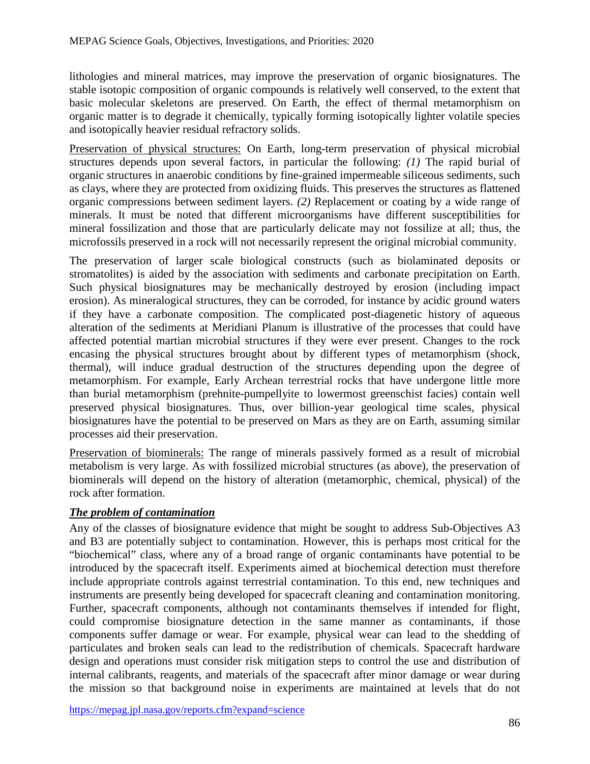lithologies and mineral matrices, may improve the preservation of organic biosignatures. The stable isotopic composition of organic compounds is relatively well conserved, to the extent that basic molecular skeletons are preserved. On Earth, the effect of thermal metamorphism on organic matter is to degrade it chemically, typically forming isotopically lighter volatile species and isotopically heavier residual refractory solids.

Preservation of physical structures: On Earth, long-term preservation of physical microbial structures depends upon several factors, in particular the following: *(1)* The rapid burial of organic structures in anaerobic conditions by fine-grained impermeable siliceous sediments, such as clays, where they are protected from oxidizing fluids. This preserves the structures as flattened organic compressions between sediment layers. *(2)* Replacement or coating by a wide range of minerals. It must be noted that different microorganisms have different susceptibilities for mineral fossilization and those that are particularly delicate may not fossilize at all; thus, the microfossils preserved in a rock will not necessarily represent the original microbial community.

The preservation of larger scale biological constructs (such as biolaminated deposits or stromatolites) is aided by the association with sediments and carbonate precipitation on Earth. Such physical biosignatures may be mechanically destroyed by erosion (including impact erosion). As mineralogical structures, they can be corroded, for instance by acidic ground waters if they have a carbonate composition. The complicated post-diagenetic history of aqueous alteration of the sediments at Meridiani Planum is illustrative of the processes that could have affected potential martian microbial structures if they were ever present. Changes to the rock encasing the physical structures brought about by different types of metamorphism (shock, thermal), will induce gradual destruction of the structures depending upon the degree of metamorphism. For example, Early Archean terrestrial rocks that have undergone little more than burial metamorphism (prehnite-pumpellyite to lowermost greenschist facies) contain well preserved physical biosignatures. Thus, over billion-year geological time scales, physical biosignatures have the potential to be preserved on Mars as they are on Earth, assuming similar processes aid their preservation.

Preservation of biominerals: The range of minerals passively formed as a result of microbial metabolism is very large. As with fossilized microbial structures (as above), the preservation of biominerals will depend on the history of alteration (metamorphic, chemical, physical) of the rock after formation.

***The problem of contamination***

Any of the classes of biosignature evidence that might be sought to address Sub-Objectives A3 and B3 are potentially subject to contamination. However, this is perhaps most critical for the "biochemical" class, where any of a broad range of organic contaminants have potential to be introduced by the spacecraft itself. Experiments aimed at biochemical detection must therefore include appropriate controls against terrestrial contamination. To this end, new techniques and instruments are presently being developed for spacecraft cleaning and contamination monitoring. Further, spacecraft components, although not contaminants themselves if intended for flight, could compromise biosignature detection in the same manner as contaminants, if those components suffer damage or wear. For example, physical wear can lead to the shedding of particulates and broken seals can lead to the redistribution of chemicals. Spacecraft hardware design and operations must consider risk mitigation steps to control the use and distribution of internal calibrants, reagents, and materials of the spacecraft after minor damage or wear during the mission so that background noise in experiments are maintained at levels that do not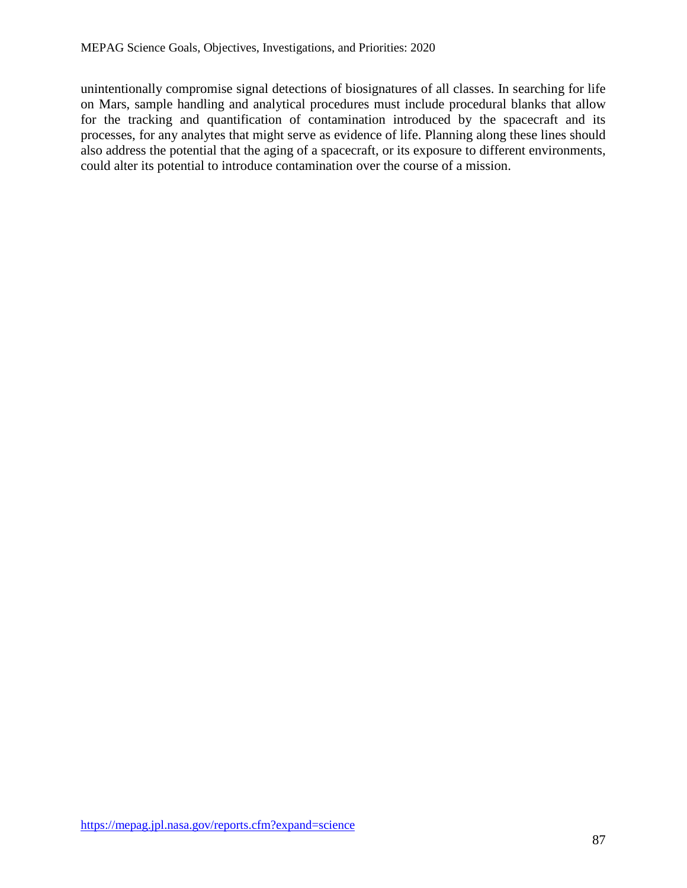unintentionally compromise signal detections of biosignatures of all classes. In searching for life on Mars, sample handling and analytical procedures must include procedural blanks that allow for the tracking and quantification of contamination introduced by the spacecraft and its processes, for any analytes that might serve as evidence of life. Planning along these lines should also address the potential that the aging of a spacecraft, or its exposure to different environments, could alter its potential to introduce contamination over the course of a mission.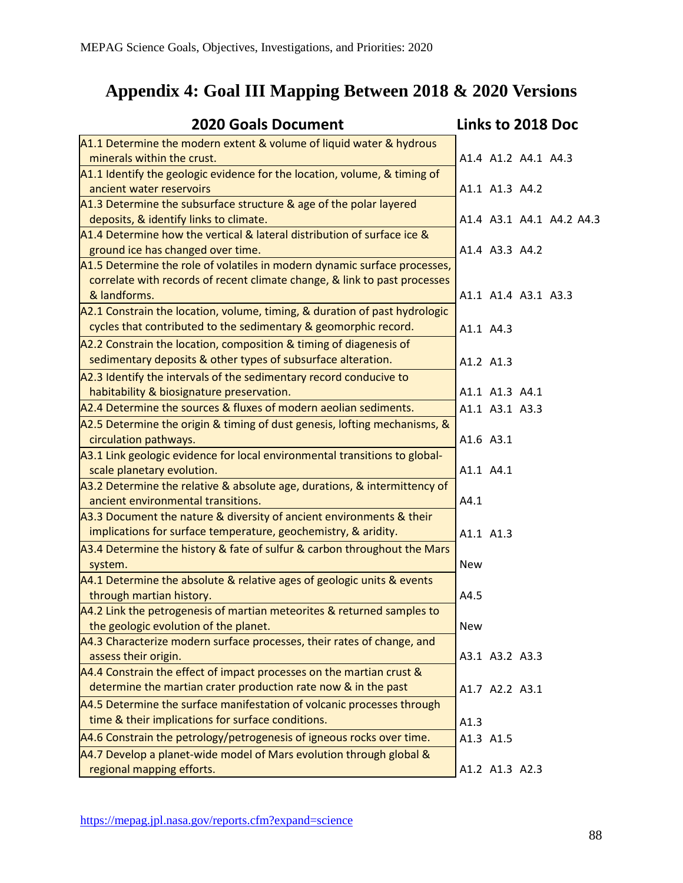# Appendix 4: Goal III Mapping Between 2018 & 2020 Versions

| 2020 Goals Document | Links to 2018 Doc |
|---|---|
| A1.1 Determine the modern extent & volume of liquid water & hydrous minerals within the crust. | A1.4 A1.2 A4.1 A4.3 |
| A1.1 Identify the geologic evidence for the location, volume, & timing of ancient water reservoirs | A1.1 A1.3 A4.2 |
| A1.3 Determine the subsurface structure & age of the polar layered deposits, & identify links to climate. | A1.4 A3.1 A4.1 A4.2 A4.3 |
| A1.4 Determine how the vertical & lateral distribution of surface ice & ground ice has changed over time. | A1.4 A3.3 A4.2 |
| A1.5 Determine the role of volatiles in modern dynamic surface processes, correlate with records of recent climate change, & link to past processes & landforms. | A1.1 A1.4 A3.1 A3.3 |
| A2.1 Constrain the location, volume, timing, & duration of past hydrologic cycles that contributed to the sedimentary & geomorphic record. | A1.1 A4.3 |
| A2.2 Constrain the location, composition & timing of diagenesis of sedimentary deposits & other types of subsurface alteration. | A1.2 A1.3 |
| A2.3 Identify the intervals of the sedimentary record conducive to habitability & biosignature preservation. | A1.1 A1.3 A4.1 |
| A2.4 Determine the sources & fluxes of modern aeolian sediments. | A1.1 A3.1 A3.3 |
| A2.5 Determine the origin & timing of dust genesis, lofting mechanisms, & circulation pathways. | A1.6 A3.1 |
| A3.1 Link geologic evidence for local environmental transitions to global-scale planetary evolution. | A1.1 A4.1 |
| A3.2 Determine the relative & absolute age, durations, & intermittency of ancient environmental transitions. | A4.1 |
| A3.3 Document the nature & diversity of ancient environments & their implications for surface temperature, geochemistry, & aridity. | A1.1 A1.3 |
| A3.4 Determine the history & fate of sulfur & carbon throughout the Mars system. | New |
| A4.1 Determine the absolute & relative ages of geologic units & events through martian history. | A4.5 |
| A4.2 Link the petrogenesis of martian meteorites & returned samples to the geologic evolution of the planet. | New |
| A4.3 Characterize modern surface processes, their rates of change, and assess their origin. | A3.1 A3.2 A3.3 |
| A4.4 Constrain the effect of impact processes on the martian crust & determine the martian crater production rate now & in the past | A1.7 A2.2 A3.1 |
| A4.5 Determine the surface manifestation of volcanic processes through time & their implications for surface conditions. | A1.3 |
| A4.6 Constrain the petrology/petrogenesis of igneous rocks over time. | A1.3 A1.5 |
| A4.7 Develop a planet-wide model of Mars evolution through global & regional mapping efforts. | A1.2 A1.3 A2.3 |

https://mepag.jpl.nasa.gov/reports.cfm?expand=science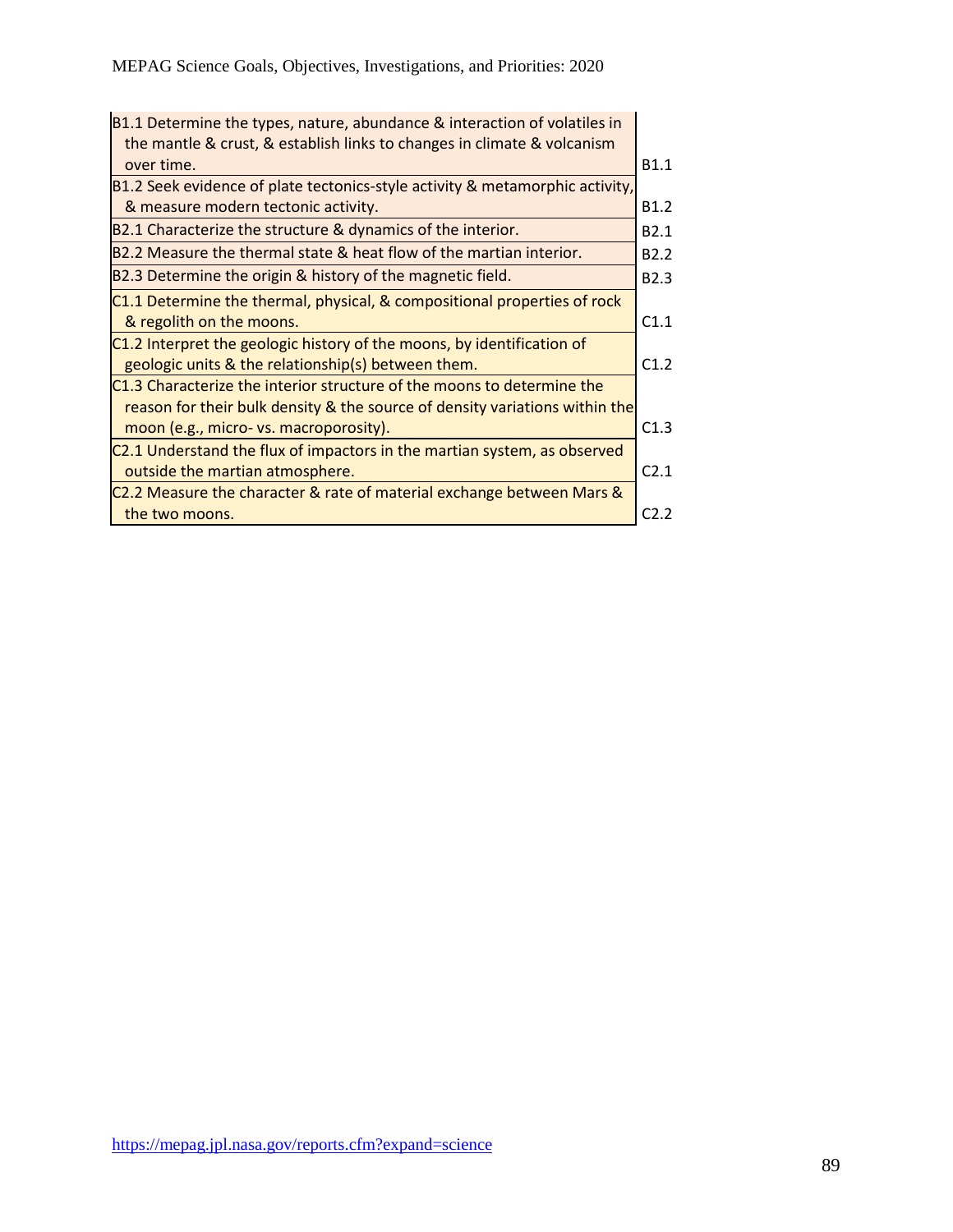| | |
|---|---|
| B1.1 Determine the types, nature, abundance & interaction of volatiles in the mantle & crust, & establish links to changes in climate & volcanism over time. | B1.1 |
| B1.2 Seek evidence of plate tectonics-style activity & metamorphic activity, & measure modern tectonic activity. | B1.2 |
| B2.1 Characterize the structure & dynamics of the interior. | B2.1 |
| B2.2 Measure the thermal state & heat flow of the martian interior. | B2.2 |
| B2.3 Determine the origin & history of the magnetic field. | B2.3 |
| C1.1 Determine the thermal, physical, & compositional properties of rock & regolith on the moons. | C1.1 |
| C1.2 Interpret the geologic history of the moons, by identification of geologic units & the relationship(s) between them. | C1.2 |
| C1.3 Characterize the interior structure of the moons to determine the reason for their bulk density & the source of density variations within the moon (e.g., micro- vs. macroporosity). | C1.3 |
| C2.1 Understand the flux of impactors in the martian system, as observed outside the martian atmosphere. | C2.1 |
| C2.2 Measure the character & rate of material exchange between Mars & the two moons. | C2.2 |